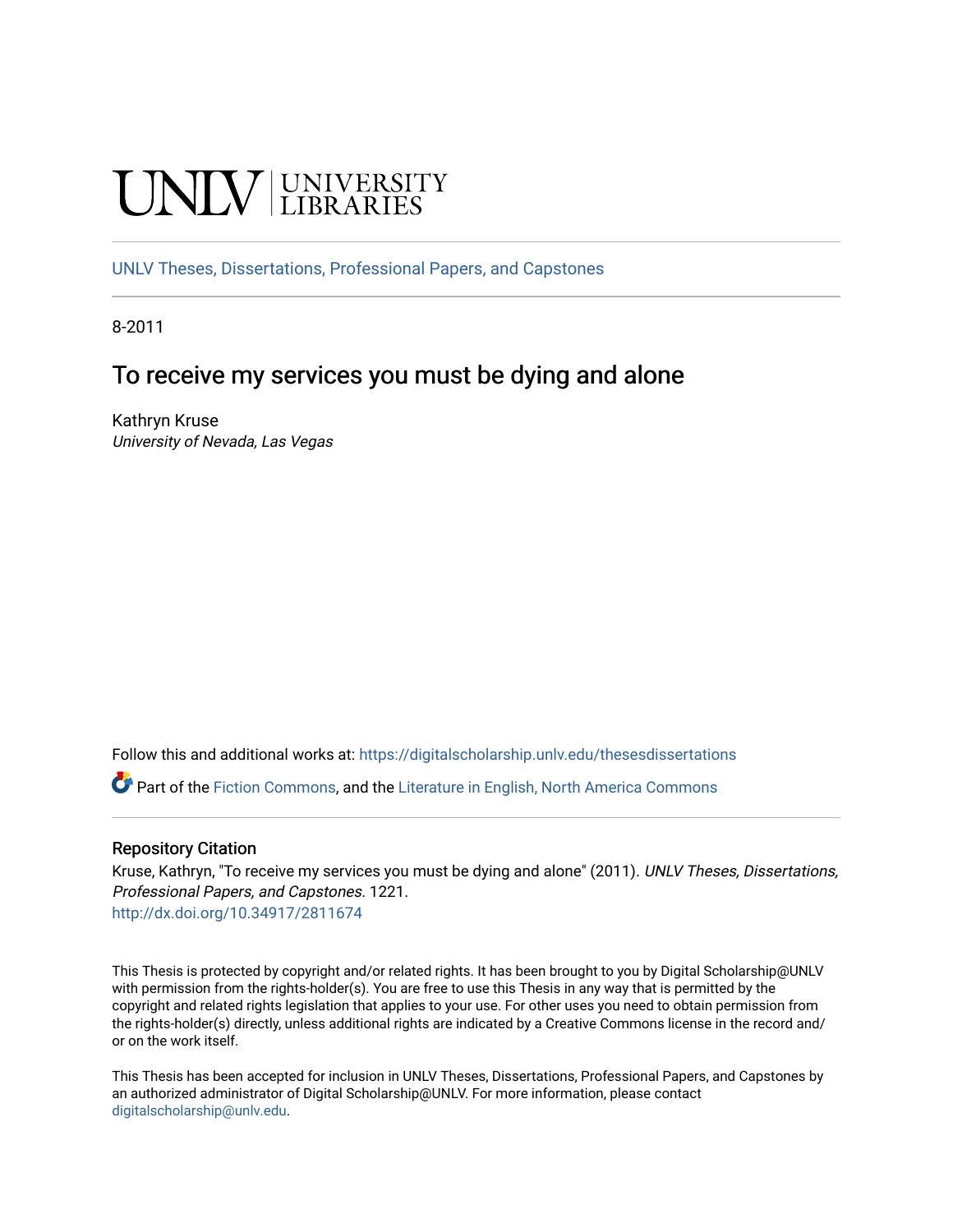UNLV | UNIVERSITY LIBRARIES

UNLV Theses, Dissertations, Professional Papers, and Capstones

8-2011

# To receive my services you must be dying and alone

Kathryn Kruse
*University of Nevada, Las Vegas*

Follow this and additional works at: https://digitalscholarship.unlv.edu/thesesdissertations

Part of the Fiction Commons, and the Literature in English, North America Commons

## Repository Citation

Kruse, Kathryn, "To receive my services you must be dying and alone" (2011). *UNLV Theses, Dissertations, Professional Papers, and Capstones*. 1221.
http://dx.doi.org/10.34917/2811674

This Thesis is protected by copyright and/or related rights. It has been brought to you by Digital Scholarship@UNLV with permission from the rights-holder(s). You are free to use this Thesis in any way that is permitted by the copyright and related rights legislation that applies to your use. For other uses you need to obtain permission from the rights-holder(s) directly, unless additional rights are indicated by a Creative Commons license in the record and/or on the work itself.

This Thesis has been accepted for inclusion in UNLV Theses, Dissertations, Professional Papers, and Capstones by an authorized administrator of Digital Scholarship@UNLV. For more information, please contact digitalscholarship@unlv.edu.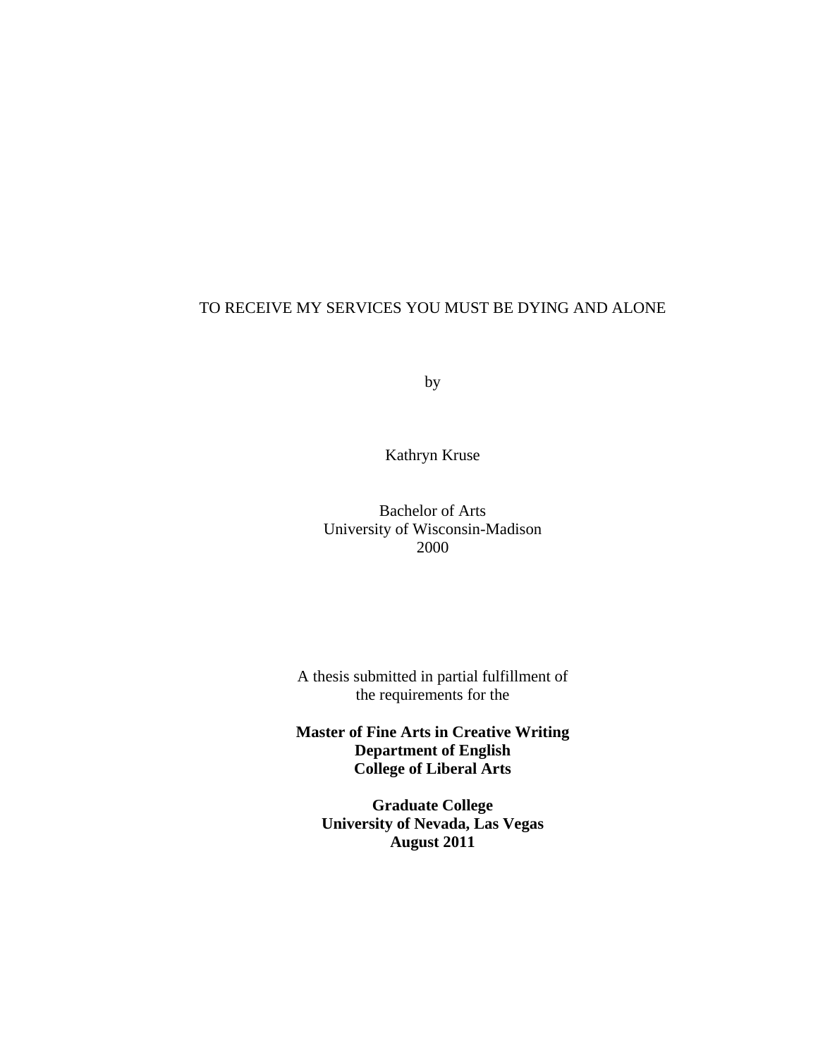TO RECEIVE MY SERVICES YOU MUST BE DYING AND ALONE

by

Kathryn Kruse

Bachelor of Arts
University of Wisconsin-Madison
2000

A thesis submitted in partial fulfillment of
the requirements for the

**Master of Fine Arts in Creative Writing**
**Department of English**
**College of Liberal Arts**

**Graduate College**
**University of Nevada, Las Vegas**
**August 2011**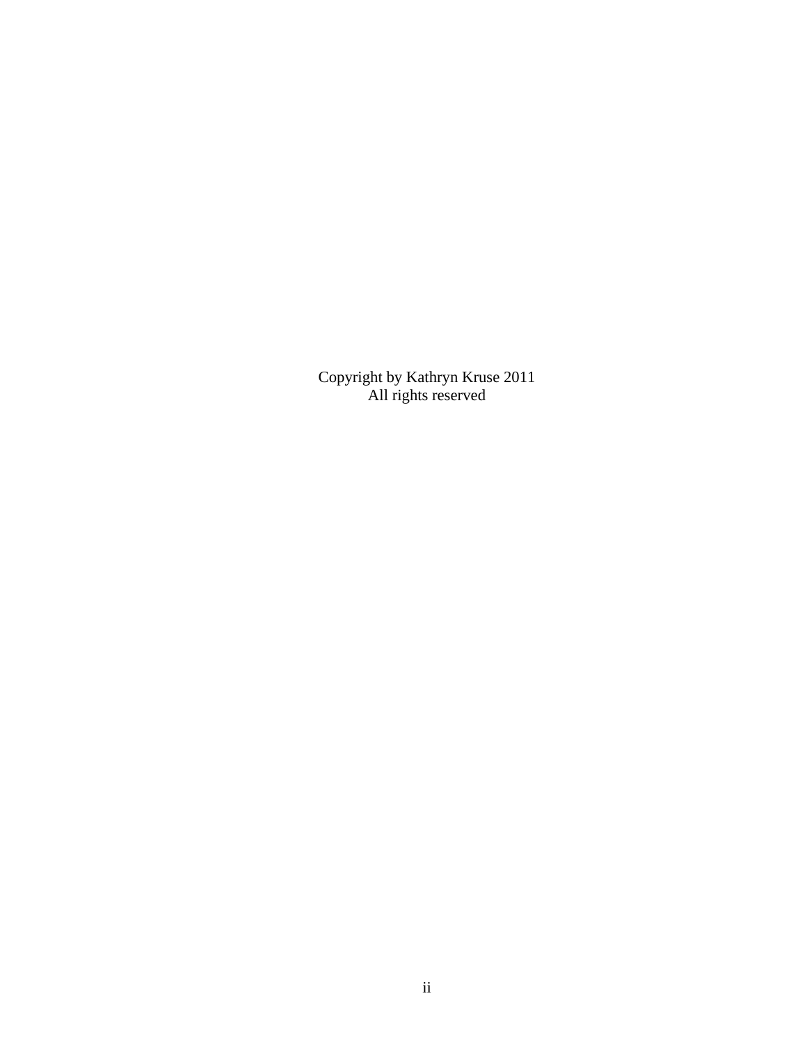Copyright by Kathryn Kruse 2011
All rights reserved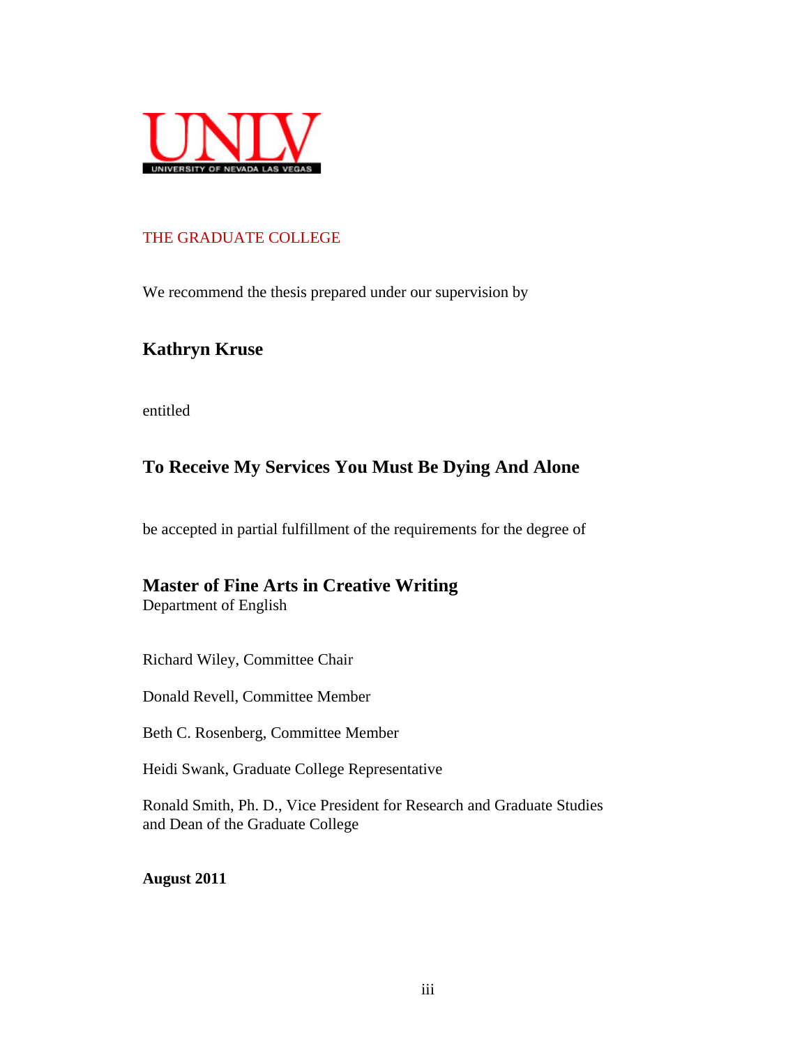UNLV
UNIVERSITY OF NEVADA LAS VEGAS

THE GRADUATE COLLEGE

We recommend the thesis prepared under our supervision by

**Kathryn Kruse**

entitled

**To Receive My Services You Must Be Dying And Alone**

be accepted in partial fulfillment of the requirements for the degree of

**Master of Fine Arts in Creative Writing**
Department of English

Richard Wiley, Committee Chair

Donald Revell, Committee Member

Beth C. Rosenberg, Committee Member

Heidi Swank, Graduate College Representative

Ronald Smith, Ph. D., Vice President for Research and Graduate Studies
and Dean of the Graduate College

**August 2011**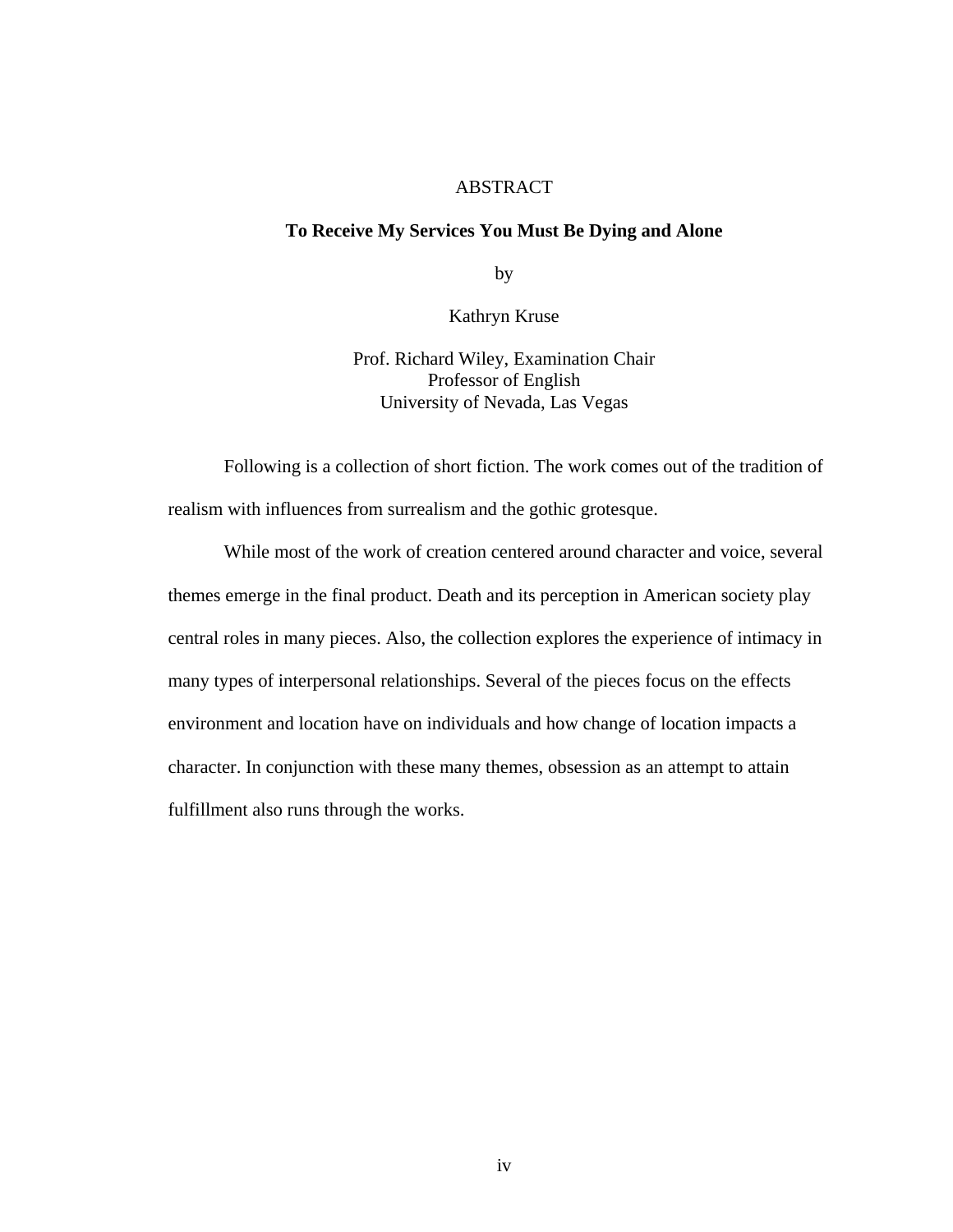# ABSTRACT

## To Receive My Services You Must Be Dying and Alone

by

Kathryn Kruse

Prof. Richard Wiley, Examination Chair
Professor of English
University of Nevada, Las Vegas

Following is a collection of short fiction. The work comes out of the tradition of realism with influences from surrealism and the gothic grotesque.

While most of the work of creation centered around character and voice, several themes emerge in the final product. Death and its perception in American society play central roles in many pieces. Also, the collection explores the experience of intimacy in many types of interpersonal relationships. Several of the pieces focus on the effects environment and location have on individuals and how change of location impacts a character. In conjunction with these many themes, obsession as an attempt to attain fulfillment also runs through the works.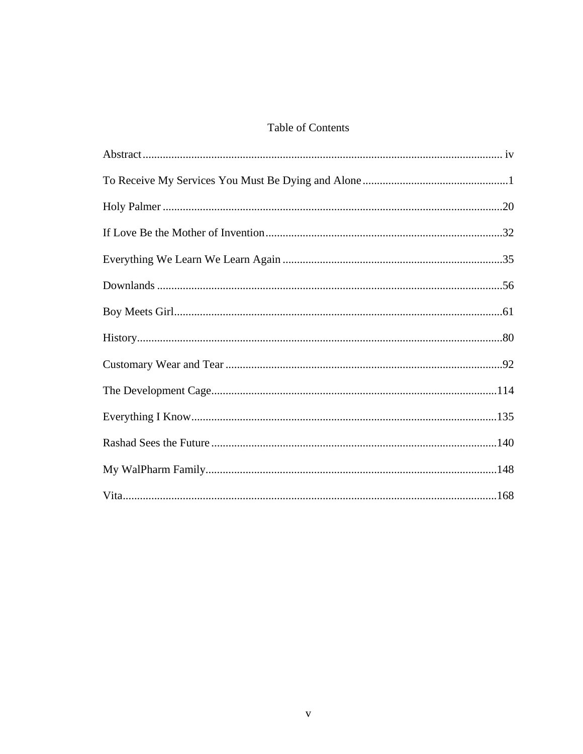# Table of Contents

Abstract .......... iv

To Receive My Services You Must Be Dying and Alone .......... 1

Holy Palmer .......... 20

If Love Be the Mother of Invention .......... 32

Everything We Learn We Learn Again .......... 35

Downlands .......... 56

Boy Meets Girl .......... 61

History .......... 80

Customary Wear and Tear .......... 92

The Development Cage .......... 114

Everything I Know .......... 135

Rashad Sees the Future .......... 140

My WalPharm Family .......... 148

Vita .......... 168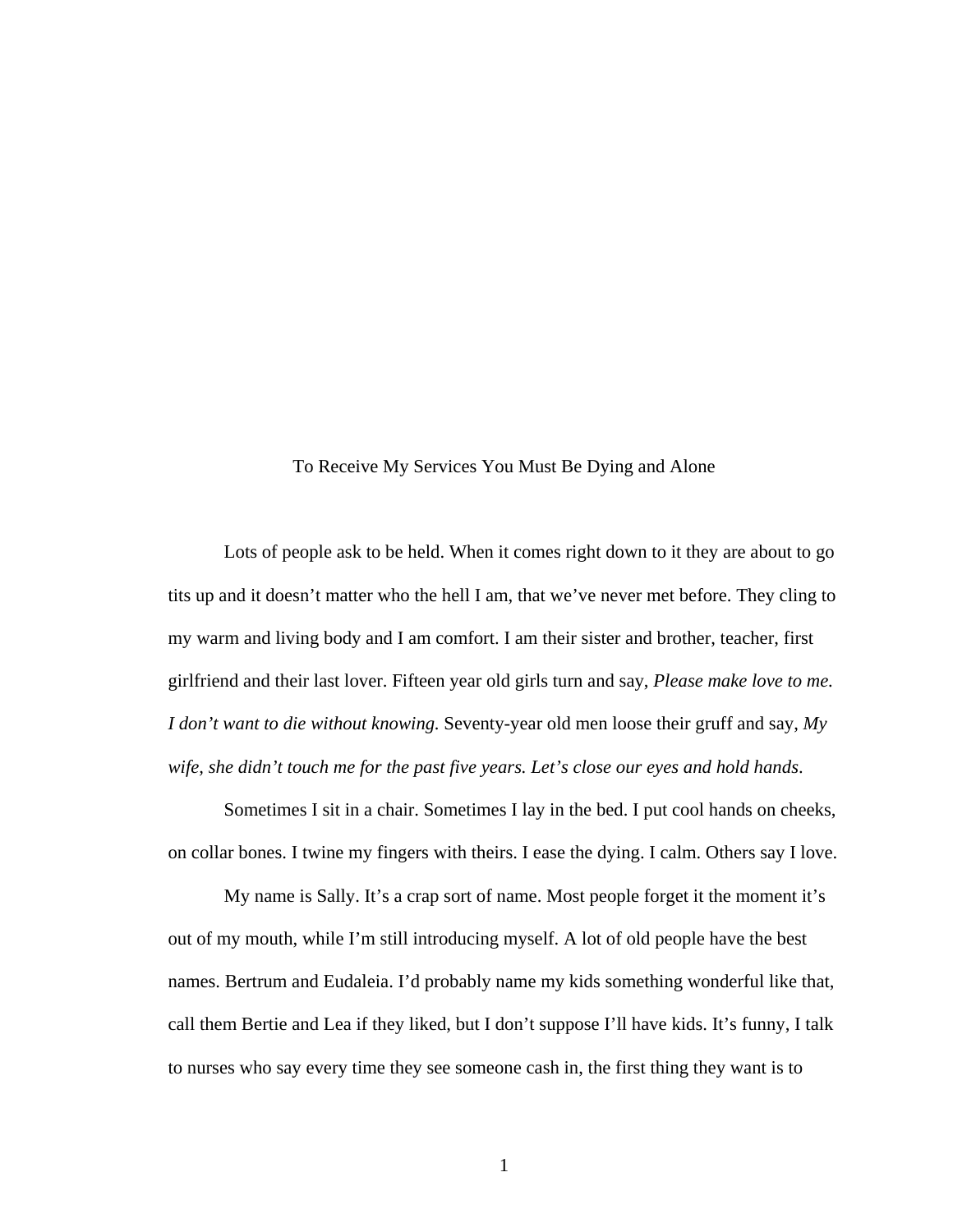# To Receive My Services You Must Be Dying and Alone

Lots of people ask to be held. When it comes right down to it they are about to go tits up and it doesn't matter who the hell I am, that we've never met before. They cling to my warm and living body and I am comfort. I am their sister and brother, teacher, first girlfriend and their last lover. Fifteen year old girls turn and say, *Please make love to me. I don't want to die without knowing.* Seventy-year old men loose their gruff and say, *My wife, she didn't touch me for the past five years. Let's close our eyes and hold hands*.

Sometimes I sit in a chair. Sometimes I lay in the bed. I put cool hands on cheeks, on collar bones. I twine my fingers with theirs. I ease the dying. I calm. Others say I love.

My name is Sally. It's a crap sort of name. Most people forget it the moment it's out of my mouth, while I'm still introducing myself. A lot of old people have the best names. Bertrum and Eudaleia. I'd probably name my kids something wonderful like that, call them Bertie and Lea if they liked, but I don't suppose I'll have kids. It's funny, I talk to nurses who say every time they see someone cash in, the first thing they want is to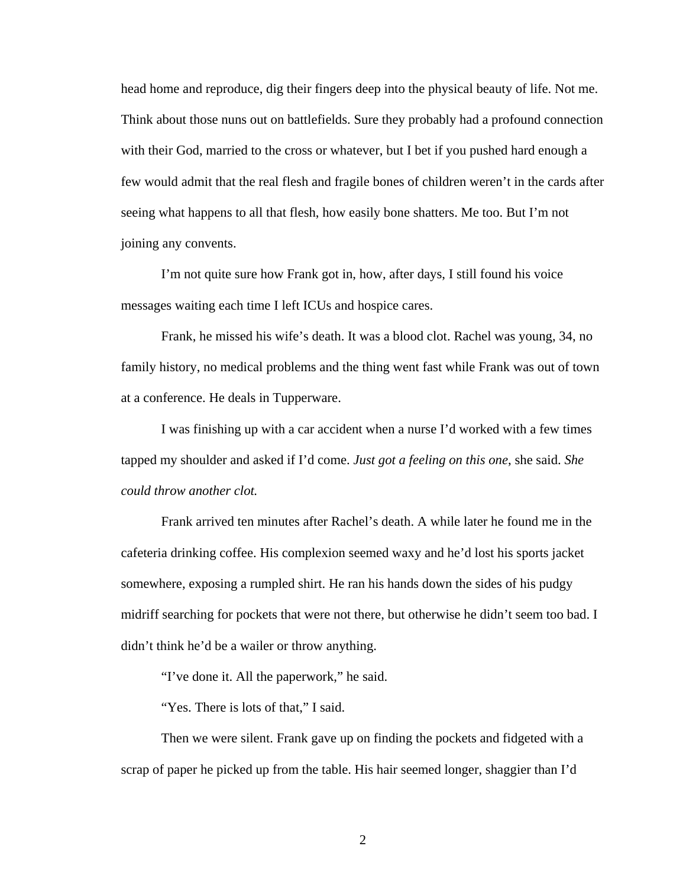head home and reproduce, dig their fingers deep into the physical beauty of life. Not me. Think about those nuns out on battlefields. Sure they probably had a profound connection with their God, married to the cross or whatever, but I bet if you pushed hard enough a few would admit that the real flesh and fragile bones of children weren't in the cards after seeing what happens to all that flesh, how easily bone shatters. Me too. But I'm not joining any convents.

I'm not quite sure how Frank got in, how, after days, I still found his voice messages waiting each time I left ICUs and hospice cares.

Frank, he missed his wife's death. It was a blood clot. Rachel was young, 34, no family history, no medical problems and the thing went fast while Frank was out of town at a conference. He deals in Tupperware.

I was finishing up with a car accident when a nurse I'd worked with a few times tapped my shoulder and asked if I'd come. *Just got a feeling on this one*, she said. *She could throw another clot.*

Frank arrived ten minutes after Rachel's death. A while later he found me in the cafeteria drinking coffee. His complexion seemed waxy and he'd lost his sports jacket somewhere, exposing a rumpled shirt. He ran his hands down the sides of his pudgy midriff searching for pockets that were not there, but otherwise he didn't seem too bad. I didn't think he'd be a wailer or throw anything.

"I've done it. All the paperwork," he said.

"Yes. There is lots of that," I said.

Then we were silent. Frank gave up on finding the pockets and fidgeted with a scrap of paper he picked up from the table. His hair seemed longer, shaggier than I'd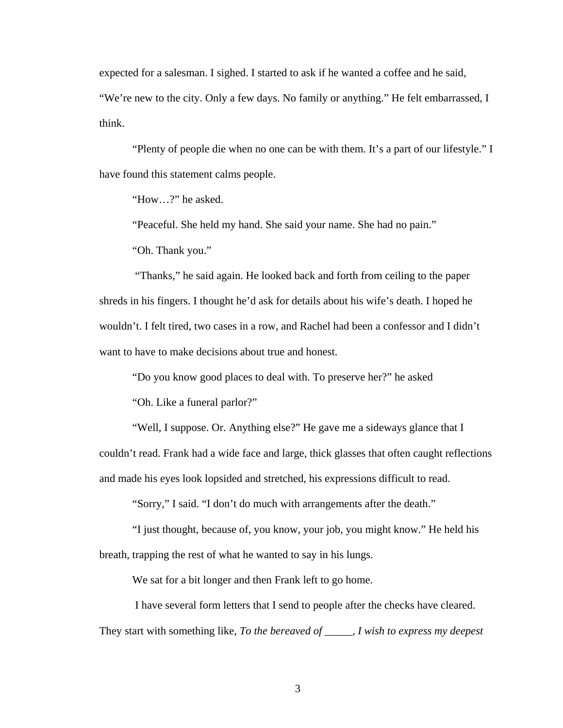expected for a salesman. I sighed. I started to ask if he wanted a coffee and he said, "We're new to the city. Only a few days. No family or anything." He felt embarrassed, I think.

"Plenty of people die when no one can be with them. It's a part of our lifestyle." I have found this statement calms people.

"How…?" he asked.

"Peaceful. She held my hand. She said your name. She had no pain."

"Oh. Thank you."

"Thanks," he said again. He looked back and forth from ceiling to the paper shreds in his fingers. I thought he'd ask for details about his wife's death. I hoped he wouldn't. I felt tired, two cases in a row, and Rachel had been a confessor and I didn't want to have to make decisions about true and honest.

"Do you know good places to deal with. To preserve her?" he asked

"Oh. Like a funeral parlor?"

"Well, I suppose. Or. Anything else?" He gave me a sideways glance that I couldn't read. Frank had a wide face and large, thick glasses that often caught reflections and made his eyes look lopsided and stretched, his expressions difficult to read.

"Sorry," I said. "I don't do much with arrangements after the death."

"I just thought, because of, you know, your job, you might know." He held his breath, trapping the rest of what he wanted to say in his lungs.

We sat for a bit longer and then Frank left to go home.

I have several form letters that I send to people after the checks have cleared. They start with something like, *To the bereaved of _____, I wish to express my deepest*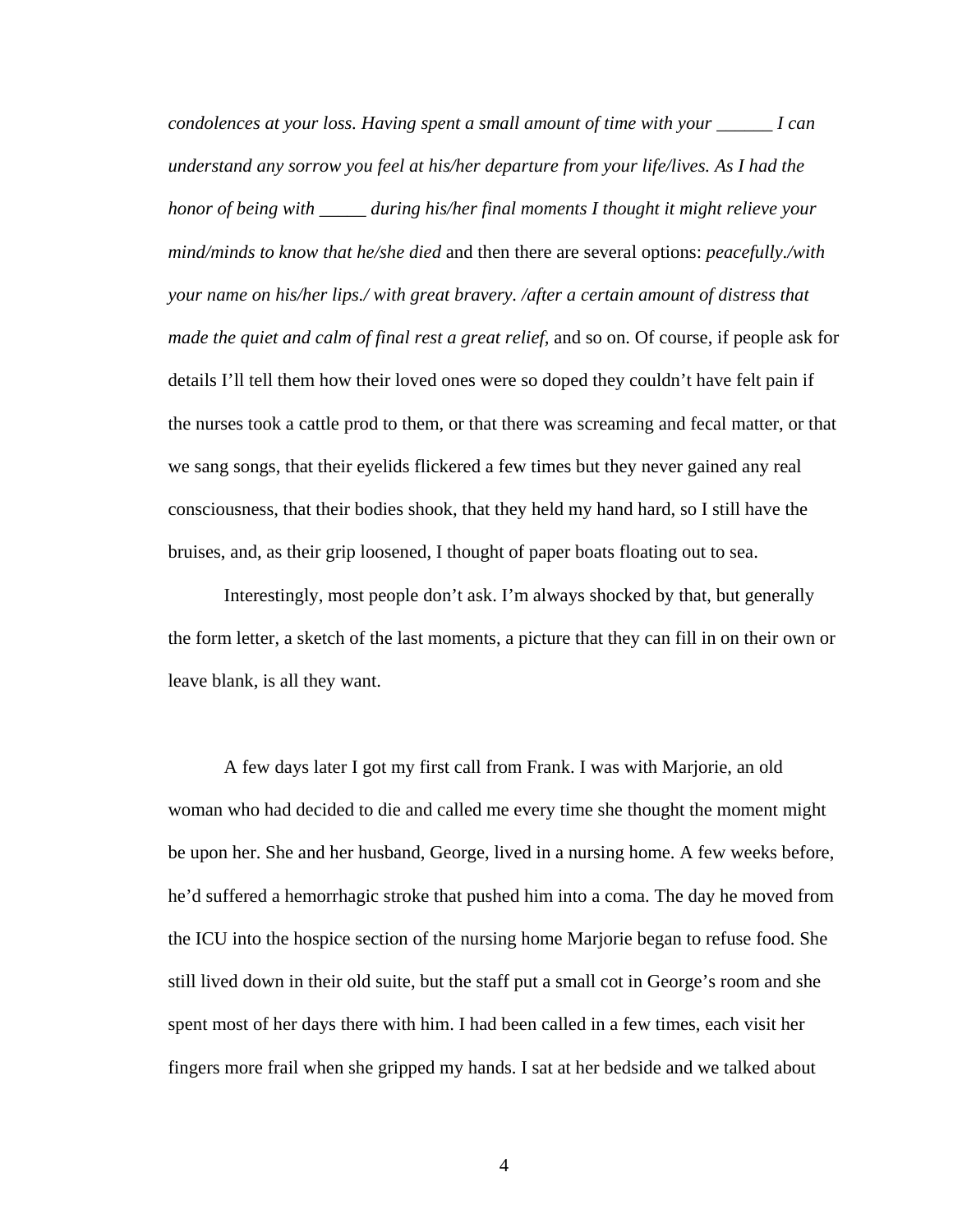*condolences at your loss. Having spent a small amount of time with your ______ I can understand any sorrow you feel at his/her departure from your life/lives. As I had the honor of being with _____ during his/her final moments I thought it might relieve your mind/minds to know that he/she died* and then there are several options: *peacefully./with your name on his/her lips./ with great bravery. /after a certain amount of distress that made the quiet and calm of final rest a great relief*, and so on. Of course, if people ask for details I'll tell them how their loved ones were so doped they couldn't have felt pain if the nurses took a cattle prod to them, or that there was screaming and fecal matter, or that we sang songs, that their eyelids flickered a few times but they never gained any real consciousness, that their bodies shook, that they held my hand hard, so I still have the bruises, and, as their grip loosened, I thought of paper boats floating out to sea.

Interestingly, most people don't ask. I'm always shocked by that, but generally the form letter, a sketch of the last moments, a picture that they can fill in on their own or leave blank, is all they want.

A few days later I got my first call from Frank. I was with Marjorie, an old woman who had decided to die and called me every time she thought the moment might be upon her. She and her husband, George, lived in a nursing home. A few weeks before, he'd suffered a hemorrhagic stroke that pushed him into a coma. The day he moved from the ICU into the hospice section of the nursing home Marjorie began to refuse food. She still lived down in their old suite, but the staff put a small cot in George's room and she spent most of her days there with him. I had been called in a few times, each visit her fingers more frail when she gripped my hands. I sat at her bedside and we talked about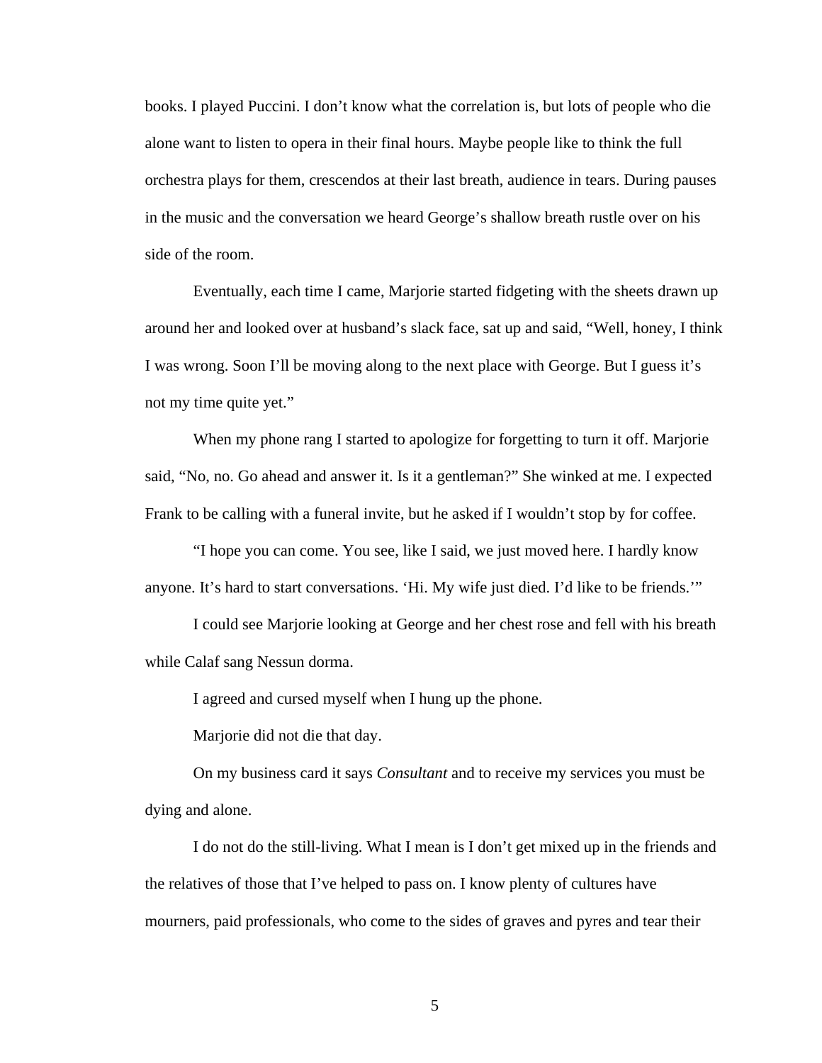books. I played Puccini. I don't know what the correlation is, but lots of people who die alone want to listen to opera in their final hours. Maybe people like to think the full orchestra plays for them, crescendos at their last breath, audience in tears. During pauses in the music and the conversation we heard George's shallow breath rustle over on his side of the room.

Eventually, each time I came, Marjorie started fidgeting with the sheets drawn up around her and looked over at husband's slack face, sat up and said, "Well, honey, I think I was wrong. Soon I'll be moving along to the next place with George. But I guess it's not my time quite yet."

When my phone rang I started to apologize for forgetting to turn it off. Marjorie said, "No, no. Go ahead and answer it. Is it a gentleman?" She winked at me. I expected Frank to be calling with a funeral invite, but he asked if I wouldn't stop by for coffee.

"I hope you can come. You see, like I said, we just moved here. I hardly know anyone. It's hard to start conversations. 'Hi. My wife just died. I'd like to be friends.'"

I could see Marjorie looking at George and her chest rose and fell with his breath while Calaf sang Nessun dorma.

I agreed and cursed myself when I hung up the phone.

Marjorie did not die that day.

On my business card it says *Consultant* and to receive my services you must be dying and alone.

I do not do the still-living. What I mean is I don't get mixed up in the friends and the relatives of those that I've helped to pass on. I know plenty of cultures have mourners, paid professionals, who come to the sides of graves and pyres and tear their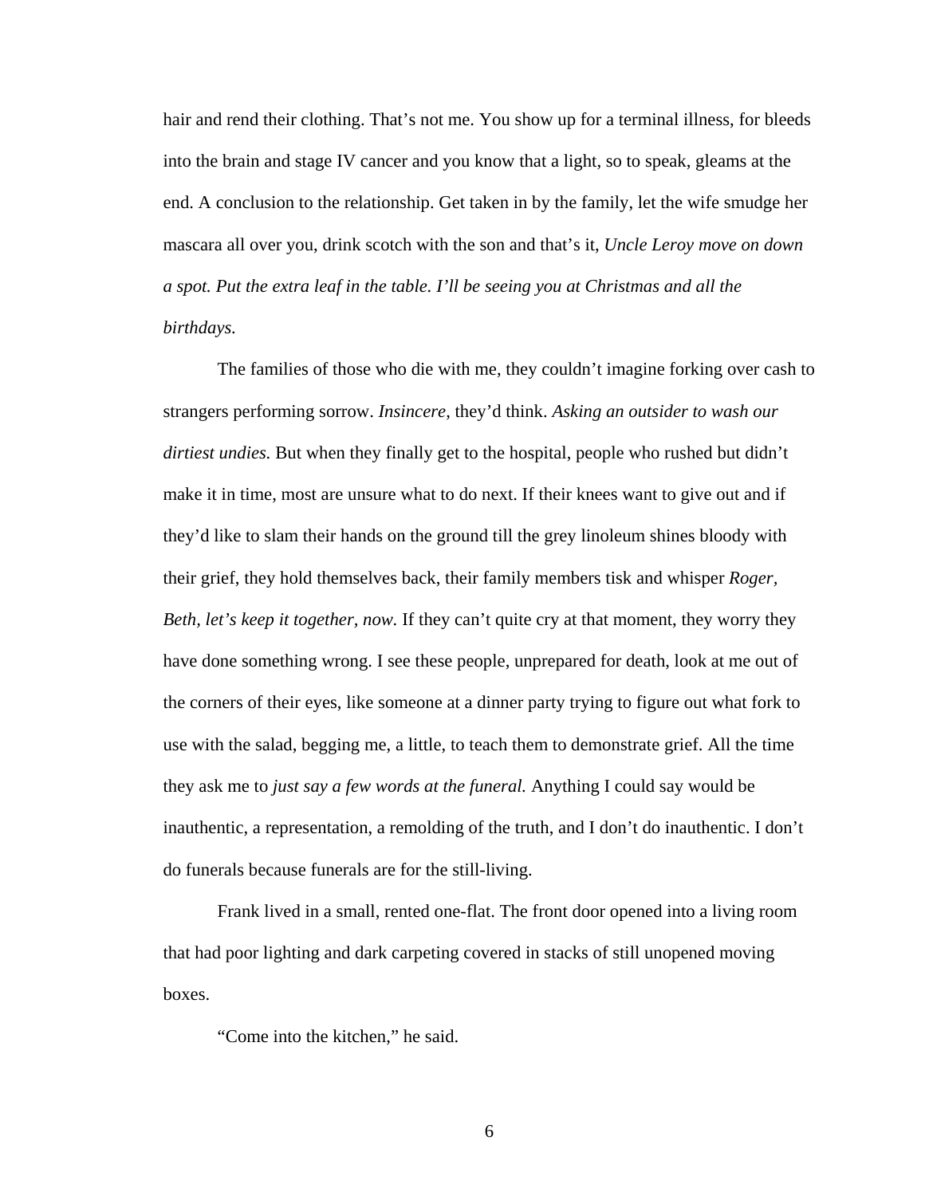hair and rend their clothing. That's not me. You show up for a terminal illness, for bleeds into the brain and stage IV cancer and you know that a light, so to speak, gleams at the end. A conclusion to the relationship. Get taken in by the family, let the wife smudge her mascara all over you, drink scotch with the son and that's it, *Uncle Leroy move on down a spot. Put the extra leaf in the table. I'll be seeing you at Christmas and all the birthdays.*

The families of those who die with me, they couldn't imagine forking over cash to strangers performing sorrow. *Insincere*, they'd think. *Asking an outsider to wash our dirtiest undies.* But when they finally get to the hospital, people who rushed but didn't make it in time, most are unsure what to do next. If their knees want to give out and if they'd like to slam their hands on the ground till the grey linoleum shines bloody with their grief, they hold themselves back, their family members tisk and whisper *Roger, Beth, let's keep it together, now.* If they can't quite cry at that moment, they worry they have done something wrong. I see these people, unprepared for death, look at me out of the corners of their eyes, like someone at a dinner party trying to figure out what fork to use with the salad, begging me, a little, to teach them to demonstrate grief. All the time they ask me to *just say a few words at the funeral.* Anything I could say would be inauthentic, a representation, a remolding of the truth, and I don't do inauthentic. I don't do funerals because funerals are for the still-living.

Frank lived in a small, rented one-flat. The front door opened into a living room that had poor lighting and dark carpeting covered in stacks of still unopened moving boxes.

"Come into the kitchen," he said.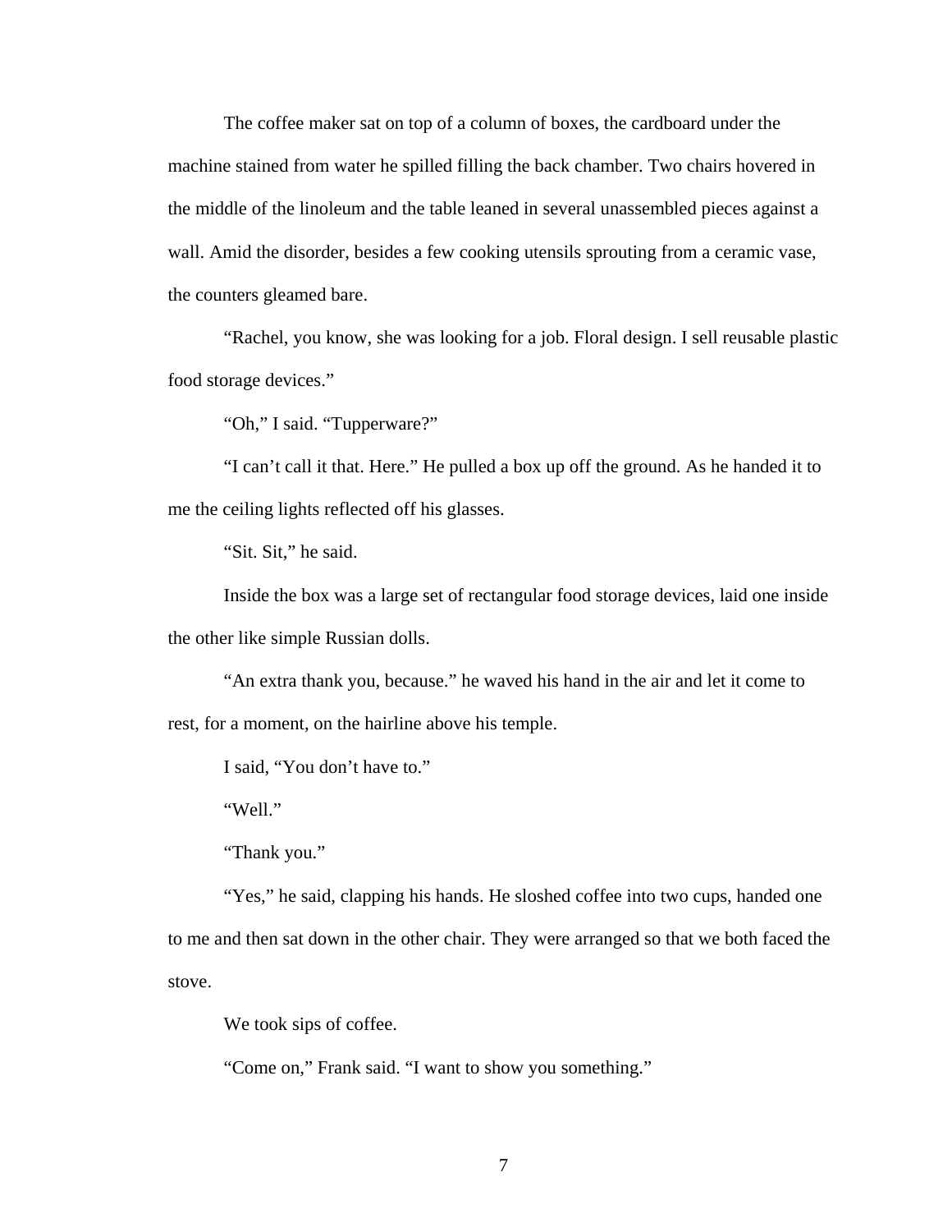The coffee maker sat on top of a column of boxes, the cardboard under the machine stained from water he spilled filling the back chamber. Two chairs hovered in the middle of the linoleum and the table leaned in several unassembled pieces against a wall. Amid the disorder, besides a few cooking utensils sprouting from a ceramic vase, the counters gleamed bare.

"Rachel, you know, she was looking for a job. Floral design. I sell reusable plastic food storage devices."

"Oh," I said. "Tupperware?"

"I can't call it that. Here." He pulled a box up off the ground. As he handed it to me the ceiling lights reflected off his glasses.

"Sit. Sit," he said.

Inside the box was a large set of rectangular food storage devices, laid one inside the other like simple Russian dolls.

"An extra thank you, because." he waved his hand in the air and let it come to rest, for a moment, on the hairline above his temple.

I said, "You don't have to."

"Well."

"Thank you."

"Yes," he said, clapping his hands. He sloshed coffee into two cups, handed one to me and then sat down in the other chair. They were arranged so that we both faced the stove.

We took sips of coffee.

"Come on," Frank said. "I want to show you something."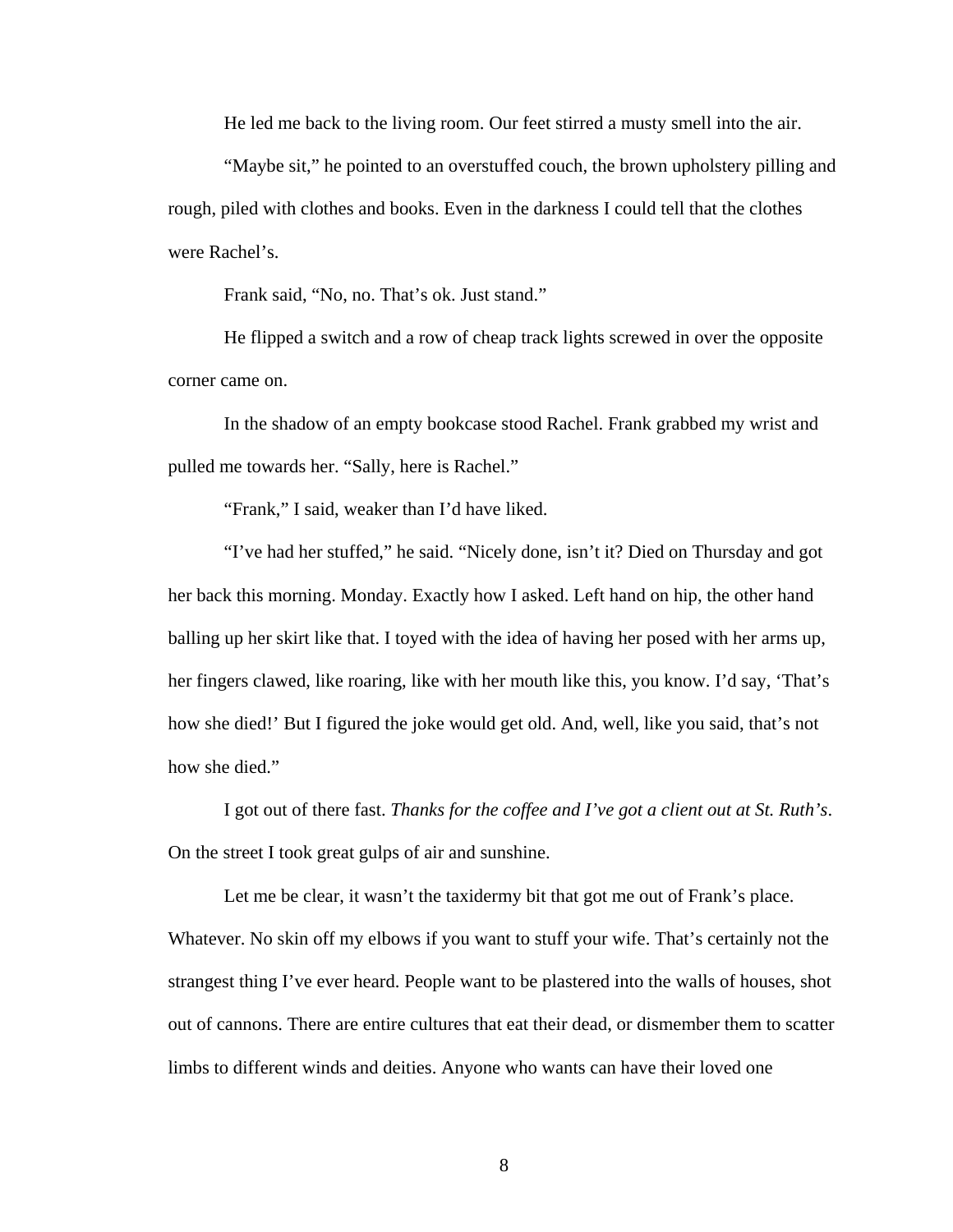He led me back to the living room. Our feet stirred a musty smell into the air.

"Maybe sit," he pointed to an overstuffed couch, the brown upholstery pilling and rough, piled with clothes and books. Even in the darkness I could tell that the clothes were Rachel's.

Frank said, "No, no. That's ok. Just stand."

He flipped a switch and a row of cheap track lights screwed in over the opposite corner came on.

In the shadow of an empty bookcase stood Rachel. Frank grabbed my wrist and pulled me towards her. "Sally, here is Rachel."

"Frank," I said, weaker than I'd have liked.

"I've had her stuffed," he said. "Nicely done, isn't it? Died on Thursday and got her back this morning. Monday. Exactly how I asked. Left hand on hip, the other hand balling up her skirt like that. I toyed with the idea of having her posed with her arms up, her fingers clawed, like roaring, like with her mouth like this, you know. I'd say, 'That's how she died!' But I figured the joke would get old. And, well, like you said, that's not how she died."

I got out of there fast. *Thanks for the coffee and I've got a client out at St. Ruth's*. On the street I took great gulps of air and sunshine.

Let me be clear, it wasn't the taxidermy bit that got me out of Frank's place. Whatever. No skin off my elbows if you want to stuff your wife. That's certainly not the strangest thing I've ever heard. People want to be plastered into the walls of houses, shot out of cannons. There are entire cultures that eat their dead, or dismember them to scatter limbs to different winds and deities. Anyone who wants can have their loved one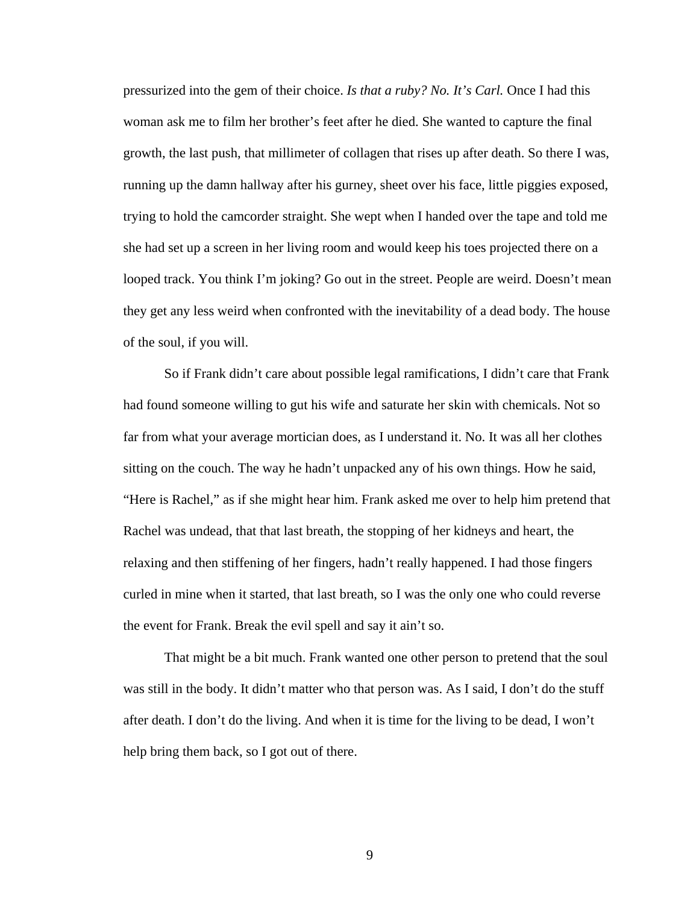pressurized into the gem of their choice. *Is that a ruby? No. It's Carl.* Once I had this woman ask me to film her brother's feet after he died. She wanted to capture the final growth, the last push, that millimeter of collagen that rises up after death. So there I was, running up the damn hallway after his gurney, sheet over his face, little piggies exposed, trying to hold the camcorder straight. She wept when I handed over the tape and told me she had set up a screen in her living room and would keep his toes projected there on a looped track. You think I'm joking? Go out in the street. People are weird. Doesn't mean they get any less weird when confronted with the inevitability of a dead body. The house of the soul, if you will.

So if Frank didn't care about possible legal ramifications, I didn't care that Frank had found someone willing to gut his wife and saturate her skin with chemicals. Not so far from what your average mortician does, as I understand it. No. It was all her clothes sitting on the couch. The way he hadn't unpacked any of his own things. How he said, "Here is Rachel," as if she might hear him. Frank asked me over to help him pretend that Rachel was undead, that that last breath, the stopping of her kidneys and heart, the relaxing and then stiffening of her fingers, hadn't really happened. I had those fingers curled in mine when it started, that last breath, so I was the only one who could reverse the event for Frank. Break the evil spell and say it ain't so.

That might be a bit much. Frank wanted one other person to pretend that the soul was still in the body. It didn't matter who that person was. As I said, I don't do the stuff after death. I don't do the living. And when it is time for the living to be dead, I won't help bring them back, so I got out of there.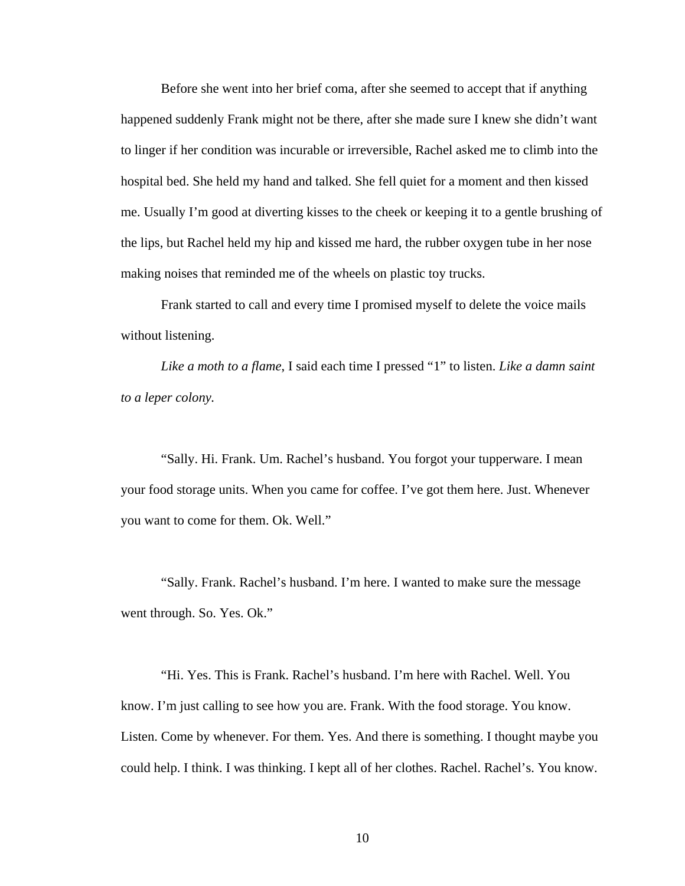Before she went into her brief coma, after she seemed to accept that if anything happened suddenly Frank might not be there, after she made sure I knew she didn't want to linger if her condition was incurable or irreversible, Rachel asked me to climb into the hospital bed. She held my hand and talked. She fell quiet for a moment and then kissed me. Usually I'm good at diverting kisses to the cheek or keeping it to a gentle brushing of the lips, but Rachel held my hip and kissed me hard, the rubber oxygen tube in her nose making noises that reminded me of the wheels on plastic toy trucks.

Frank started to call and every time I promised myself to delete the voice mails without listening.

*Like a moth to a flame*, I said each time I pressed "1" to listen. *Like a damn saint to a leper colony.*

"Sally. Hi. Frank. Um. Rachel's husband. You forgot your tupperware. I mean your food storage units. When you came for coffee. I've got them here. Just. Whenever you want to come for them. Ok. Well."

"Sally. Frank. Rachel's husband. I'm here. I wanted to make sure the message went through. So. Yes. Ok."

"Hi. Yes. This is Frank. Rachel's husband. I'm here with Rachel. Well. You know. I'm just calling to see how you are. Frank. With the food storage. You know. Listen. Come by whenever. For them. Yes. And there is something. I thought maybe you could help. I think. I was thinking. I kept all of her clothes. Rachel. Rachel's. You know.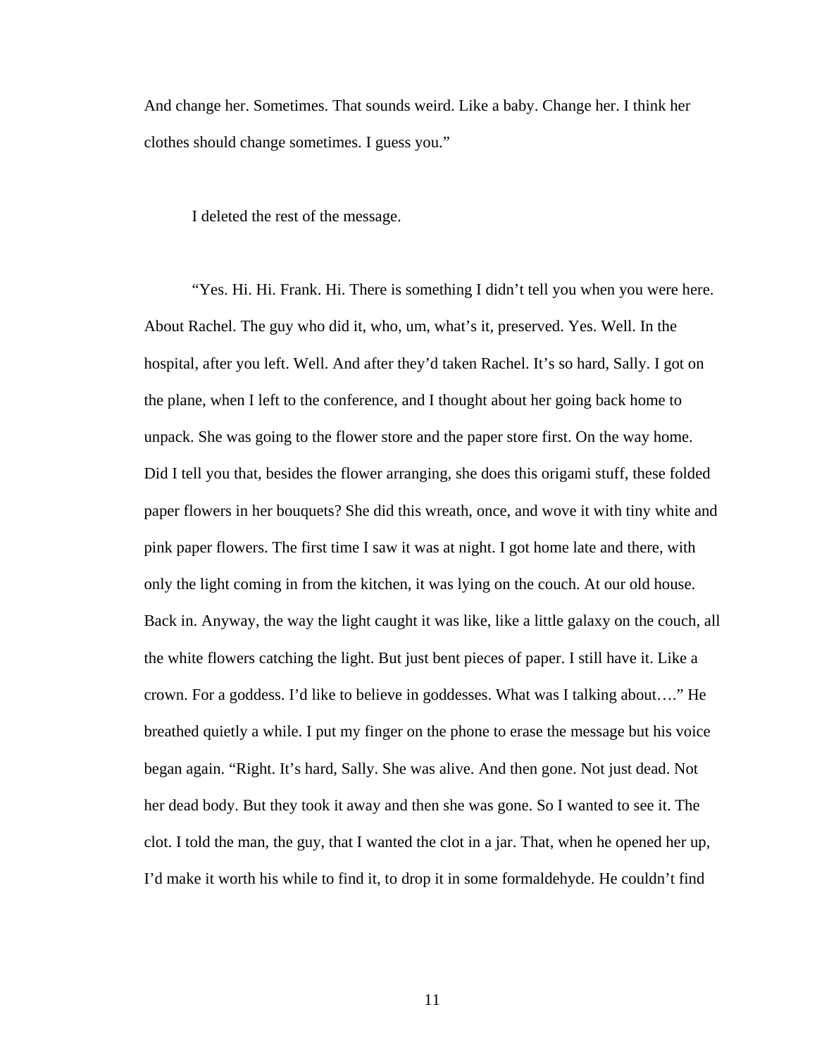And change her. Sometimes. That sounds weird. Like a baby. Change her. I think her clothes should change sometimes. I guess you."

I deleted the rest of the message.

"Yes. Hi. Hi. Frank. Hi. There is something I didn't tell you when you were here. About Rachel. The guy who did it, who, um, what's it, preserved. Yes. Well. In the hospital, after you left. Well. And after they'd taken Rachel. It's so hard, Sally. I got on the plane, when I left to the conference, and I thought about her going back home to unpack. She was going to the flower store and the paper store first. On the way home. Did I tell you that, besides the flower arranging, she does this origami stuff, these folded paper flowers in her bouquets? She did this wreath, once, and wove it with tiny white and pink paper flowers. The first time I saw it was at night. I got home late and there, with only the light coming in from the kitchen, it was lying on the couch. At our old house. Back in. Anyway, the way the light caught it was like, like a little galaxy on the couch, all the white flowers catching the light. But just bent pieces of paper. I still have it. Like a crown. For a goddess. I'd like to believe in goddesses. What was I talking about…." He breathed quietly a while. I put my finger on the phone to erase the message but his voice began again. "Right. It's hard, Sally. She was alive. And then gone. Not just dead. Not her dead body. But they took it away and then she was gone. So I wanted to see it. The clot. I told the man, the guy, that I wanted the clot in a jar. That, when he opened her up, I'd make it worth his while to find it, to drop it in some formaldehyde. He couldn't find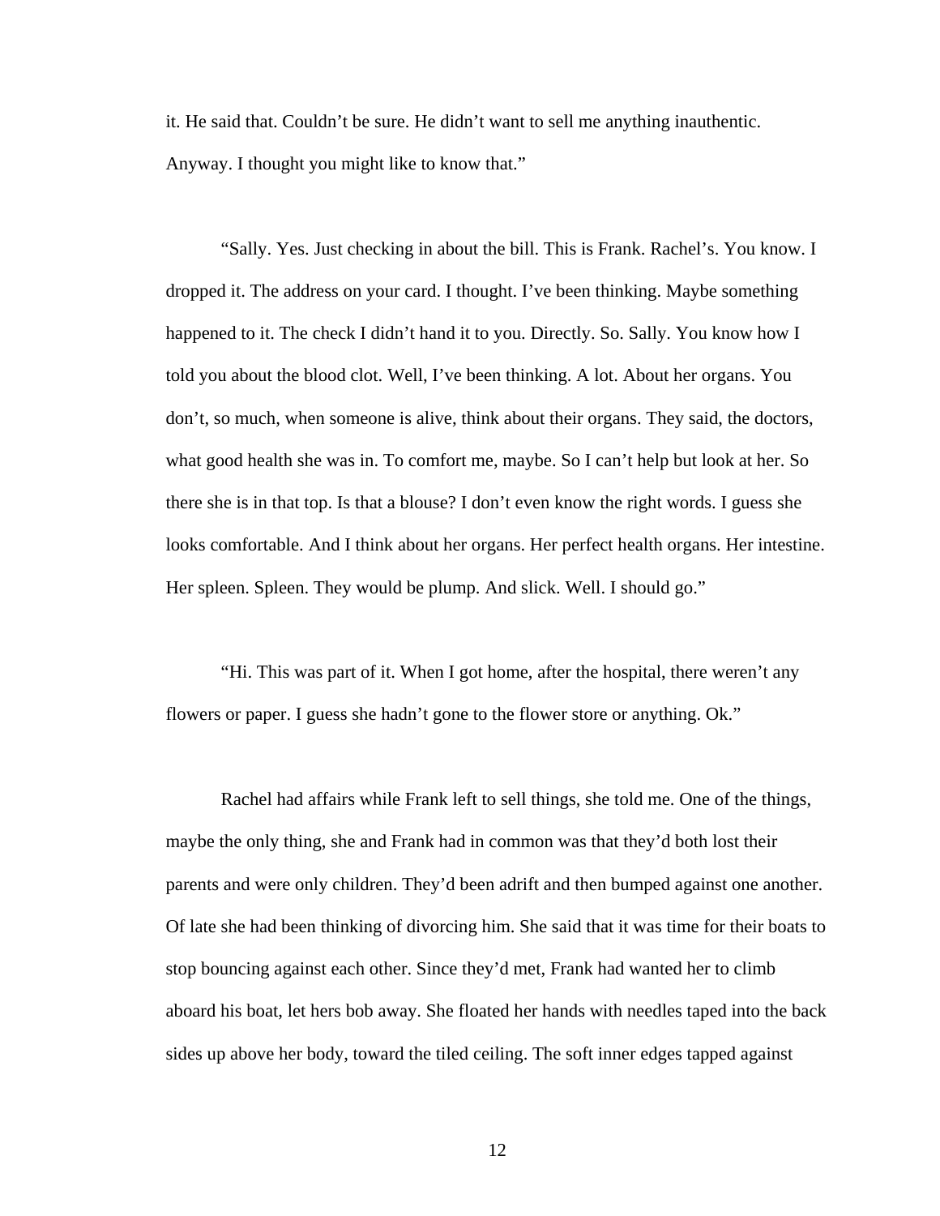it. He said that. Couldn't be sure. He didn't want to sell me anything inauthentic. Anyway. I thought you might like to know that."

"Sally. Yes. Just checking in about the bill. This is Frank. Rachel's. You know. I dropped it. The address on your card. I thought. I've been thinking. Maybe something happened to it. The check I didn't hand it to you. Directly. So. Sally. You know how I told you about the blood clot. Well, I've been thinking. A lot. About her organs. You don't, so much, when someone is alive, think about their organs. They said, the doctors, what good health she was in. To comfort me, maybe. So I can't help but look at her. So there she is in that top. Is that a blouse? I don't even know the right words. I guess she looks comfortable. And I think about her organs. Her perfect health organs. Her intestine. Her spleen. Spleen. They would be plump. And slick. Well. I should go."

"Hi. This was part of it. When I got home, after the hospital, there weren't any flowers or paper. I guess she hadn't gone to the flower store or anything. Ok."

Rachel had affairs while Frank left to sell things, she told me. One of the things, maybe the only thing, she and Frank had in common was that they'd both lost their parents and were only children. They'd been adrift and then bumped against one another. Of late she had been thinking of divorcing him. She said that it was time for their boats to stop bouncing against each other. Since they'd met, Frank had wanted her to climb aboard his boat, let hers bob away. She floated her hands with needles taped into the back sides up above her body, toward the tiled ceiling. The soft inner edges tapped against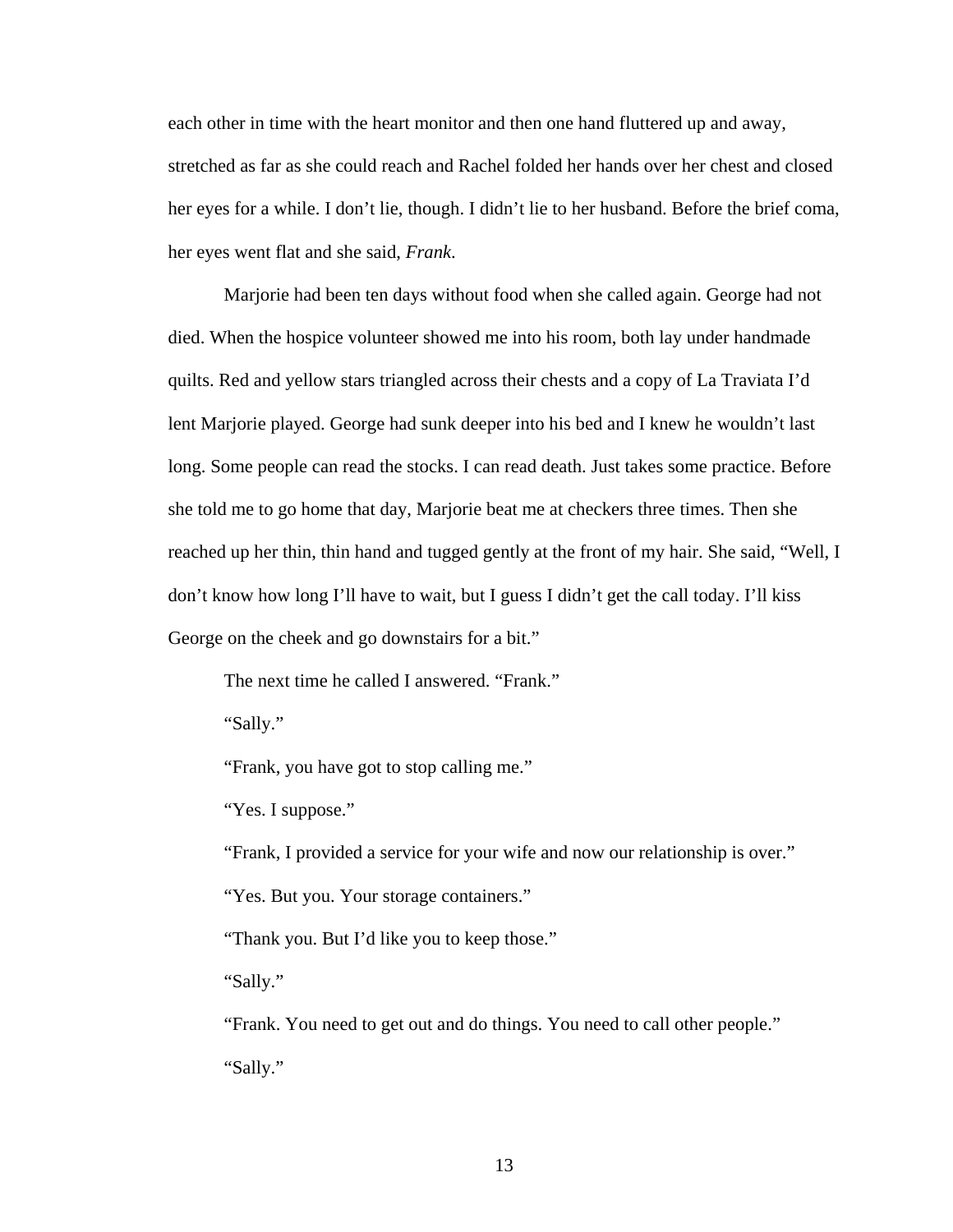each other in time with the heart monitor and then one hand fluttered up and away, stretched as far as she could reach and Rachel folded her hands over her chest and closed her eyes for a while. I don't lie, though. I didn't lie to her husband. Before the brief coma, her eyes went flat and she said, *Frank*.

Marjorie had been ten days without food when she called again. George had not died. When the hospice volunteer showed me into his room, both lay under handmade quilts. Red and yellow stars triangled across their chests and a copy of La Traviata I'd lent Marjorie played. George had sunk deeper into his bed and I knew he wouldn't last long. Some people can read the stocks. I can read death. Just takes some practice. Before she told me to go home that day, Marjorie beat me at checkers three times. Then she reached up her thin, thin hand and tugged gently at the front of my hair. She said, "Well, I don't know how long I'll have to wait, but I guess I didn't get the call today. I'll kiss George on the cheek and go downstairs for a bit."

The next time he called I answered. "Frank."

"Sally."

"Frank, you have got to stop calling me."

"Yes. I suppose."

"Frank, I provided a service for your wife and now our relationship is over."

"Yes. But you. Your storage containers."

"Thank you. But I'd like you to keep those."

"Sally."

"Frank. You need to get out and do things. You need to call other people."

"Sally."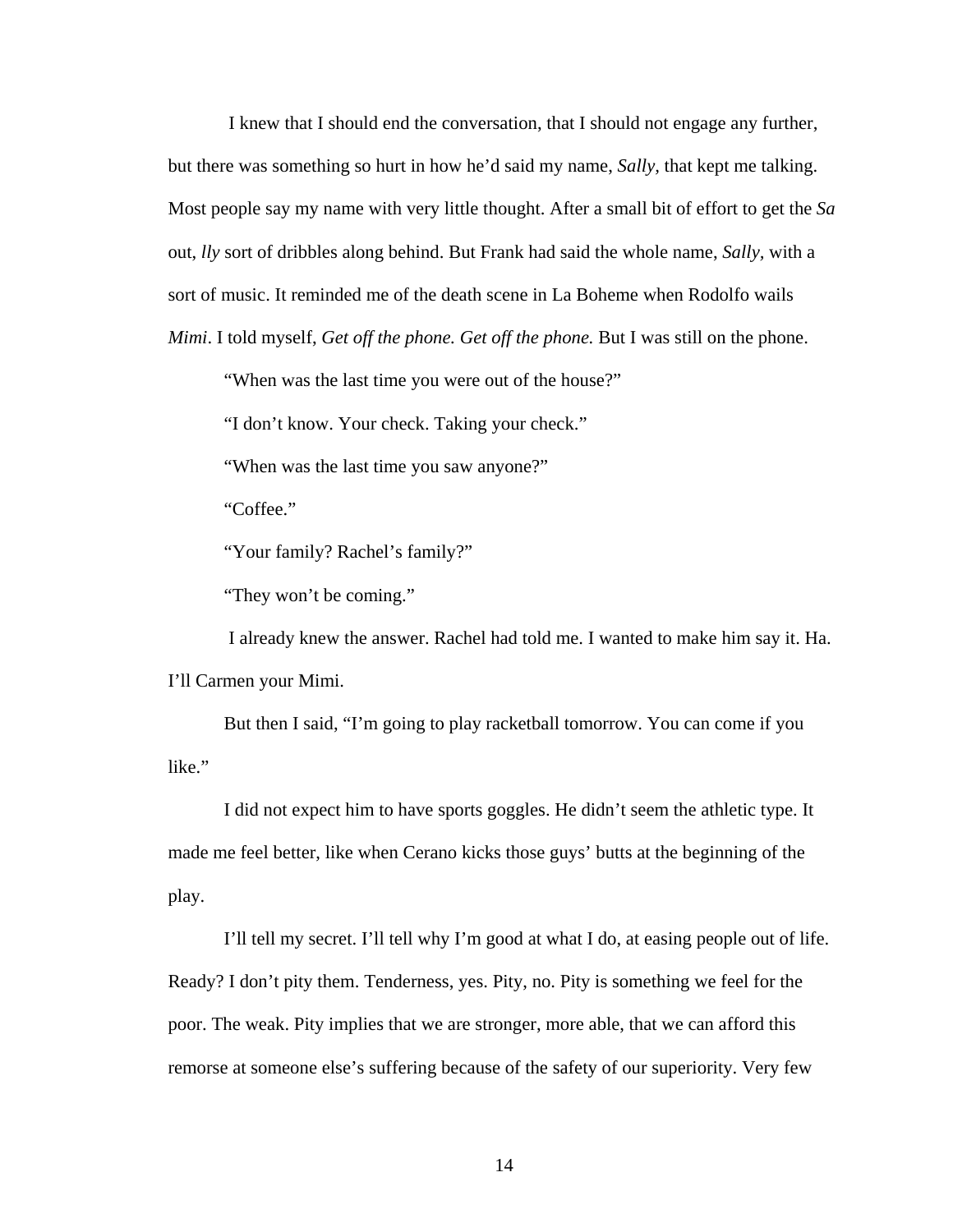I knew that I should end the conversation, that I should not engage any further, but there was something so hurt in how he'd said my name, *Sally*, that kept me talking. Most people say my name with very little thought. After a small bit of effort to get the *Sa* out, *lly* sort of dribbles along behind. But Frank had said the whole name, *Sally*, with a sort of music. It reminded me of the death scene in La Boheme when Rodolfo wails *Mimi*. I told myself, *Get off the phone. Get off the phone.* But I was still on the phone.

"When was the last time you were out of the house?"

"I don't know. Your check. Taking your check."

"When was the last time you saw anyone?"

"Coffee."

"Your family? Rachel's family?"

"They won't be coming."

I already knew the answer. Rachel had told me. I wanted to make him say it. Ha. I'll Carmen your Mimi.

But then I said, "I'm going to play racketball tomorrow. You can come if you like."

I did not expect him to have sports goggles. He didn't seem the athletic type. It made me feel better, like when Cerano kicks those guys' butts at the beginning of the play.

I'll tell my secret. I'll tell why I'm good at what I do, at easing people out of life. Ready? I don't pity them. Tenderness, yes. Pity, no. Pity is something we feel for the poor. The weak. Pity implies that we are stronger, more able, that we can afford this remorse at someone else's suffering because of the safety of our superiority. Very few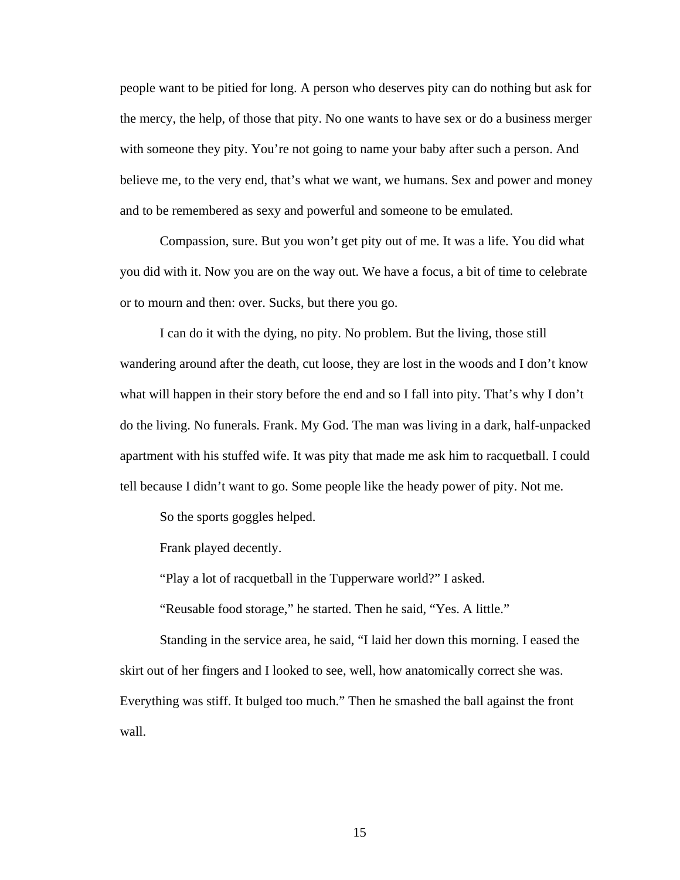people want to be pitied for long. A person who deserves pity can do nothing but ask for the mercy, the help, of those that pity. No one wants to have sex or do a business merger with someone they pity. You're not going to name your baby after such a person. And believe me, to the very end, that's what we want, we humans. Sex and power and money and to be remembered as sexy and powerful and someone to be emulated.

Compassion, sure. But you won't get pity out of me. It was a life. You did what you did with it. Now you are on the way out. We have a focus, a bit of time to celebrate or to mourn and then: over. Sucks, but there you go.

I can do it with the dying, no pity. No problem. But the living, those still wandering around after the death, cut loose, they are lost in the woods and I don't know what will happen in their story before the end and so I fall into pity. That's why I don't do the living. No funerals. Frank. My God. The man was living in a dark, half-unpacked apartment with his stuffed wife. It was pity that made me ask him to racquetball. I could tell because I didn't want to go. Some people like the heady power of pity. Not me.

So the sports goggles helped.

Frank played decently.

"Play a lot of racquetball in the Tupperware world?" I asked.

"Reusable food storage," he started. Then he said, "Yes. A little."

Standing in the service area, he said, "I laid her down this morning. I eased the skirt out of her fingers and I looked to see, well, how anatomically correct she was. Everything was stiff. It bulged too much." Then he smashed the ball against the front wall.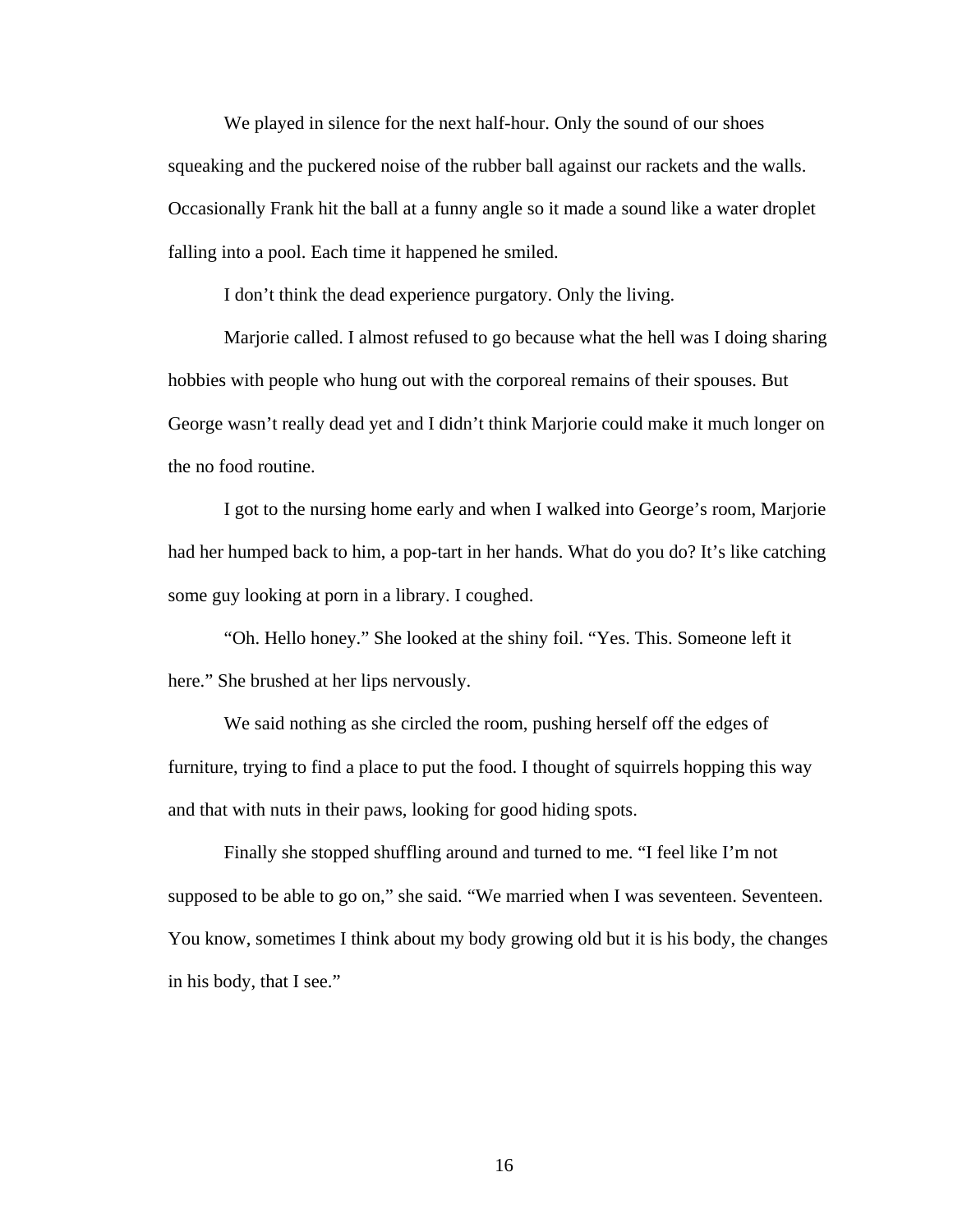We played in silence for the next half-hour. Only the sound of our shoes squeaking and the puckered noise of the rubber ball against our rackets and the walls. Occasionally Frank hit the ball at a funny angle so it made a sound like a water droplet falling into a pool. Each time it happened he smiled.

I don't think the dead experience purgatory. Only the living.

Marjorie called. I almost refused to go because what the hell was I doing sharing hobbies with people who hung out with the corporeal remains of their spouses. But George wasn't really dead yet and I didn't think Marjorie could make it much longer on the no food routine.

I got to the nursing home early and when I walked into George's room, Marjorie had her humped back to him, a pop-tart in her hands. What do you do? It's like catching some guy looking at porn in a library. I coughed.

"Oh. Hello honey." She looked at the shiny foil. "Yes. This. Someone left it here." She brushed at her lips nervously.

We said nothing as she circled the room, pushing herself off the edges of furniture, trying to find a place to put the food. I thought of squirrels hopping this way and that with nuts in their paws, looking for good hiding spots.

Finally she stopped shuffling around and turned to me. "I feel like I'm not supposed to be able to go on," she said. "We married when I was seventeen. Seventeen. You know, sometimes I think about my body growing old but it is his body, the changes in his body, that I see."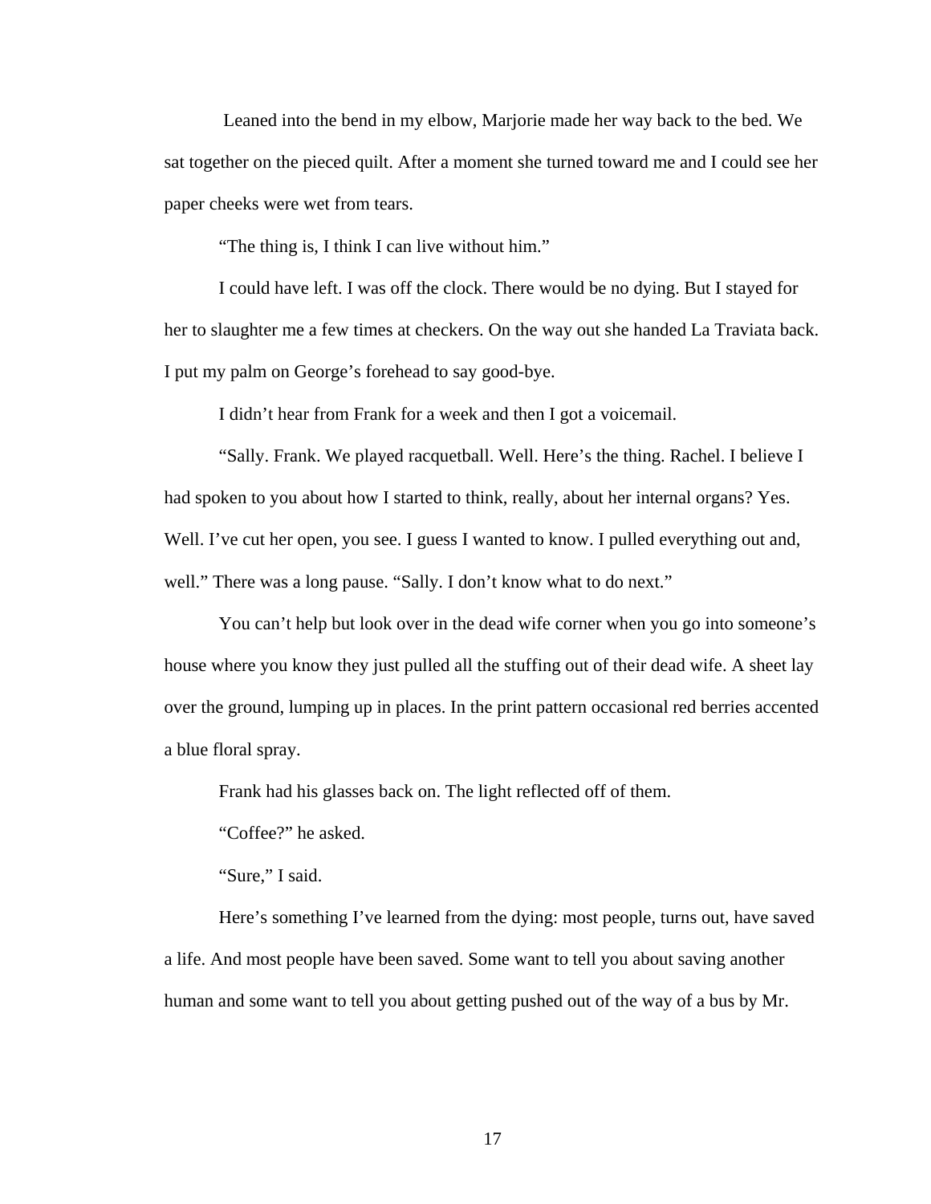Leaned into the bend in my elbow, Marjorie made her way back to the bed. We sat together on the pieced quilt. After a moment she turned toward me and I could see her paper cheeks were wet from tears.

"The thing is, I think I can live without him."

I could have left. I was off the clock. There would be no dying. But I stayed for her to slaughter me a few times at checkers. On the way out she handed La Traviata back. I put my palm on George's forehead to say good-bye.

I didn't hear from Frank for a week and then I got a voicemail.

"Sally. Frank. We played racquetball. Well. Here's the thing. Rachel. I believe I had spoken to you about how I started to think, really, about her internal organs? Yes. Well. I've cut her open, you see. I guess I wanted to know. I pulled everything out and, well." There was a long pause. "Sally. I don't know what to do next."

You can't help but look over in the dead wife corner when you go into someone's house where you know they just pulled all the stuffing out of their dead wife. A sheet lay over the ground, lumping up in places. In the print pattern occasional red berries accented a blue floral spray.

Frank had his glasses back on. The light reflected off of them.

"Coffee?" he asked.

"Sure," I said.

Here's something I've learned from the dying: most people, turns out, have saved a life. And most people have been saved. Some want to tell you about saving another human and some want to tell you about getting pushed out of the way of a bus by Mr.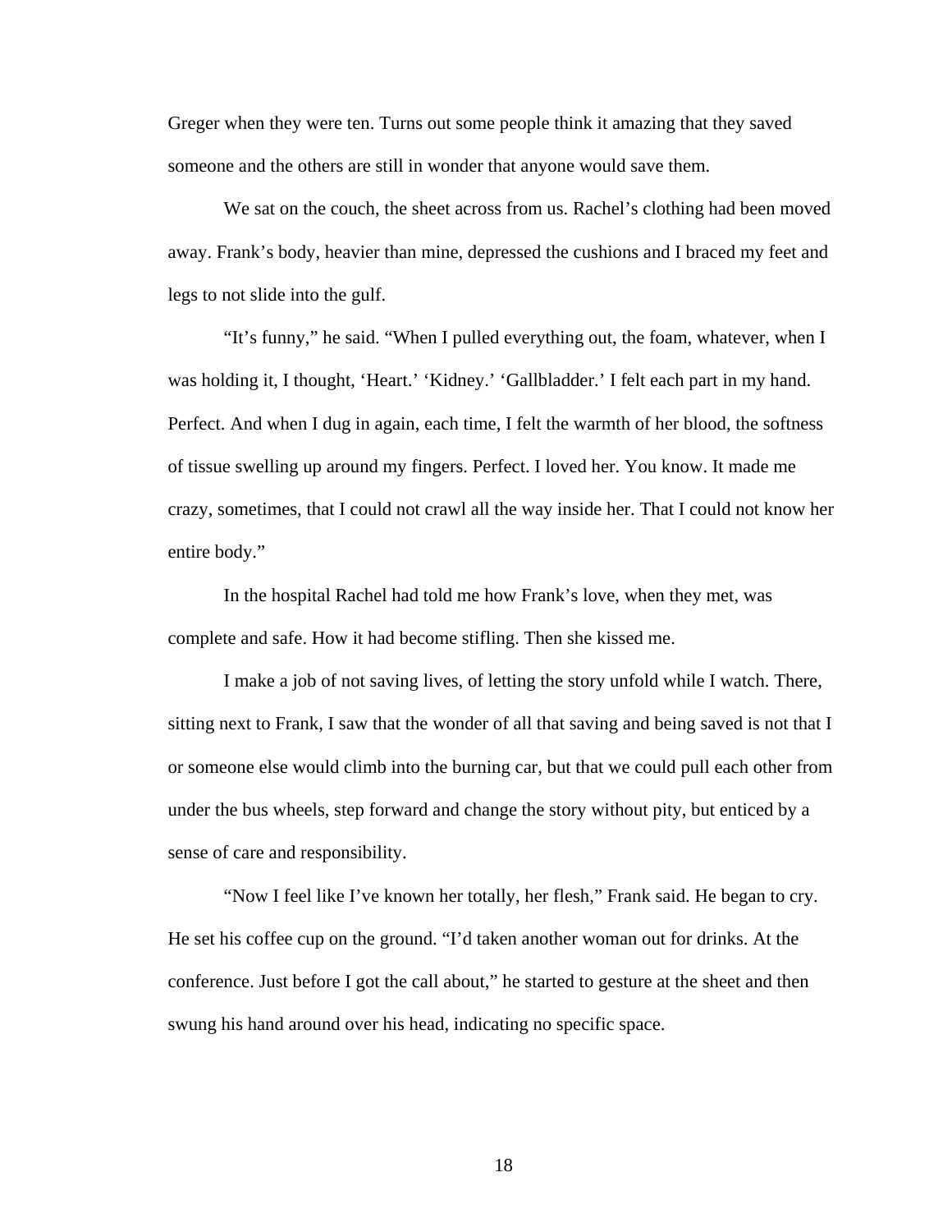Greger when they were ten. Turns out some people think it amazing that they saved someone and the others are still in wonder that anyone would save them.

We sat on the couch, the sheet across from us. Rachel's clothing had been moved away. Frank's body, heavier than mine, depressed the cushions and I braced my feet and legs to not slide into the gulf.

"It's funny," he said. "When I pulled everything out, the foam, whatever, when I was holding it, I thought, 'Heart.' 'Kidney.' 'Gallbladder.' I felt each part in my hand. Perfect. And when I dug in again, each time, I felt the warmth of her blood, the softness of tissue swelling up around my fingers. Perfect. I loved her. You know. It made me crazy, sometimes, that I could not crawl all the way inside her. That I could not know her entire body."

In the hospital Rachel had told me how Frank's love, when they met, was complete and safe. How it had become stifling. Then she kissed me.

I make a job of not saving lives, of letting the story unfold while I watch. There, sitting next to Frank, I saw that the wonder of all that saving and being saved is not that I or someone else would climb into the burning car, but that we could pull each other from under the bus wheels, step forward and change the story without pity, but enticed by a sense of care and responsibility.

"Now I feel like I've known her totally, her flesh," Frank said. He began to cry. He set his coffee cup on the ground. "I'd taken another woman out for drinks. At the conference. Just before I got the call about," he started to gesture at the sheet and then swung his hand around over his head, indicating no specific space.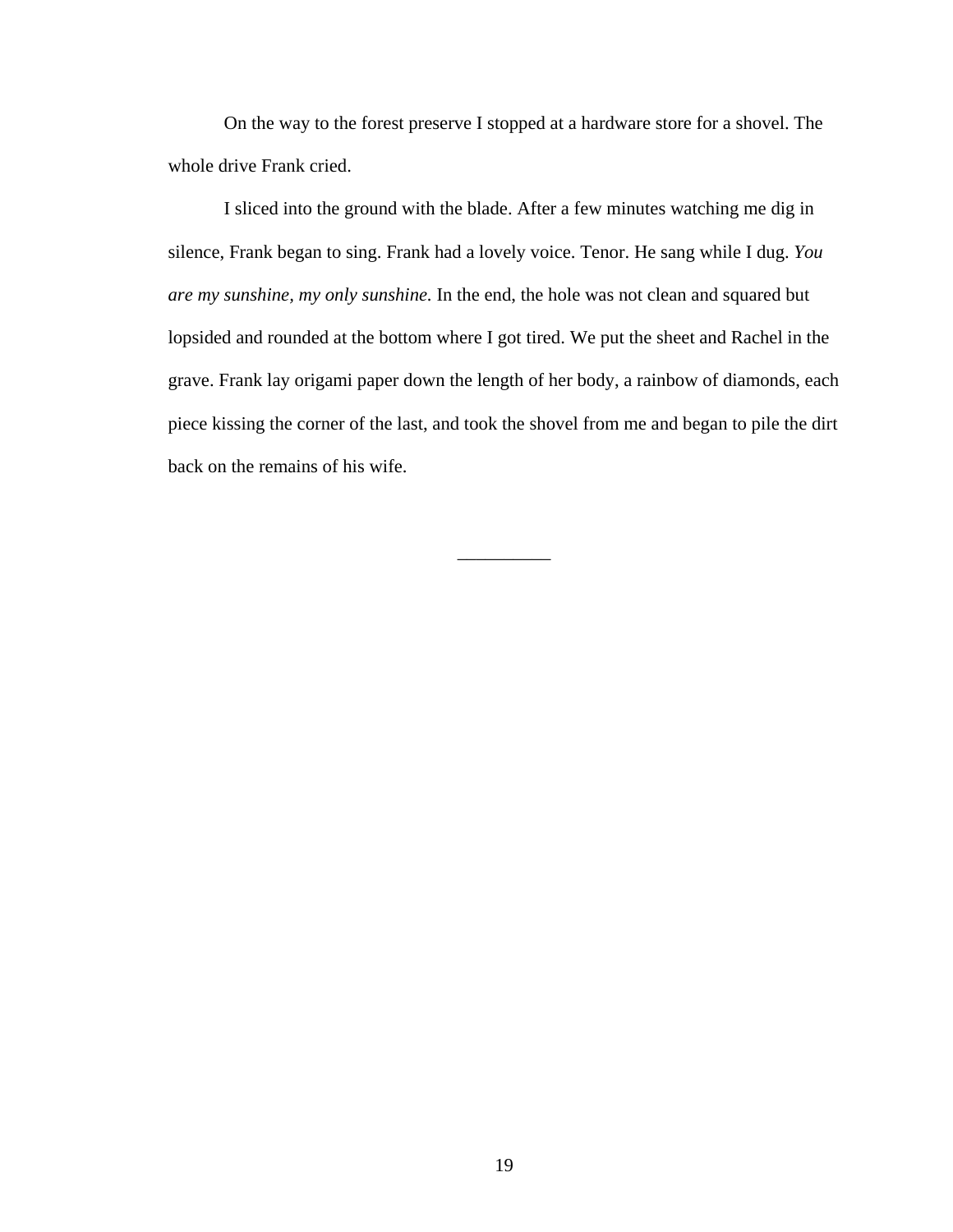On the way to the forest preserve I stopped at a hardware store for a shovel. The whole drive Frank cried.

I sliced into the ground with the blade. After a few minutes watching me dig in silence, Frank began to sing. Frank had a lovely voice. Tenor. He sang while I dug. *You are my sunshine, my only sunshine.* In the end, the hole was not clean and squared but lopsided and rounded at the bottom where I got tired. We put the sheet and Rachel in the grave. Frank lay origami paper down the length of her body, a rainbow of diamonds, each piece kissing the corner of the last, and took the shovel from me and began to pile the dirt back on the remains of his wife.

__________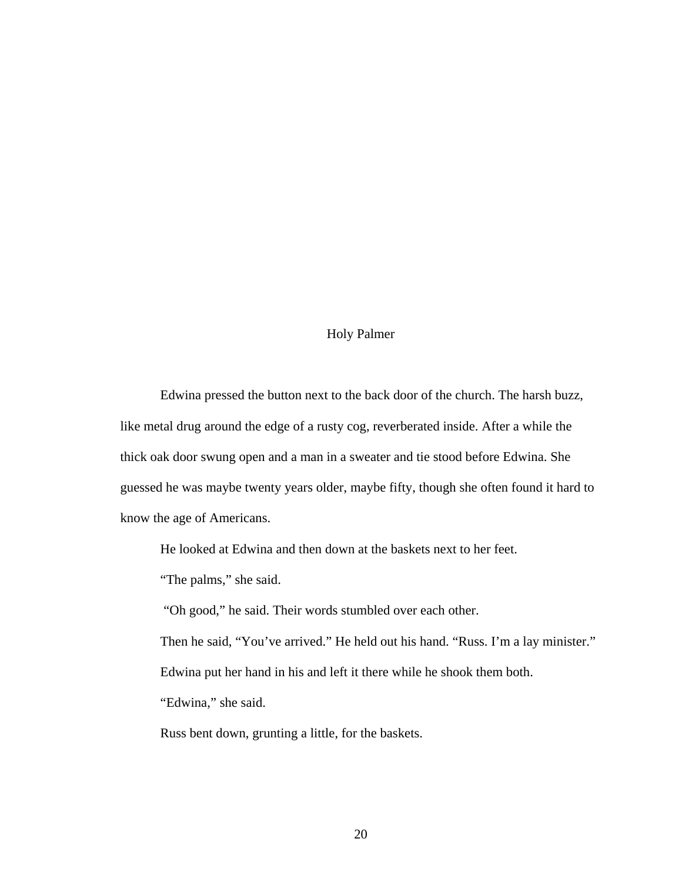# Holy Palmer

Edwina pressed the button next to the back door of the church. The harsh buzz, like metal drug around the edge of a rusty cog, reverberated inside. After a while the thick oak door swung open and a man in a sweater and tie stood before Edwina. She guessed he was maybe twenty years older, maybe fifty, though she often found it hard to know the age of Americans.

He looked at Edwina and then down at the baskets next to her feet.

"The palms," she said.

"Oh good," he said. Their words stumbled over each other.

Then he said, "You've arrived." He held out his hand. "Russ. I'm a lay minister."

Edwina put her hand in his and left it there while he shook them both.

"Edwina," she said.

Russ bent down, grunting a little, for the baskets.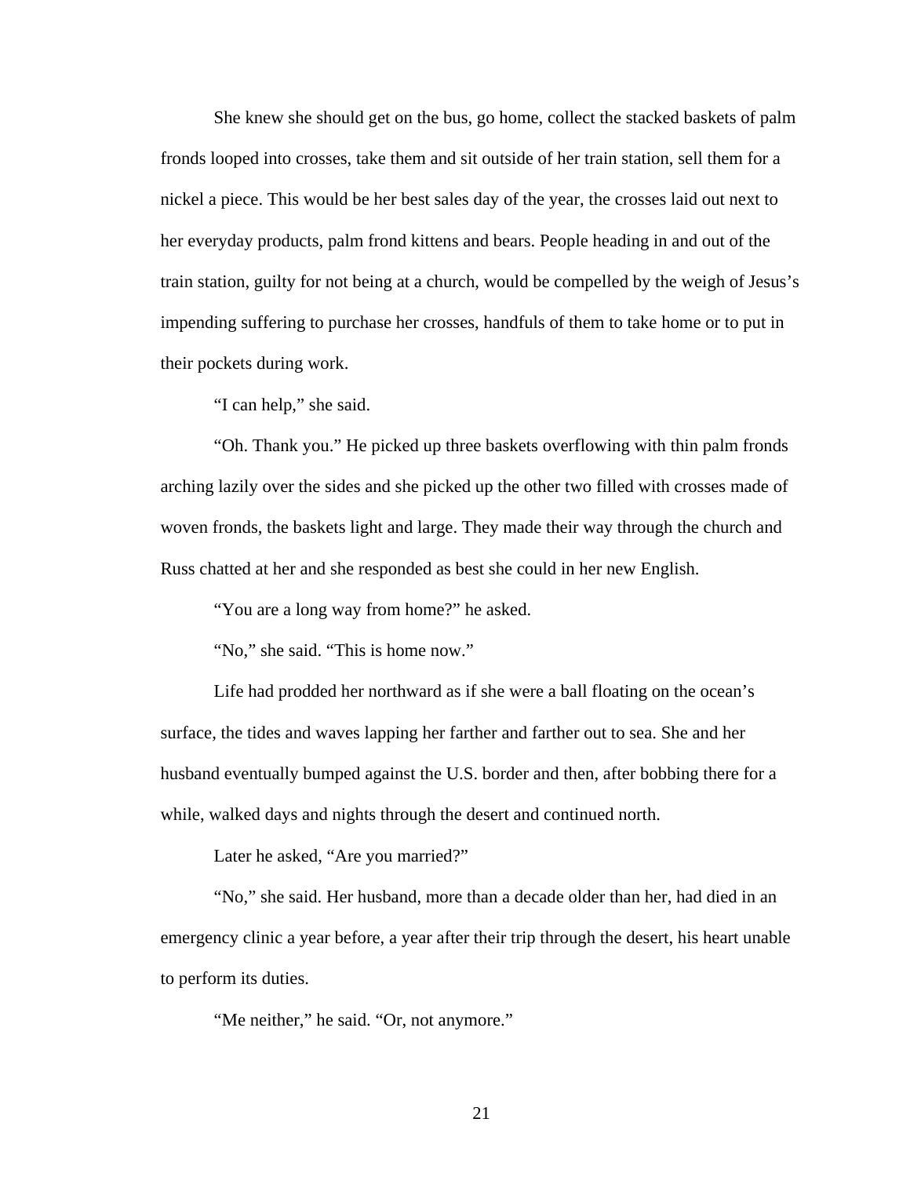She knew she should get on the bus, go home, collect the stacked baskets of palm fronds looped into crosses, take them and sit outside of her train station, sell them for a nickel a piece. This would be her best sales day of the year, the crosses laid out next to her everyday products, palm frond kittens and bears. People heading in and out of the train station, guilty for not being at a church, would be compelled by the weigh of Jesus's impending suffering to purchase her crosses, handfuls of them to take home or to put in their pockets during work.

"I can help," she said.

"Oh. Thank you." He picked up three baskets overflowing with thin palm fronds arching lazily over the sides and she picked up the other two filled with crosses made of woven fronds, the baskets light and large. They made their way through the church and Russ chatted at her and she responded as best she could in her new English.

"You are a long way from home?" he asked.

"No," she said. "This is home now."

Life had prodded her northward as if she were a ball floating on the ocean's surface, the tides and waves lapping her farther and farther out to sea. She and her husband eventually bumped against the U.S. border and then, after bobbing there for a while, walked days and nights through the desert and continued north.

Later he asked, "Are you married?"

"No," she said. Her husband, more than a decade older than her, had died in an emergency clinic a year before, a year after their trip through the desert, his heart unable to perform its duties.

"Me neither," he said. "Or, not anymore."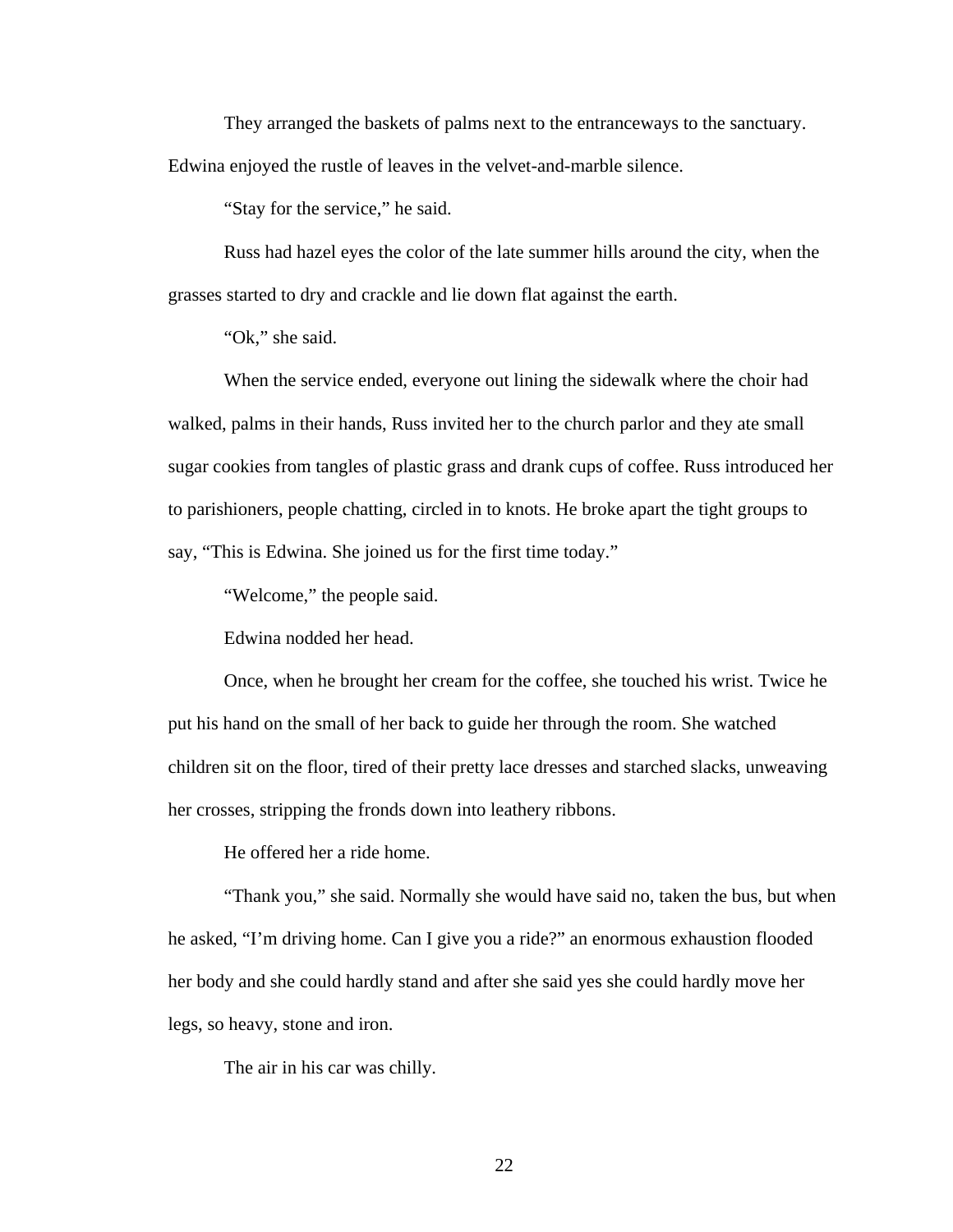They arranged the baskets of palms next to the entranceways to the sanctuary. Edwina enjoyed the rustle of leaves in the velvet-and-marble silence.

"Stay for the service," he said.

Russ had hazel eyes the color of the late summer hills around the city, when the grasses started to dry and crackle and lie down flat against the earth.

"Ok," she said.

When the service ended, everyone out lining the sidewalk where the choir had walked, palms in their hands, Russ invited her to the church parlor and they ate small sugar cookies from tangles of plastic grass and drank cups of coffee. Russ introduced her to parishioners, people chatting, circled in to knots. He broke apart the tight groups to say, "This is Edwina. She joined us for the first time today."

"Welcome," the people said.

Edwina nodded her head.

Once, when he brought her cream for the coffee, she touched his wrist. Twice he put his hand on the small of her back to guide her through the room. She watched children sit on the floor, tired of their pretty lace dresses and starched slacks, unweaving her crosses, stripping the fronds down into leathery ribbons.

He offered her a ride home.

"Thank you," she said. Normally she would have said no, taken the bus, but when he asked, "I'm driving home. Can I give you a ride?" an enormous exhaustion flooded her body and she could hardly stand and after she said yes she could hardly move her legs, so heavy, stone and iron.

The air in his car was chilly.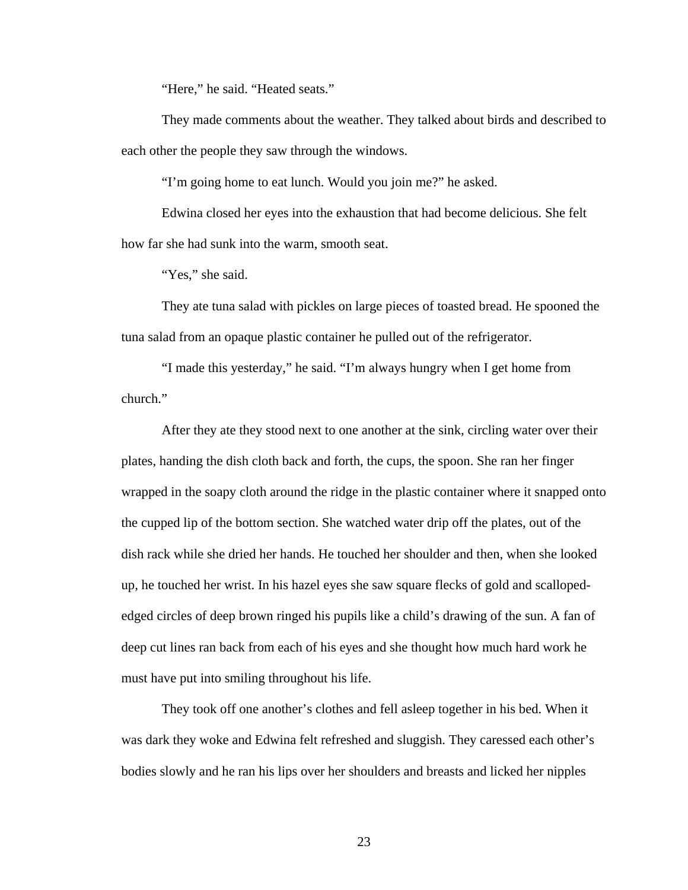"Here," he said. "Heated seats."

They made comments about the weather. They talked about birds and described to each other the people they saw through the windows.

"I'm going home to eat lunch. Would you join me?" he asked.

Edwina closed her eyes into the exhaustion that had become delicious. She felt how far she had sunk into the warm, smooth seat.

"Yes," she said.

They ate tuna salad with pickles on large pieces of toasted bread. He spooned the tuna salad from an opaque plastic container he pulled out of the refrigerator.

"I made this yesterday," he said. "I'm always hungry when I get home from church."

After they ate they stood next to one another at the sink, circling water over their plates, handing the dish cloth back and forth, the cups, the spoon. She ran her finger wrapped in the soapy cloth around the ridge in the plastic container where it snapped onto the cupped lip of the bottom section. She watched water drip off the plates, out of the dish rack while she dried her hands. He touched her shoulder and then, when she looked up, he touched her wrist. In his hazel eyes she saw square flecks of gold and scalloped-edged circles of deep brown ringed his pupils like a child's drawing of the sun. A fan of deep cut lines ran back from each of his eyes and she thought how much hard work he must have put into smiling throughout his life.

They took off one another's clothes and fell asleep together in his bed. When it was dark they woke and Edwina felt refreshed and sluggish. They caressed each other's bodies slowly and he ran his lips over her shoulders and breasts and licked her nipples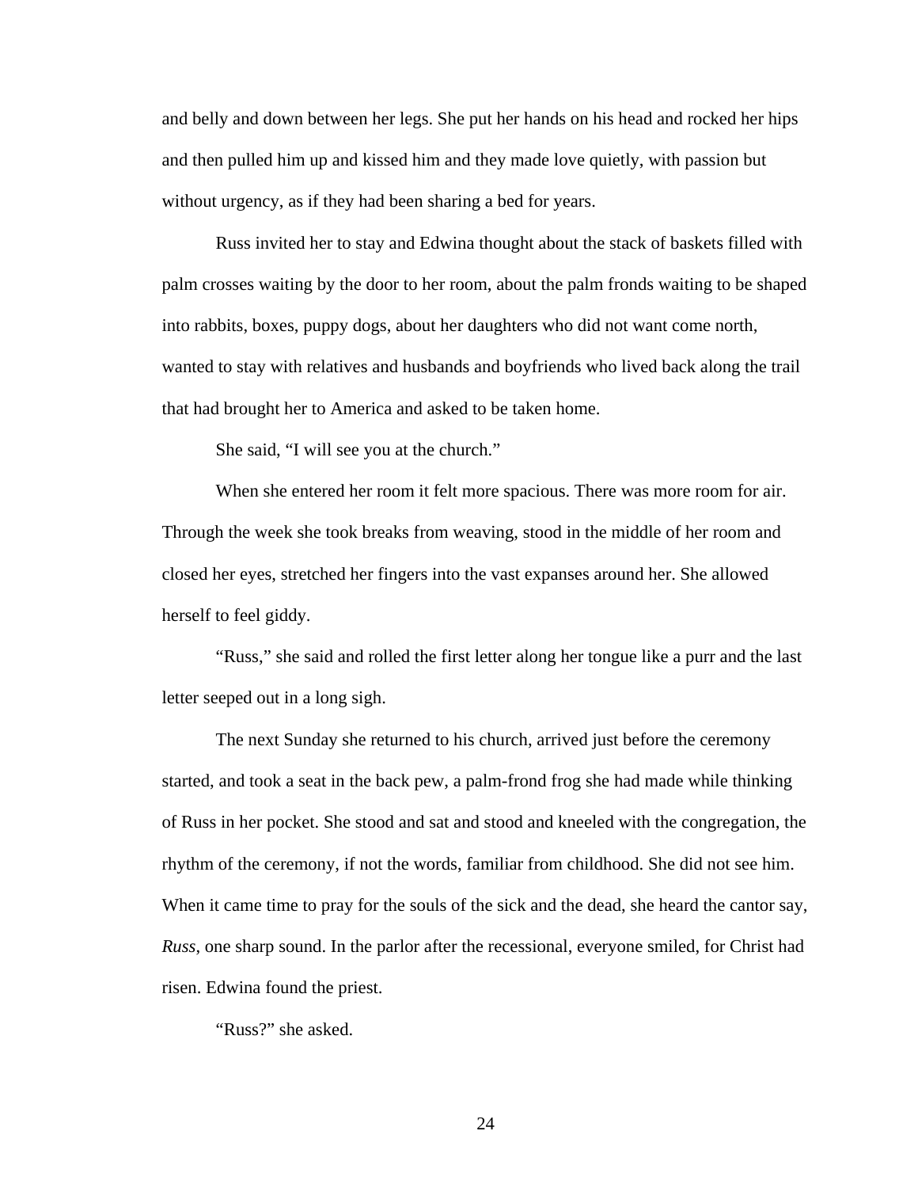and belly and down between her legs. She put her hands on his head and rocked her hips and then pulled him up and kissed him and they made love quietly, with passion but without urgency, as if they had been sharing a bed for years.

Russ invited her to stay and Edwina thought about the stack of baskets filled with palm crosses waiting by the door to her room, about the palm fronds waiting to be shaped into rabbits, boxes, puppy dogs, about her daughters who did not want come north, wanted to stay with relatives and husbands and boyfriends who lived back along the trail that had brought her to America and asked to be taken home.

She said, “I will see you at the church.”

When she entered her room it felt more spacious. There was more room for air. Through the week she took breaks from weaving, stood in the middle of her room and closed her eyes, stretched her fingers into the vast expanses around her. She allowed herself to feel giddy.

“Russ,” she said and rolled the first letter along her tongue like a purr and the last letter seeped out in a long sigh.

The next Sunday she returned to his church, arrived just before the ceremony started, and took a seat in the back pew, a palm-frond frog she had made while thinking of Russ in her pocket. She stood and sat and stood and kneeled with the congregation, the rhythm of the ceremony, if not the words, familiar from childhood. She did not see him. When it came time to pray for the souls of the sick and the dead, she heard the cantor say, *Russ*, one sharp sound. In the parlor after the recessional, everyone smiled, for Christ had risen. Edwina found the priest.

“Russ?” she asked.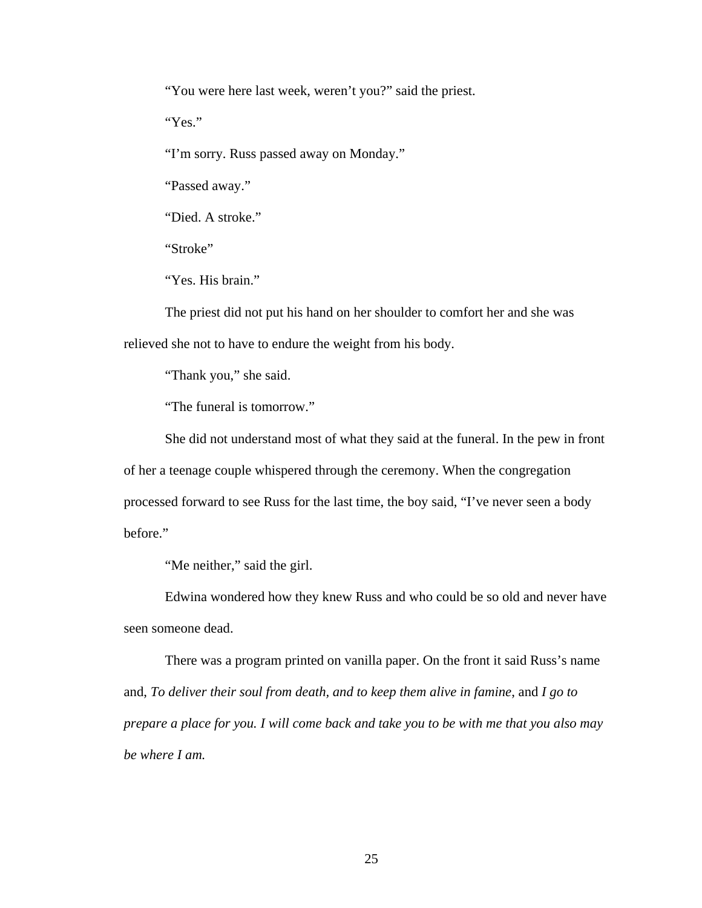"You were here last week, weren't you?" said the priest.

"Yes."

"I'm sorry. Russ passed away on Monday."

"Passed away."

"Died. A stroke."

"Stroke"

"Yes. His brain."

The priest did not put his hand on her shoulder to comfort her and she was relieved she not to have to endure the weight from his body.

"Thank you," she said.

"The funeral is tomorrow."

She did not understand most of what they said at the funeral. In the pew in front of her a teenage couple whispered through the ceremony. When the congregation processed forward to see Russ for the last time, the boy said, "I've never seen a body before."

"Me neither," said the girl.

Edwina wondered how they knew Russ and who could be so old and never have seen someone dead.

There was a program printed on vanilla paper. On the front it said Russ's name and, *To deliver their soul from death, and to keep them alive in famine*, and *I go to prepare a place for you. I will come back and take you to be with me that you also may be where I am.*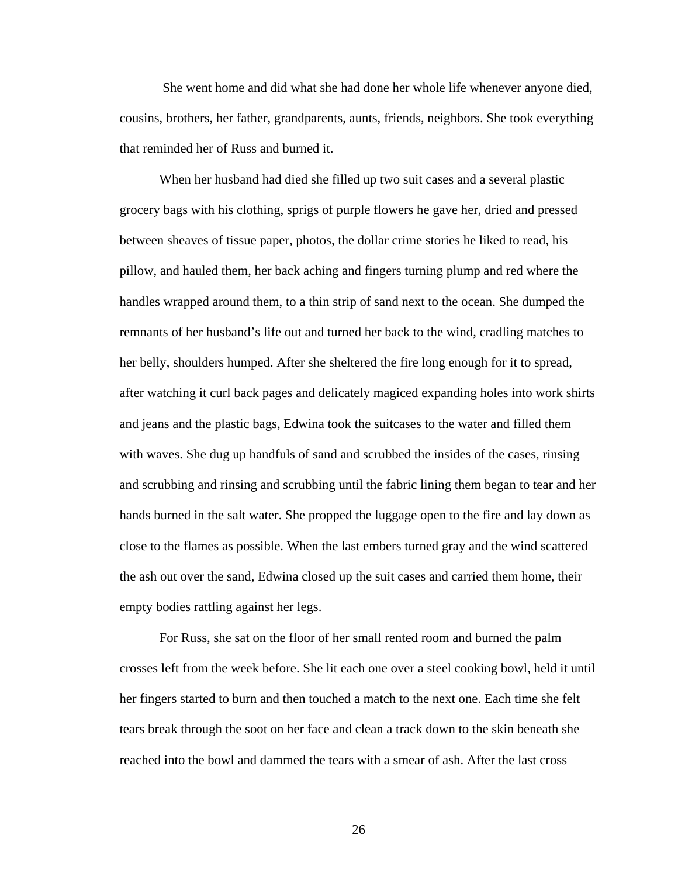She went home and did what she had done her whole life whenever anyone died, cousins, brothers, her father, grandparents, aunts, friends, neighbors. She took everything that reminded her of Russ and burned it.

When her husband had died she filled up two suit cases and a several plastic grocery bags with his clothing, sprigs of purple flowers he gave her, dried and pressed between sheaves of tissue paper, photos, the dollar crime stories he liked to read, his pillow, and hauled them, her back aching and fingers turning plump and red where the handles wrapped around them, to a thin strip of sand next to the ocean. She dumped the remnants of her husband's life out and turned her back to the wind, cradling matches to her belly, shoulders humped. After she sheltered the fire long enough for it to spread, after watching it curl back pages and delicately magiced expanding holes into work shirts and jeans and the plastic bags, Edwina took the suitcases to the water and filled them with waves. She dug up handfuls of sand and scrubbed the insides of the cases, rinsing and scrubbing and rinsing and scrubbing until the fabric lining them began to tear and her hands burned in the salt water. She propped the luggage open to the fire and lay down as close to the flames as possible. When the last embers turned gray and the wind scattered the ash out over the sand, Edwina closed up the suit cases and carried them home, their empty bodies rattling against her legs.

For Russ, she sat on the floor of her small rented room and burned the palm crosses left from the week before. She lit each one over a steel cooking bowl, held it until her fingers started to burn and then touched a match to the next one. Each time she felt tears break through the soot on her face and clean a track down to the skin beneath she reached into the bowl and dammed the tears with a smear of ash. After the last cross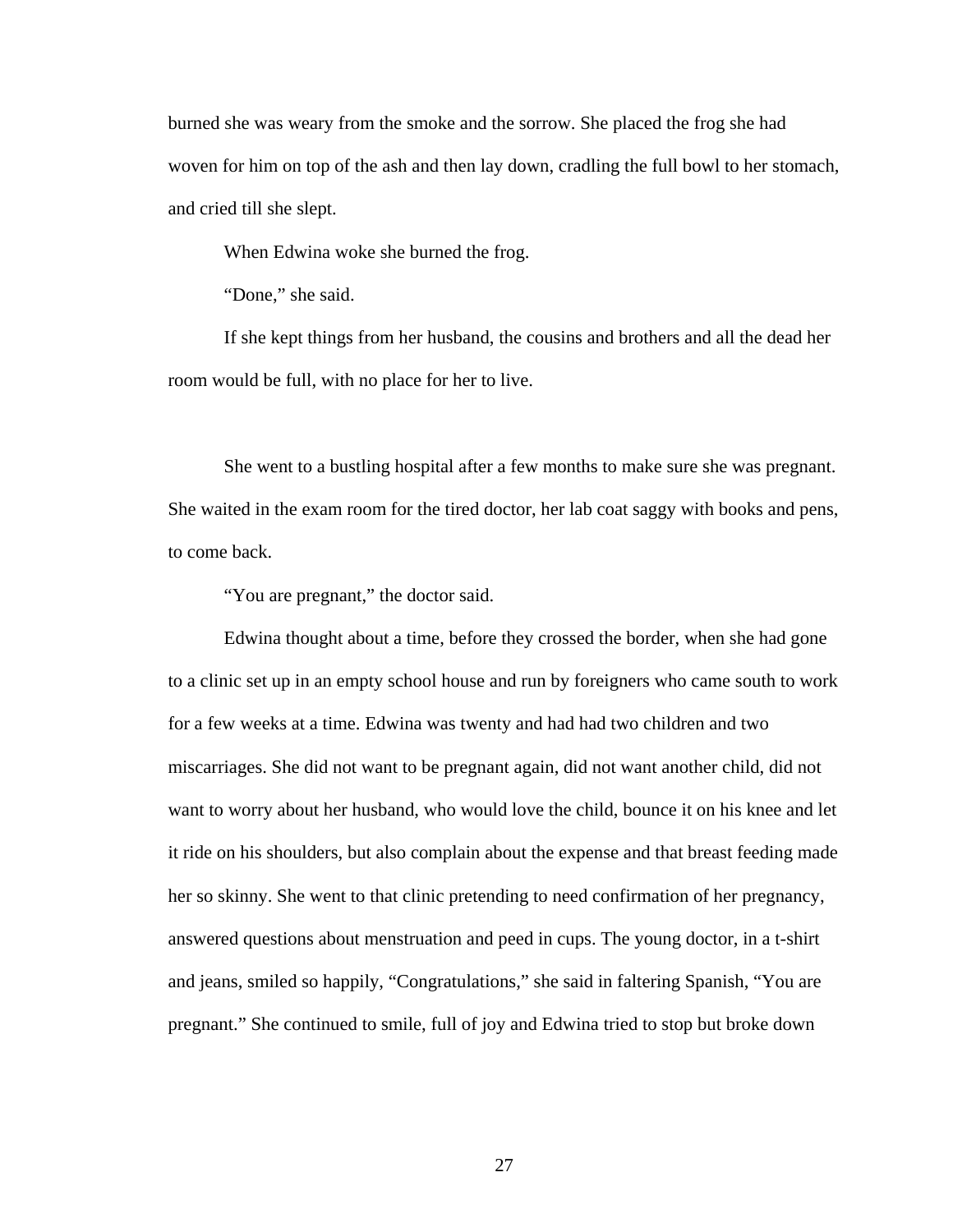burned she was weary from the smoke and the sorrow. She placed the frog she had woven for him on top of the ash and then lay down, cradling the full bowl to her stomach, and cried till she slept.

When Edwina woke she burned the frog.

"Done," she said.

If she kept things from her husband, the cousins and brothers and all the dead her room would be full, with no place for her to live.

She went to a bustling hospital after a few months to make sure she was pregnant. She waited in the exam room for the tired doctor, her lab coat saggy with books and pens, to come back.

"You are pregnant," the doctor said.

Edwina thought about a time, before they crossed the border, when she had gone to a clinic set up in an empty school house and run by foreigners who came south to work for a few weeks at a time. Edwina was twenty and had had two children and two miscarriages. She did not want to be pregnant again, did not want another child, did not want to worry about her husband, who would love the child, bounce it on his knee and let it ride on his shoulders, but also complain about the expense and that breast feeding made her so skinny. She went to that clinic pretending to need confirmation of her pregnancy, answered questions about menstruation and peed in cups. The young doctor, in a t-shirt and jeans, smiled so happily, "Congratulations," she said in faltering Spanish, "You are pregnant." She continued to smile, full of joy and Edwina tried to stop but broke down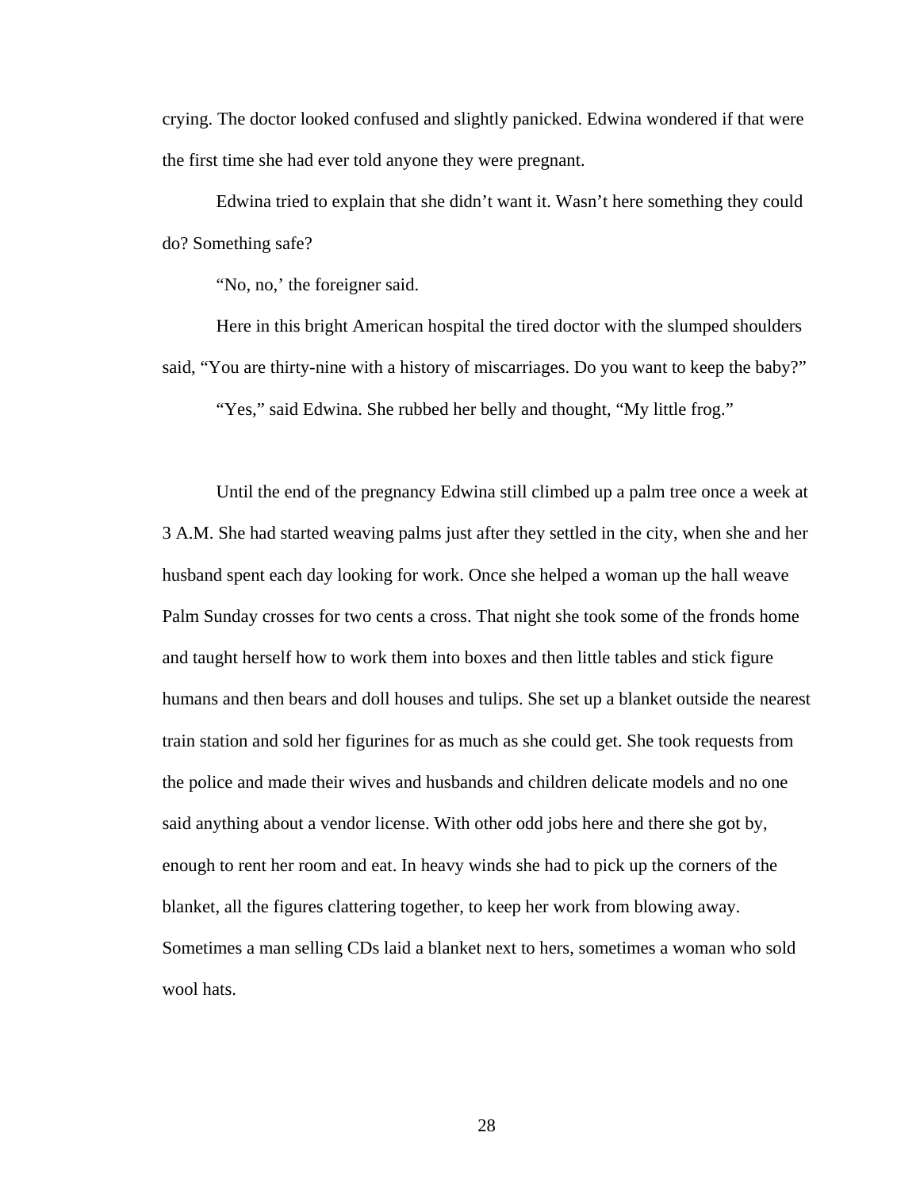crying. The doctor looked confused and slightly panicked. Edwina wondered if that were the first time she had ever told anyone they were pregnant.

Edwina tried to explain that she didn't want it. Wasn't here something they could do? Something safe?

"No, no,' the foreigner said.

Here in this bright American hospital the tired doctor with the slumped shoulders said, "You are thirty-nine with a history of miscarriages. Do you want to keep the baby?"

"Yes," said Edwina. She rubbed her belly and thought, "My little frog."

Until the end of the pregnancy Edwina still climbed up a palm tree once a week at 3 A.M. She had started weaving palms just after they settled in the city, when she and her husband spent each day looking for work. Once she helped a woman up the hall weave Palm Sunday crosses for two cents a cross. That night she took some of the fronds home and taught herself how to work them into boxes and then little tables and stick figure humans and then bears and doll houses and tulips. She set up a blanket outside the nearest train station and sold her figurines for as much as she could get. She took requests from the police and made their wives and husbands and children delicate models and no one said anything about a vendor license. With other odd jobs here and there she got by, enough to rent her room and eat. In heavy winds she had to pick up the corners of the blanket, all the figures clattering together, to keep her work from blowing away. Sometimes a man selling CDs laid a blanket next to hers, sometimes a woman who sold wool hats.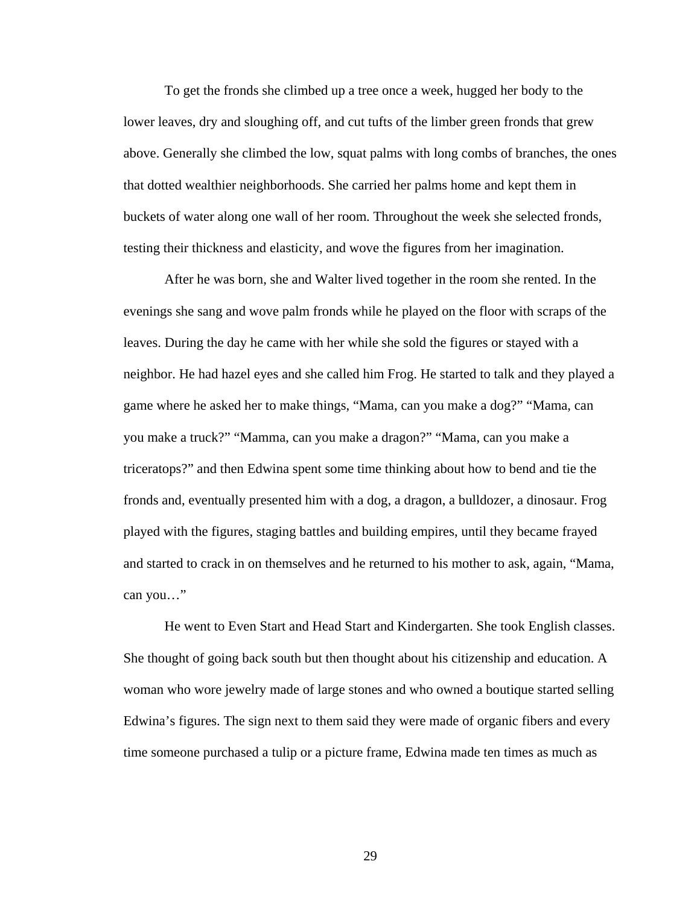To get the fronds she climbed up a tree once a week, hugged her body to the lower leaves, dry and sloughing off, and cut tufts of the limber green fronds that grew above. Generally she climbed the low, squat palms with long combs of branches, the ones that dotted wealthier neighborhoods. She carried her palms home and kept them in buckets of water along one wall of her room. Throughout the week she selected fronds, testing their thickness and elasticity, and wove the figures from her imagination.

After he was born, she and Walter lived together in the room she rented. In the evenings she sang and wove palm fronds while he played on the floor with scraps of the leaves. During the day he came with her while she sold the figures or stayed with a neighbor. He had hazel eyes and she called him Frog. He started to talk and they played a game where he asked her to make things, “Mama, can you make a dog?” “Mama, can you make a truck?” “Mamma, can you make a dragon?” “Mama, can you make a triceratops?” and then Edwina spent some time thinking about how to bend and tie the fronds and, eventually presented him with a dog, a dragon, a bulldozer, a dinosaur. Frog played with the figures, staging battles and building empires, until they became frayed and started to crack in on themselves and he returned to his mother to ask, again, “Mama, can you…”

He went to Even Start and Head Start and Kindergarten. She took English classes. She thought of going back south but then thought about his citizenship and education. A woman who wore jewelry made of large stones and who owned a boutique started selling Edwina’s figures. The sign next to them said they were made of organic fibers and every time someone purchased a tulip or a picture frame, Edwina made ten times as much as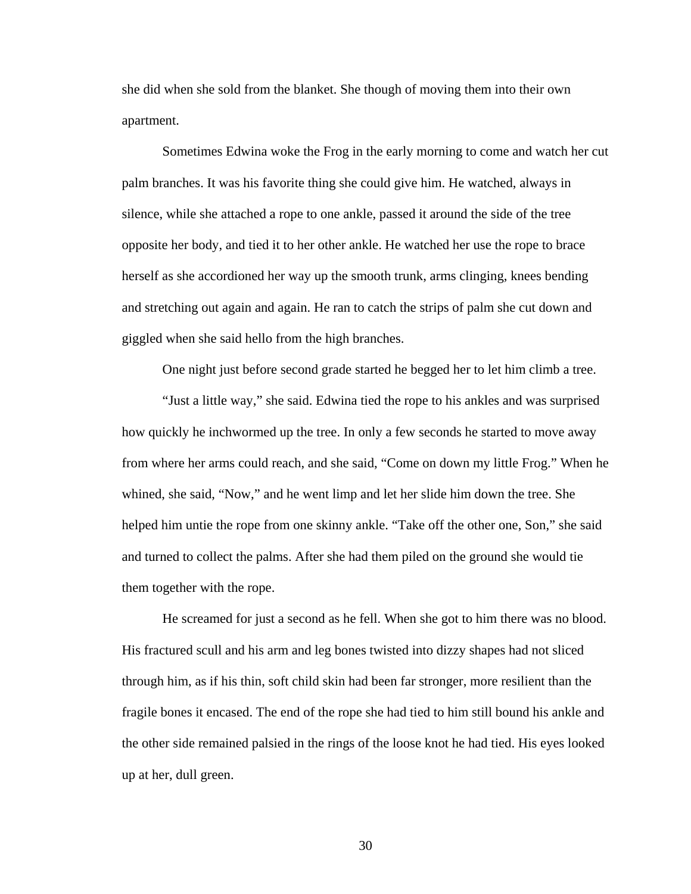she did when she sold from the blanket. She though of moving them into their own apartment.

Sometimes Edwina woke the Frog in the early morning to come and watch her cut palm branches. It was his favorite thing she could give him. He watched, always in silence, while she attached a rope to one ankle, passed it around the side of the tree opposite her body, and tied it to her other ankle. He watched her use the rope to brace herself as she accordioned her way up the smooth trunk, arms clinging, knees bending and stretching out again and again. He ran to catch the strips of palm she cut down and giggled when she said hello from the high branches.

One night just before second grade started he begged her to let him climb a tree.

"Just a little way," she said. Edwina tied the rope to his ankles and was surprised how quickly he inchwormed up the tree. In only a few seconds he started to move away from where her arms could reach, and she said, "Come on down my little Frog." When he whined, she said, "Now," and he went limp and let her slide him down the tree. She helped him untie the rope from one skinny ankle. "Take off the other one, Son," she said and turned to collect the palms. After she had them piled on the ground she would tie them together with the rope.

He screamed for just a second as he fell. When she got to him there was no blood. His fractured scull and his arm and leg bones twisted into dizzy shapes had not sliced through him, as if his thin, soft child skin had been far stronger, more resilient than the fragile bones it encased. The end of the rope she had tied to him still bound his ankle and the other side remained palsied in the rings of the loose knot he had tied. His eyes looked up at her, dull green.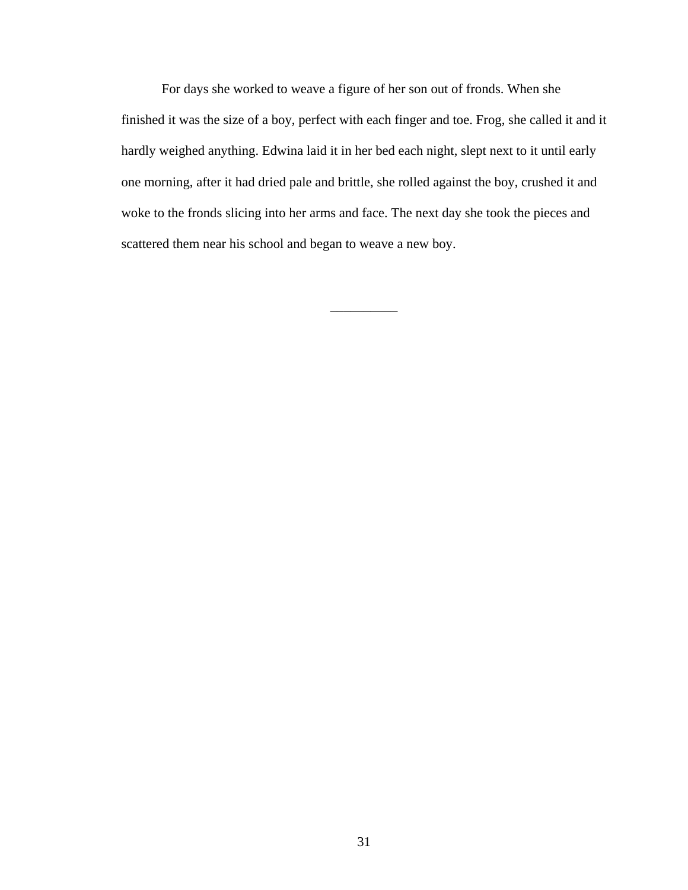For days she worked to weave a figure of her son out of fronds. When she finished it was the size of a boy, perfect with each finger and toe. Frog, she called it and it hardly weighed anything. Edwina laid it in her bed each night, slept next to it until early one morning, after it had dried pale and brittle, she rolled against the boy, crushed it and woke to the fronds slicing into her arms and face. The next day she took the pieces and scattered them near his school and began to weave a new boy.

__________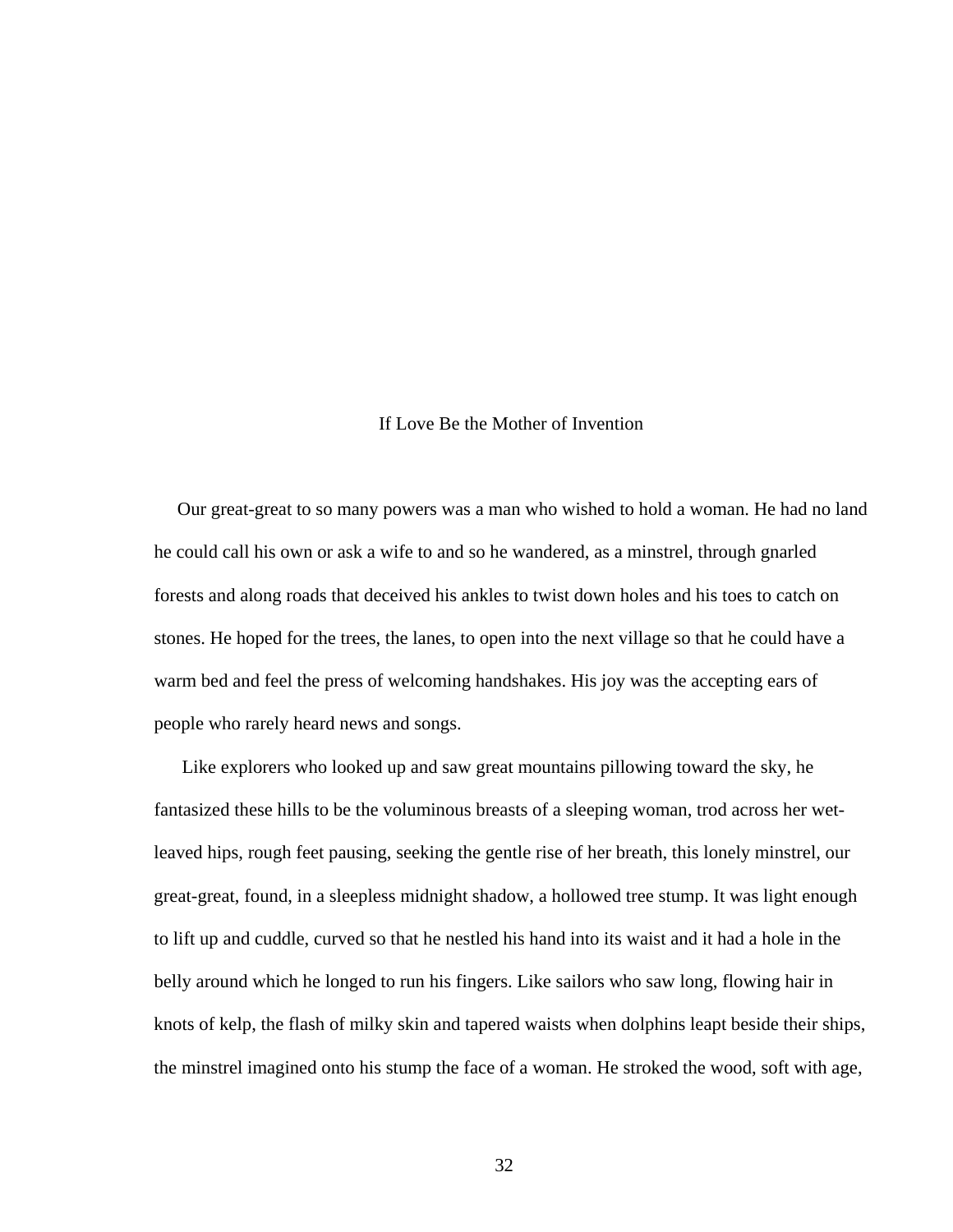# If Love Be the Mother of Invention

Our great-great to so many powers was a man who wished to hold a woman. He had no land he could call his own or ask a wife to and so he wandered, as a minstrel, through gnarled forests and along roads that deceived his ankles to twist down holes and his toes to catch on stones. He hoped for the trees, the lanes, to open into the next village so that he could have a warm bed and feel the press of welcoming handshakes. His joy was the accepting ears of people who rarely heard news and songs.

Like explorers who looked up and saw great mountains pillowing toward the sky, he fantasized these hills to be the voluminous breasts of a sleeping woman, trod across her wet-leaved hips, rough feet pausing, seeking the gentle rise of her breath, this lonely minstrel, our great-great, found, in a sleepless midnight shadow, a hollowed tree stump. It was light enough to lift up and cuddle, curved so that he nestled his hand into its waist and it had a hole in the belly around which he longed to run his fingers. Like sailors who saw long, flowing hair in knots of kelp, the flash of milky skin and tapered waists when dolphins leapt beside their ships, the minstrel imagined onto his stump the face of a woman. He stroked the wood, soft with age,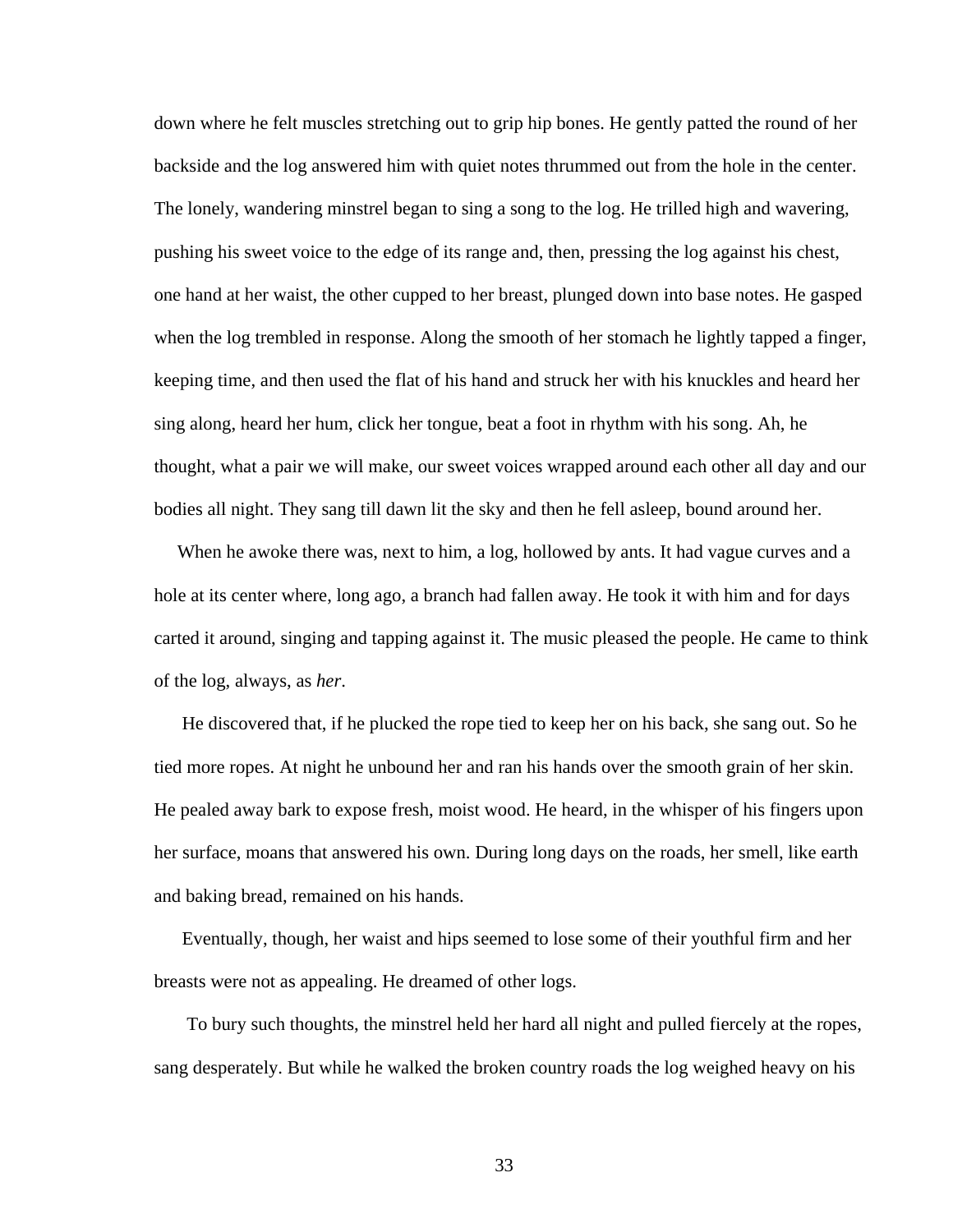down where he felt muscles stretching out to grip hip bones. He gently patted the round of her backside and the log answered him with quiet notes thrummed out from the hole in the center. The lonely, wandering minstrel began to sing a song to the log. He trilled high and wavering, pushing his sweet voice to the edge of its range and, then, pressing the log against his chest, one hand at her waist, the other cupped to her breast, plunged down into base notes. He gasped when the log trembled in response. Along the smooth of her stomach he lightly tapped a finger, keeping time, and then used the flat of his hand and struck her with his knuckles and heard her sing along, heard her hum, click her tongue, beat a foot in rhythm with his song. Ah, he thought, what a pair we will make, our sweet voices wrapped around each other all day and our bodies all night. They sang till dawn lit the sky and then he fell asleep, bound around her.

When he awoke there was, next to him, a log, hollowed by ants. It had vague curves and a hole at its center where, long ago, a branch had fallen away. He took it with him and for days carted it around, singing and tapping against it. The music pleased the people. He came to think of the log, always, as *her*.

He discovered that, if he plucked the rope tied to keep her on his back, she sang out. So he tied more ropes. At night he unbound her and ran his hands over the smooth grain of her skin. He pealed away bark to expose fresh, moist wood. He heard, in the whisper of his fingers upon her surface, moans that answered his own. During long days on the roads, her smell, like earth and baking bread, remained on his hands.

Eventually, though, her waist and hips seemed to lose some of their youthful firm and her breasts were not as appealing. He dreamed of other logs.

To bury such thoughts, the minstrel held her hard all night and pulled fiercely at the ropes, sang desperately. But while he walked the broken country roads the log weighed heavy on his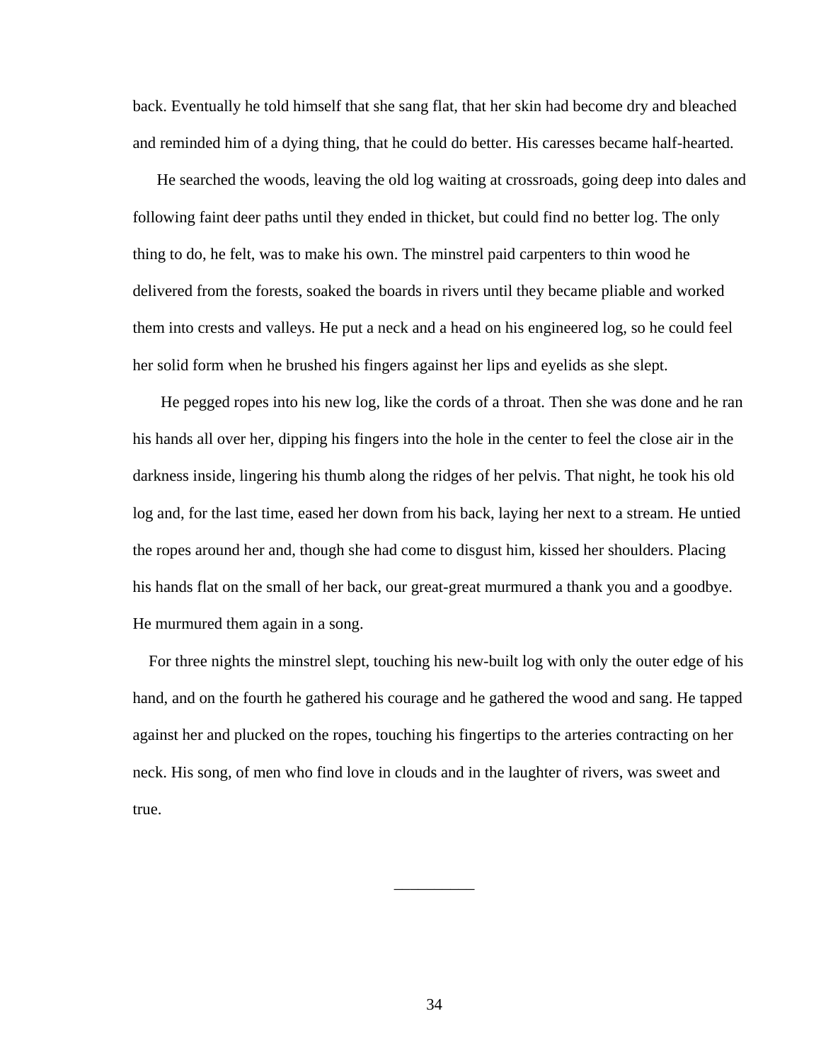back. Eventually he told himself that she sang flat, that her skin had become dry and bleached and reminded him of a dying thing, that he could do better. His caresses became half-hearted.

He searched the woods, leaving the old log waiting at crossroads, going deep into dales and following faint deer paths until they ended in thicket, but could find no better log. The only thing to do, he felt, was to make his own. The minstrel paid carpenters to thin wood he delivered from the forests, soaked the boards in rivers until they became pliable and worked them into crests and valleys. He put a neck and a head on his engineered log, so he could feel her solid form when he brushed his fingers against her lips and eyelids as she slept.

He pegged ropes into his new log, like the cords of a throat. Then she was done and he ran his hands all over her, dipping his fingers into the hole in the center to feel the close air in the darkness inside, lingering his thumb along the ridges of her pelvis. That night, he took his old log and, for the last time, eased her down from his back, laying her next to a stream. He untied the ropes around her and, though she had come to disgust him, kissed her shoulders. Placing his hands flat on the small of her back, our great-great murmured a thank you and a goodbye. He murmured them again in a song.

For three nights the minstrel slept, touching his new-built log with only the outer edge of his hand, and on the fourth he gathered his courage and he gathered the wood and sang. He tapped against her and plucked on the ropes, touching his fingertips to the arteries contracting on her neck. His song, of men who find love in clouds and in the laughter of rivers, was sweet and true.

__________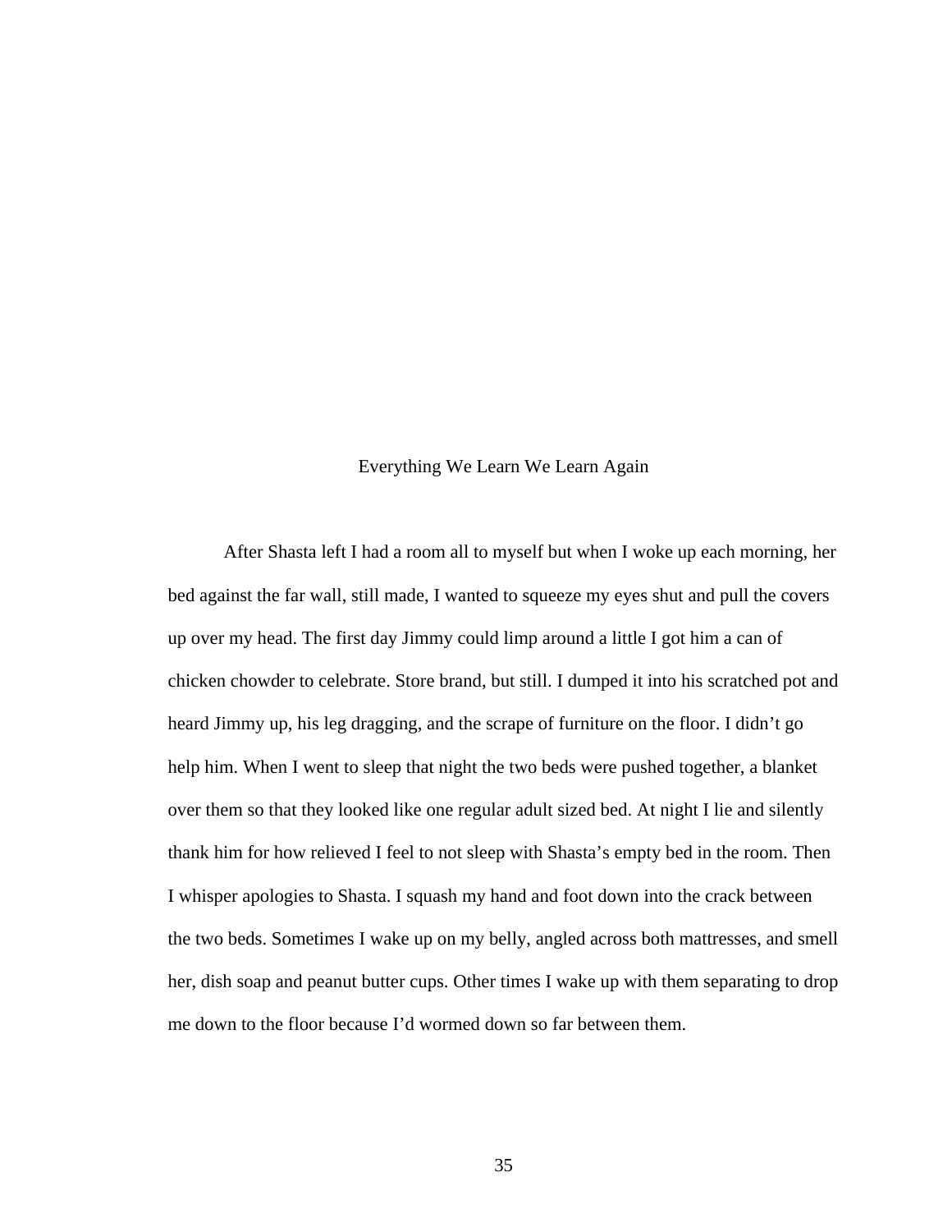# Everything We Learn We Learn Again

After Shasta left I had a room all to myself but when I woke up each morning, her bed against the far wall, still made, I wanted to squeeze my eyes shut and pull the covers up over my head. The first day Jimmy could limp around a little I got him a can of chicken chowder to celebrate. Store brand, but still. I dumped it into his scratched pot and heard Jimmy up, his leg dragging, and the scrape of furniture on the floor. I didn't go help him. When I went to sleep that night the two beds were pushed together, a blanket over them so that they looked like one regular adult sized bed. At night I lie and silently thank him for how relieved I feel to not sleep with Shasta's empty bed in the room. Then I whisper apologies to Shasta. I squash my hand and foot down into the crack between the two beds. Sometimes I wake up on my belly, angled across both mattresses, and smell her, dish soap and peanut butter cups. Other times I wake up with them separating to drop me down to the floor because I'd wormed down so far between them.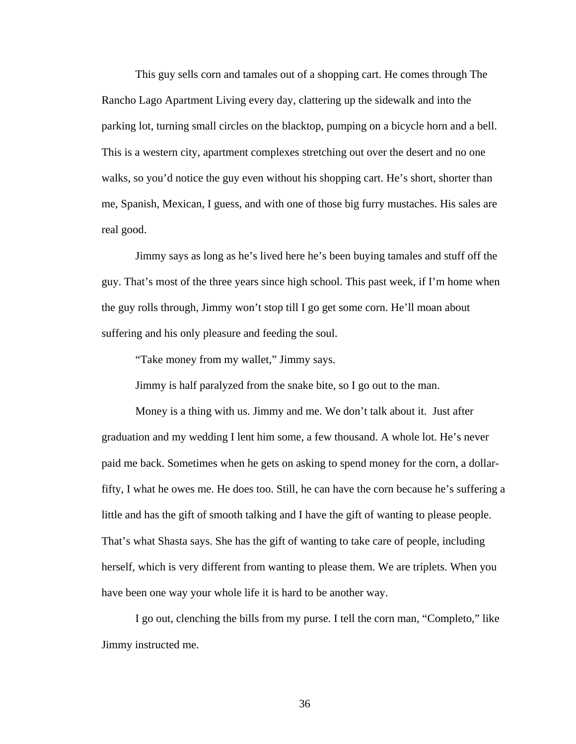This guy sells corn and tamales out of a shopping cart. He comes through The Rancho Lago Apartment Living every day, clattering up the sidewalk and into the parking lot, turning small circles on the blacktop, pumping on a bicycle horn and a bell. This is a western city, apartment complexes stretching out over the desert and no one walks, so you'd notice the guy even without his shopping cart. He's short, shorter than me, Spanish, Mexican, I guess, and with one of those big furry mustaches. His sales are real good.

Jimmy says as long as he's lived here he's been buying tamales and stuff off the guy. That's most of the three years since high school. This past week, if I'm home when the guy rolls through, Jimmy won't stop till I go get some corn. He'll moan about suffering and his only pleasure and feeding the soul.

"Take money from my wallet," Jimmy says.

Jimmy is half paralyzed from the snake bite, so I go out to the man.

Money is a thing with us. Jimmy and me. We don't talk about it. Just after graduation and my wedding I lent him some, a few thousand. A whole lot. He's never paid me back. Sometimes when he gets on asking to spend money for the corn, a dollar-fifty, I what he owes me. He does too. Still, he can have the corn because he's suffering a little and has the gift of smooth talking and I have the gift of wanting to please people. That's what Shasta says. She has the gift of wanting to take care of people, including herself, which is very different from wanting to please them. We are triplets. When you have been one way your whole life it is hard to be another way.

I go out, clenching the bills from my purse. I tell the corn man, "Completo," like Jimmy instructed me.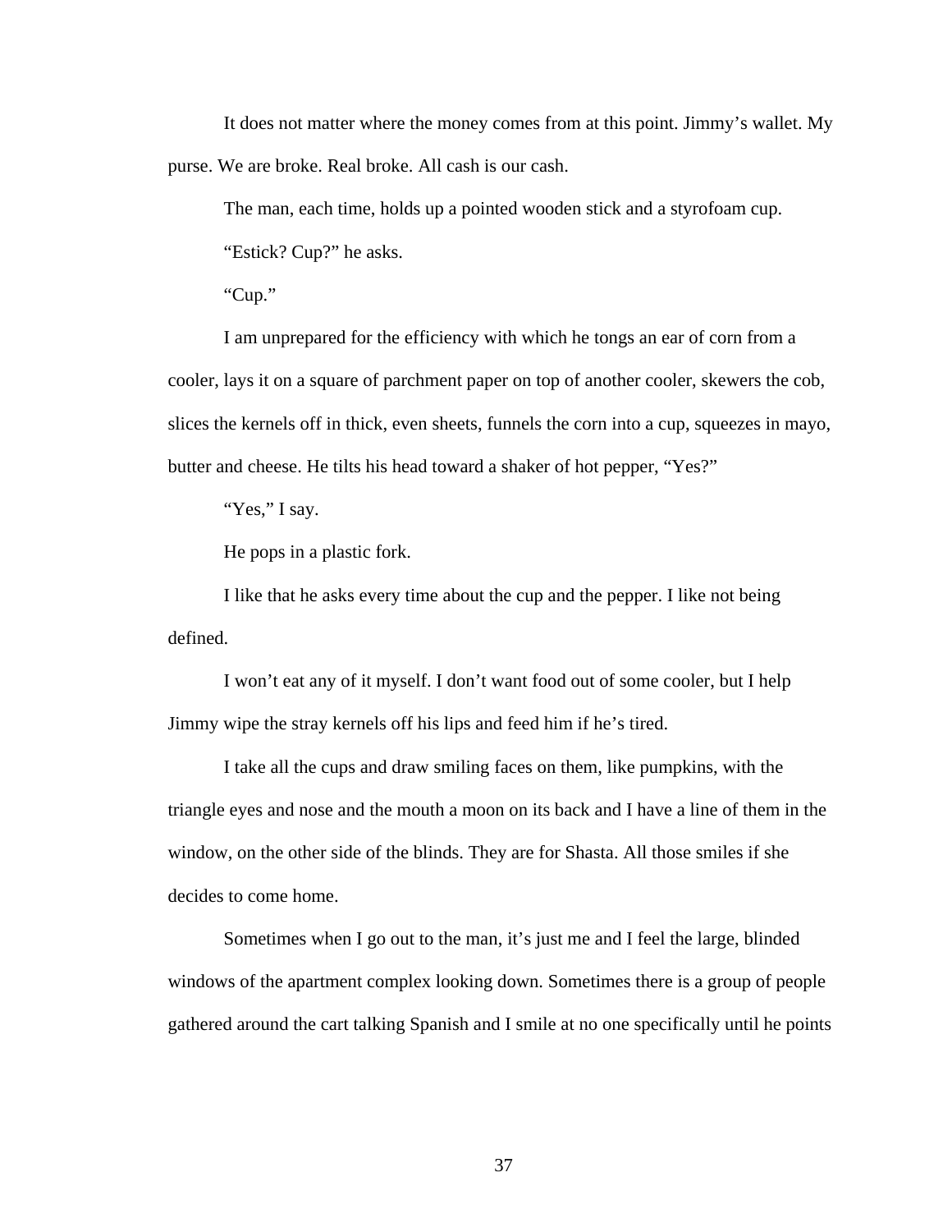It does not matter where the money comes from at this point. Jimmy's wallet. My purse. We are broke. Real broke. All cash is our cash.

The man, each time, holds up a pointed wooden stick and a styrofoam cup.

"Estick? Cup?" he asks.

"Cup."

I am unprepared for the efficiency with which he tongs an ear of corn from a cooler, lays it on a square of parchment paper on top of another cooler, skewers the cob, slices the kernels off in thick, even sheets, funnels the corn into a cup, squeezes in mayo, butter and cheese. He tilts his head toward a shaker of hot pepper, "Yes?"

"Yes," I say.

He pops in a plastic fork.

I like that he asks every time about the cup and the pepper. I like not being defined.

I won't eat any of it myself. I don't want food out of some cooler, but I help Jimmy wipe the stray kernels off his lips and feed him if he's tired.

I take all the cups and draw smiling faces on them, like pumpkins, with the triangle eyes and nose and the mouth a moon on its back and I have a line of them in the window, on the other side of the blinds. They are for Shasta. All those smiles if she decides to come home.

Sometimes when I go out to the man, it's just me and I feel the large, blinded windows of the apartment complex looking down. Sometimes there is a group of people gathered around the cart talking Spanish and I smile at no one specifically until he points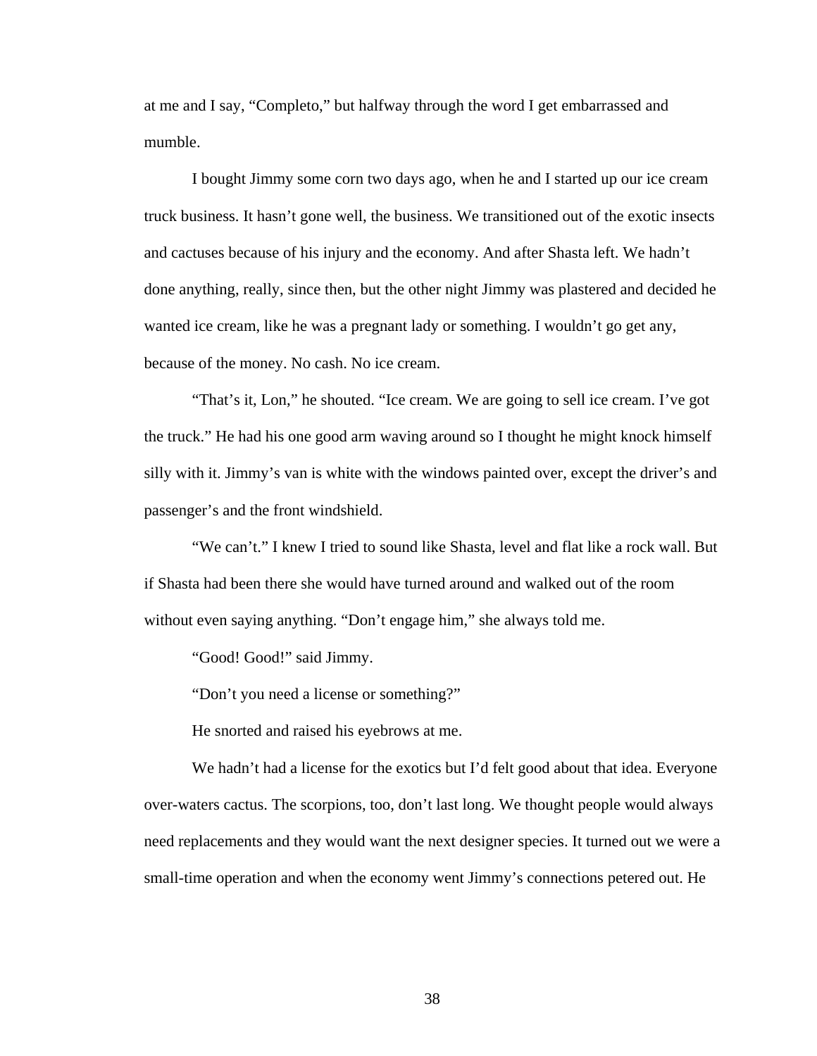at me and I say, "Completo," but halfway through the word I get embarrassed and mumble.

I bought Jimmy some corn two days ago, when he and I started up our ice cream truck business. It hasn't gone well, the business. We transitioned out of the exotic insects and cactuses because of his injury and the economy. And after Shasta left. We hadn't done anything, really, since then, but the other night Jimmy was plastered and decided he wanted ice cream, like he was a pregnant lady or something. I wouldn't go get any, because of the money. No cash. No ice cream.

"That's it, Lon," he shouted. "Ice cream. We are going to sell ice cream. I've got the truck." He had his one good arm waving around so I thought he might knock himself silly with it. Jimmy's van is white with the windows painted over, except the driver's and passenger's and the front windshield.

"We can't." I knew I tried to sound like Shasta, level and flat like a rock wall. But if Shasta had been there she would have turned around and walked out of the room without even saying anything. "Don't engage him," she always told me.

"Good! Good!" said Jimmy.

"Don't you need a license or something?"

He snorted and raised his eyebrows at me.

We hadn't had a license for the exotics but I'd felt good about that idea. Everyone over-waters cactus. The scorpions, too, don't last long. We thought people would always need replacements and they would want the next designer species. It turned out we were a small-time operation and when the economy went Jimmy's connections petered out. He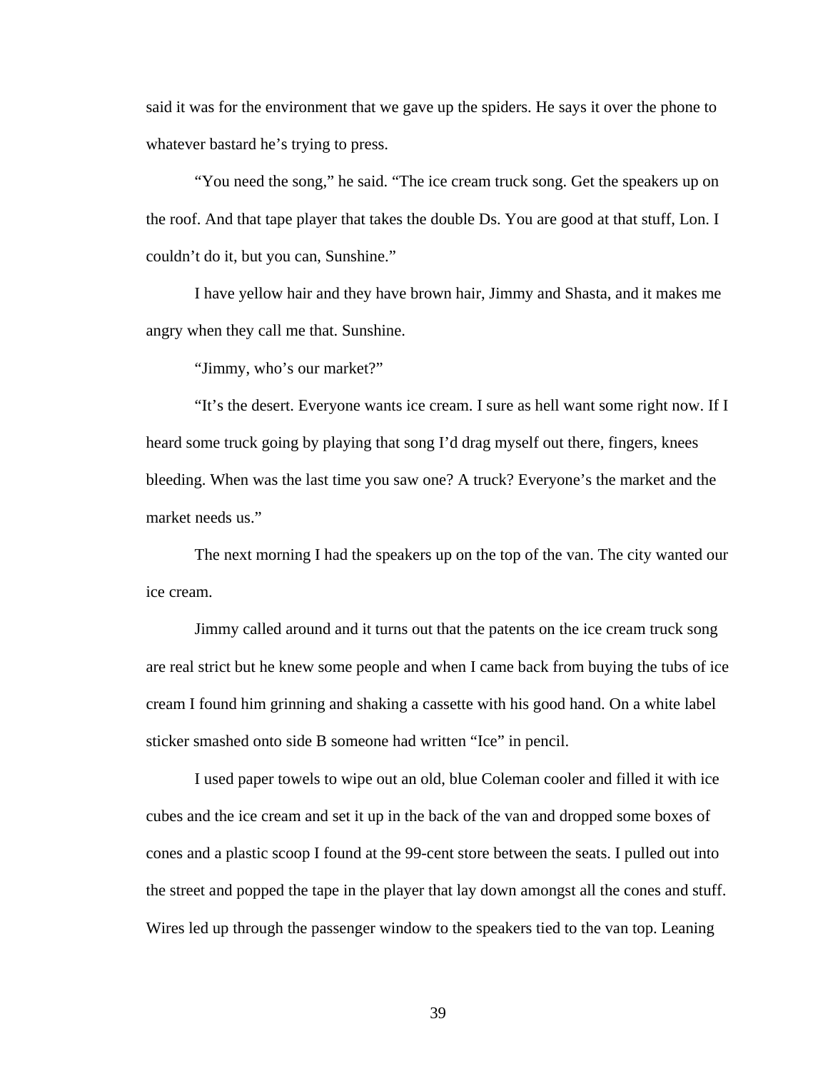said it was for the environment that we gave up the spiders. He says it over the phone to whatever bastard he's trying to press.

"You need the song," he said. "The ice cream truck song. Get the speakers up on the roof. And that tape player that takes the double Ds. You are good at that stuff, Lon. I couldn't do it, but you can, Sunshine."

I have yellow hair and they have brown hair, Jimmy and Shasta, and it makes me angry when they call me that. Sunshine.

"Jimmy, who's our market?"

"It's the desert. Everyone wants ice cream. I sure as hell want some right now. If I heard some truck going by playing that song I'd drag myself out there, fingers, knees bleeding. When was the last time you saw one? A truck? Everyone's the market and the market needs us."

The next morning I had the speakers up on the top of the van. The city wanted our ice cream.

Jimmy called around and it turns out that the patents on the ice cream truck song are real strict but he knew some people and when I came back from buying the tubs of ice cream I found him grinning and shaking a cassette with his good hand. On a white label sticker smashed onto side B someone had written "Ice" in pencil.

I used paper towels to wipe out an old, blue Coleman cooler and filled it with ice cubes and the ice cream and set it up in the back of the van and dropped some boxes of cones and a plastic scoop I found at the 99-cent store between the seats. I pulled out into the street and popped the tape in the player that lay down amongst all the cones and stuff. Wires led up through the passenger window to the speakers tied to the van top. Leaning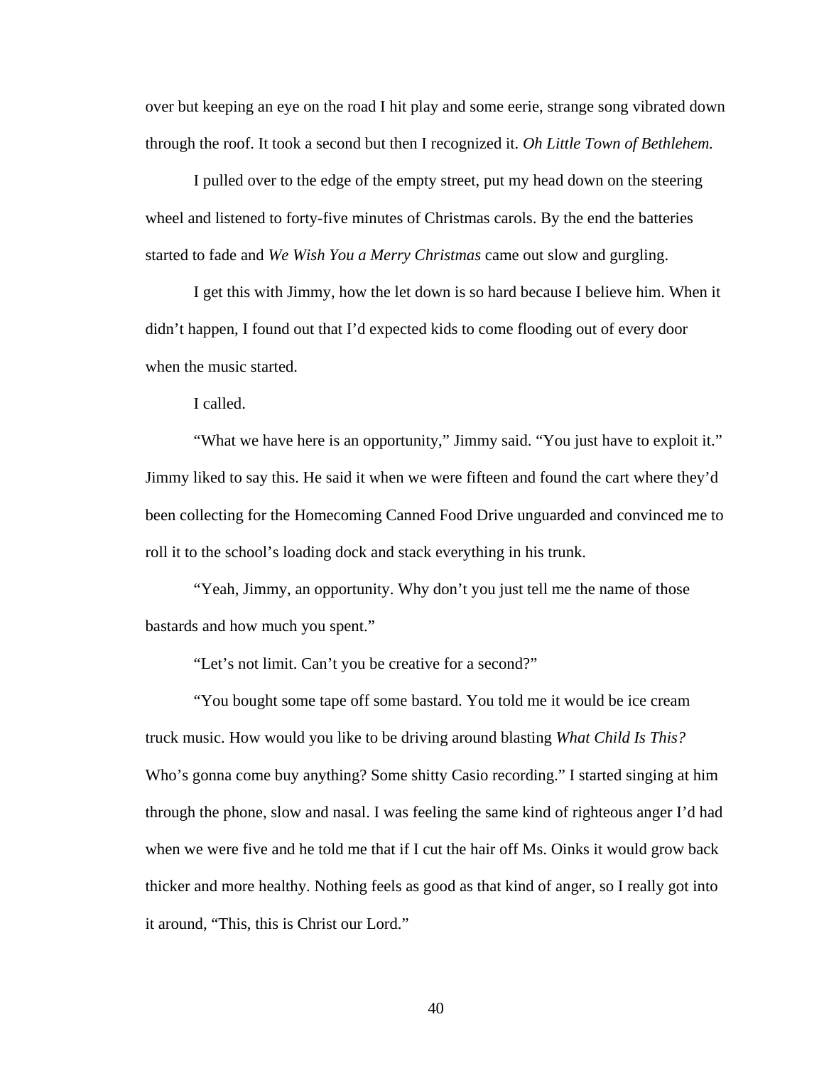over but keeping an eye on the road I hit play and some eerie, strange song vibrated down through the roof. It took a second but then I recognized it. *Oh Little Town of Bethlehem.*

I pulled over to the edge of the empty street, put my head down on the steering wheel and listened to forty-five minutes of Christmas carols. By the end the batteries started to fade and *We Wish You a Merry Christmas* came out slow and gurgling.

I get this with Jimmy, how the let down is so hard because I believe him. When it didn't happen, I found out that I'd expected kids to come flooding out of every door when the music started.

I called.

"What we have here is an opportunity," Jimmy said. "You just have to exploit it." Jimmy liked to say this. He said it when we were fifteen and found the cart where they'd been collecting for the Homecoming Canned Food Drive unguarded and convinced me to roll it to the school's loading dock and stack everything in his trunk.

"Yeah, Jimmy, an opportunity. Why don't you just tell me the name of those bastards and how much you spent."

"Let's not limit. Can't you be creative for a second?"

"You bought some tape off some bastard. You told me it would be ice cream truck music. How would you like to be driving around blasting *What Child Is This?* Who's gonna come buy anything? Some shitty Casio recording." I started singing at him through the phone, slow and nasal. I was feeling the same kind of righteous anger I'd had when we were five and he told me that if I cut the hair off Ms. Oinks it would grow back thicker and more healthy. Nothing feels as good as that kind of anger, so I really got into it around, "This, this is Christ our Lord."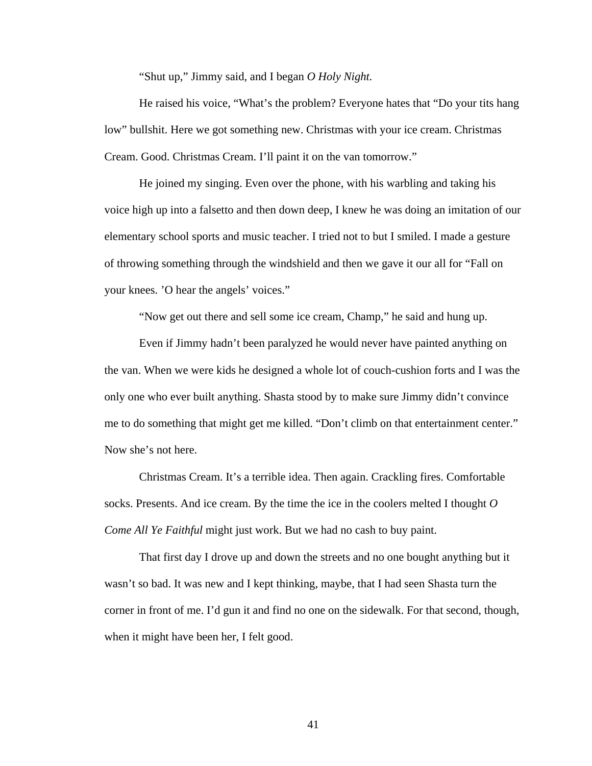"Shut up," Jimmy said, and I began *O Holy Night.*

He raised his voice, "What's the problem? Everyone hates that "Do your tits hang low" bullshit. Here we got something new. Christmas with your ice cream. Christmas Cream. Good. Christmas Cream. I'll paint it on the van tomorrow."

He joined my singing. Even over the phone, with his warbling and taking his voice high up into a falsetto and then down deep, I knew he was doing an imitation of our elementary school sports and music teacher. I tried not to but I smiled. I made a gesture of throwing something through the windshield and then we gave it our all for "Fall on your knees. 'O hear the angels' voices."

"Now get out there and sell some ice cream, Champ," he said and hung up.

Even if Jimmy hadn't been paralyzed he would never have painted anything on the van. When we were kids he designed a whole lot of couch-cushion forts and I was the only one who ever built anything. Shasta stood by to make sure Jimmy didn't convince me to do something that might get me killed. "Don't climb on that entertainment center." Now she's not here.

Christmas Cream. It's a terrible idea. Then again. Crackling fires. Comfortable socks. Presents. And ice cream. By the time the ice in the coolers melted I thought *O Come All Ye Faithful* might just work. But we had no cash to buy paint.

That first day I drove up and down the streets and no one bought anything but it wasn't so bad. It was new and I kept thinking, maybe, that I had seen Shasta turn the corner in front of me. I'd gun it and find no one on the sidewalk. For that second, though, when it might have been her, I felt good.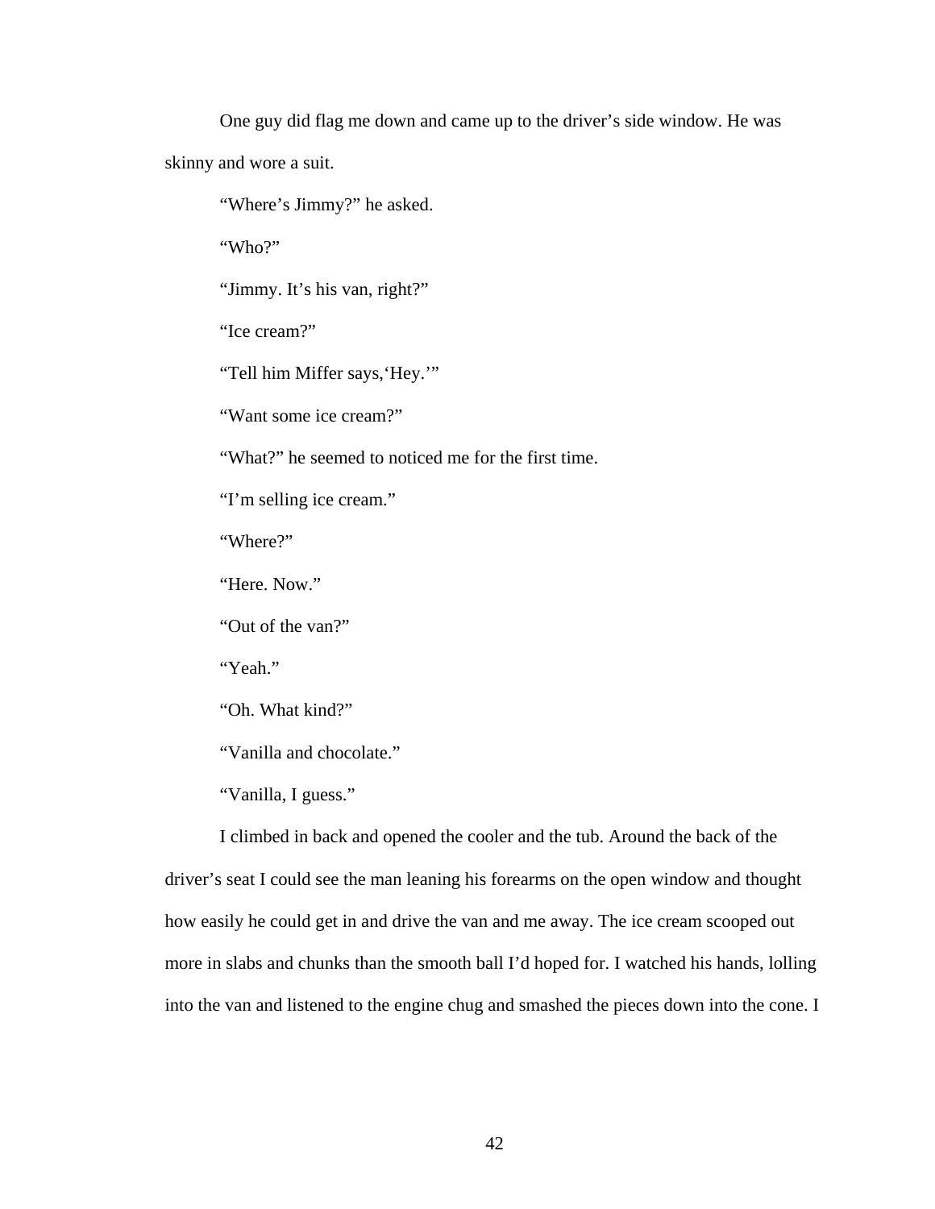One guy did flag me down and came up to the driver's side window. He was skinny and wore a suit.

"Where's Jimmy?" he asked.

"Who?"

"Jimmy. It's his van, right?"

"Ice cream?"

"Tell him Miffer says,'Hey.'"

"Want some ice cream?"

"What?" he seemed to noticed me for the first time.

"I'm selling ice cream."

"Where?"

"Here. Now."

"Out of the van?"

"Yeah."

"Oh. What kind?"

"Vanilla and chocolate."

"Vanilla, I guess."

I climbed in back and opened the cooler and the tub. Around the back of the driver's seat I could see the man leaning his forearms on the open window and thought how easily he could get in and drive the van and me away. The ice cream scooped out more in slabs and chunks than the smooth ball I'd hoped for. I watched his hands, lolling into the van and listened to the engine chug and smashed the pieces down into the cone. I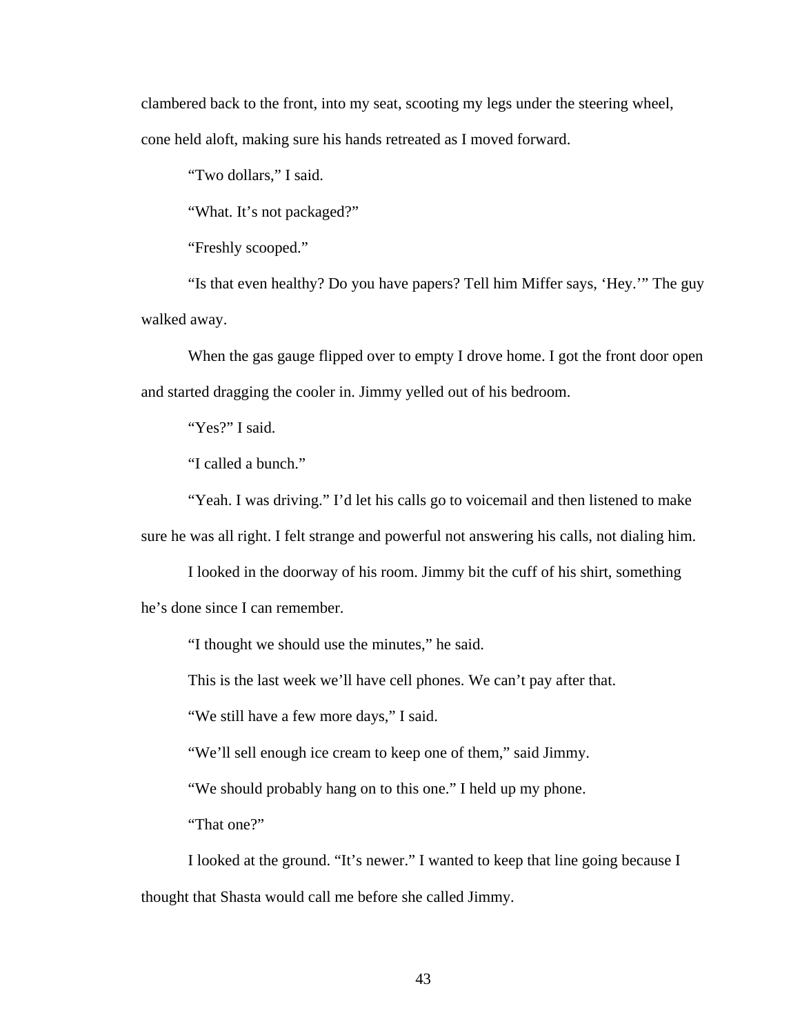clambered back to the front, into my seat, scooting my legs under the steering wheel, cone held aloft, making sure his hands retreated as I moved forward.

“Two dollars,” I said.

“What. It’s not packaged?”

“Freshly scooped.”

“Is that even healthy? Do you have papers? Tell him Miffer says, ‘Hey.’” The guy walked away.

When the gas gauge flipped over to empty I drove home. I got the front door open and started dragging the cooler in. Jimmy yelled out of his bedroom.

“Yes?” I said.

“I called a bunch.”

“Yeah. I was driving.” I’d let his calls go to voicemail and then listened to make sure he was all right. I felt strange and powerful not answering his calls, not dialing him.

I looked in the doorway of his room. Jimmy bit the cuff of his shirt, something he’s done since I can remember.

“I thought we should use the minutes,” he said.

This is the last week we’ll have cell phones. We can’t pay after that.

“We still have a few more days,” I said.

“We’ll sell enough ice cream to keep one of them,” said Jimmy.

“We should probably hang on to this one.” I held up my phone.

“That one?”

I looked at the ground. “It’s newer.” I wanted to keep that line going because I thought that Shasta would call me before she called Jimmy.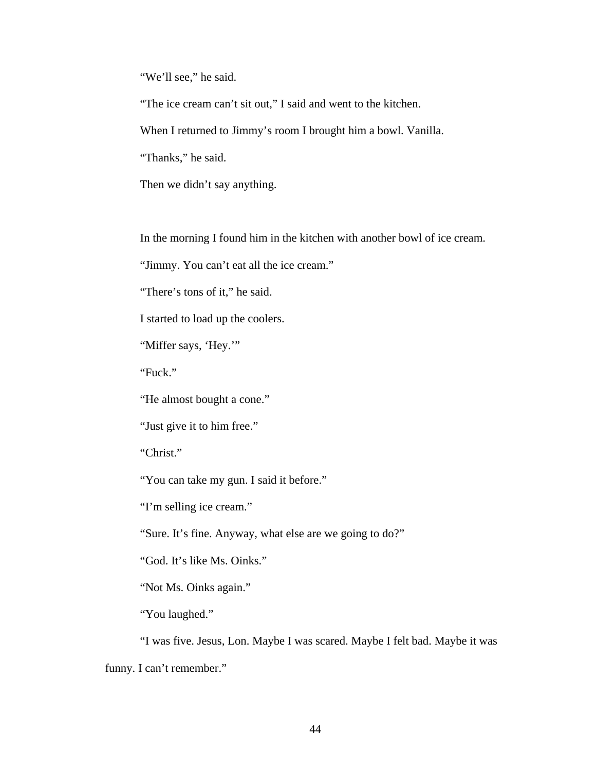“We’ll see,” he said.

“The ice cream can’t sit out,” I said and went to the kitchen.

When I returned to Jimmy’s room I brought him a bowl. Vanilla.

“Thanks,” he said.

Then we didn’t say anything.

In the morning I found him in the kitchen with another bowl of ice cream.

“Jimmy. You can’t eat all the ice cream.”

“There’s tons of it,” he said.

I started to load up the coolers.

“Miffer says, ‘Hey.’”

“Fuck.”

“He almost bought a cone.”

“Just give it to him free.”

“Christ.”

“You can take my gun. I said it before.”

“I’m selling ice cream.”

“Sure. It’s fine. Anyway, what else are we going to do?”

“God. It’s like Ms. Oinks.”

“Not Ms. Oinks again.”

“You laughed.”

“I was five. Jesus, Lon. Maybe I was scared. Maybe I felt bad. Maybe it was funny. I can’t remember.”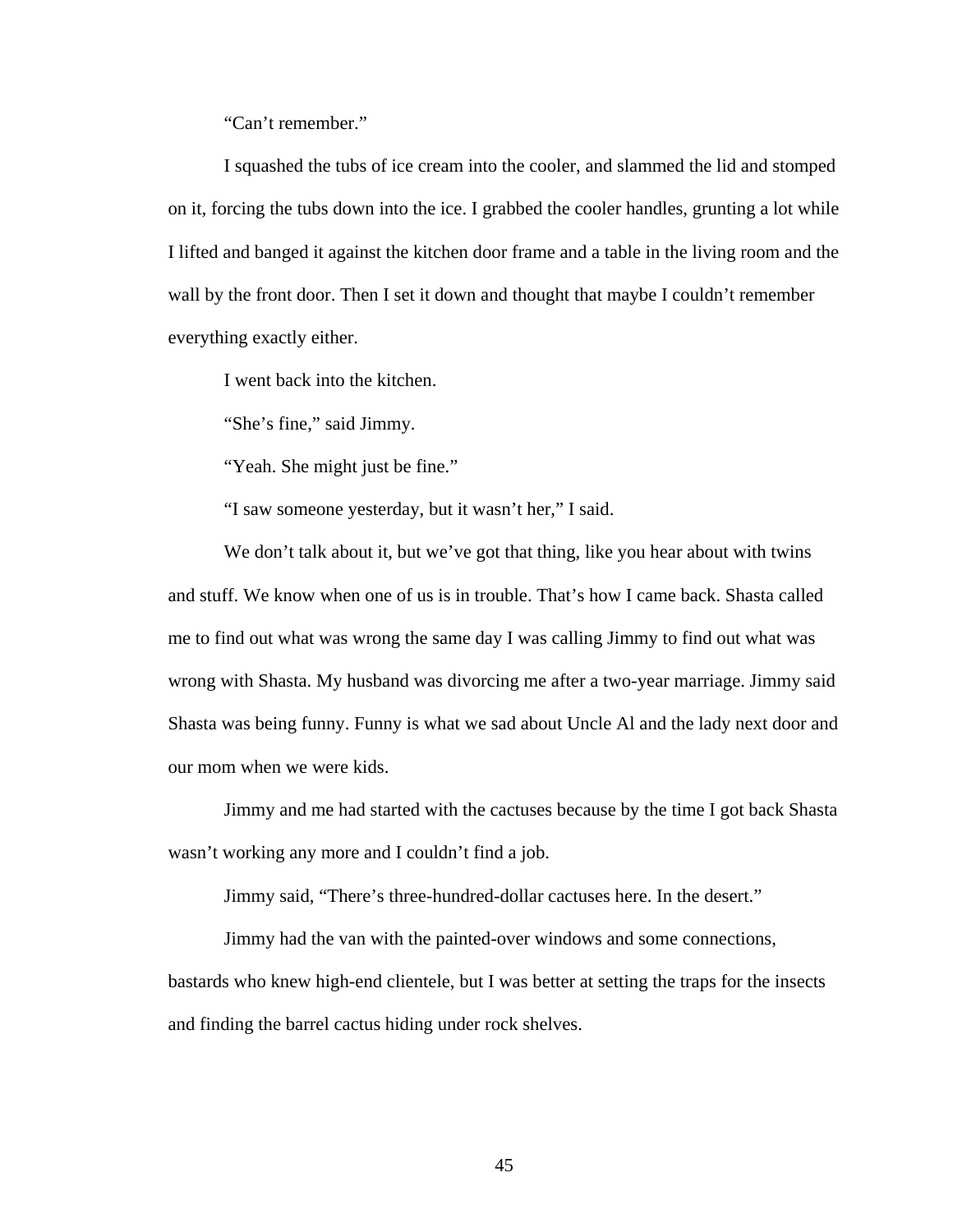"Can't remember."

I squashed the tubs of ice cream into the cooler, and slammed the lid and stomped on it, forcing the tubs down into the ice. I grabbed the cooler handles, grunting a lot while I lifted and banged it against the kitchen door frame and a table in the living room and the wall by the front door. Then I set it down and thought that maybe I couldn't remember everything exactly either.

I went back into the kitchen.

"She's fine," said Jimmy.

"Yeah. She might just be fine."

"I saw someone yesterday, but it wasn't her," I said.

We don't talk about it, but we've got that thing, like you hear about with twins and stuff. We know when one of us is in trouble. That's how I came back. Shasta called me to find out what was wrong the same day I was calling Jimmy to find out what was wrong with Shasta. My husband was divorcing me after a two-year marriage. Jimmy said Shasta was being funny. Funny is what we sad about Uncle Al and the lady next door and our mom when we were kids.

Jimmy and me had started with the cactuses because by the time I got back Shasta wasn't working any more and I couldn't find a job.

Jimmy said, "There's three-hundred-dollar cactuses here. In the desert."

Jimmy had the van with the painted-over windows and some connections, bastards who knew high-end clientele, but I was better at setting the traps for the insects and finding the barrel cactus hiding under rock shelves.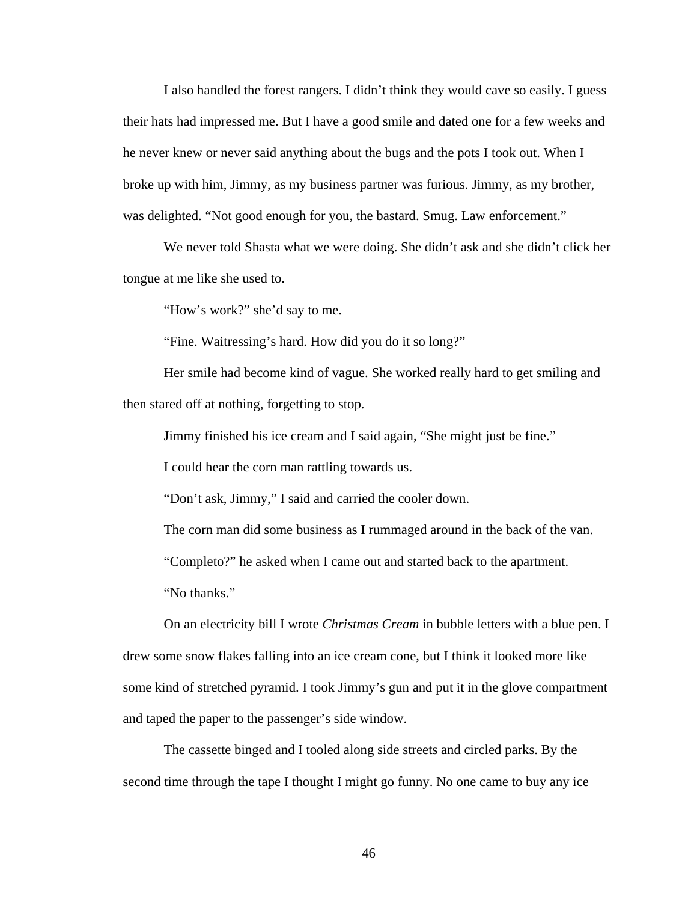I also handled the forest rangers. I didn't think they would cave so easily. I guess their hats had impressed me. But I have a good smile and dated one for a few weeks and he never knew or never said anything about the bugs and the pots I took out. When I broke up with him, Jimmy, as my business partner was furious. Jimmy, as my brother, was delighted. "Not good enough for you, the bastard. Smug. Law enforcement."

We never told Shasta what we were doing. She didn't ask and she didn't click her tongue at me like she used to.

"How's work?" she'd say to me.

"Fine. Waitressing's hard. How did you do it so long?"

Her smile had become kind of vague. She worked really hard to get smiling and then stared off at nothing, forgetting to stop.

Jimmy finished his ice cream and I said again, "She might just be fine."

I could hear the corn man rattling towards us.

"Don't ask, Jimmy," I said and carried the cooler down.

The corn man did some business as I rummaged around in the back of the van.

"Completo?" he asked when I came out and started back to the apartment.

"No thanks."

On an electricity bill I wrote *Christmas Cream* in bubble letters with a blue pen. I drew some snow flakes falling into an ice cream cone, but I think it looked more like some kind of stretched pyramid. I took Jimmy's gun and put it in the glove compartment and taped the paper to the passenger's side window.

The cassette binged and I tooled along side streets and circled parks. By the second time through the tape I thought I might go funny. No one came to buy any ice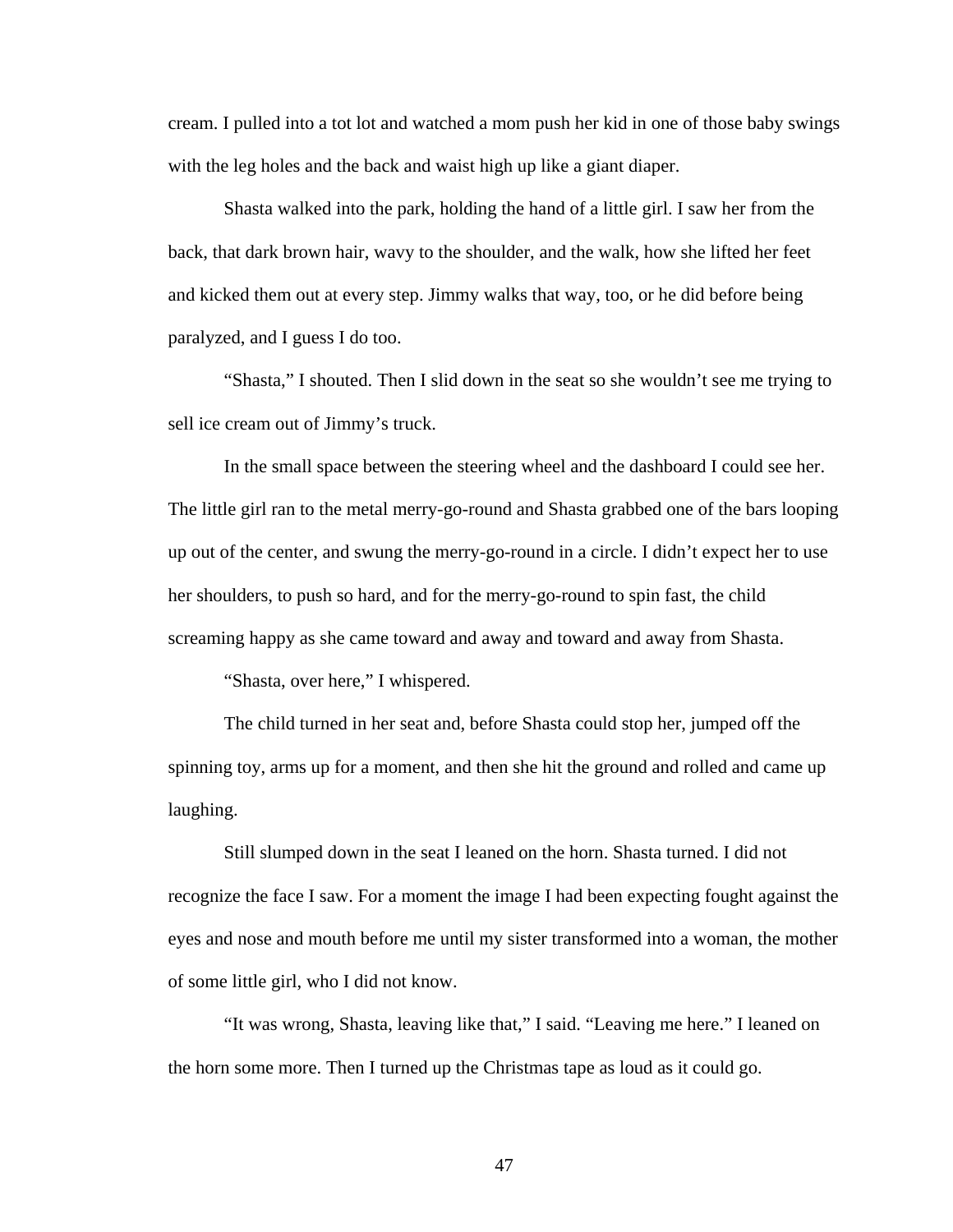cream. I pulled into a tot lot and watched a mom push her kid in one of those baby swings with the leg holes and the back and waist high up like a giant diaper.

Shasta walked into the park, holding the hand of a little girl. I saw her from the back, that dark brown hair, wavy to the shoulder, and the walk, how she lifted her feet and kicked them out at every step. Jimmy walks that way, too, or he did before being paralyzed, and I guess I do too.

"Shasta," I shouted. Then I slid down in the seat so she wouldn't see me trying to sell ice cream out of Jimmy's truck.

In the small space between the steering wheel and the dashboard I could see her. The little girl ran to the metal merry-go-round and Shasta grabbed one of the bars looping up out of the center, and swung the merry-go-round in a circle. I didn't expect her to use her shoulders, to push so hard, and for the merry-go-round to spin fast, the child screaming happy as she came toward and away and toward and away from Shasta.

"Shasta, over here," I whispered.

The child turned in her seat and, before Shasta could stop her, jumped off the spinning toy, arms up for a moment, and then she hit the ground and rolled and came up laughing.

Still slumped down in the seat I leaned on the horn. Shasta turned. I did not recognize the face I saw. For a moment the image I had been expecting fought against the eyes and nose and mouth before me until my sister transformed into a woman, the mother of some little girl, who I did not know.

"It was wrong, Shasta, leaving like that," I said. "Leaving me here." I leaned on the horn some more. Then I turned up the Christmas tape as loud as it could go.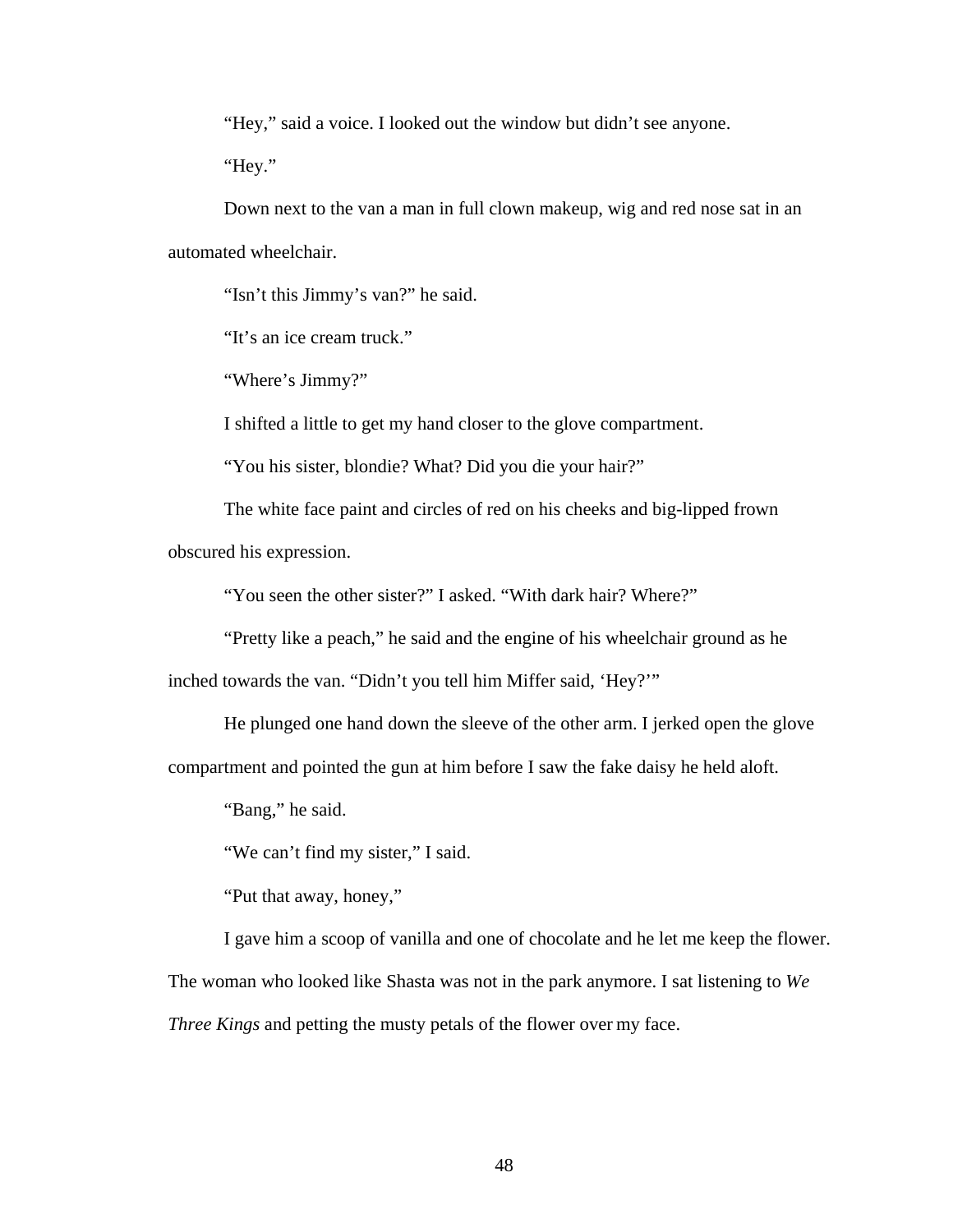"Hey," said a voice. I looked out the window but didn't see anyone.

"Hey."

Down next to the van a man in full clown makeup, wig and red nose sat in an automated wheelchair.

"Isn't this Jimmy's van?" he said.

"It's an ice cream truck."

"Where's Jimmy?"

I shifted a little to get my hand closer to the glove compartment.

"You his sister, blondie? What? Did you die your hair?"

The white face paint and circles of red on his cheeks and big-lipped frown obscured his expression.

"You seen the other sister?" I asked. "With dark hair? Where?"

"Pretty like a peach," he said and the engine of his wheelchair ground as he inched towards the van. "Didn't you tell him Miffer said, 'Hey?'"

He plunged one hand down the sleeve of the other arm. I jerked open the glove compartment and pointed the gun at him before I saw the fake daisy he held aloft.

"Bang," he said.

"We can't find my sister," I said.

"Put that away, honey,"

I gave him a scoop of vanilla and one of chocolate and he let me keep the flower. The woman who looked like Shasta was not in the park anymore. I sat listening to *We Three Kings* and petting the musty petals of the flower over my face.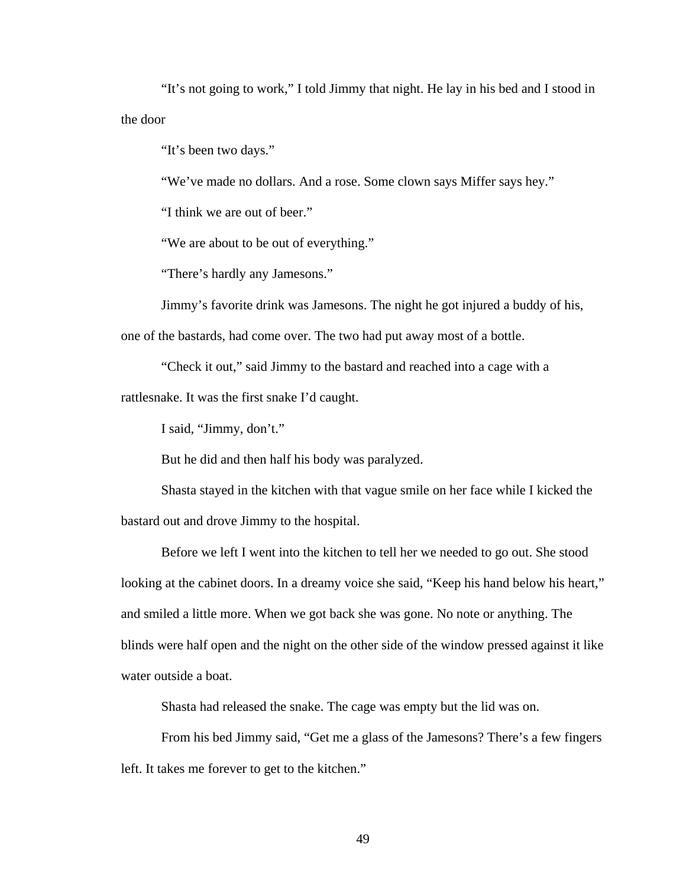“It’s not going to work,” I told Jimmy that night. He lay in his bed and I stood in the door

“It’s been two days.”

“We’ve made no dollars. And a rose. Some clown says Miffer says hey.”

“I think we are out of beer.”

“We are about to be out of everything.”

“There’s hardly any Jamesons.”

Jimmy’s favorite drink was Jamesons. The night he got injured a buddy of his, one of the bastards, had come over. The two had put away most of a bottle.

“Check it out,” said Jimmy to the bastard and reached into a cage with a rattlesnake. It was the first snake I’d caught.

I said, “Jimmy, don’t.”

But he did and then half his body was paralyzed.

Shasta stayed in the kitchen with that vague smile on her face while I kicked the bastard out and drove Jimmy to the hospital.

Before we left I went into the kitchen to tell her we needed to go out. She stood looking at the cabinet doors. In a dreamy voice she said, “Keep his hand below his heart,” and smiled a little more. When we got back she was gone. No note or anything. The blinds were half open and the night on the other side of the window pressed against it like water outside a boat.

Shasta had released the snake. The cage was empty but the lid was on.

From his bed Jimmy said, “Get me a glass of the Jamesons? There’s a few fingers left. It takes me forever to get to the kitchen.”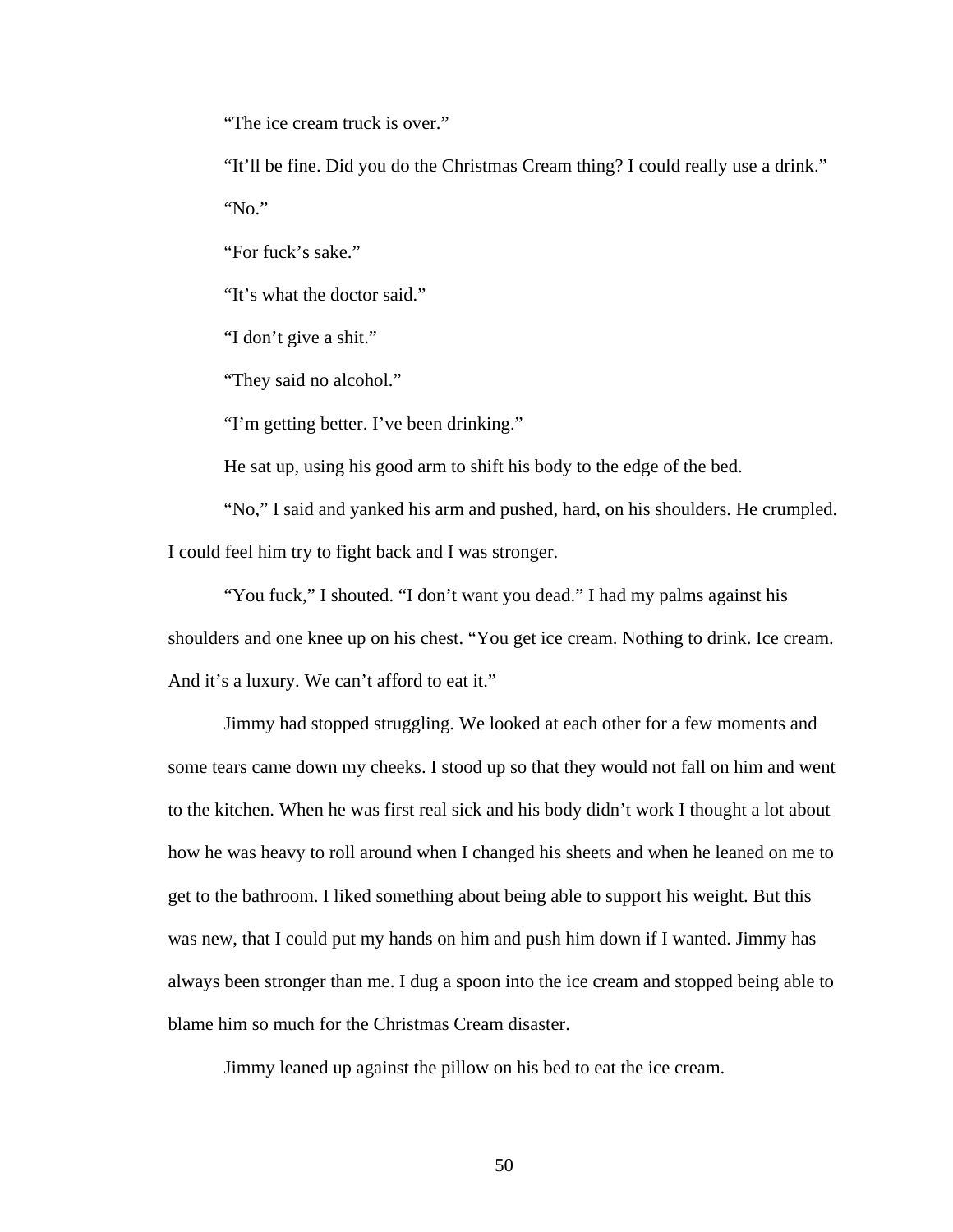"The ice cream truck is over."

"It'll be fine. Did you do the Christmas Cream thing? I could really use a drink."

"No."

"For fuck's sake."

"It's what the doctor said."

"I don't give a shit."

"They said no alcohol."

"I'm getting better. I've been drinking."

He sat up, using his good arm to shift his body to the edge of the bed.

"No," I said and yanked his arm and pushed, hard, on his shoulders. He crumpled. I could feel him try to fight back and I was stronger.

"You fuck," I shouted. "I don't want you dead." I had my palms against his shoulders and one knee up on his chest. "You get ice cream. Nothing to drink. Ice cream. And it's a luxury. We can't afford to eat it."

Jimmy had stopped struggling. We looked at each other for a few moments and some tears came down my cheeks. I stood up so that they would not fall on him and went to the kitchen. When he was first real sick and his body didn't work I thought a lot about how he was heavy to roll around when I changed his sheets and when he leaned on me to get to the bathroom. I liked something about being able to support his weight. But this was new, that I could put my hands on him and push him down if I wanted. Jimmy has always been stronger than me. I dug a spoon into the ice cream and stopped being able to blame him so much for the Christmas Cream disaster.

Jimmy leaned up against the pillow on his bed to eat the ice cream.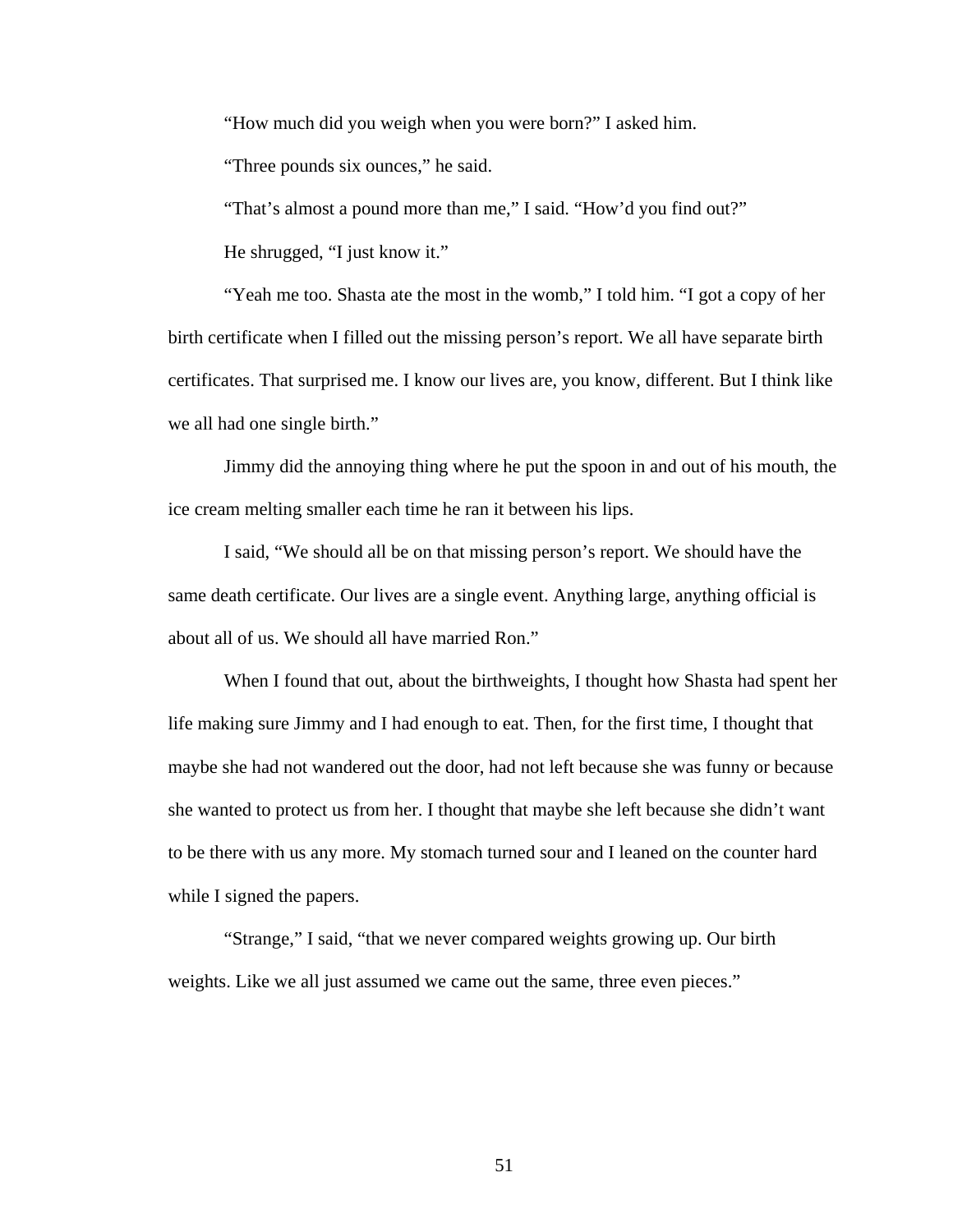"How much did you weigh when you were born?" I asked him.

"Three pounds six ounces," he said.

"That's almost a pound more than me," I said. "How'd you find out?"

He shrugged, "I just know it."

"Yeah me too. Shasta ate the most in the womb," I told him. "I got a copy of her birth certificate when I filled out the missing person's report. We all have separate birth certificates. That surprised me. I know our lives are, you know, different. But I think like we all had one single birth."

Jimmy did the annoying thing where he put the spoon in and out of his mouth, the ice cream melting smaller each time he ran it between his lips.

I said, "We should all be on that missing person's report. We should have the same death certificate. Our lives are a single event. Anything large, anything official is about all of us. We should all have married Ron."

When I found that out, about the birthweights, I thought how Shasta had spent her life making sure Jimmy and I had enough to eat. Then, for the first time, I thought that maybe she had not wandered out the door, had not left because she was funny or because she wanted to protect us from her. I thought that maybe she left because she didn't want to be there with us any more. My stomach turned sour and I leaned on the counter hard while I signed the papers.

"Strange," I said, "that we never compared weights growing up. Our birth weights. Like we all just assumed we came out the same, three even pieces."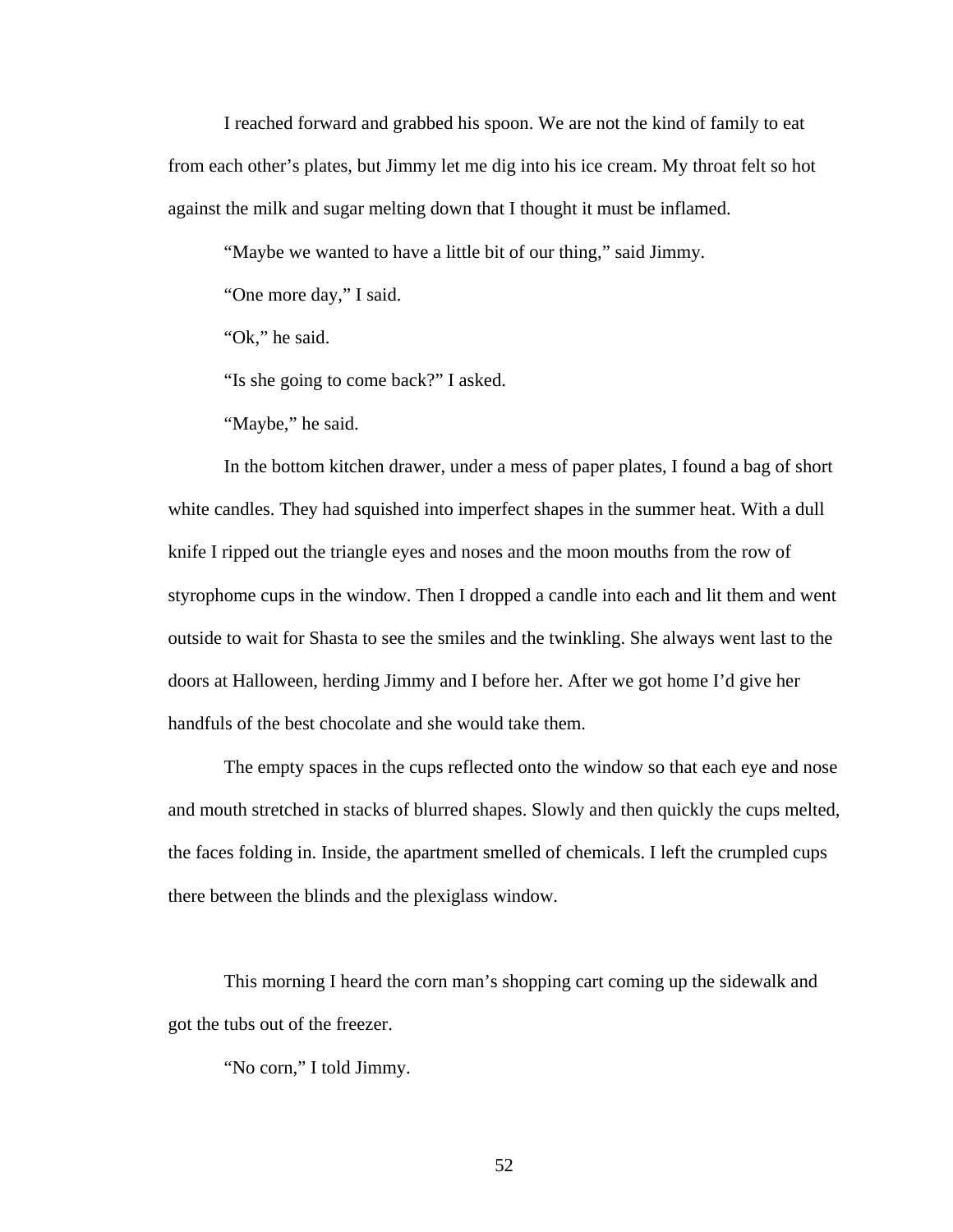I reached forward and grabbed his spoon. We are not the kind of family to eat from each other's plates, but Jimmy let me dig into his ice cream. My throat felt so hot against the milk and sugar melting down that I thought it must be inflamed.

"Maybe we wanted to have a little bit of our thing," said Jimmy.

"One more day," I said.

"Ok," he said.

"Is she going to come back?" I asked.

"Maybe," he said.

In the bottom kitchen drawer, under a mess of paper plates, I found a bag of short white candles. They had squished into imperfect shapes in the summer heat. With a dull knife I ripped out the triangle eyes and noses and the moon mouths from the row of styrophome cups in the window. Then I dropped a candle into each and lit them and went outside to wait for Shasta to see the smiles and the twinkling. She always went last to the doors at Halloween, herding Jimmy and I before her. After we got home I'd give her handfuls of the best chocolate and she would take them.

The empty spaces in the cups reflected onto the window so that each eye and nose and mouth stretched in stacks of blurred shapes. Slowly and then quickly the cups melted, the faces folding in. Inside, the apartment smelled of chemicals. I left the crumpled cups there between the blinds and the plexiglass window.

This morning I heard the corn man's shopping cart coming up the sidewalk and got the tubs out of the freezer.

"No corn," I told Jimmy.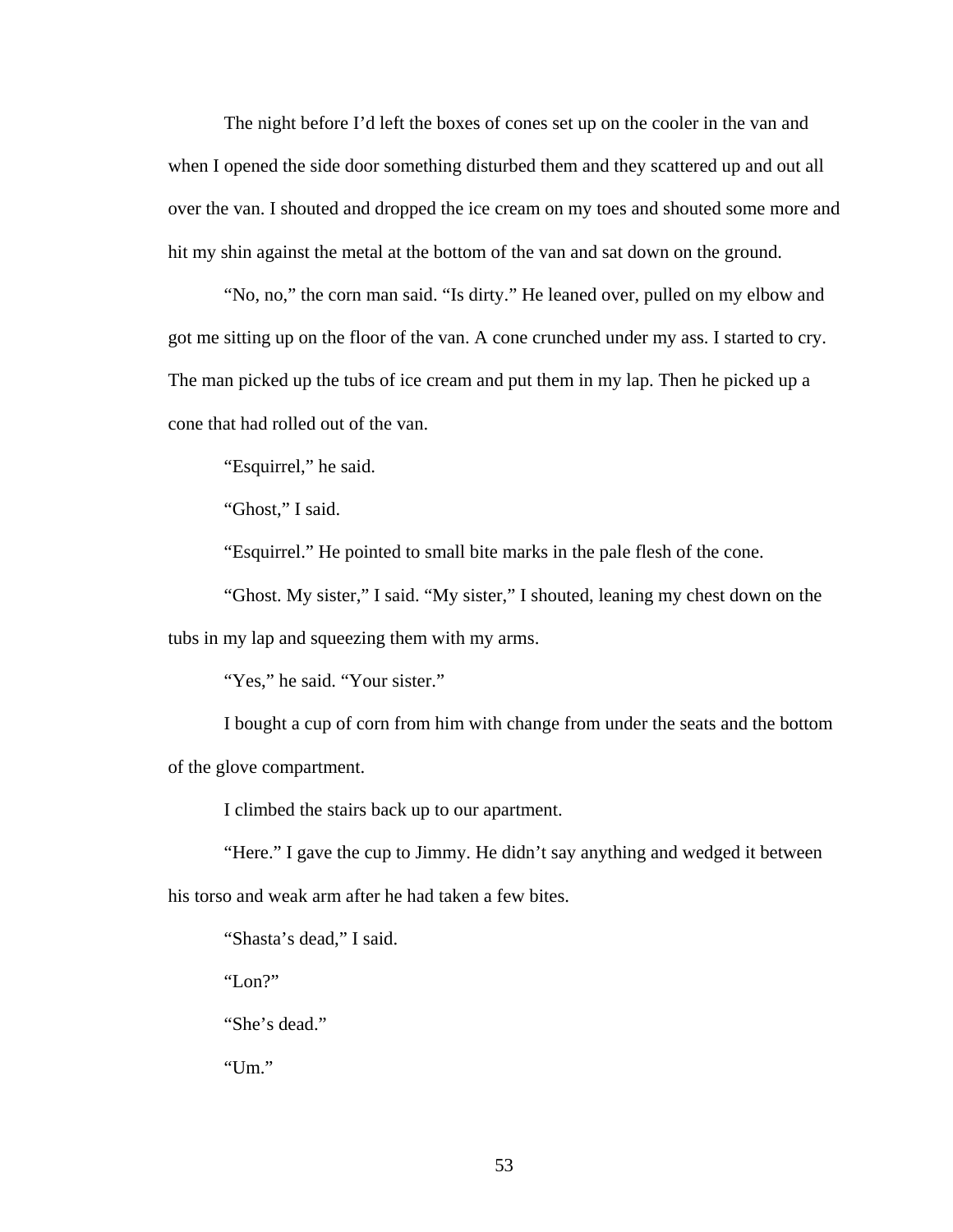The night before I'd left the boxes of cones set up on the cooler in the van and when I opened the side door something disturbed them and they scattered up and out all over the van. I shouted and dropped the ice cream on my toes and shouted some more and hit my shin against the metal at the bottom of the van and sat down on the ground.

"No, no," the corn man said. "Is dirty." He leaned over, pulled on my elbow and got me sitting up on the floor of the van. A cone crunched under my ass. I started to cry. The man picked up the tubs of ice cream and put them in my lap. Then he picked up a cone that had rolled out of the van.

"Esquirrel," he said.

"Ghost," I said.

"Esquirrel." He pointed to small bite marks in the pale flesh of the cone.

"Ghost. My sister," I said. "My sister," I shouted, leaning my chest down on the tubs in my lap and squeezing them with my arms.

"Yes," he said. "Your sister."

I bought a cup of corn from him with change from under the seats and the bottom of the glove compartment.

I climbed the stairs back up to our apartment.

"Here." I gave the cup to Jimmy. He didn't say anything and wedged it between his torso and weak arm after he had taken a few bites.

"Shasta's dead," I said.

"Lon?"

"She's dead."

"Um."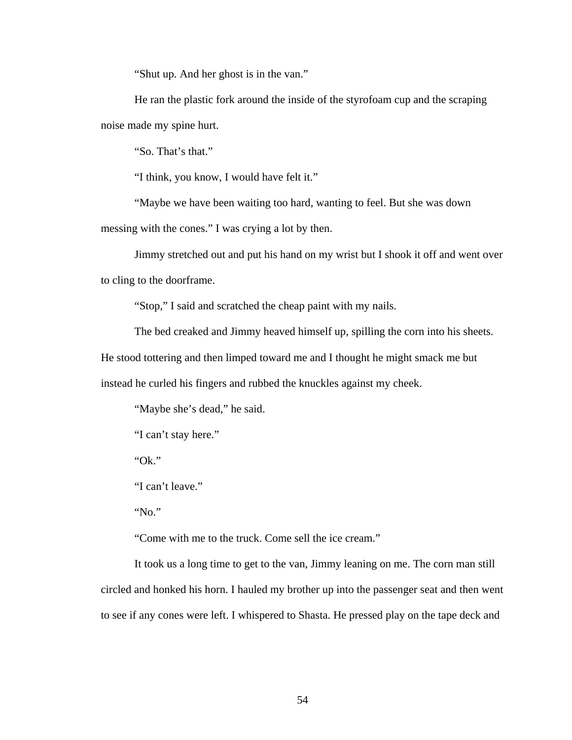"Shut up. And her ghost is in the van."

He ran the plastic fork around the inside of the styrofoam cup and the scraping noise made my spine hurt.

"So. That's that."

"I think, you know, I would have felt it."

"Maybe we have been waiting too hard, wanting to feel. But she was down messing with the cones." I was crying a lot by then.

Jimmy stretched out and put his hand on my wrist but I shook it off and went over to cling to the doorframe.

"Stop," I said and scratched the cheap paint with my nails.

The bed creaked and Jimmy heaved himself up, spilling the corn into his sheets. He stood tottering and then limped toward me and I thought he might smack me but instead he curled his fingers and rubbed the knuckles against my cheek.

"Maybe she's dead," he said.

"I can't stay here."

"Ok."

"I can't leave."

"No."

"Come with me to the truck. Come sell the ice cream."

It took us a long time to get to the van, Jimmy leaning on me. The corn man still circled and honked his horn. I hauled my brother up into the passenger seat and then went to see if any cones were left. I whispered to Shasta. He pressed play on the tape deck and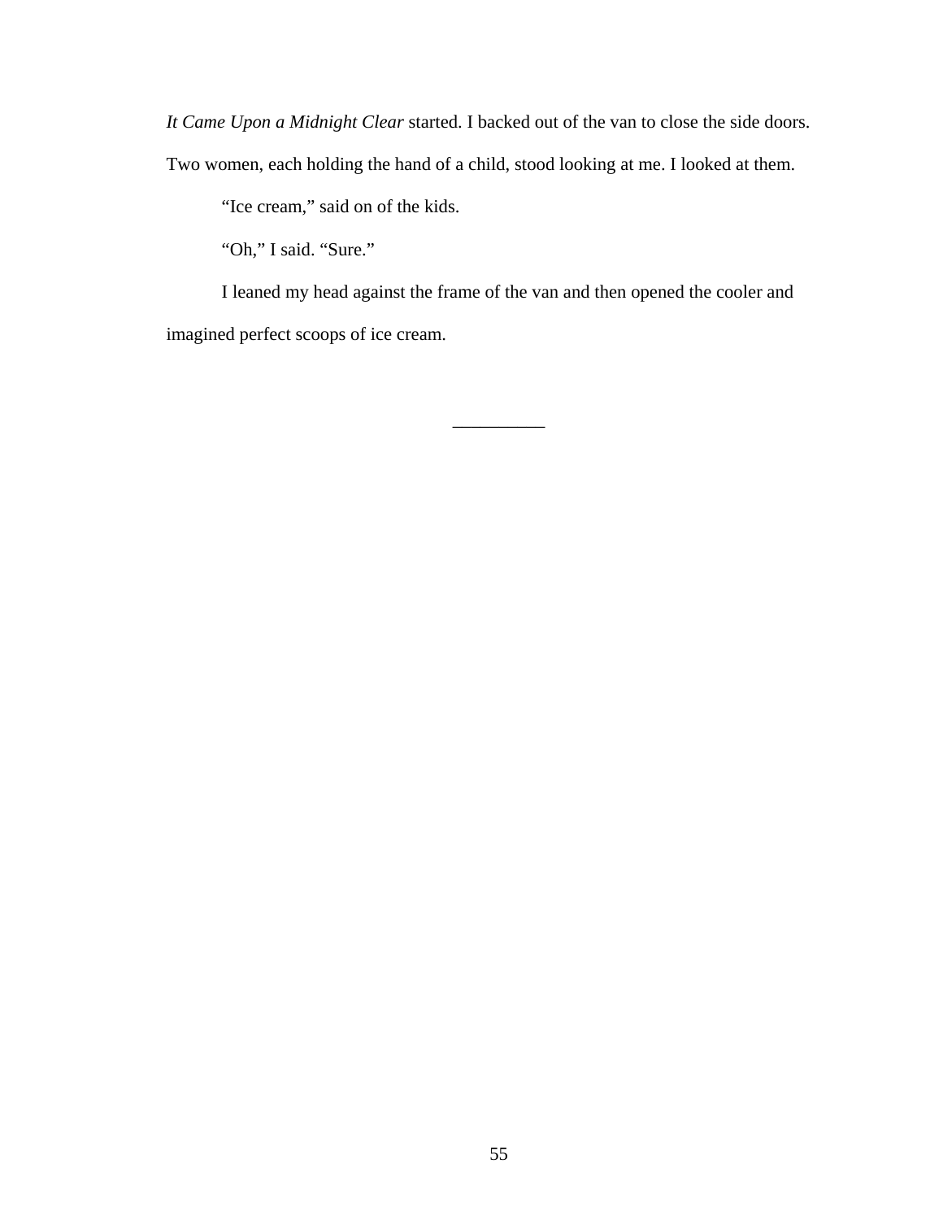*It Came Upon a Midnight Clear* started. I backed out of the van to close the side doors. Two women, each holding the hand of a child, stood looking at me. I looked at them.

“Ice cream,” said on of the kids.

“Oh,” I said. “Sure.”

I leaned my head against the frame of the van and then opened the cooler and imagined perfect scoops of ice cream.

__________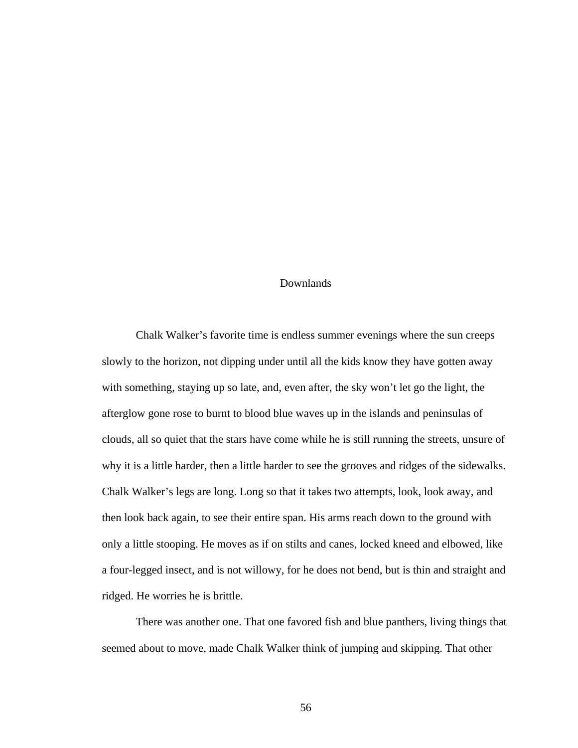# Downlands

Chalk Walker's favorite time is endless summer evenings where the sun creeps slowly to the horizon, not dipping under until all the kids know they have gotten away with something, staying up so late, and, even after, the sky won't let go the light, the afterglow gone rose to burnt to blood blue waves up in the islands and peninsulas of clouds, all so quiet that the stars have come while he is still running the streets, unsure of why it is a little harder, then a little harder to see the grooves and ridges of the sidewalks. Chalk Walker's legs are long. Long so that it takes two attempts, look, look away, and then look back again, to see their entire span. His arms reach down to the ground with only a little stooping. He moves as if on stilts and canes, locked kneed and elbowed, like a four-legged insect, and is not willowy, for he does not bend, but is thin and straight and ridged. He worries he is brittle.

There was another one. That one favored fish and blue panthers, living things that seemed about to move, made Chalk Walker think of jumping and skipping. That other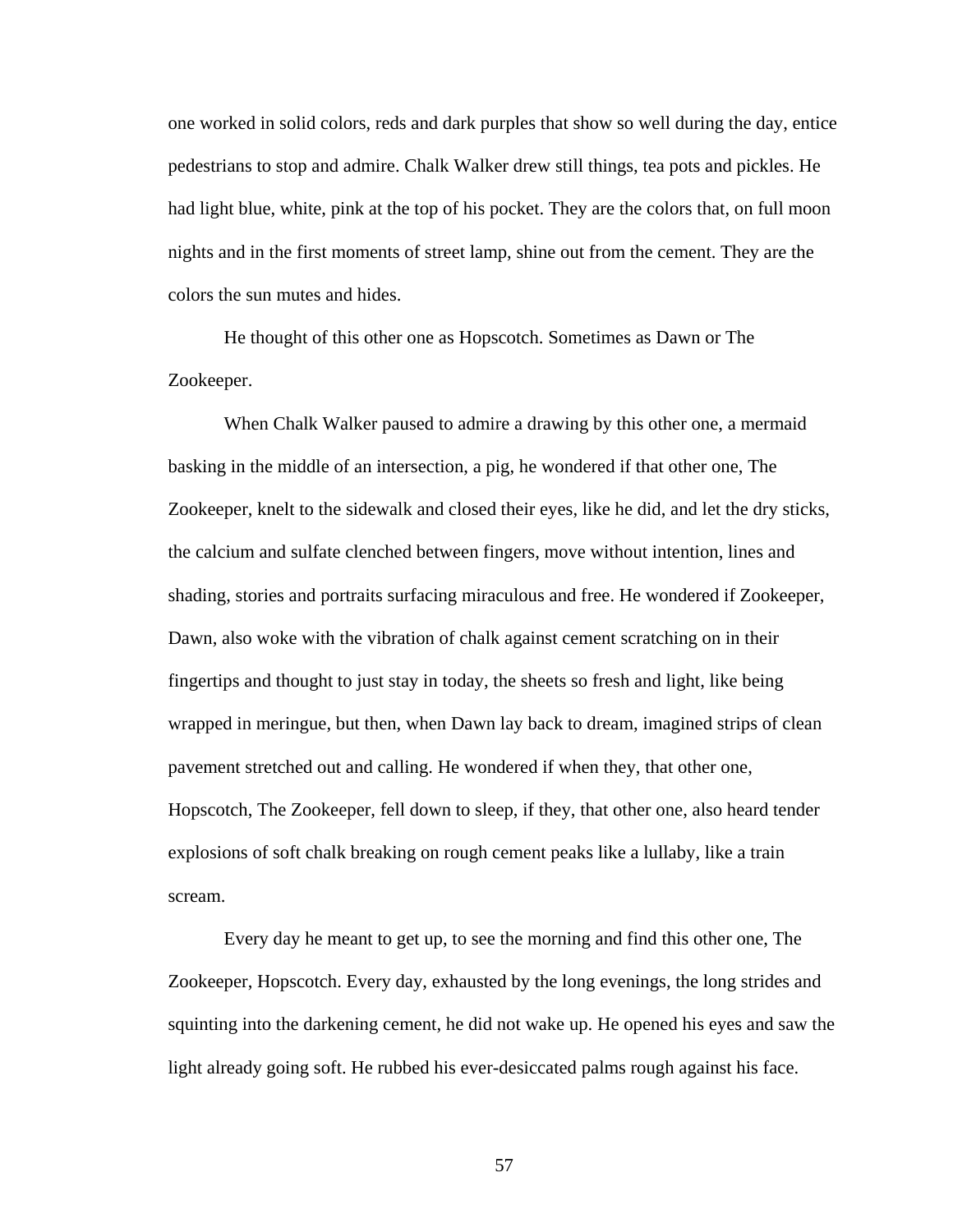one worked in solid colors, reds and dark purples that show so well during the day, entice pedestrians to stop and admire. Chalk Walker drew still things, tea pots and pickles. He had light blue, white, pink at the top of his pocket. They are the colors that, on full moon nights and in the first moments of street lamp, shine out from the cement. They are the colors the sun mutes and hides.

He thought of this other one as Hopscotch. Sometimes as Dawn or The Zookeeper.

When Chalk Walker paused to admire a drawing by this other one, a mermaid basking in the middle of an intersection, a pig, he wondered if that other one, The Zookeeper, knelt to the sidewalk and closed their eyes, like he did, and let the dry sticks, the calcium and sulfate clenched between fingers, move without intention, lines and shading, stories and portraits surfacing miraculous and free. He wondered if Zookeeper, Dawn, also woke with the vibration of chalk against cement scratching on in their fingertips and thought to just stay in today, the sheets so fresh and light, like being wrapped in meringue, but then, when Dawn lay back to dream, imagined strips of clean pavement stretched out and calling. He wondered if when they, that other one, Hopscotch, The Zookeeper, fell down to sleep, if they, that other one, also heard tender explosions of soft chalk breaking on rough cement peaks like a lullaby, like a train scream.

Every day he meant to get up, to see the morning and find this other one, The Zookeeper, Hopscotch. Every day, exhausted by the long evenings, the long strides and squinting into the darkening cement, he did not wake up. He opened his eyes and saw the light already going soft. He rubbed his ever-desiccated palms rough against his face.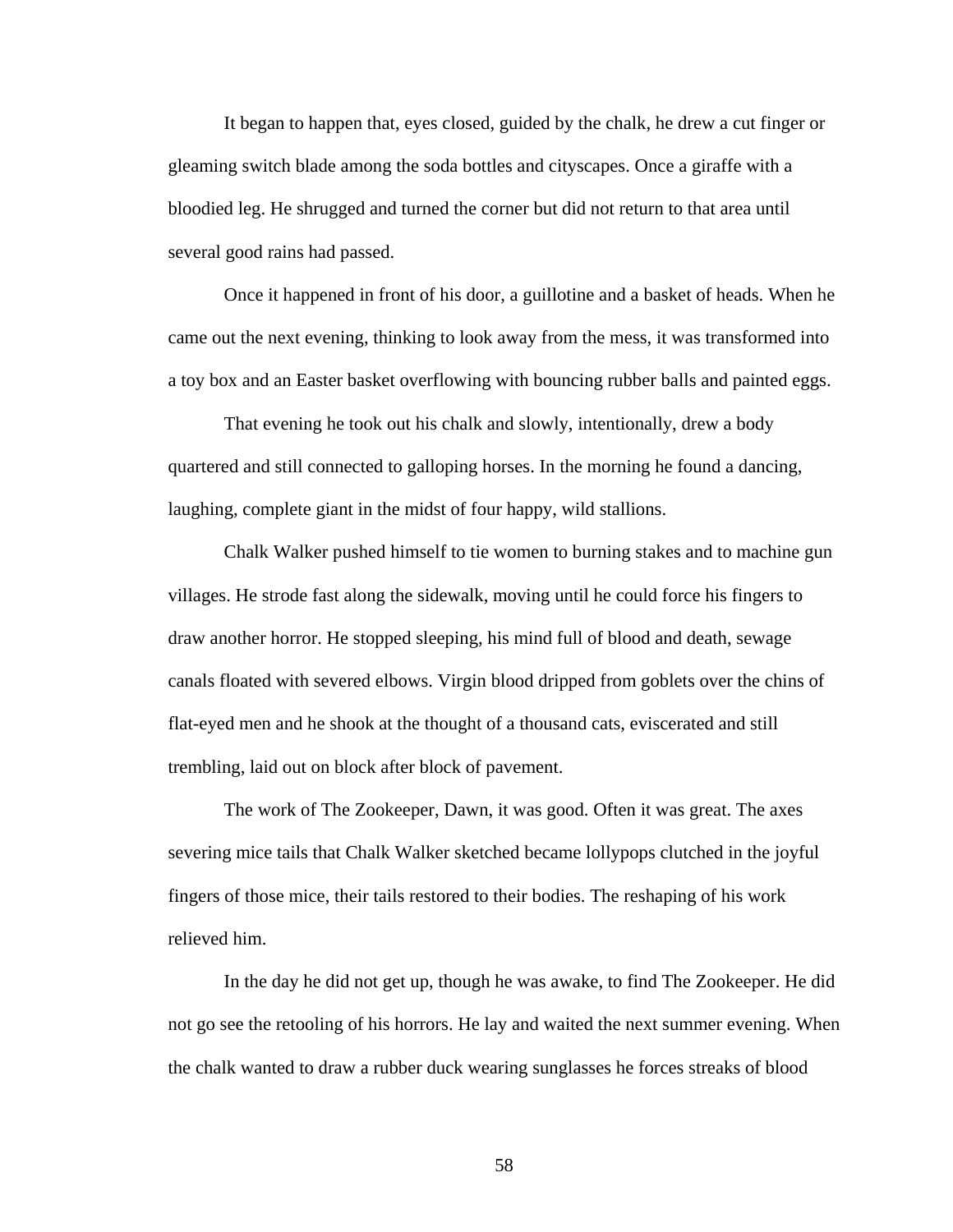It began to happen that, eyes closed, guided by the chalk, he drew a cut finger or gleaming switch blade among the soda bottles and cityscapes. Once a giraffe with a bloodied leg. He shrugged and turned the corner but did not return to that area until several good rains had passed.

Once it happened in front of his door, a guillotine and a basket of heads. When he came out the next evening, thinking to look away from the mess, it was transformed into a toy box and an Easter basket overflowing with bouncing rubber balls and painted eggs.

That evening he took out his chalk and slowly, intentionally, drew a body quartered and still connected to galloping horses. In the morning he found a dancing, laughing, complete giant in the midst of four happy, wild stallions.

Chalk Walker pushed himself to tie women to burning stakes and to machine gun villages. He strode fast along the sidewalk, moving until he could force his fingers to draw another horror. He stopped sleeping, his mind full of blood and death, sewage canals floated with severed elbows. Virgin blood dripped from goblets over the chins of flat-eyed men and he shook at the thought of a thousand cats, eviscerated and still trembling, laid out on block after block of pavement.

The work of The Zookeeper, Dawn, it was good. Often it was great. The axes severing mice tails that Chalk Walker sketched became lollypops clutched in the joyful fingers of those mice, their tails restored to their bodies. The reshaping of his work relieved him.

In the day he did not get up, though he was awake, to find The Zookeeper. He did not go see the retooling of his horrors. He lay and waited the next summer evening. When the chalk wanted to draw a rubber duck wearing sunglasses he forces streaks of blood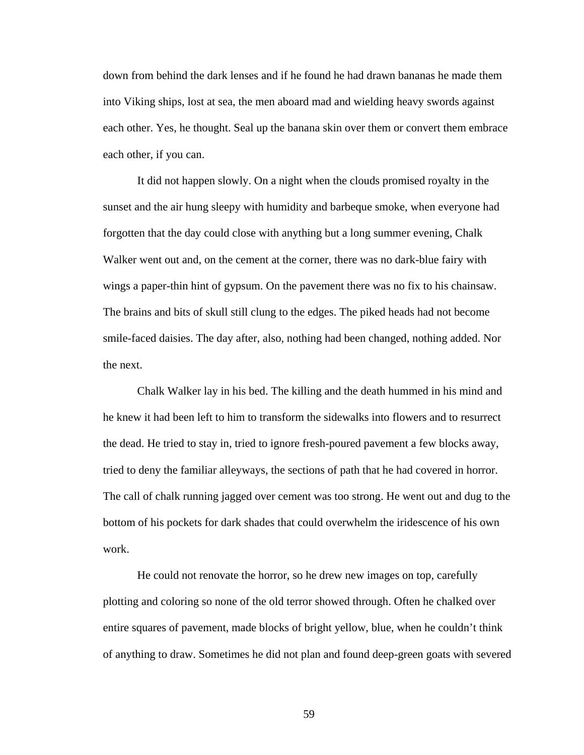down from behind the dark lenses and if he found he had drawn bananas he made them into Viking ships, lost at sea, the men aboard mad and wielding heavy swords against each other. Yes, he thought. Seal up the banana skin over them or convert them embrace each other, if you can.

It did not happen slowly. On a night when the clouds promised royalty in the sunset and the air hung sleepy with humidity and barbeque smoke, when everyone had forgotten that the day could close with anything but a long summer evening, Chalk Walker went out and, on the cement at the corner, there was no dark-blue fairy with wings a paper-thin hint of gypsum. On the pavement there was no fix to his chainsaw. The brains and bits of skull still clung to the edges. The piked heads had not become smile-faced daisies. The day after, also, nothing had been changed, nothing added. Nor the next.

Chalk Walker lay in his bed. The killing and the death hummed in his mind and he knew it had been left to him to transform the sidewalks into flowers and to resurrect the dead. He tried to stay in, tried to ignore fresh-poured pavement a few blocks away, tried to deny the familiar alleyways, the sections of path that he had covered in horror. The call of chalk running jagged over cement was too strong. He went out and dug to the bottom of his pockets for dark shades that could overwhelm the iridescence of his own work.

He could not renovate the horror, so he drew new images on top, carefully plotting and coloring so none of the old terror showed through. Often he chalked over entire squares of pavement, made blocks of bright yellow, blue, when he couldn't think of anything to draw. Sometimes he did not plan and found deep-green goats with severed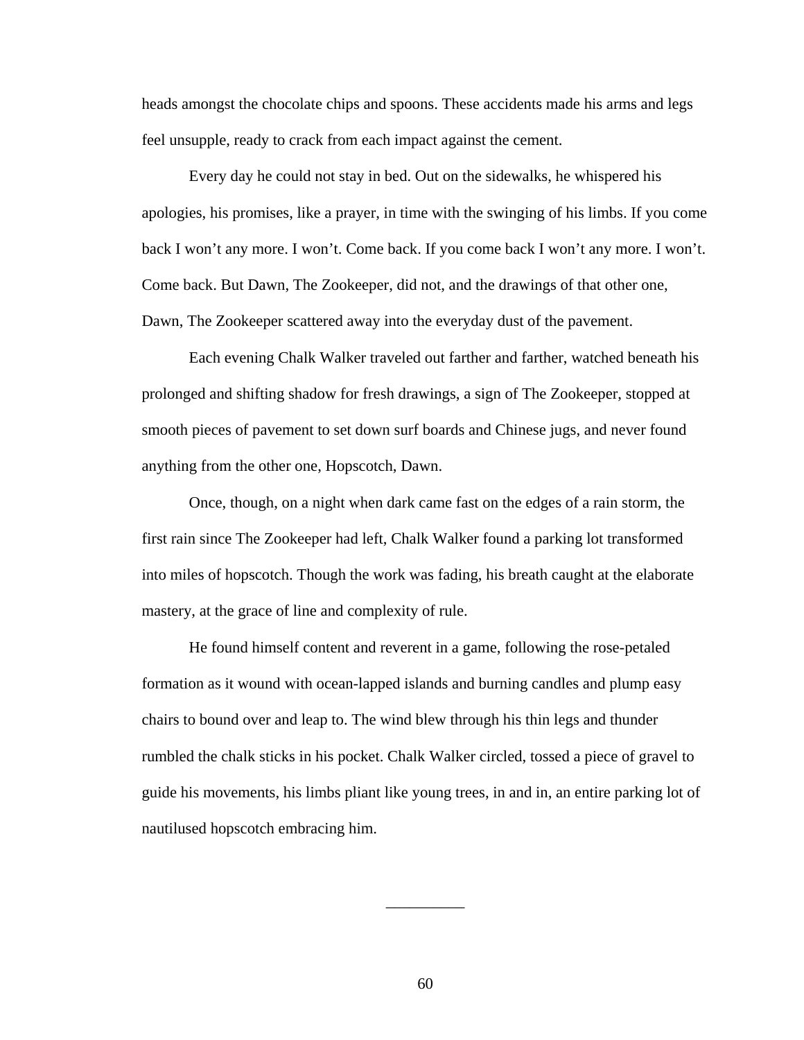heads amongst the chocolate chips and spoons. These accidents made his arms and legs feel unsupple, ready to crack from each impact against the cement.

Every day he could not stay in bed. Out on the sidewalks, he whispered his apologies, his promises, like a prayer, in time with the swinging of his limbs. If you come back I won't any more. I won't. Come back. If you come back I won't any more. I won't. Come back. But Dawn, The Zookeeper, did not, and the drawings of that other one, Dawn, The Zookeeper scattered away into the everyday dust of the pavement.

Each evening Chalk Walker traveled out farther and farther, watched beneath his prolonged and shifting shadow for fresh drawings, a sign of The Zookeeper, stopped at smooth pieces of pavement to set down surf boards and Chinese jugs, and never found anything from the other one, Hopscotch, Dawn.

Once, though, on a night when dark came fast on the edges of a rain storm, the first rain since The Zookeeper had left, Chalk Walker found a parking lot transformed into miles of hopscotch. Though the work was fading, his breath caught at the elaborate mastery, at the grace of line and complexity of rule.

He found himself content and reverent in a game, following the rose-petaled formation as it wound with ocean-lapped islands and burning candles and plump easy chairs to bound over and leap to. The wind blew through his thin legs and thunder rumbled the chalk sticks in his pocket. Chalk Walker circled, tossed a piece of gravel to guide his movements, his limbs pliant like young trees, in and in, an entire parking lot of nautilused hopscotch embracing him.

__________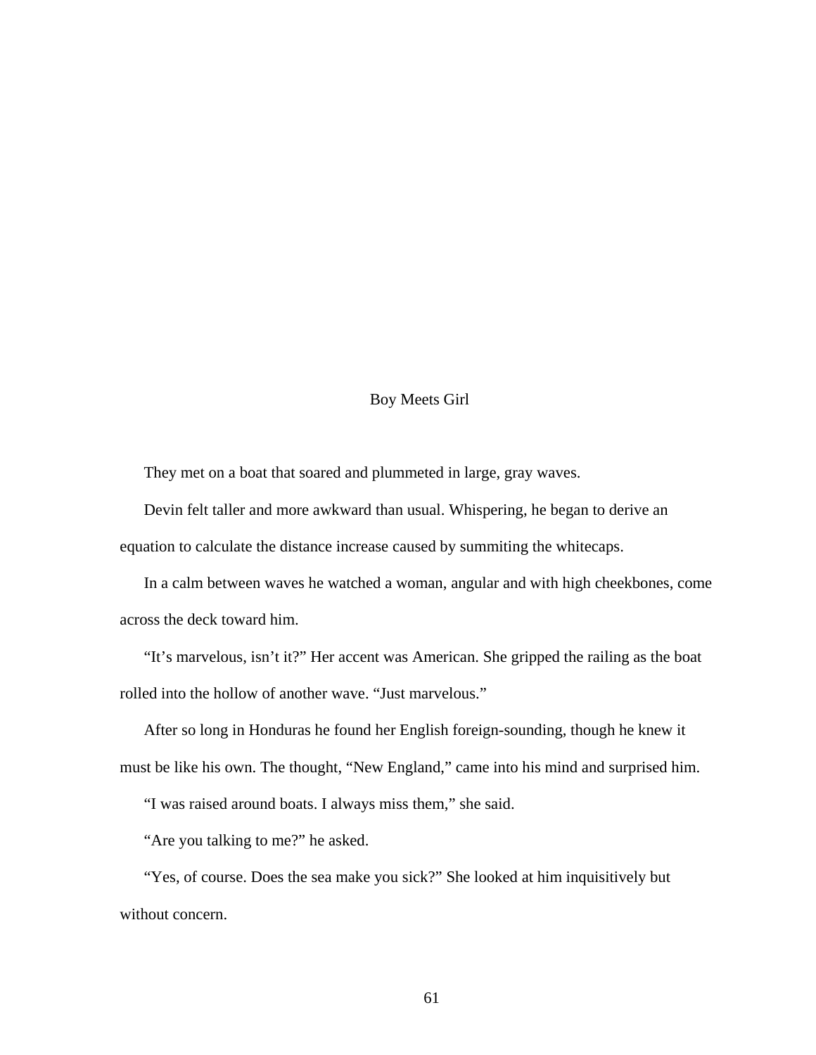# Boy Meets Girl

They met on a boat that soared and plummeted in large, gray waves.

Devin felt taller and more awkward than usual. Whispering, he began to derive an equation to calculate the distance increase caused by summiting the whitecaps.

In a calm between waves he watched a woman, angular and with high cheekbones, come across the deck toward him.

"It's marvelous, isn't it?" Her accent was American. She gripped the railing as the boat rolled into the hollow of another wave. "Just marvelous."

After so long in Honduras he found her English foreign-sounding, though he knew it must be like his own. The thought, "New England," came into his mind and surprised him.

"I was raised around boats. I always miss them," she said.

"Are you talking to me?" he asked.

"Yes, of course. Does the sea make you sick?" She looked at him inquisitively but without concern.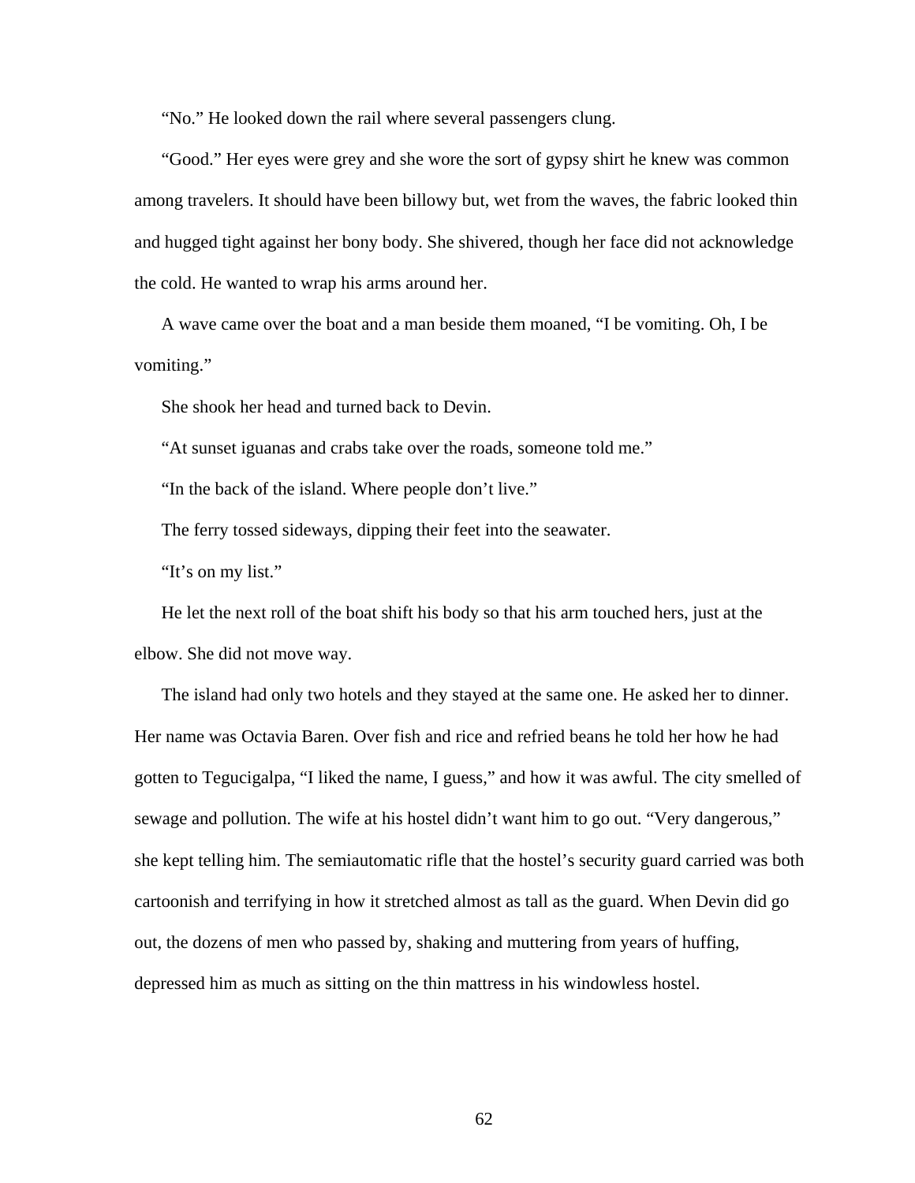"No." He looked down the rail where several passengers clung.

"Good." Her eyes were grey and she wore the sort of gypsy shirt he knew was common among travelers. It should have been billowy but, wet from the waves, the fabric looked thin and hugged tight against her bony body. She shivered, though her face did not acknowledge the cold. He wanted to wrap his arms around her.

A wave came over the boat and a man beside them moaned, "I be vomiting. Oh, I be vomiting."

She shook her head and turned back to Devin.

"At sunset iguanas and crabs take over the roads, someone told me."

"In the back of the island. Where people don't live."

The ferry tossed sideways, dipping their feet into the seawater.

"It's on my list."

He let the next roll of the boat shift his body so that his arm touched hers, just at the elbow. She did not move way.

The island had only two hotels and they stayed at the same one. He asked her to dinner. Her name was Octavia Baren. Over fish and rice and refried beans he told her how he had gotten to Tegucigalpa, "I liked the name, I guess," and how it was awful. The city smelled of sewage and pollution. The wife at his hostel didn't want him to go out. "Very dangerous," she kept telling him. The semiautomatic rifle that the hostel's security guard carried was both cartoonish and terrifying in how it stretched almost as tall as the guard. When Devin did go out, the dozens of men who passed by, shaking and muttering from years of huffing, depressed him as much as sitting on the thin mattress in his windowless hostel.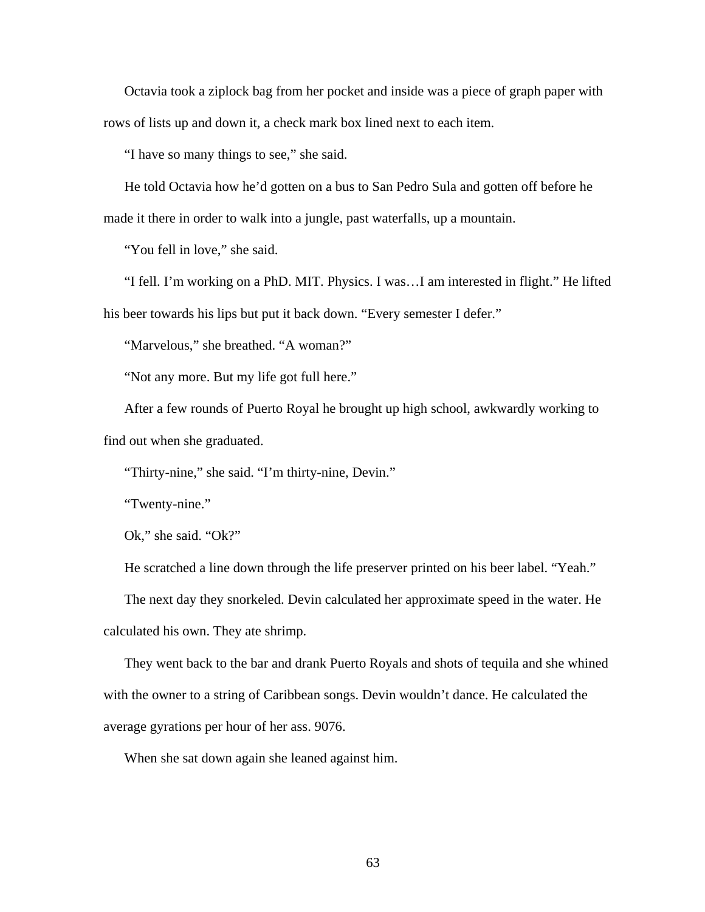Octavia took a ziplock bag from her pocket and inside was a piece of graph paper with rows of lists up and down it, a check mark box lined next to each item.

"I have so many things to see," she said.

He told Octavia how he'd gotten on a bus to San Pedro Sula and gotten off before he made it there in order to walk into a jungle, past waterfalls, up a mountain.

"You fell in love," she said.

"I fell. I'm working on a PhD. MIT. Physics. I was…I am interested in flight." He lifted his beer towards his lips but put it back down. "Every semester I defer."

"Marvelous," she breathed. "A woman?"

"Not any more. But my life got full here."

After a few rounds of Puerto Royal he brought up high school, awkwardly working to find out when she graduated.

"Thirty-nine," she said. "I'm thirty-nine, Devin."

"Twenty-nine."

Ok," she said. "Ok?"

He scratched a line down through the life preserver printed on his beer label. "Yeah."

The next day they snorkeled. Devin calculated her approximate speed in the water. He calculated his own. They ate shrimp.

They went back to the bar and drank Puerto Royals and shots of tequila and she whined with the owner to a string of Caribbean songs. Devin wouldn't dance. He calculated the average gyrations per hour of her ass. 9076.

When she sat down again she leaned against him.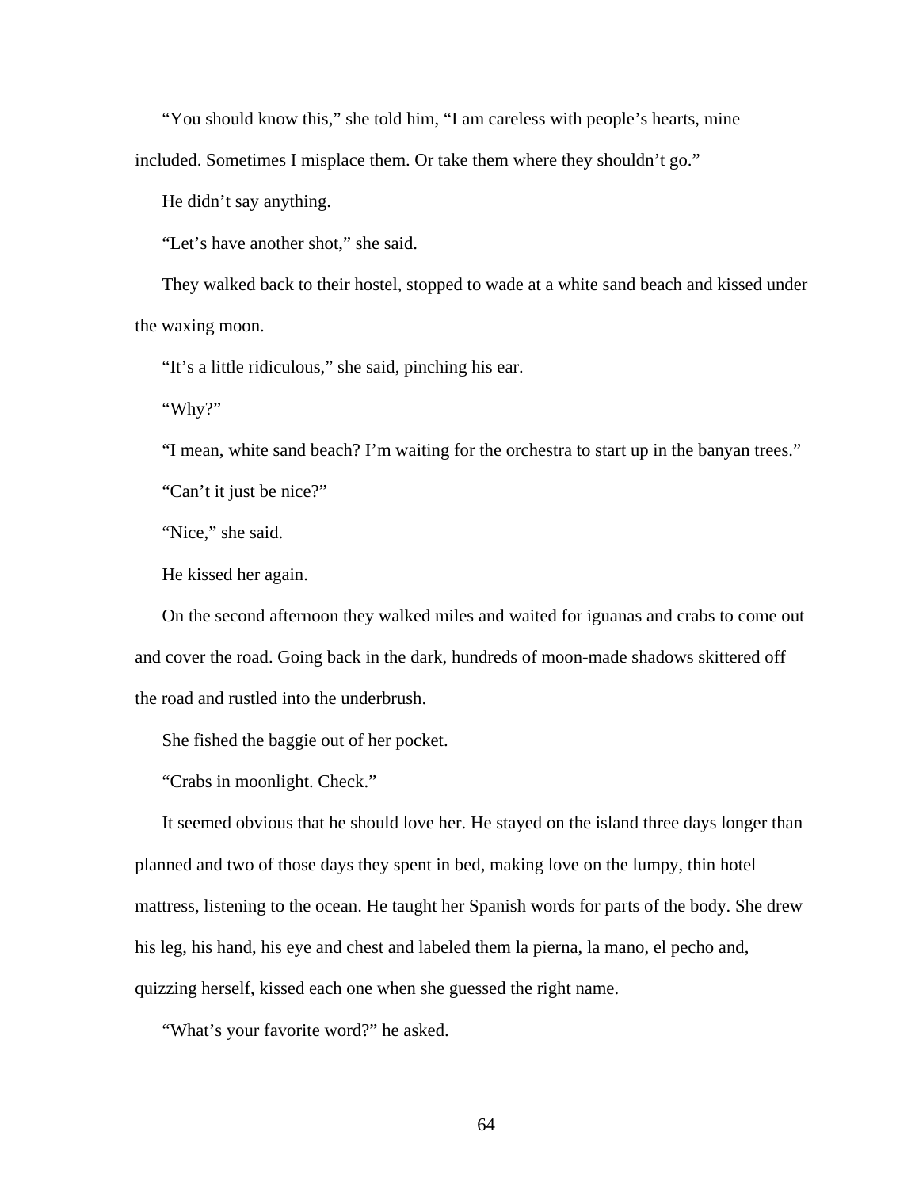"You should know this," she told him, "I am careless with people's hearts, mine included. Sometimes I misplace them. Or take them where they shouldn't go."

He didn't say anything.

"Let's have another shot," she said.

They walked back to their hostel, stopped to wade at a white sand beach and kissed under the waxing moon.

"It's a little ridiculous," she said, pinching his ear.

"Why?"

"I mean, white sand beach? I'm waiting for the orchestra to start up in the banyan trees."

"Can't it just be nice?"

"Nice," she said.

He kissed her again.

On the second afternoon they walked miles and waited for iguanas and crabs to come out and cover the road. Going back in the dark, hundreds of moon-made shadows skittered off the road and rustled into the underbrush.

She fished the baggie out of her pocket.

"Crabs in moonlight. Check."

It seemed obvious that he should love her. He stayed on the island three days longer than planned and two of those days they spent in bed, making love on the lumpy, thin hotel mattress, listening to the ocean. He taught her Spanish words for parts of the body. She drew his leg, his hand, his eye and chest and labeled them la pierna, la mano, el pecho and, quizzing herself, kissed each one when she guessed the right name.

"What's your favorite word?" he asked.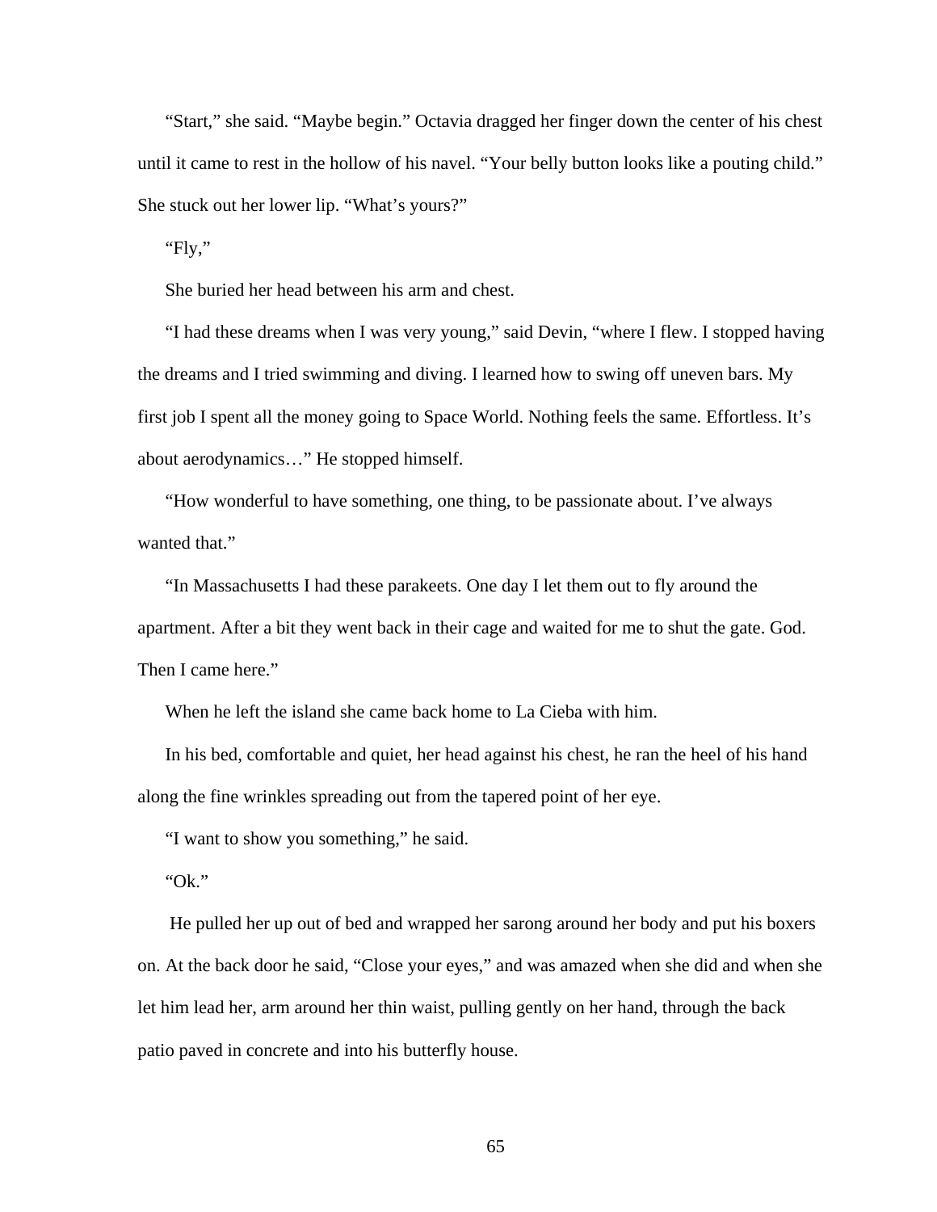“Start,” she said. “Maybe begin.” Octavia dragged her finger down the center of his chest until it came to rest in the hollow of his navel. “Your belly button looks like a pouting child.” She stuck out her lower lip. “What’s yours?”

“Fly,”

She buried her head between his arm and chest.

“I had these dreams when I was very young,” said Devin, “where I flew. I stopped having the dreams and I tried swimming and diving. I learned how to swing off uneven bars. My first job I spent all the money going to Space World. Nothing feels the same. Effortless. It’s about aerodynamics…” He stopped himself.

“How wonderful to have something, one thing, to be passionate about. I’ve always wanted that.”

“In Massachusetts I had these parakeets. One day I let them out to fly around the apartment. After a bit they went back in their cage and waited for me to shut the gate. God. Then I came here.”

When he left the island she came back home to La Cieba with him.

In his bed, comfortable and quiet, her head against his chest, he ran the heel of his hand along the fine wrinkles spreading out from the tapered point of her eye.

“I want to show you something,” he said.

“Ok.”

He pulled her up out of bed and wrapped her sarong around her body and put his boxers on. At the back door he said, “Close your eyes,” and was amazed when she did and when she let him lead her, arm around her thin waist, pulling gently on her hand, through the back patio paved in concrete and into his butterfly house.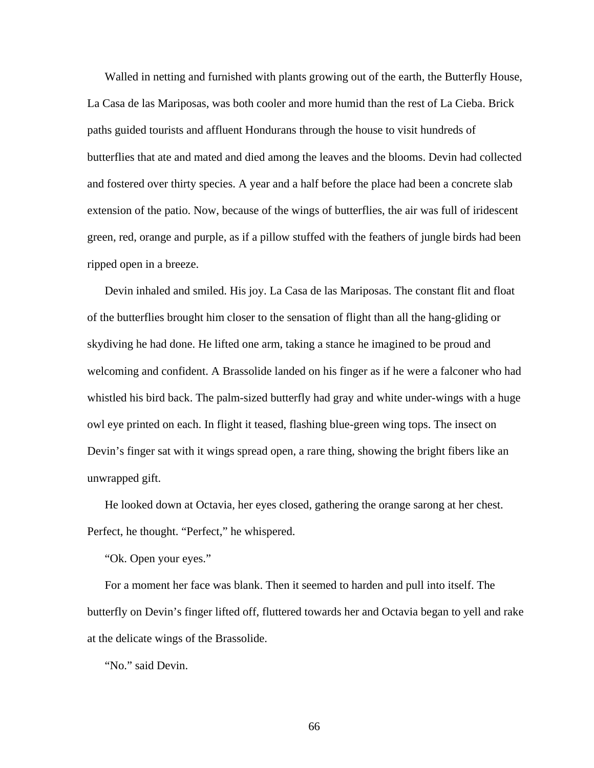Walled in netting and furnished with plants growing out of the earth, the Butterfly House, La Casa de las Mariposas, was both cooler and more humid than the rest of La Cieba. Brick paths guided tourists and affluent Hondurans through the house to visit hundreds of butterflies that ate and mated and died among the leaves and the blooms. Devin had collected and fostered over thirty species. A year and a half before the place had been a concrete slab extension of the patio. Now, because of the wings of butterflies, the air was full of iridescent green, red, orange and purple, as if a pillow stuffed with the feathers of jungle birds had been ripped open in a breeze.

Devin inhaled and smiled. His joy. La Casa de las Mariposas. The constant flit and float of the butterflies brought him closer to the sensation of flight than all the hang-gliding or skydiving he had done. He lifted one arm, taking a stance he imagined to be proud and welcoming and confident. A Brassolide landed on his finger as if he were a falconer who had whistled his bird back. The palm-sized butterfly had gray and white under-wings with a huge owl eye printed on each. In flight it teased, flashing blue-green wing tops. The insect on Devin's finger sat with it wings spread open, a rare thing, showing the bright fibers like an unwrapped gift.

He looked down at Octavia, her eyes closed, gathering the orange sarong at her chest. Perfect, he thought. "Perfect," he whispered.

"Ok. Open your eyes."

For a moment her face was blank. Then it seemed to harden and pull into itself. The butterfly on Devin's finger lifted off, fluttered towards her and Octavia began to yell and rake at the delicate wings of the Brassolide.

"No." said Devin.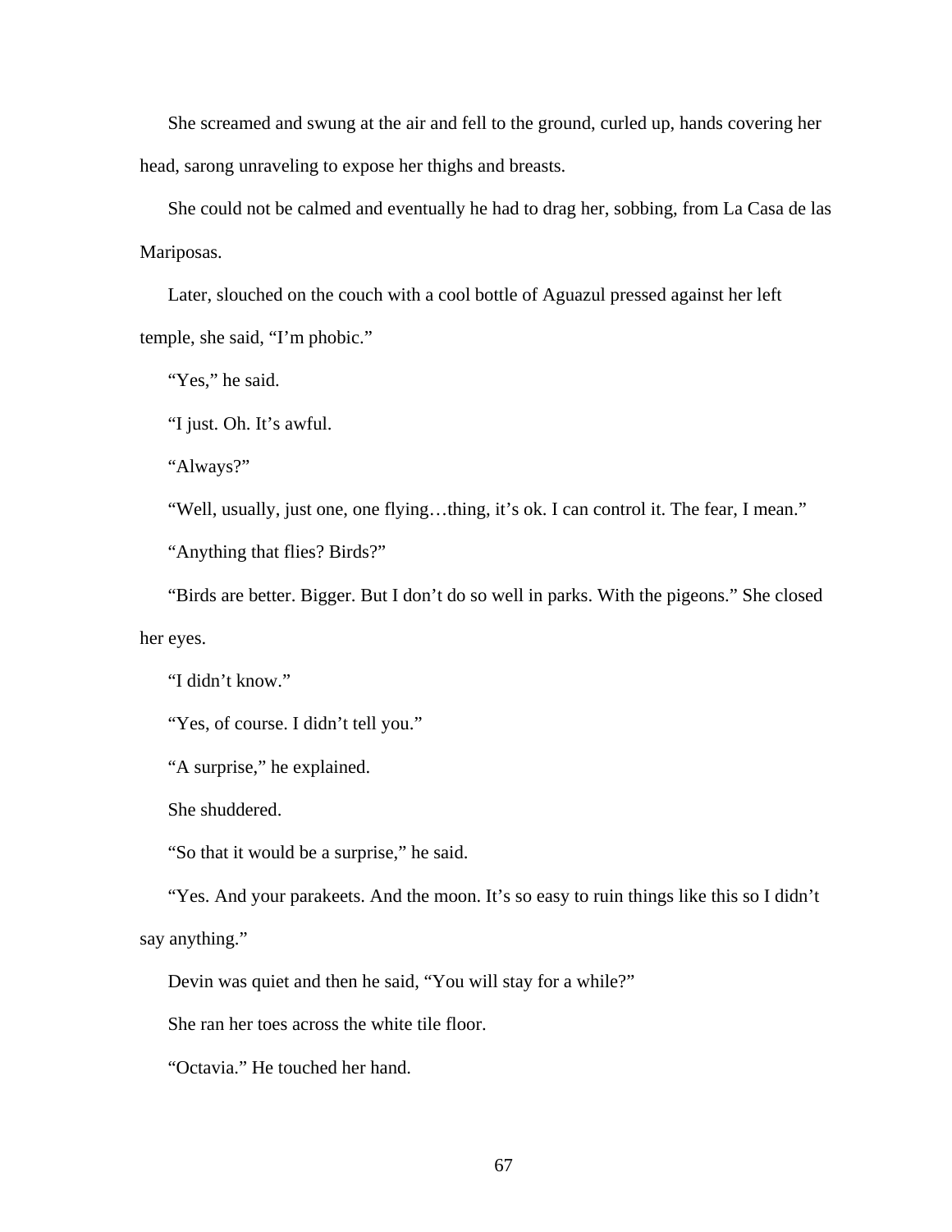She screamed and swung at the air and fell to the ground, curled up, hands covering her head, sarong unraveling to expose her thighs and breasts.

She could not be calmed and eventually he had to drag her, sobbing, from La Casa de las Mariposas.

Later, slouched on the couch with a cool bottle of Aguazul pressed against her left temple, she said, "I'm phobic."

"Yes," he said.

"I just. Oh. It's awful.

"Always?"

"Well, usually, just one, one flying…thing, it's ok. I can control it. The fear, I mean."

"Anything that flies? Birds?"

"Birds are better. Bigger. But I don't do so well in parks. With the pigeons." She closed her eyes.

"I didn't know."

"Yes, of course. I didn't tell you."

"A surprise," he explained.

She shuddered.

"So that it would be a surprise," he said.

"Yes. And your parakeets. And the moon. It's so easy to ruin things like this so I didn't say anything."

Devin was quiet and then he said, "You will stay for a while?"

She ran her toes across the white tile floor.

"Octavia." He touched her hand.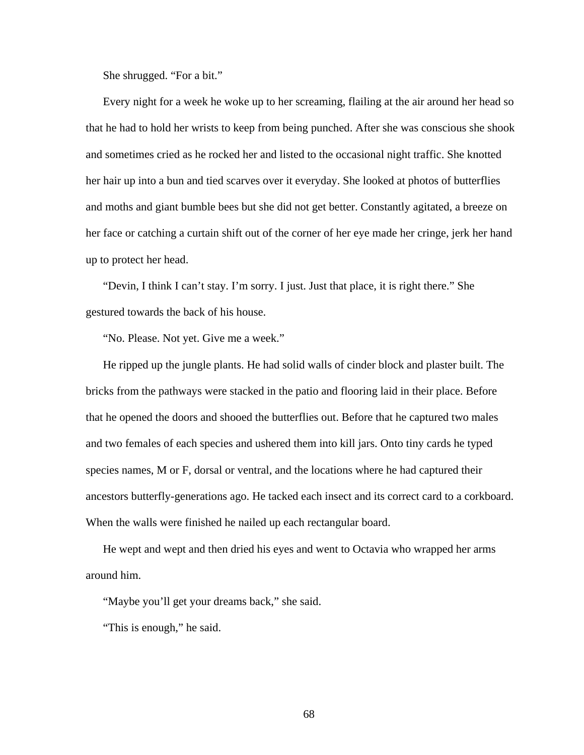She shrugged. “For a bit.”

Every night for a week he woke up to her screaming, flailing at the air around her head so that he had to hold her wrists to keep from being punched. After she was conscious she shook and sometimes cried as he rocked her and listed to the occasional night traffic. She knotted her hair up into a bun and tied scarves over it everyday. She looked at photos of butterflies and moths and giant bumble bees but she did not get better. Constantly agitated, a breeze on her face or catching a curtain shift out of the corner of her eye made her cringe, jerk her hand up to protect her head.

“Devin, I think I can’t stay. I’m sorry. I just. Just that place, it is right there.” She gestured towards the back of his house.

“No. Please. Not yet. Give me a week.”

He ripped up the jungle plants. He had solid walls of cinder block and plaster built. The bricks from the pathways were stacked in the patio and flooring laid in their place. Before that he opened the doors and shooed the butterflies out. Before that he captured two males and two females of each species and ushered them into kill jars. Onto tiny cards he typed species names, M or F, dorsal or ventral, and the locations where he had captured their ancestors butterfly-generations ago. He tacked each insect and its correct card to a corkboard. When the walls were finished he nailed up each rectangular board.

He wept and wept and then dried his eyes and went to Octavia who wrapped her arms around him.

“Maybe you’ll get your dreams back,” she said.

“This is enough,” he said.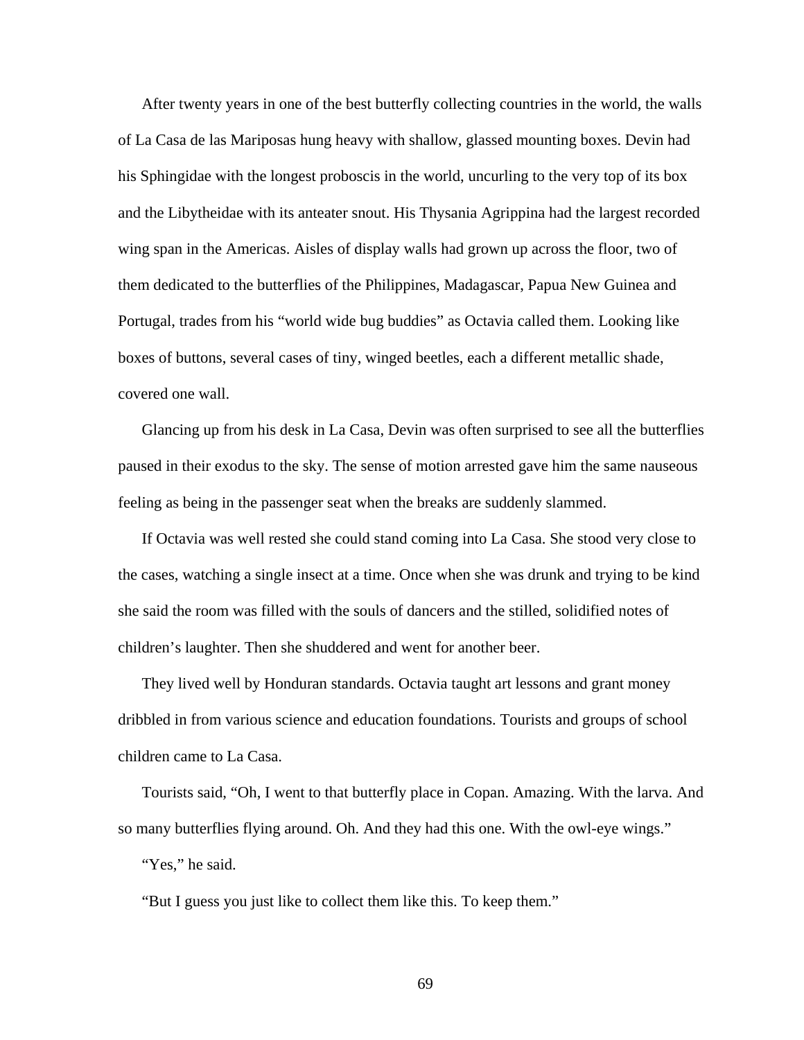After twenty years in one of the best butterfly collecting countries in the world, the walls of La Casa de las Mariposas hung heavy with shallow, glassed mounting boxes. Devin had his Sphingidae with the longest proboscis in the world, uncurling to the very top of its box and the Libytheidae with its anteater snout. His Thysania Agrippina had the largest recorded wing span in the Americas. Aisles of display walls had grown up across the floor, two of them dedicated to the butterflies of the Philippines, Madagascar, Papua New Guinea and Portugal, trades from his "world wide bug buddies" as Octavia called them. Looking like boxes of buttons, several cases of tiny, winged beetles, each a different metallic shade, covered one wall.

Glancing up from his desk in La Casa, Devin was often surprised to see all the butterflies paused in their exodus to the sky. The sense of motion arrested gave him the same nauseous feeling as being in the passenger seat when the breaks are suddenly slammed.

If Octavia was well rested she could stand coming into La Casa. She stood very close to the cases, watching a single insect at a time. Once when she was drunk and trying to be kind she said the room was filled with the souls of dancers and the stilled, solidified notes of children's laughter. Then she shuddered and went for another beer.

They lived well by Honduran standards. Octavia taught art lessons and grant money dribbled in from various science and education foundations. Tourists and groups of school children came to La Casa.

Tourists said, "Oh, I went to that butterfly place in Copan. Amazing. With the larva. And so many butterflies flying around. Oh. And they had this one. With the owl-eye wings."

"Yes," he said.

"But I guess you just like to collect them like this. To keep them."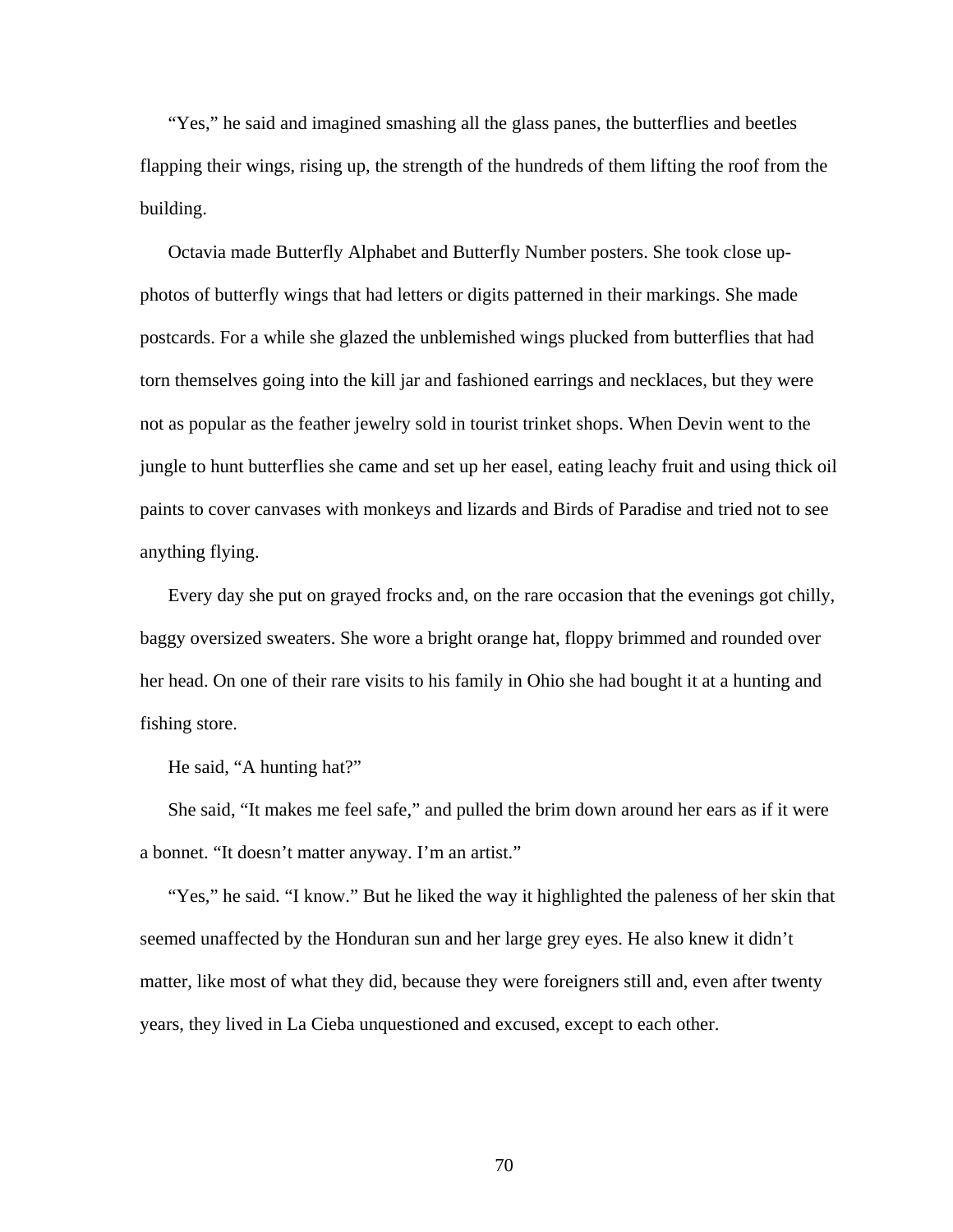"Yes," he said and imagined smashing all the glass panes, the butterflies and beetles flapping their wings, rising up, the strength of the hundreds of them lifting the roof from the building.

Octavia made Butterfly Alphabet and Butterfly Number posters. She took close up-photos of butterfly wings that had letters or digits patterned in their markings. She made postcards. For a while she glazed the unblemished wings plucked from butterflies that had torn themselves going into the kill jar and fashioned earrings and necklaces, but they were not as popular as the feather jewelry sold in tourist trinket shops. When Devin went to the jungle to hunt butterflies she came and set up her easel, eating leachy fruit and using thick oil paints to cover canvases with monkeys and lizards and Birds of Paradise and tried not to see anything flying.

Every day she put on grayed frocks and, on the rare occasion that the evenings got chilly, baggy oversized sweaters. She wore a bright orange hat, floppy brimmed and rounded over her head. On one of their rare visits to his family in Ohio she had bought it at a hunting and fishing store.

He said, "A hunting hat?"

She said, "It makes me feel safe," and pulled the brim down around her ears as if it were a bonnet. "It doesn't matter anyway. I'm an artist."

"Yes," he said. "I know." But he liked the way it highlighted the paleness of her skin that seemed unaffected by the Honduran sun and her large grey eyes. He also knew it didn't matter, like most of what they did, because they were foreigners still and, even after twenty years, they lived in La Cieba unquestioned and excused, except to each other.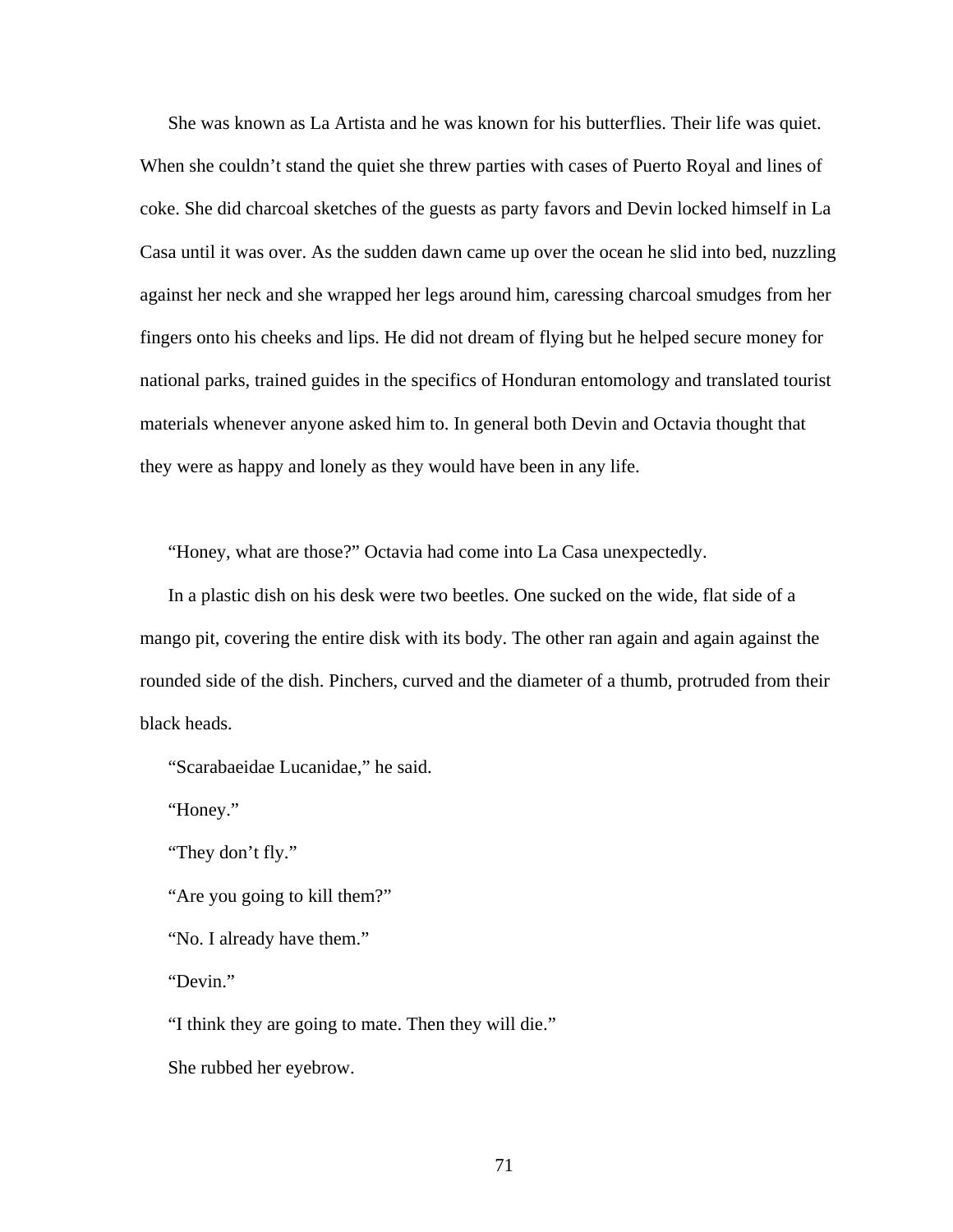She was known as La Artista and he was known for his butterflies. Their life was quiet. When she couldn't stand the quiet she threw parties with cases of Puerto Royal and lines of coke. She did charcoal sketches of the guests as party favors and Devin locked himself in La Casa until it was over. As the sudden dawn came up over the ocean he slid into bed, nuzzling against her neck and she wrapped her legs around him, caressing charcoal smudges from her fingers onto his cheeks and lips. He did not dream of flying but he helped secure money for national parks, trained guides in the specifics of Honduran entomology and translated tourist materials whenever anyone asked him to. In general both Devin and Octavia thought that they were as happy and lonely as they would have been in any life.

"Honey, what are those?" Octavia had come into La Casa unexpectedly.

In a plastic dish on his desk were two beetles. One sucked on the wide, flat side of a mango pit, covering the entire disk with its body. The other ran again and again against the rounded side of the dish. Pinchers, curved and the diameter of a thumb, protruded from their black heads.

"Scarabaeidae Lucanidae," he said.

"Honey."

"They don't fly."

"Are you going to kill them?"

"No. I already have them."

"Devin."

"I think they are going to mate. Then they will die."

She rubbed her eyebrow.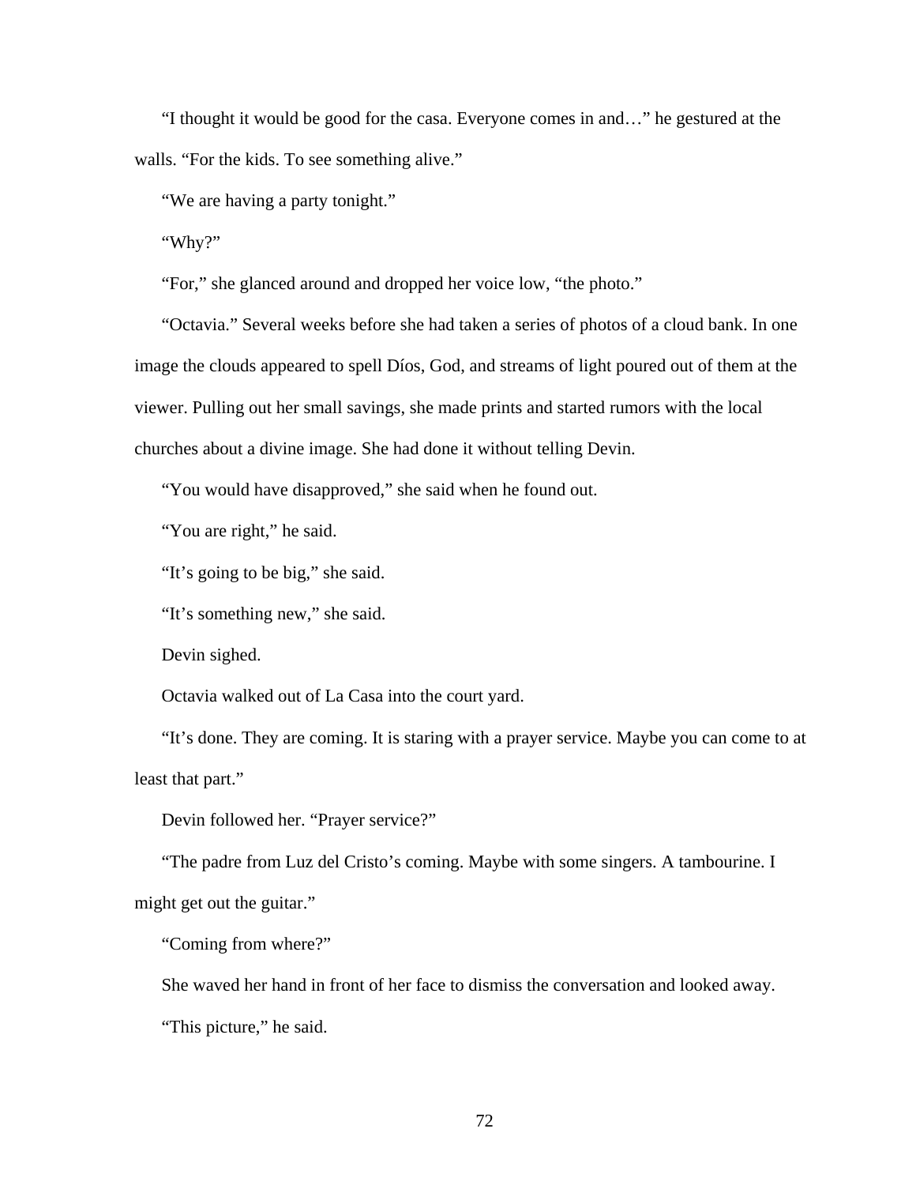"I thought it would be good for the casa. Everyone comes in and…" he gestured at the walls. "For the kids. To see something alive."

"We are having a party tonight."

"Why?"

"For," she glanced around and dropped her voice low, "the photo."

"Octavia." Several weeks before she had taken a series of photos of a cloud bank. In one image the clouds appeared to spell Díos, God, and streams of light poured out of them at the viewer. Pulling out her small savings, she made prints and started rumors with the local churches about a divine image. She had done it without telling Devin.

"You would have disapproved," she said when he found out.

"You are right," he said.

"It's going to be big," she said.

"It's something new," she said.

Devin sighed.

Octavia walked out of La Casa into the court yard.

"It's done. They are coming. It is staring with a prayer service. Maybe you can come to at least that part."

Devin followed her. "Prayer service?"

"The padre from Luz del Cristo's coming. Maybe with some singers. A tambourine. I might get out the guitar."

"Coming from where?"

She waved her hand in front of her face to dismiss the conversation and looked away.

"This picture," he said.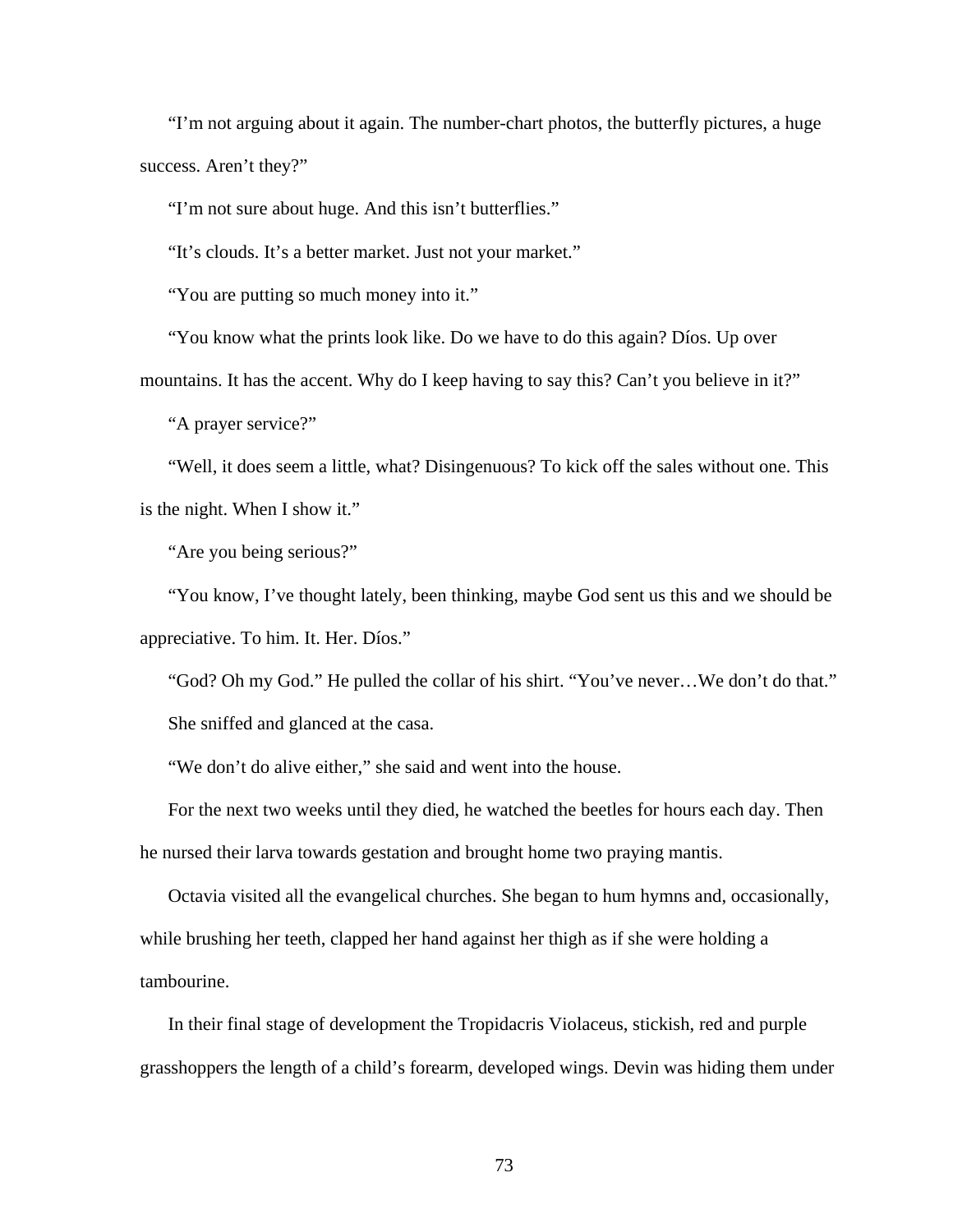"I'm not arguing about it again. The number-chart photos, the butterfly pictures, a huge success. Aren't they?"

"I'm not sure about huge. And this isn't butterflies."

"It's clouds. It's a better market. Just not your market."

"You are putting so much money into it."

"You know what the prints look like. Do we have to do this again? Díos. Up over mountains. It has the accent. Why do I keep having to say this? Can't you believe in it?"

"A prayer service?"

"Well, it does seem a little, what? Disingenuous? To kick off the sales without one. This is the night. When I show it."

"Are you being serious?"

"You know, I've thought lately, been thinking, maybe God sent us this and we should be appreciative. To him. It. Her. Díos."

"God? Oh my God." He pulled the collar of his shirt. "You've never…We don't do that."

She sniffed and glanced at the casa.

"We don't do alive either," she said and went into the house.

For the next two weeks until they died, he watched the beetles for hours each day. Then he nursed their larva towards gestation and brought home two praying mantis.

Octavia visited all the evangelical churches. She began to hum hymns and, occasionally, while brushing her teeth, clapped her hand against her thigh as if she were holding a tambourine.

In their final stage of development the Tropidacris Violaceus, stickish, red and purple grasshoppers the length of a child's forearm, developed wings. Devin was hiding them under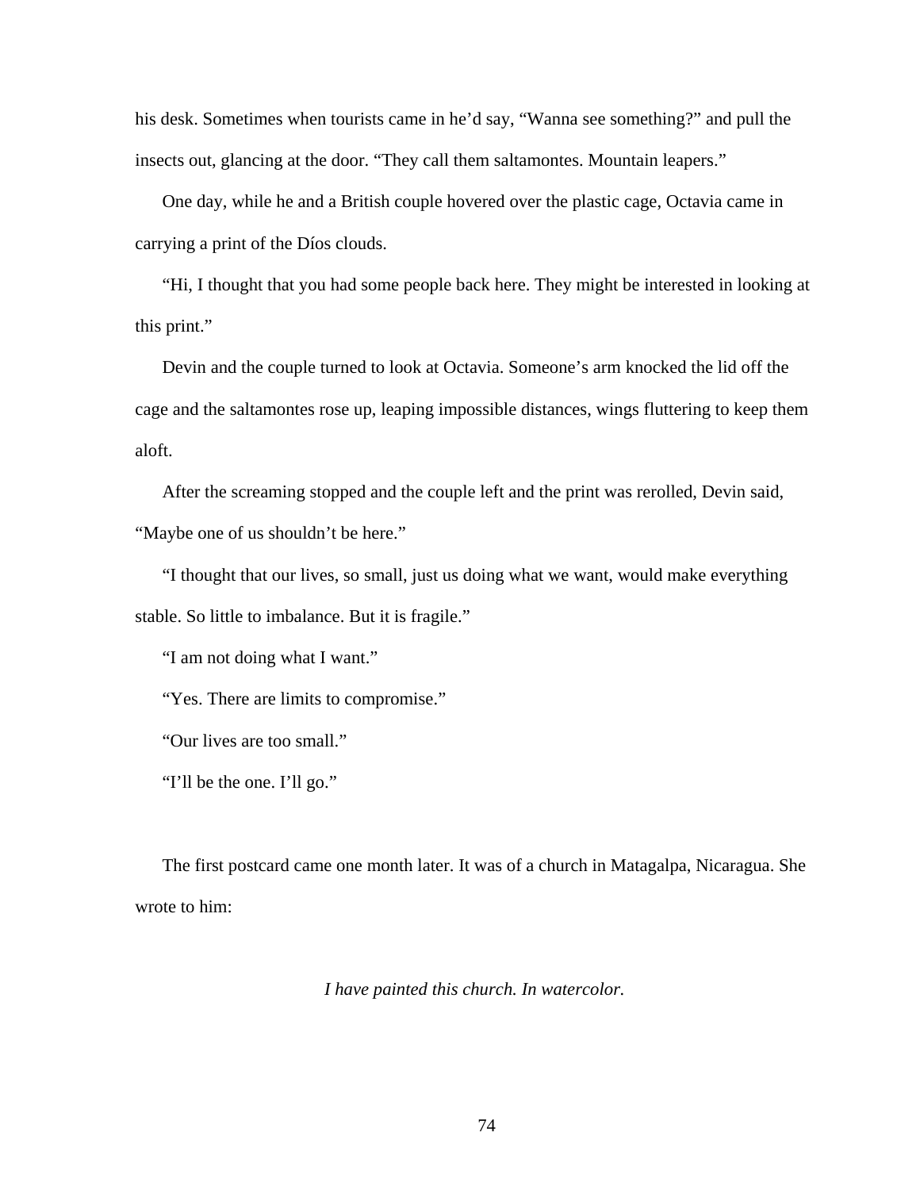his desk. Sometimes when tourists came in he'd say, "Wanna see something?" and pull the insects out, glancing at the door. "They call them saltamontes. Mountain leapers."

One day, while he and a British couple hovered over the plastic cage, Octavia came in carrying a print of the Díos clouds.

"Hi, I thought that you had some people back here. They might be interested in looking at this print."

Devin and the couple turned to look at Octavia. Someone's arm knocked the lid off the cage and the saltamontes rose up, leaping impossible distances, wings fluttering to keep them aloft.

After the screaming stopped and the couple left and the print was rerolled, Devin said, "Maybe one of us shouldn't be here."

"I thought that our lives, so small, just us doing what we want, would make everything stable. So little to imbalance. But it is fragile."

"I am not doing what I want."

"Yes. There are limits to compromise."

"Our lives are too small."

"I'll be the one. I'll go."

The first postcard came one month later. It was of a church in Matagalpa, Nicaragua. She wrote to him:

*I have painted this church. In watercolor.*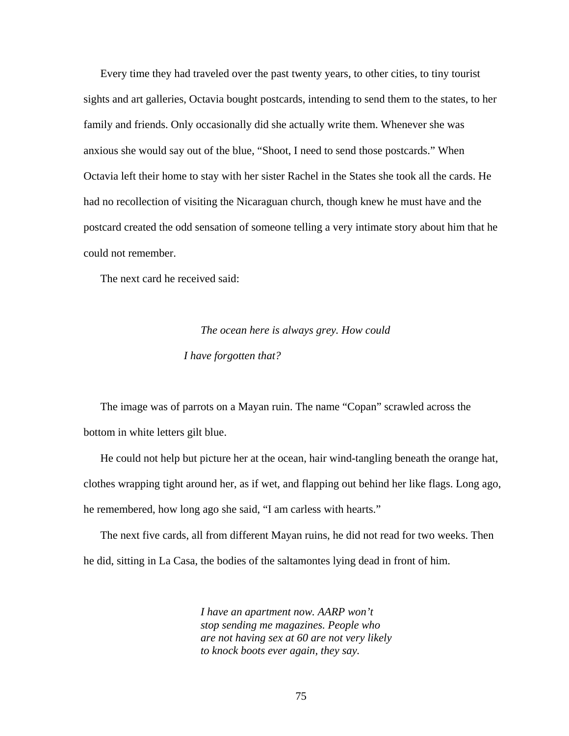Every time they had traveled over the past twenty years, to other cities, to tiny tourist sights and art galleries, Octavia bought postcards, intending to send them to the states, to her family and friends. Only occasionally did she actually write them. Whenever she was anxious she would say out of the blue, “Shoot, I need to send those postcards.” When Octavia left their home to stay with her sister Rachel in the States she took all the cards. He had no recollection of visiting the Nicaraguan church, though knew he must have and the postcard created the odd sensation of someone telling a very intimate story about him that he could not remember.

The next card he received said:

*The ocean here is always grey. How could*
*I have forgotten that?*

The image was of parrots on a Mayan ruin. The name “Copan” scrawled across the bottom in white letters gilt blue.

He could not help but picture her at the ocean, hair wind-tangling beneath the orange hat, clothes wrapping tight around her, as if wet, and flapping out behind her like flags. Long ago, he remembered, how long ago she said, “I am carless with hearts.”

The next five cards, all from different Mayan ruins, he did not read for two weeks. Then he did, sitting in La Casa, the bodies of the saltamontes lying dead in front of him.

*I have an apartment now. AARP won’t*
*stop sending me magazines. People who*
*are not having sex at 60 are not very likely*
*to knock boots ever again, they say.*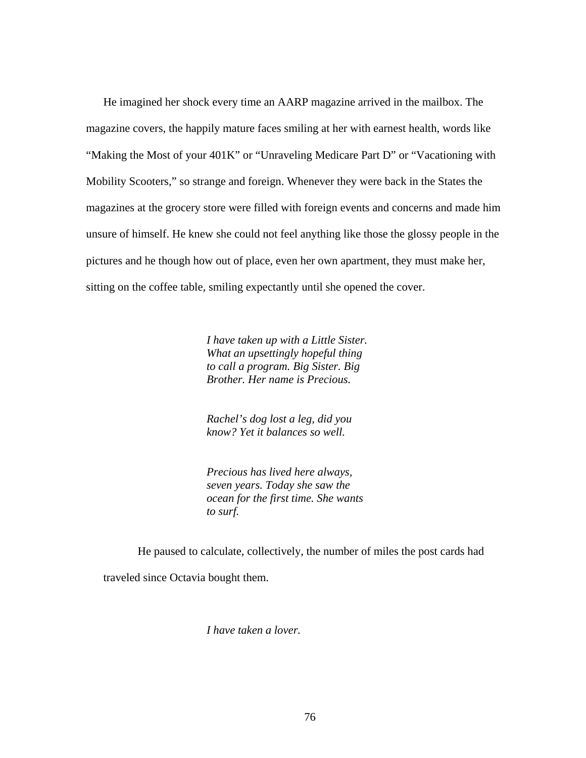He imagined her shock every time an AARP magazine arrived in the mailbox. The magazine covers, the happily mature faces smiling at her with earnest health, words like “Making the Most of your 401K” or “Unraveling Medicare Part D” or “Vacationing with Mobility Scooters,” so strange and foreign. Whenever they were back in the States the magazines at the grocery store were filled with foreign events and concerns and made him unsure of himself. He knew she could not feel anything like those the glossy people in the pictures and he though how out of place, even her own apartment, they must make her, sitting on the coffee table, smiling expectantly until she opened the cover.

*I have taken up with a Little Sister.*
*What an upsettingly hopeful thing*
*to call a program. Big Sister. Big*
*Brother. Her name is Precious.*

*Rachel’s dog lost a leg, did you*
*know? Yet it balances so well.*

*Precious has lived here always,*
*seven years. Today she saw the*
*ocean for the first time. She wants*
*to surf.*

He paused to calculate, collectively, the number of miles the post cards had traveled since Octavia bought them.

*I have taken a lover.*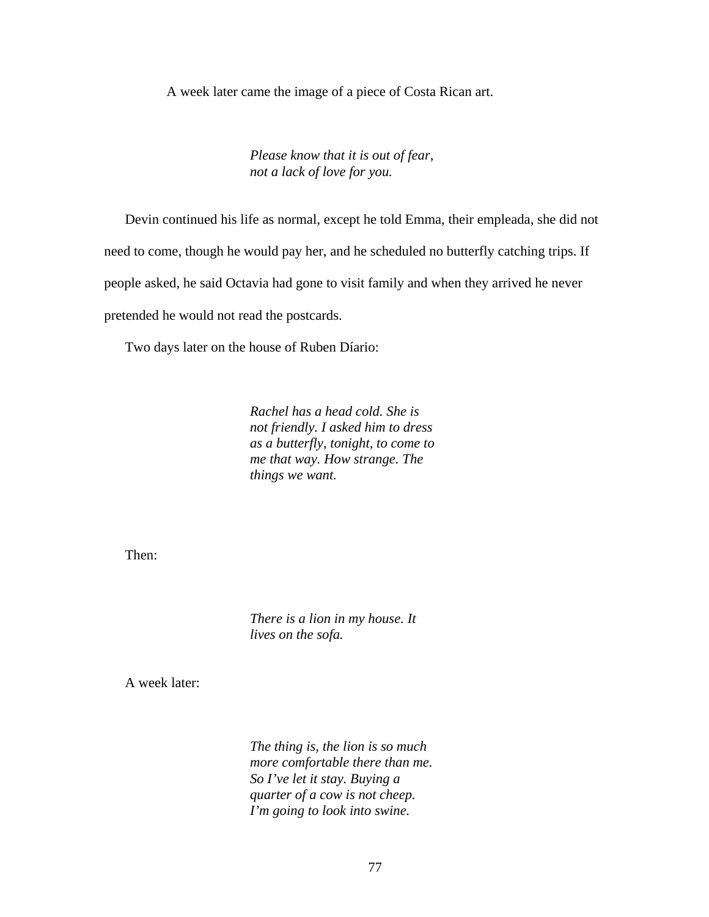A week later came the image of a piece of Costa Rican art.

> *Please know that it is out of fear, not a lack of love for you.*

Devin continued his life as normal, except he told Emma, their empleada, she did not need to come, though he would pay her, and he scheduled no butterfly catching trips. If people asked, he said Octavia had gone to visit family and when they arrived he never pretended he would not read the postcards.

Two days later on the house of Ruben Díario:

> *Rachel has a head cold. She is not friendly. I asked him to dress as a butterfly, tonight, to come to me that way. How strange. The things we want.*

Then:

> *There is a lion in my house. It lives on the sofa.*

A week later:

> *The thing is, the lion is so much more comfortable there than me. So I've let it stay. Buying a quarter of a cow is not cheep. I'm going to look into swine.*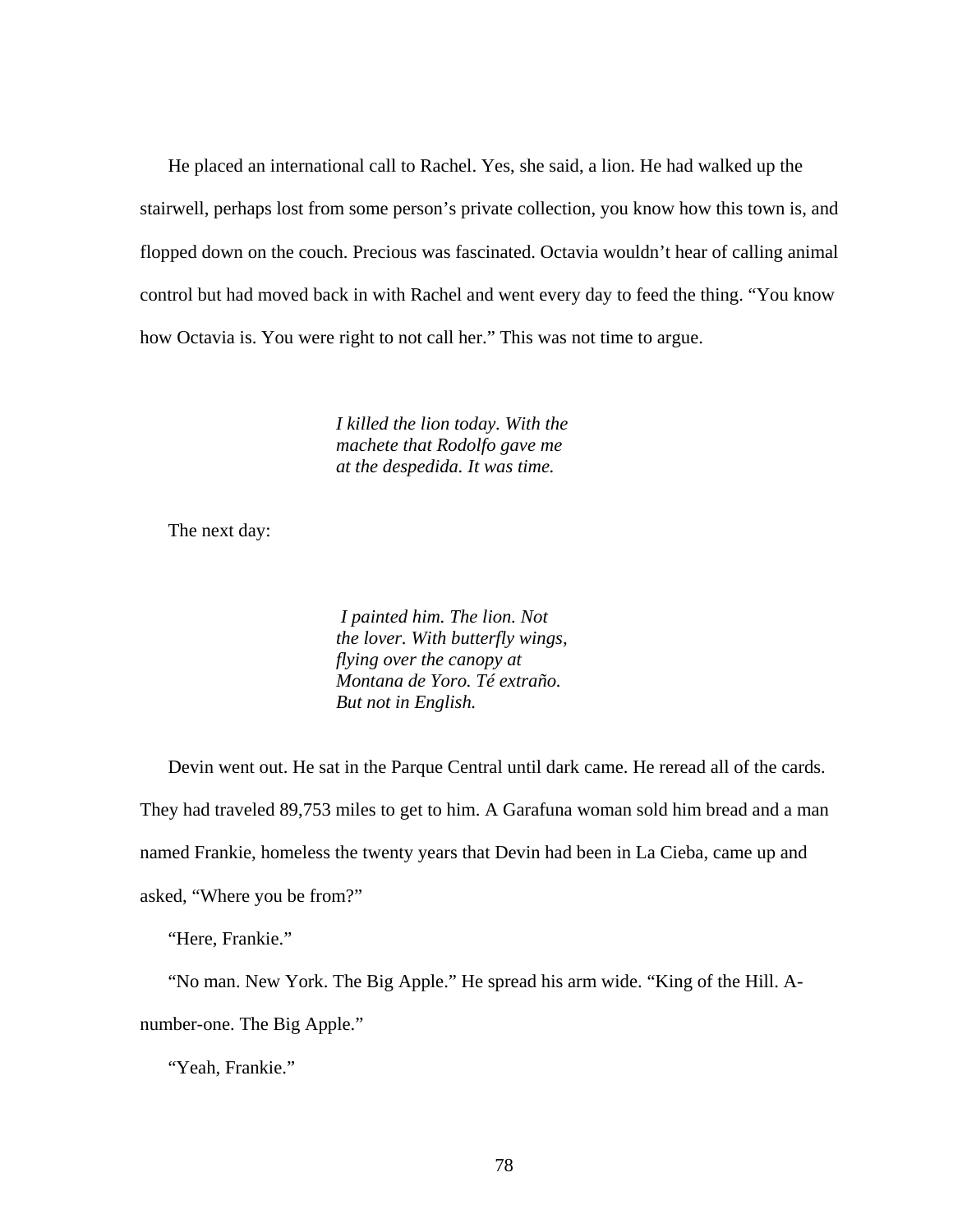He placed an international call to Rachel. Yes, she said, a lion. He had walked up the stairwell, perhaps lost from some person's private collection, you know how this town is, and flopped down on the couch. Precious was fascinated. Octavia wouldn't hear of calling animal control but had moved back in with Rachel and went every day to feed the thing. "You know how Octavia is. You were right to not call her." This was not time to argue.

> *I killed the lion today. With the*
> *machete that Rodolfo gave me*
> *at the despedida. It was time.*

The next day:

> *I painted him. The lion. Not*
> *the lover. With butterfly wings,*
> *flying over the canopy at*
> *Montana de Yoro. Té extraño.*
> *But not in English.*

Devin went out. He sat in the Parque Central until dark came. He reread all of the cards. They had traveled 89,753 miles to get to him. A Garafuna woman sold him bread and a man named Frankie, homeless the twenty years that Devin had been in La Cieba, came up and asked, "Where you be from?"

"Here, Frankie."

"No man. New York. The Big Apple." He spread his arm wide. "King of the Hill. A-number-one. The Big Apple."

"Yeah, Frankie."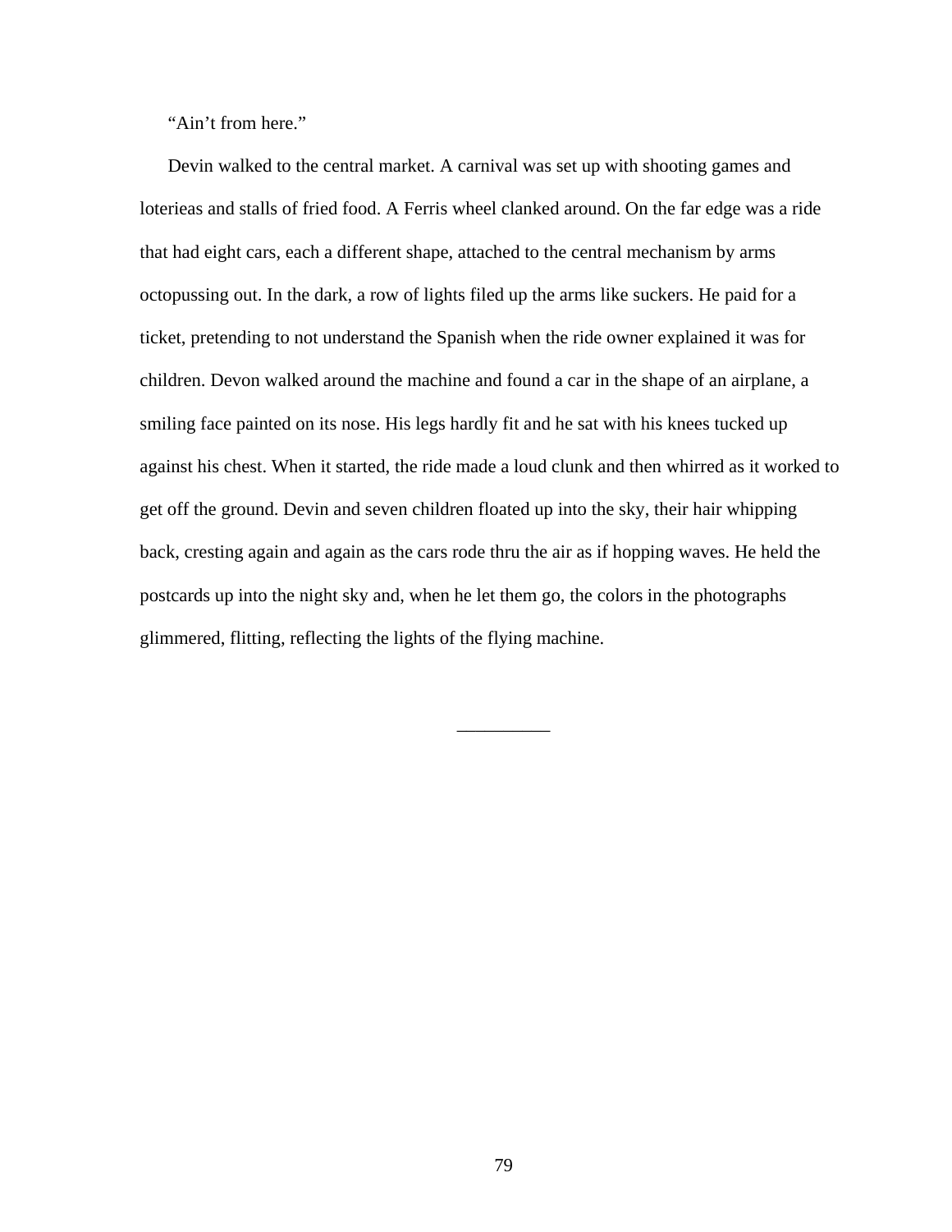"Ain't from here."

Devin walked to the central market. A carnival was set up with shooting games and loterieas and stalls of fried food. A Ferris wheel clanked around. On the far edge was a ride that had eight cars, each a different shape, attached to the central mechanism by arms octopussing out. In the dark, a row of lights filed up the arms like suckers. He paid for a ticket, pretending to not understand the Spanish when the ride owner explained it was for children. Devon walked around the machine and found a car in the shape of an airplane, a smiling face painted on its nose. His legs hardly fit and he sat with his knees tucked up against his chest. When it started, the ride made a loud clunk and then whirred as it worked to get off the ground. Devin and seven children floated up into the sky, their hair whipping back, cresting again and again as the cars rode thru the air as if hopping waves. He held the postcards up into the night sky and, when he let them go, the colors in the photographs glimmered, flitting, reflecting the lights of the flying machine.

__________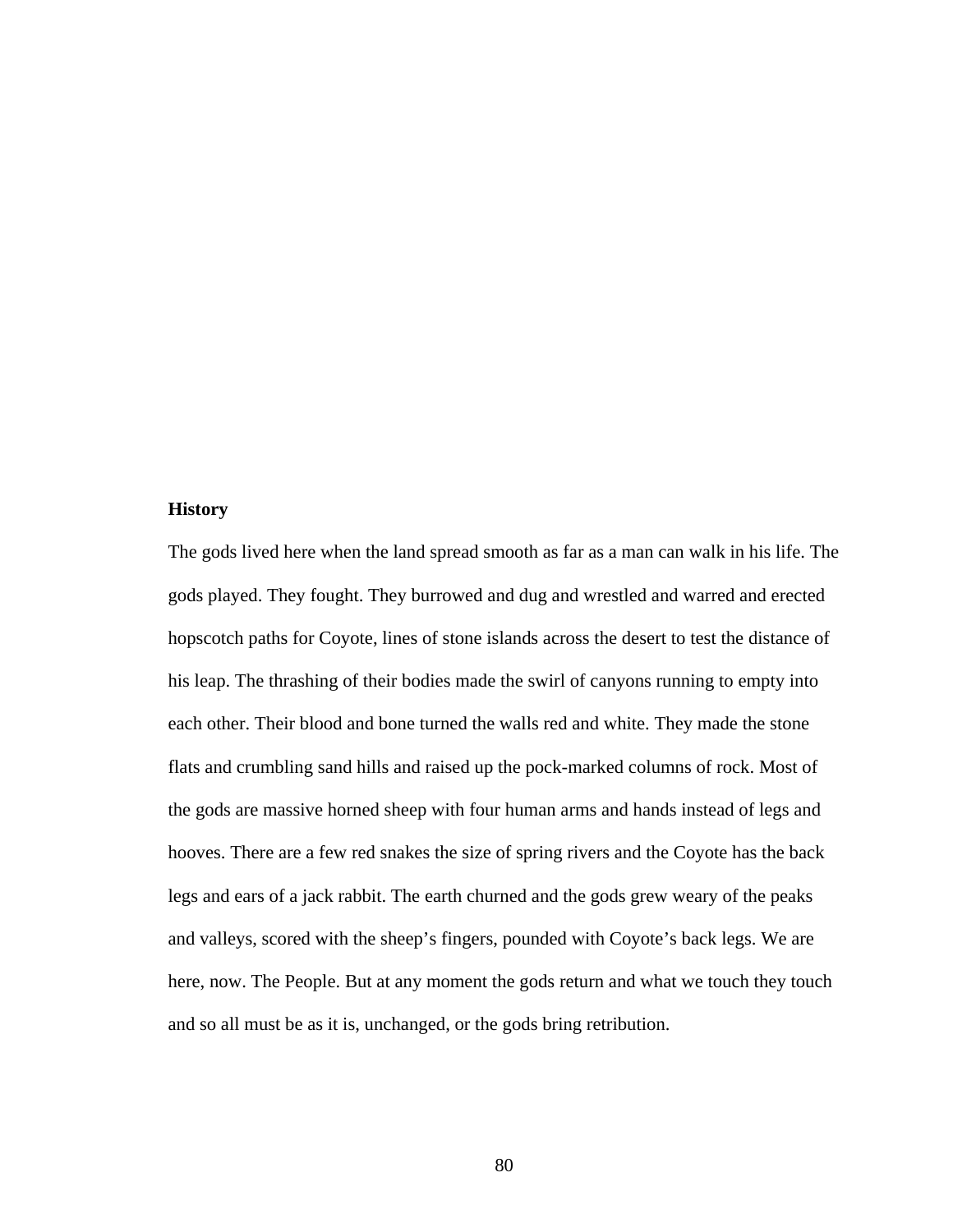**History**

The gods lived here when the land spread smooth as far as a man can walk in his life. The gods played. They fought. They burrowed and dug and wrestled and warred and erected hopscotch paths for Coyote, lines of stone islands across the desert to test the distance of his leap. The thrashing of their bodies made the swirl of canyons running to empty into each other. Their blood and bone turned the walls red and white. They made the stone flats and crumbling sand hills and raised up the pock-marked columns of rock. Most of the gods are massive horned sheep with four human arms and hands instead of legs and hooves. There are a few red snakes the size of spring rivers and the Coyote has the back legs and ears of a jack rabbit. The earth churned and the gods grew weary of the peaks and valleys, scored with the sheep's fingers, pounded with Coyote's back legs. We are here, now. The People. But at any moment the gods return and what we touch they touch and so all must be as it is, unchanged, or the gods bring retribution.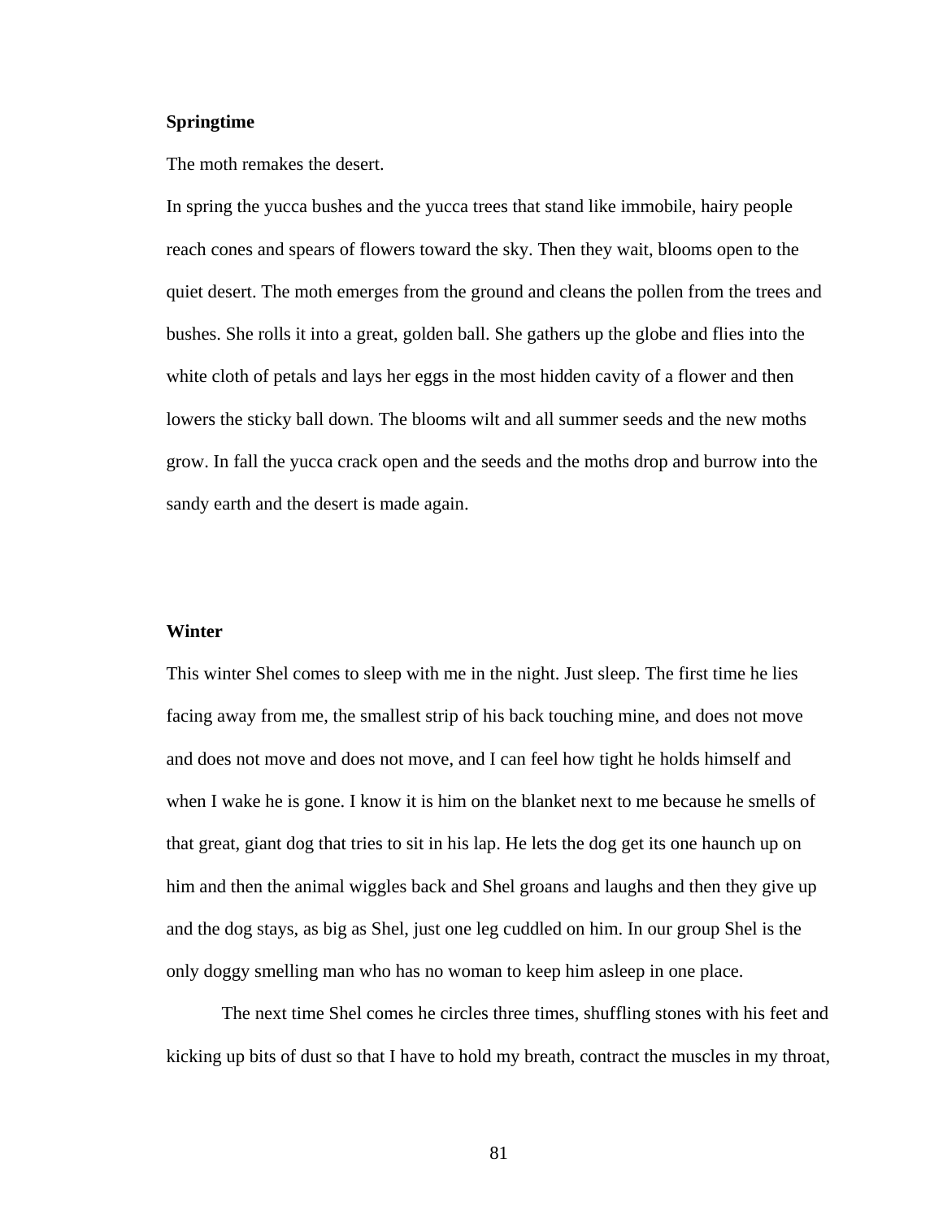**Springtime**

The moth remakes the desert.

In spring the yucca bushes and the yucca trees that stand like immobile, hairy people reach cones and spears of flowers toward the sky. Then they wait, blooms open to the quiet desert. The moth emerges from the ground and cleans the pollen from the trees and bushes. She rolls it into a great, golden ball. She gathers up the globe and flies into the white cloth of petals and lays her eggs in the most hidden cavity of a flower and then lowers the sticky ball down. The blooms wilt and all summer seeds and the new moths grow. In fall the yucca crack open and the seeds and the moths drop and burrow into the sandy earth and the desert is made again.

**Winter**

This winter Shel comes to sleep with me in the night. Just sleep. The first time he lies facing away from me, the smallest strip of his back touching mine, and does not move and does not move and does not move, and I can feel how tight he holds himself and when I wake he is gone. I know it is him on the blanket next to me because he smells of that great, giant dog that tries to sit in his lap. He lets the dog get its one haunch up on him and then the animal wiggles back and Shel groans and laughs and then they give up and the dog stays, as big as Shel, just one leg cuddled on him. In our group Shel is the only doggy smelling man who has no woman to keep him asleep in one place.

The next time Shel comes he circles three times, shuffling stones with his feet and kicking up bits of dust so that I have to hold my breath, contract the muscles in my throat,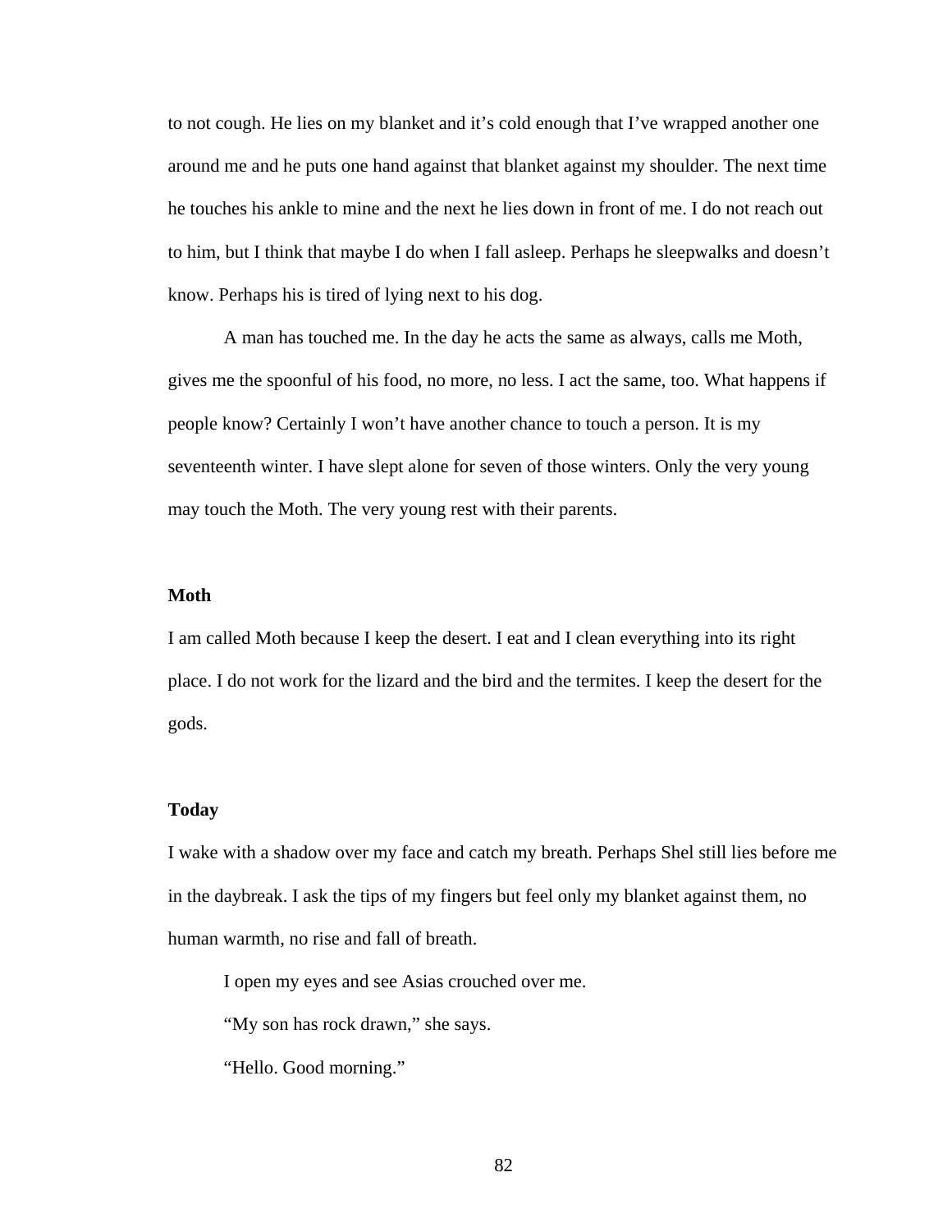to not cough. He lies on my blanket and it's cold enough that I've wrapped another one around me and he puts one hand against that blanket against my shoulder. The next time he touches his ankle to mine and the next he lies down in front of me. I do not reach out to him, but I think that maybe I do when I fall asleep. Perhaps he sleepwalks and doesn't know. Perhaps his is tired of lying next to his dog.

A man has touched me. In the day he acts the same as always, calls me Moth, gives me the spoonful of his food, no more, no less. I act the same, too. What happens if people know? Certainly I won't have another chance to touch a person. It is my seventeenth winter. I have slept alone for seven of those winters. Only the very young may touch the Moth. The very young rest with their parents.

**Moth**

I am called Moth because I keep the desert. I eat and I clean everything into its right place. I do not work for the lizard and the bird and the termites. I keep the desert for the gods.

**Today**

I wake with a shadow over my face and catch my breath. Perhaps Shel still lies before me in the daybreak. I ask the tips of my fingers but feel only my blanket against them, no human warmth, no rise and fall of breath.

I open my eyes and see Asias crouched over me.

"My son has rock drawn," she says.

"Hello. Good morning."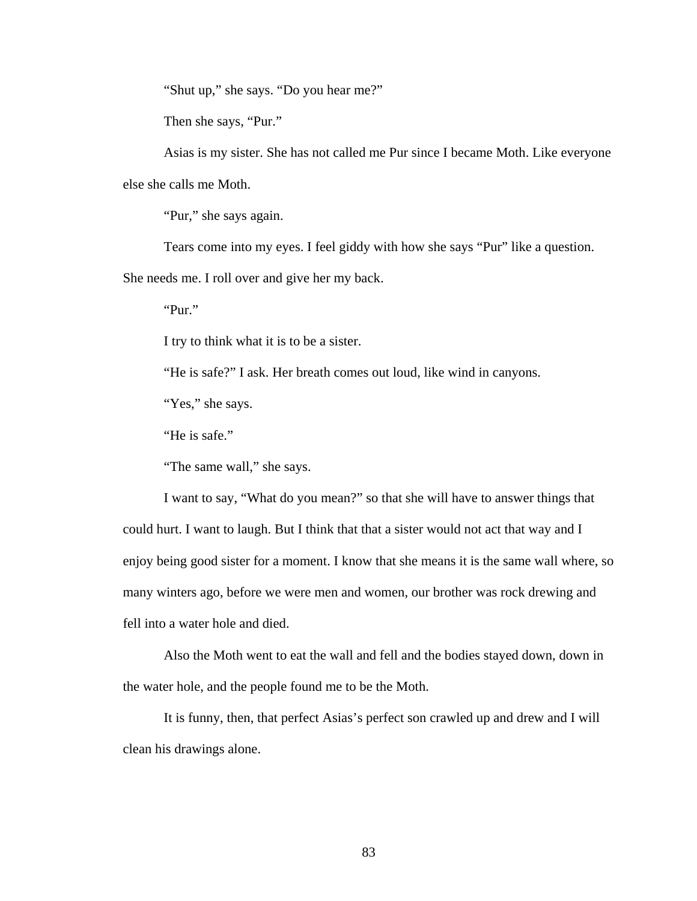"Shut up," she says. "Do you hear me?"

Then she says, "Pur."

Asias is my sister. She has not called me Pur since I became Moth. Like everyone else she calls me Moth.

"Pur," she says again.

Tears come into my eyes. I feel giddy with how she says "Pur" like a question. She needs me. I roll over and give her my back.

"Pur."

I try to think what it is to be a sister.

"He is safe?" I ask. Her breath comes out loud, like wind in canyons.

"Yes," she says.

"He is safe."

"The same wall," she says.

I want to say, "What do you mean?" so that she will have to answer things that could hurt. I want to laugh. But I think that that a sister would not act that way and I enjoy being good sister for a moment. I know that she means it is the same wall where, so many winters ago, before we were men and women, our brother was rock drewing and fell into a water hole and died.

Also the Moth went to eat the wall and fell and the bodies stayed down, down in the water hole, and the people found me to be the Moth.

It is funny, then, that perfect Asias's perfect son crawled up and drew and I will clean his drawings alone.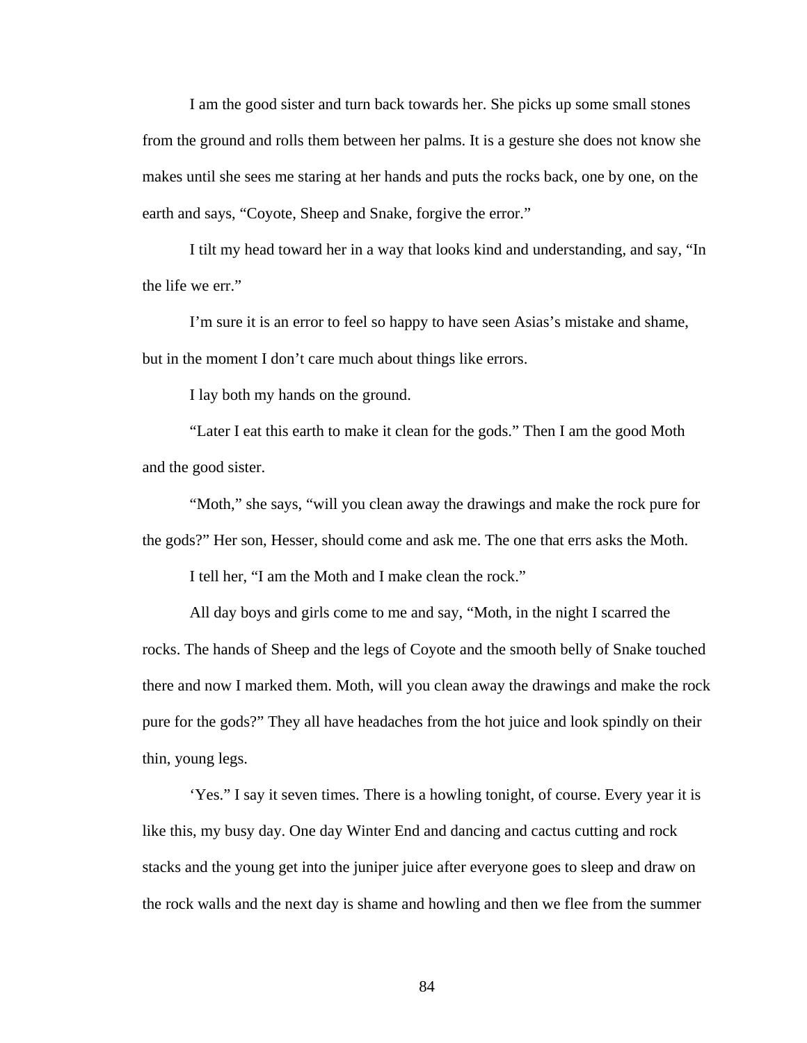I am the good sister and turn back towards her. She picks up some small stones from the ground and rolls them between her palms. It is a gesture she does not know she makes until she sees me staring at her hands and puts the rocks back, one by one, on the earth and says, "Coyote, Sheep and Snake, forgive the error."

I tilt my head toward her in a way that looks kind and understanding, and say, "In the life we err."

I'm sure it is an error to feel so happy to have seen Asias's mistake and shame, but in the moment I don't care much about things like errors.

I lay both my hands on the ground.

"Later I eat this earth to make it clean for the gods." Then I am the good Moth and the good sister.

"Moth," she says, "will you clean away the drawings and make the rock pure for the gods?" Her son, Hesser, should come and ask me. The one that errs asks the Moth.

I tell her, "I am the Moth and I make clean the rock."

All day boys and girls come to me and say, "Moth, in the night I scarred the rocks. The hands of Sheep and the legs of Coyote and the smooth belly of Snake touched there and now I marked them. Moth, will you clean away the drawings and make the rock pure for the gods?" They all have headaches from the hot juice and look spindly on their thin, young legs.

'Yes." I say it seven times. There is a howling tonight, of course. Every year it is like this, my busy day. One day Winter End and dancing and cactus cutting and rock stacks and the young get into the juniper juice after everyone goes to sleep and draw on the rock walls and the next day is shame and howling and then we flee from the summer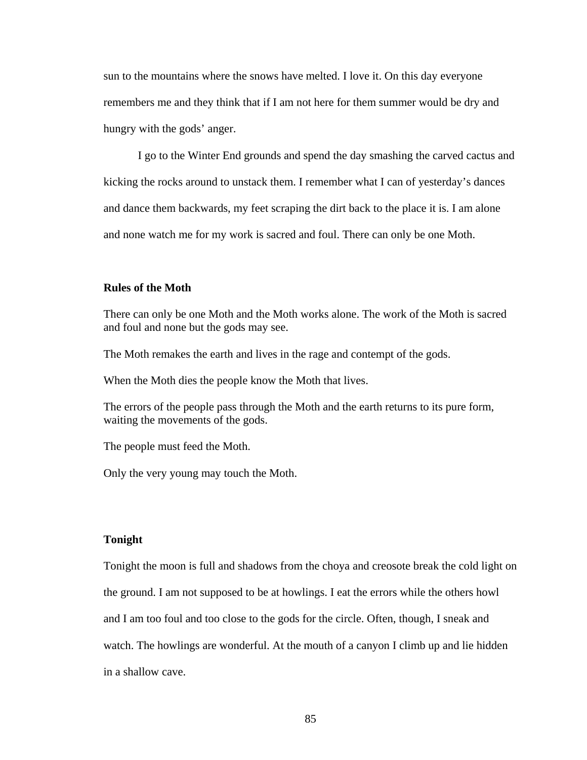sun to the mountains where the snows have melted. I love it. On this day everyone remembers me and they think that if I am not here for them summer would be dry and hungry with the gods' anger.

I go to the Winter End grounds and spend the day smashing the carved cactus and kicking the rocks around to unstack them. I remember what I can of yesterday's dances and dance them backwards, my feet scraping the dirt back to the place it is. I am alone and none watch me for my work is sacred and foul. There can only be one Moth.

**Rules of the Moth**

There can only be one Moth and the Moth works alone. The work of the Moth is sacred and foul and none but the gods may see.

The Moth remakes the earth and lives in the rage and contempt of the gods.

When the Moth dies the people know the Moth that lives.

The errors of the people pass through the Moth and the earth returns to its pure form, waiting the movements of the gods.

The people must feed the Moth.

Only the very young may touch the Moth.

**Tonight**

Tonight the moon is full and shadows from the choya and creosote break the cold light on the ground. I am not supposed to be at howlings. I eat the errors while the others howl and I am too foul and too close to the gods for the circle. Often, though, I sneak and watch. The howlings are wonderful. At the mouth of a canyon I climb up and lie hidden in a shallow cave.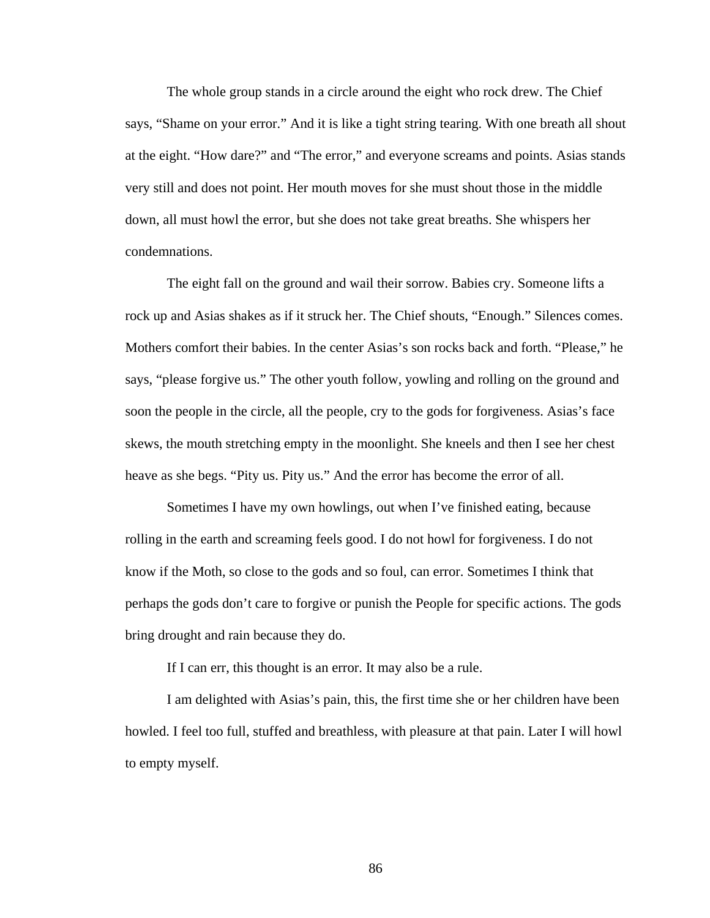The whole group stands in a circle around the eight who rock drew. The Chief says, "Shame on your error." And it is like a tight string tearing. With one breath all shout at the eight. "How dare?" and "The error," and everyone screams and points. Asias stands very still and does not point. Her mouth moves for she must shout those in the middle down, all must howl the error, but she does not take great breaths. She whispers her condemnations.

The eight fall on the ground and wail their sorrow. Babies cry. Someone lifts a rock up and Asias shakes as if it struck her. The Chief shouts, "Enough." Silences comes. Mothers comfort their babies. In the center Asias's son rocks back and forth. "Please," he says, "please forgive us." The other youth follow, yowling and rolling on the ground and soon the people in the circle, all the people, cry to the gods for forgiveness. Asias's face skews, the mouth stretching empty in the moonlight. She kneels and then I see her chest heave as she begs. "Pity us. Pity us." And the error has become the error of all.

Sometimes I have my own howlings, out when I've finished eating, because rolling in the earth and screaming feels good. I do not howl for forgiveness. I do not know if the Moth, so close to the gods and so foul, can error. Sometimes I think that perhaps the gods don't care to forgive or punish the People for specific actions. The gods bring drought and rain because they do.

If I can err, this thought is an error. It may also be a rule.

I am delighted with Asias's pain, this, the first time she or her children have been howled. I feel too full, stuffed and breathless, with pleasure at that pain. Later I will howl to empty myself.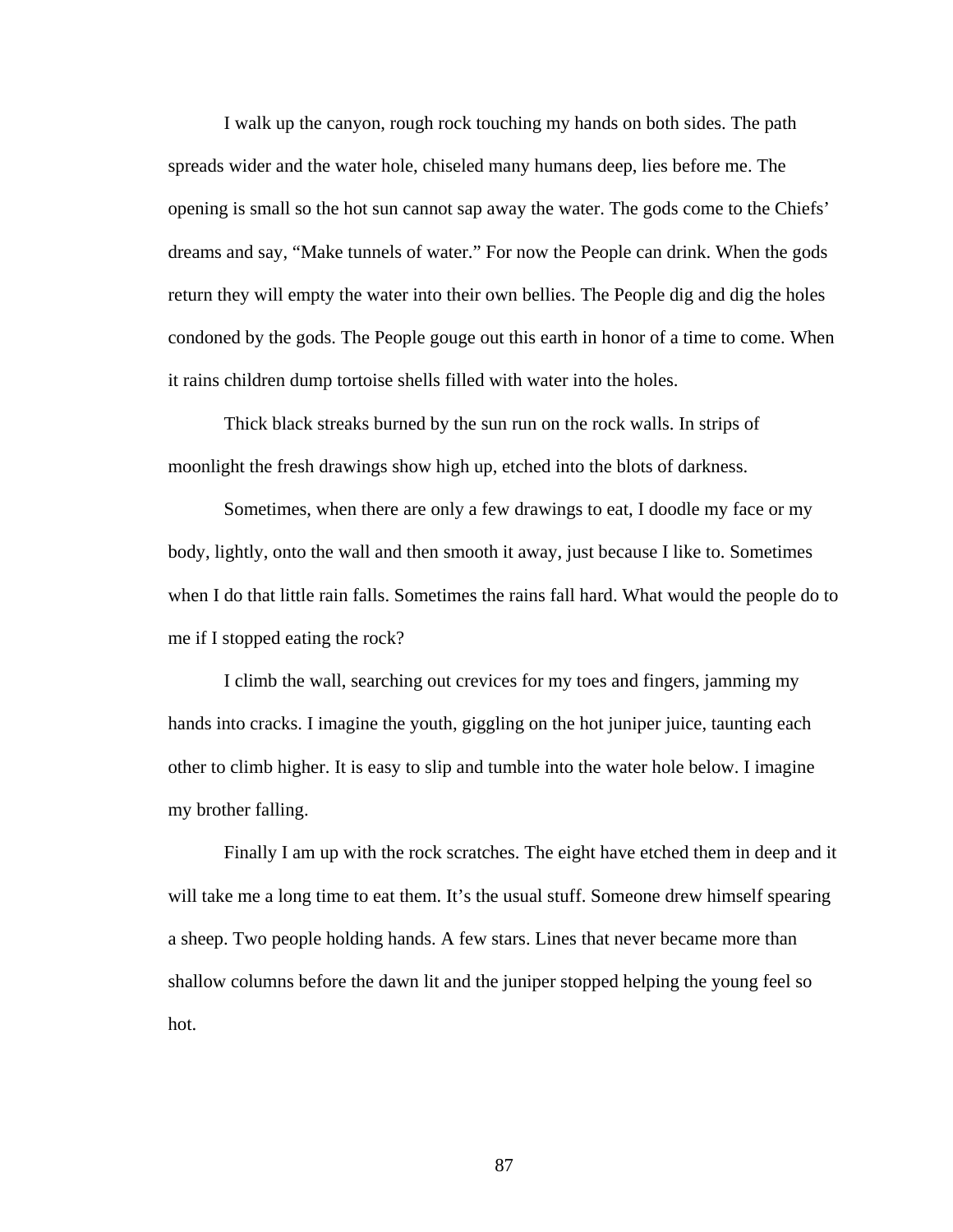I walk up the canyon, rough rock touching my hands on both sides. The path spreads wider and the water hole, chiseled many humans deep, lies before me. The opening is small so the hot sun cannot sap away the water. The gods come to the Chiefs' dreams and say, "Make tunnels of water." For now the People can drink. When the gods return they will empty the water into their own bellies. The People dig and dig the holes condoned by the gods. The People gouge out this earth in honor of a time to come. When it rains children dump tortoise shells filled with water into the holes.

Thick black streaks burned by the sun run on the rock walls. In strips of moonlight the fresh drawings show high up, etched into the blots of darkness.

Sometimes, when there are only a few drawings to eat, I doodle my face or my body, lightly, onto the wall and then smooth it away, just because I like to. Sometimes when I do that little rain falls. Sometimes the rains fall hard. What would the people do to me if I stopped eating the rock?

I climb the wall, searching out crevices for my toes and fingers, jamming my hands into cracks. I imagine the youth, giggling on the hot juniper juice, taunting each other to climb higher. It is easy to slip and tumble into the water hole below. I imagine my brother falling.

Finally I am up with the rock scratches. The eight have etched them in deep and it will take me a long time to eat them. It's the usual stuff. Someone drew himself spearing a sheep. Two people holding hands. A few stars. Lines that never became more than shallow columns before the dawn lit and the juniper stopped helping the young feel so hot.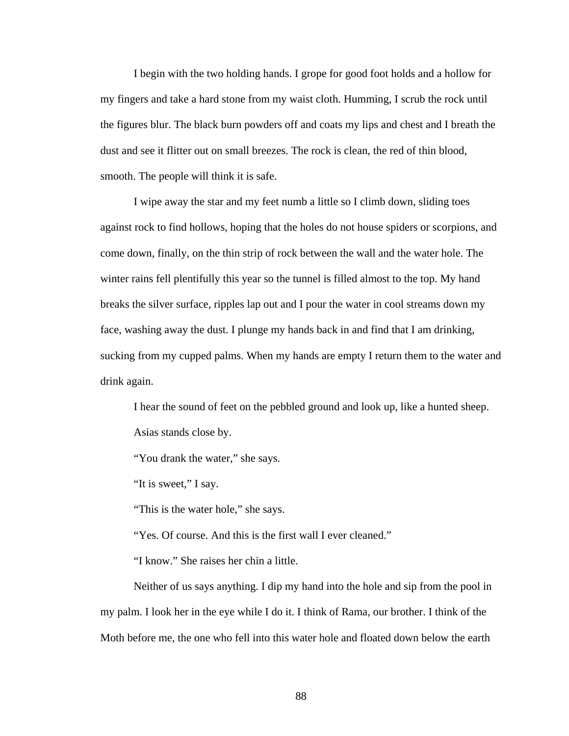I begin with the two holding hands. I grope for good foot holds and a hollow for my fingers and take a hard stone from my waist cloth. Humming, I scrub the rock until the figures blur. The black burn powders off and coats my lips and chest and I breath the dust and see it flitter out on small breezes. The rock is clean, the red of thin blood, smooth. The people will think it is safe.

I wipe away the star and my feet numb a little so I climb down, sliding toes against rock to find hollows, hoping that the holes do not house spiders or scorpions, and come down, finally, on the thin strip of rock between the wall and the water hole. The winter rains fell plentifully this year so the tunnel is filled almost to the top. My hand breaks the silver surface, ripples lap out and I pour the water in cool streams down my face, washing away the dust. I plunge my hands back in and find that I am drinking, sucking from my cupped palms. When my hands are empty I return them to the water and drink again.

I hear the sound of feet on the pebbled ground and look up, like a hunted sheep.

Asias stands close by.

"You drank the water," she says.

"It is sweet," I say.

"This is the water hole," she says.

"Yes. Of course. And this is the first wall I ever cleaned."

"I know." She raises her chin a little.

Neither of us says anything. I dip my hand into the hole and sip from the pool in my palm. I look her in the eye while I do it. I think of Rama, our brother. I think of the Moth before me, the one who fell into this water hole and floated down below the earth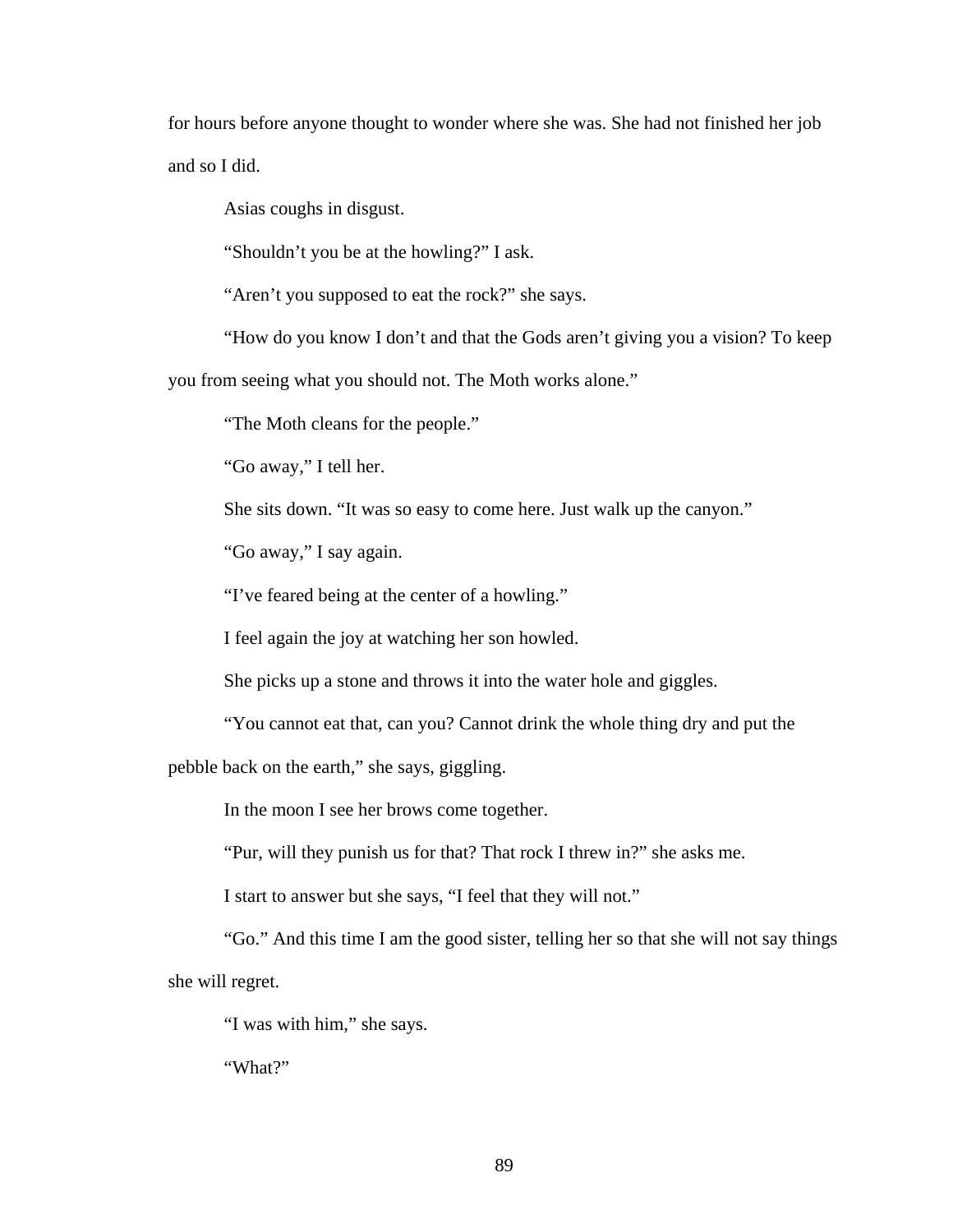for hours before anyone thought to wonder where she was. She had not finished her job and so I did.

Asias coughs in disgust.

"Shouldn't you be at the howling?" I ask.

"Aren't you supposed to eat the rock?" she says.

"How do you know I don't and that the Gods aren't giving you a vision? To keep you from seeing what you should not. The Moth works alone."

"The Moth cleans for the people."

"Go away," I tell her.

She sits down. "It was so easy to come here. Just walk up the canyon."

"Go away," I say again.

"I've feared being at the center of a howling."

I feel again the joy at watching her son howled.

She picks up a stone and throws it into the water hole and giggles.

"You cannot eat that, can you? Cannot drink the whole thing dry and put the pebble back on the earth," she says, giggling.

In the moon I see her brows come together.

"Pur, will they punish us for that? That rock I threw in?" she asks me.

I start to answer but she says, "I feel that they will not."

"Go." And this time I am the good sister, telling her so that she will not say things she will regret.

"I was with him," she says.

"What?"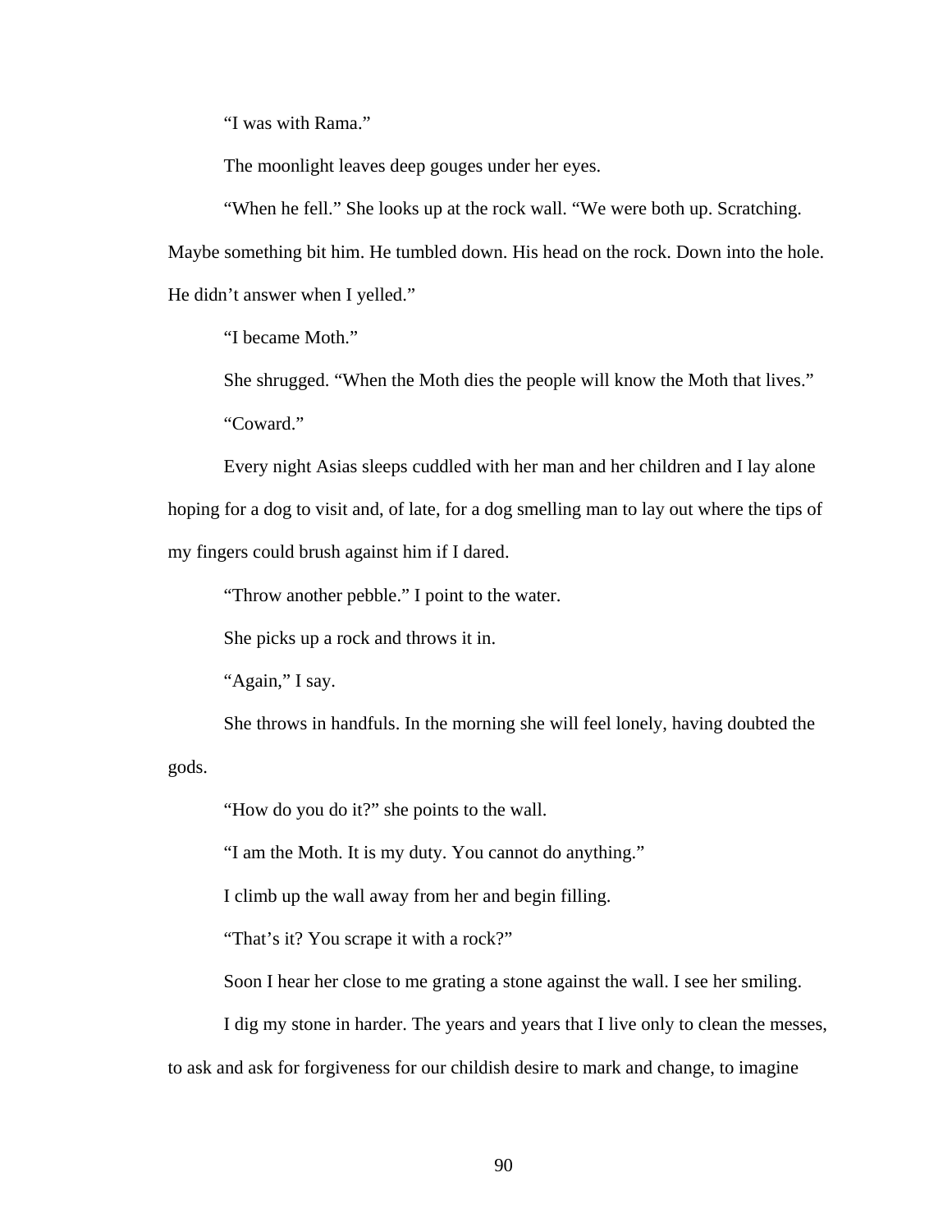"I was with Rama."

The moonlight leaves deep gouges under her eyes.

"When he fell." She looks up at the rock wall. "We were both up. Scratching. Maybe something bit him. He tumbled down. His head on the rock. Down into the hole. He didn't answer when I yelled."

"I became Moth."

She shrugged. "When the Moth dies the people will know the Moth that lives."

"Coward."

Every night Asias sleeps cuddled with her man and her children and I lay alone hoping for a dog to visit and, of late, for a dog smelling man to lay out where the tips of my fingers could brush against him if I dared.

"Throw another pebble." I point to the water.

She picks up a rock and throws it in.

"Again," I say.

She throws in handfuls. In the morning she will feel lonely, having doubted the gods.

"How do you do it?" she points to the wall.

"I am the Moth. It is my duty. You cannot do anything."

I climb up the wall away from her and begin filling.

"That's it? You scrape it with a rock?"

Soon I hear her close to me grating a stone against the wall. I see her smiling.

I dig my stone in harder. The years and years that I live only to clean the messes, to ask and ask for forgiveness for our childish desire to mark and change, to imagine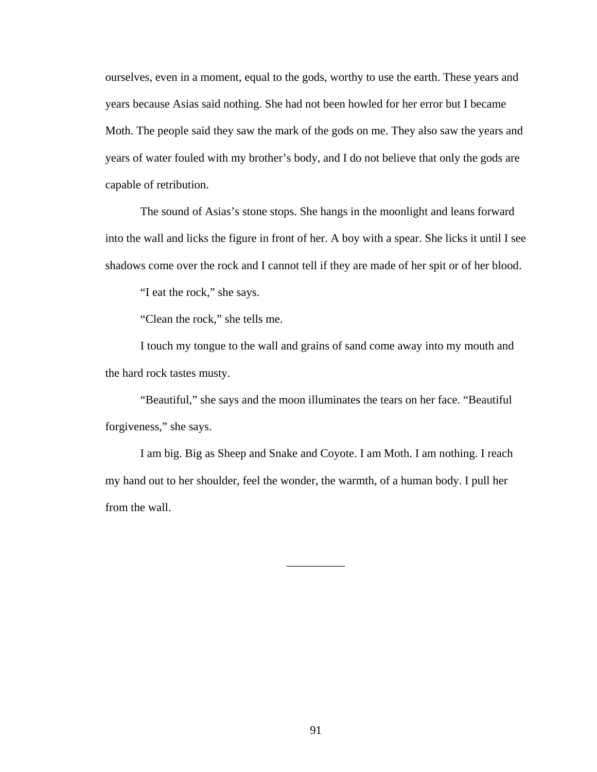ourselves, even in a moment, equal to the gods, worthy to use the earth. These years and years because Asias said nothing. She had not been howled for her error but I became Moth. The people said they saw the mark of the gods on me. They also saw the years and years of water fouled with my brother's body, and I do not believe that only the gods are capable of retribution.

The sound of Asias's stone stops. She hangs in the moonlight and leans forward into the wall and licks the figure in front of her. A boy with a spear. She licks it until I see shadows come over the rock and I cannot tell if they are made of her spit or of her blood.

"I eat the rock," she says.

"Clean the rock," she tells me.

I touch my tongue to the wall and grains of sand come away into my mouth and the hard rock tastes musty.

"Beautiful," she says and the moon illuminates the tears on her face. "Beautiful forgiveness," she says.

I am big. Big as Sheep and Snake and Coyote. I am Moth. I am nothing. I reach my hand out to her shoulder, feel the wonder, the warmth, of a human body. I pull her from the wall.

__________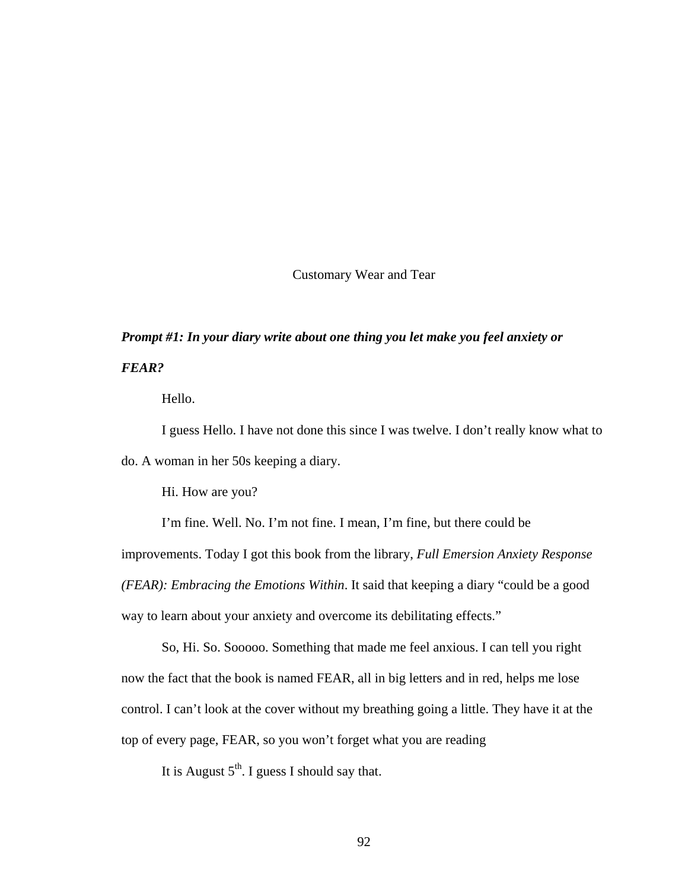# Customary Wear and Tear

***Prompt #1: In your diary write about one thing you let make you feel anxiety or FEAR?***

Hello.

I guess Hello. I have not done this since I was twelve. I don't really know what to do. A woman in her 50s keeping a diary.

Hi. How are you?

I'm fine. Well. No. I'm not fine. I mean, I'm fine, but there could be improvements. Today I got this book from the library, *Full Emersion Anxiety Response (FEAR): Embracing the Emotions Within*. It said that keeping a diary "could be a good way to learn about your anxiety and overcome its debilitating effects."

So, Hi. So. Sooooo. Something that made me feel anxious. I can tell you right now the fact that the book is named FEAR, all in big letters and in red, helps me lose control. I can't look at the cover without my breathing going a little. They have it at the top of every page, FEAR, so you won't forget what you are reading

It is August 5th. I guess I should say that.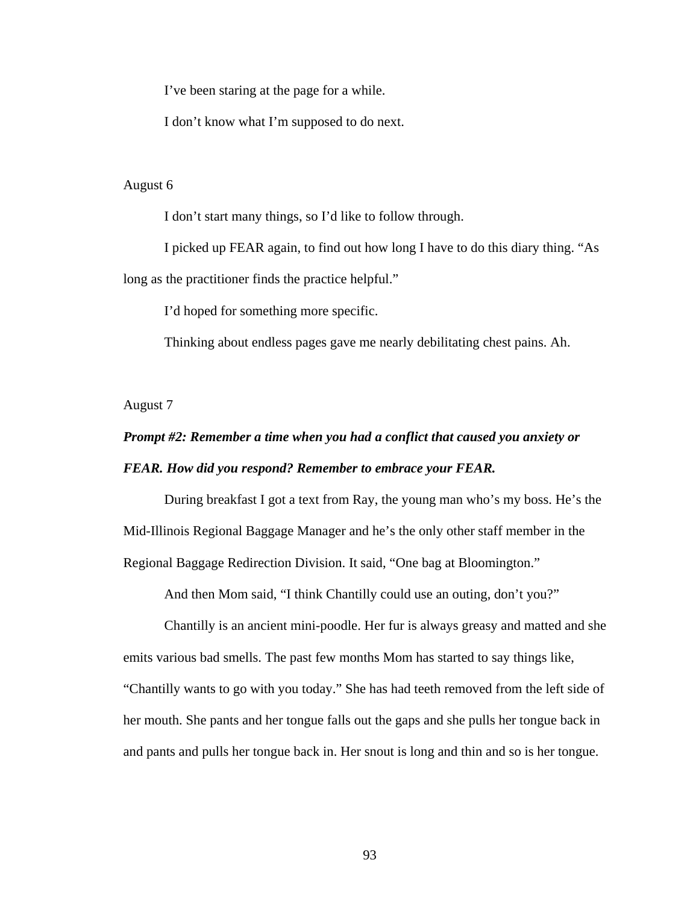I've been staring at the page for a while.

I don't know what I'm supposed to do next.

August 6

I don't start many things, so I'd like to follow through.

I picked up FEAR again, to find out how long I have to do this diary thing. "As long as the practitioner finds the practice helpful."

I'd hoped for something more specific.

Thinking about endless pages gave me nearly debilitating chest pains. Ah.

August 7

***Prompt #2: Remember a time when you had a conflict that caused you anxiety or FEAR. How did you respond? Remember to embrace your FEAR.***

During breakfast I got a text from Ray, the young man who's my boss. He's the Mid-Illinois Regional Baggage Manager and he's the only other staff member in the Regional Baggage Redirection Division. It said, "One bag at Bloomington."

And then Mom said, "I think Chantilly could use an outing, don't you?"

Chantilly is an ancient mini-poodle. Her fur is always greasy and matted and she emits various bad smells. The past few months Mom has started to say things like, "Chantilly wants to go with you today." She has had teeth removed from the left side of her mouth. She pants and her tongue falls out the gaps and she pulls her tongue back in and pants and pulls her tongue back in. Her snout is long and thin and so is her tongue.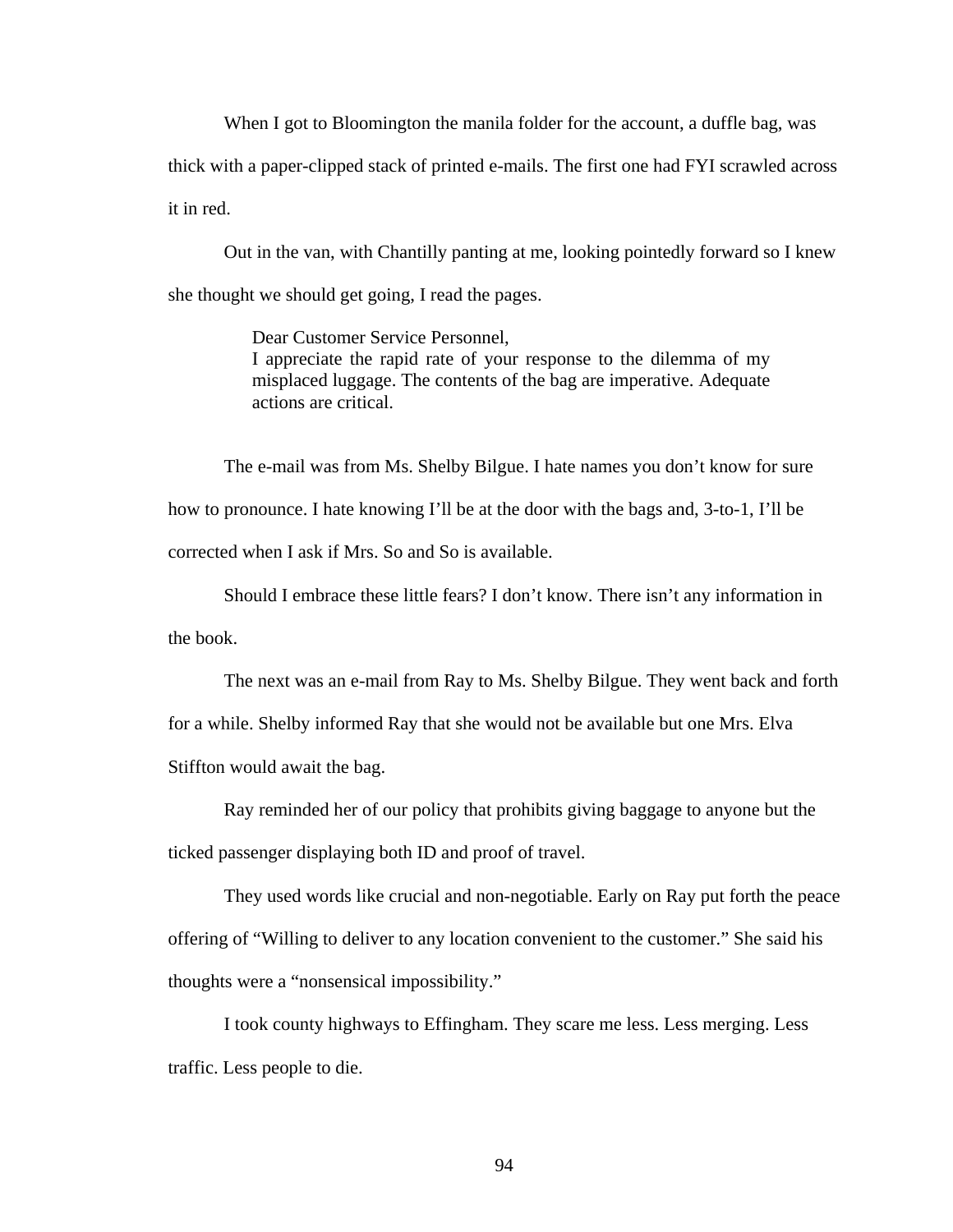When I got to Bloomington the manila folder for the account, a duffle bag, was thick with a paper-clipped stack of printed e-mails. The first one had FYI scrawled across it in red.

Out in the van, with Chantilly panting at me, looking pointedly forward so I knew she thought we should get going, I read the pages.

> Dear Customer Service Personnel,
> I appreciate the rapid rate of your response to the dilemma of my misplaced luggage. The contents of the bag are imperative. Adequate actions are critical.

The e-mail was from Ms. Shelby Bilgue. I hate names you don't know for sure how to pronounce. I hate knowing I'll be at the door with the bags and, 3-to-1, I'll be corrected when I ask if Mrs. So and So is available.

Should I embrace these little fears? I don't know. There isn't any information in the book.

The next was an e-mail from Ray to Ms. Shelby Bilgue. They went back and forth for a while. Shelby informed Ray that she would not be available but one Mrs. Elva Stiffton would await the bag.

Ray reminded her of our policy that prohibits giving baggage to anyone but the ticked passenger displaying both ID and proof of travel.

They used words like crucial and non-negotiable. Early on Ray put forth the peace offering of "Willing to deliver to any location convenient to the customer." She said his thoughts were a "nonsensical impossibility."

I took county highways to Effingham. They scare me less. Less merging. Less traffic. Less people to die.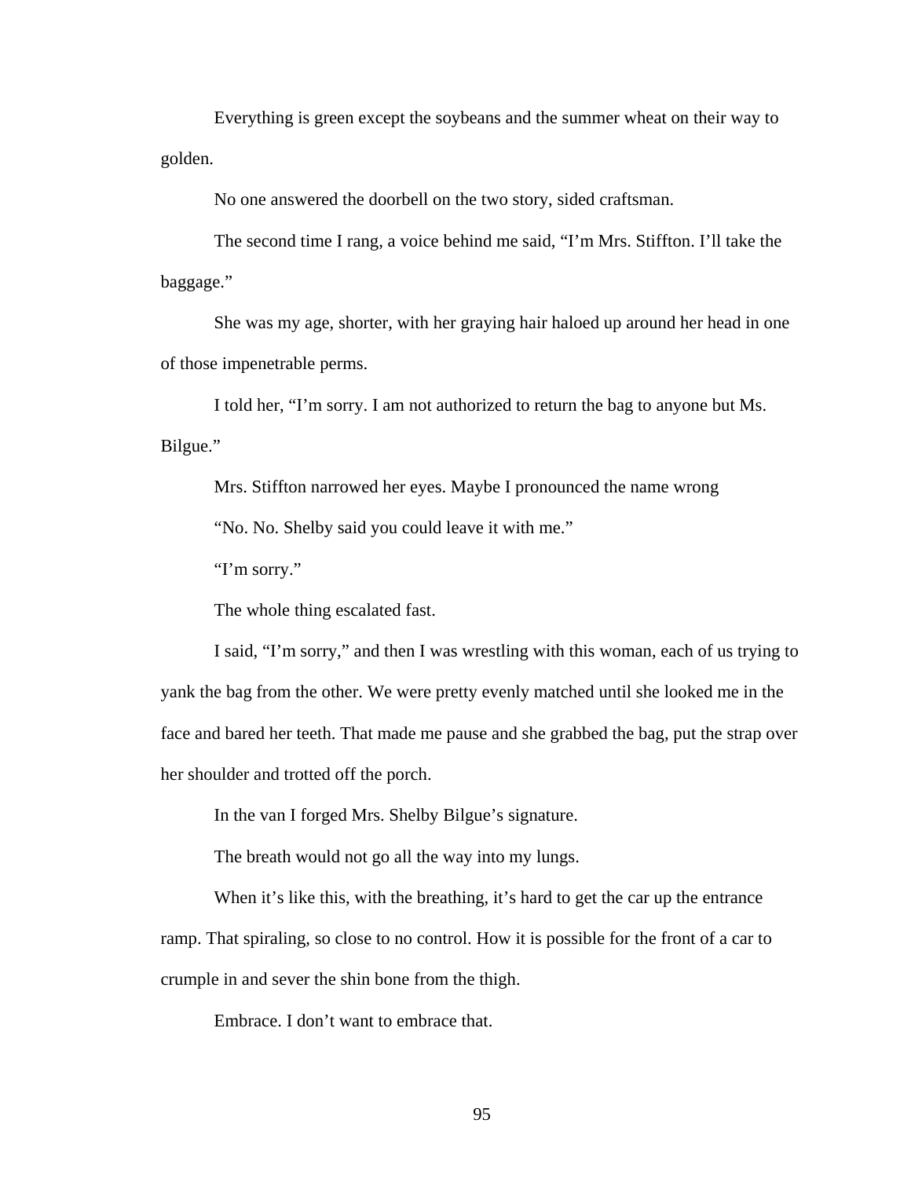Everything is green except the soybeans and the summer wheat on their way to golden.

No one answered the doorbell on the two story, sided craftsman.

The second time I rang, a voice behind me said, "I'm Mrs. Stiffton. I'll take the baggage."

She was my age, shorter, with her graying hair haloed up around her head in one of those impenetrable perms.

I told her, "I'm sorry. I am not authorized to return the bag to anyone but Ms. Bilgue."

Mrs. Stiffton narrowed her eyes. Maybe I pronounced the name wrong

"No. No. Shelby said you could leave it with me."

"I'm sorry."

The whole thing escalated fast.

I said, "I'm sorry," and then I was wrestling with this woman, each of us trying to yank the bag from the other. We were pretty evenly matched until she looked me in the face and bared her teeth. That made me pause and she grabbed the bag, put the strap over her shoulder and trotted off the porch.

In the van I forged Mrs. Shelby Bilgue's signature.

The breath would not go all the way into my lungs.

When it's like this, with the breathing, it's hard to get the car up the entrance ramp. That spiraling, so close to no control. How it is possible for the front of a car to crumple in and sever the shin bone from the thigh.

Embrace. I don't want to embrace that.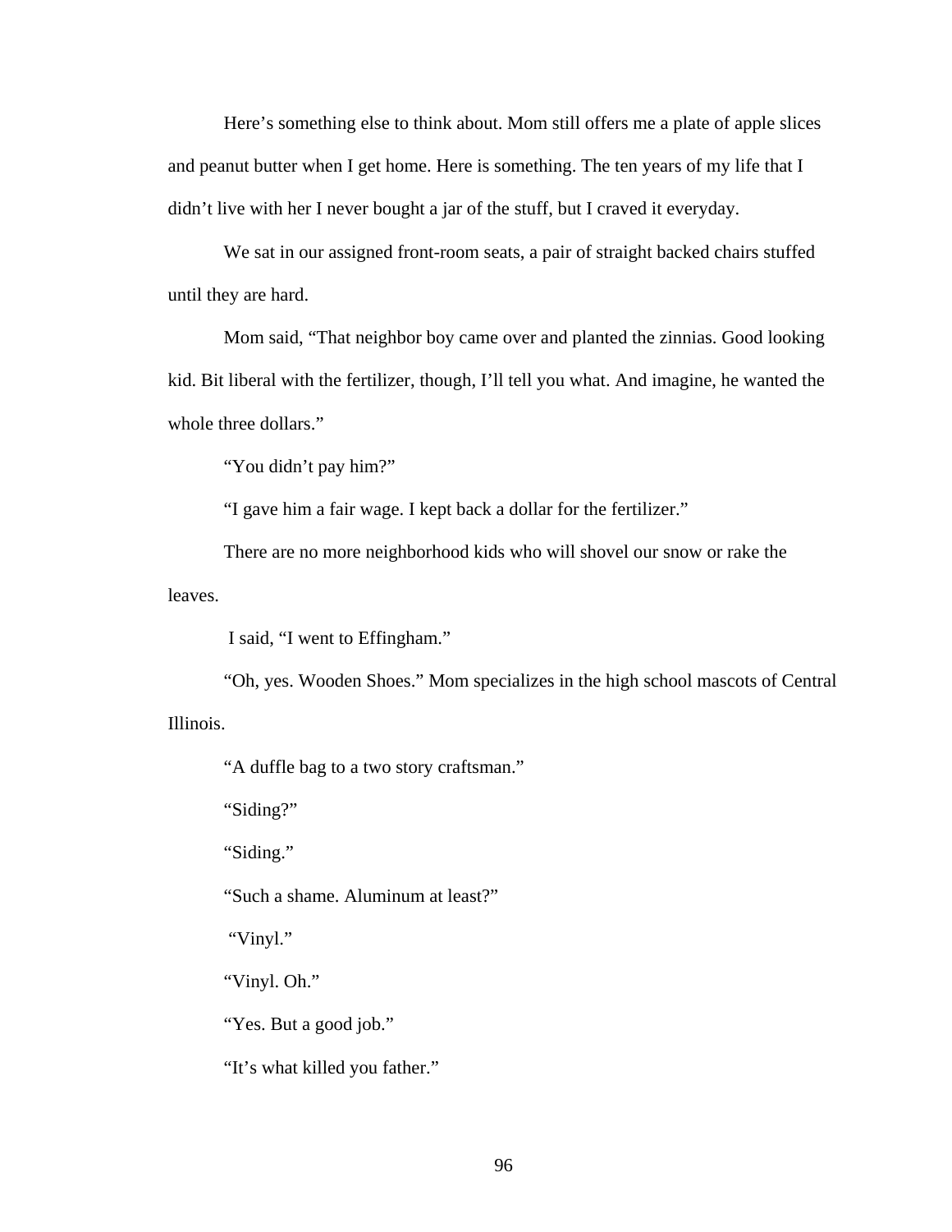Here's something else to think about. Mom still offers me a plate of apple slices and peanut butter when I get home. Here is something. The ten years of my life that I didn't live with her I never bought a jar of the stuff, but I craved it everyday.

We sat in our assigned front-room seats, a pair of straight backed chairs stuffed until they are hard.

Mom said, "That neighbor boy came over and planted the zinnias. Good looking kid. Bit liberal with the fertilizer, though, I'll tell you what. And imagine, he wanted the whole three dollars."

"You didn't pay him?"

"I gave him a fair wage. I kept back a dollar for the fertilizer."

There are no more neighborhood kids who will shovel our snow or rake the leaves.

I said, "I went to Effingham."

"Oh, yes. Wooden Shoes." Mom specializes in the high school mascots of Central Illinois.

"A duffle bag to a two story craftsman."

"Siding?"

"Siding."

"Such a shame. Aluminum at least?"

"Vinyl."

"Vinyl. Oh."

"Yes. But a good job."

"It's what killed you father."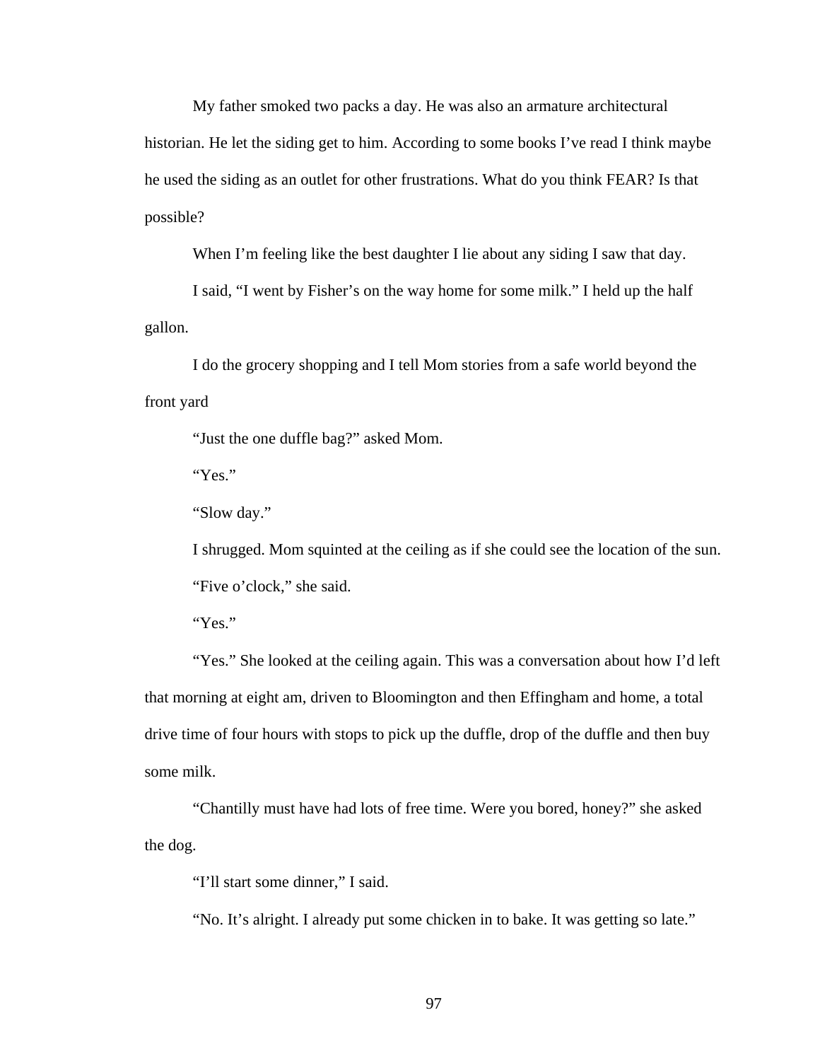My father smoked two packs a day. He was also an armature architectural historian. He let the siding get to him. According to some books I've read I think maybe he used the siding as an outlet for other frustrations. What do you think FEAR? Is that possible?

When I'm feeling like the best daughter I lie about any siding I saw that day.

I said, "I went by Fisher's on the way home for some milk." I held up the half gallon.

I do the grocery shopping and I tell Mom stories from a safe world beyond the front yard

"Just the one duffle bag?" asked Mom.

"Yes."

"Slow day."

I shrugged. Mom squinted at the ceiling as if she could see the location of the sun.

"Five o'clock," she said.

"Yes."

"Yes." She looked at the ceiling again. This was a conversation about how I'd left that morning at eight am, driven to Bloomington and then Effingham and home, a total drive time of four hours with stops to pick up the duffle, drop of the duffle and then buy some milk.

"Chantilly must have had lots of free time. Were you bored, honey?" she asked the dog.

"I'll start some dinner," I said.

"No. It's alright. I already put some chicken in to bake. It was getting so late."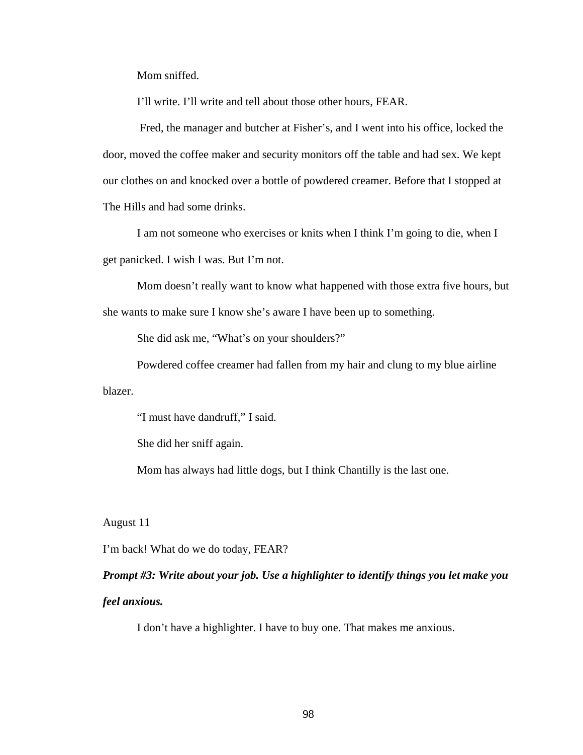Mom sniffed.

I'll write. I'll write and tell about those other hours, FEAR.

Fred, the manager and butcher at Fisher's, and I went into his office, locked the door, moved the coffee maker and security monitors off the table and had sex. We kept our clothes on and knocked over a bottle of powdered creamer. Before that I stopped at The Hills and had some drinks.

I am not someone who exercises or knits when I think I'm going to die, when I get panicked. I wish I was. But I'm not.

Mom doesn't really want to know what happened with those extra five hours, but she wants to make sure I know she's aware I have been up to something.

She did ask me, "What's on your shoulders?"

Powdered coffee creamer had fallen from my hair and clung to my blue airline blazer.

"I must have dandruff," I said.

She did her sniff again.

Mom has always had little dogs, but I think Chantilly is the last one.

August 11

I'm back! What do we do today, FEAR?

***Prompt #3: Write about your job. Use a highlighter to identify things you let make you feel anxious.***

I don't have a highlighter. I have to buy one. That makes me anxious.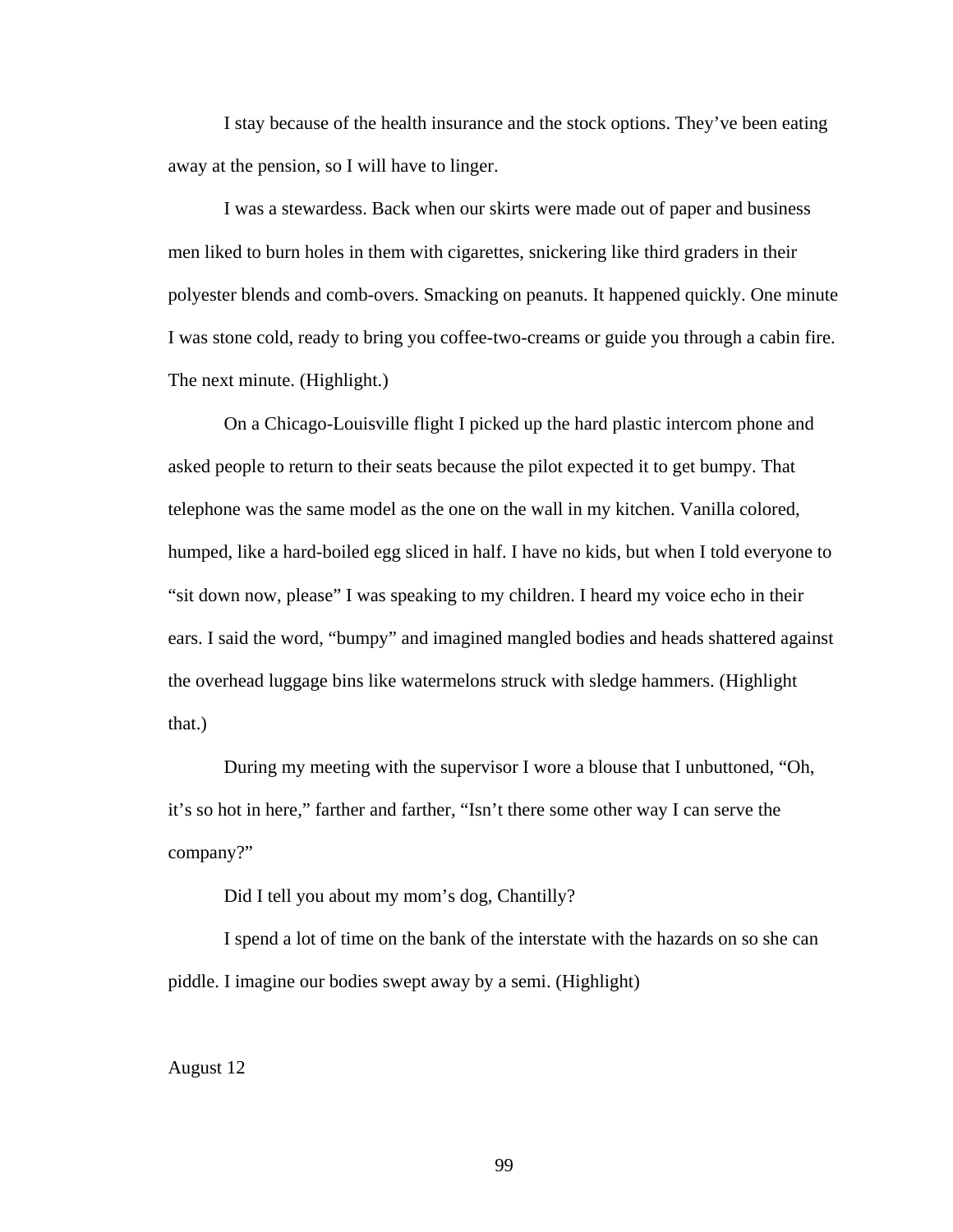I stay because of the health insurance and the stock options. They've been eating away at the pension, so I will have to linger.

I was a stewardess. Back when our skirts were made out of paper and business men liked to burn holes in them with cigarettes, snickering like third graders in their polyester blends and comb-overs. Smacking on peanuts. It happened quickly. One minute I was stone cold, ready to bring you coffee-two-creams or guide you through a cabin fire. The next minute. (Highlight.)

On a Chicago-Louisville flight I picked up the hard plastic intercom phone and asked people to return to their seats because the pilot expected it to get bumpy. That telephone was the same model as the one on the wall in my kitchen. Vanilla colored, humped, like a hard-boiled egg sliced in half. I have no kids, but when I told everyone to "sit down now, please" I was speaking to my children. I heard my voice echo in their ears. I said the word, "bumpy" and imagined mangled bodies and heads shattered against the overhead luggage bins like watermelons struck with sledge hammers. (Highlight that.)

During my meeting with the supervisor I wore a blouse that I unbuttoned, "Oh, it's so hot in here," farther and farther, "Isn't there some other way I can serve the company?"

Did I tell you about my mom's dog, Chantilly?

I spend a lot of time on the bank of the interstate with the hazards on so she can piddle. I imagine our bodies swept away by a semi. (Highlight)

August 12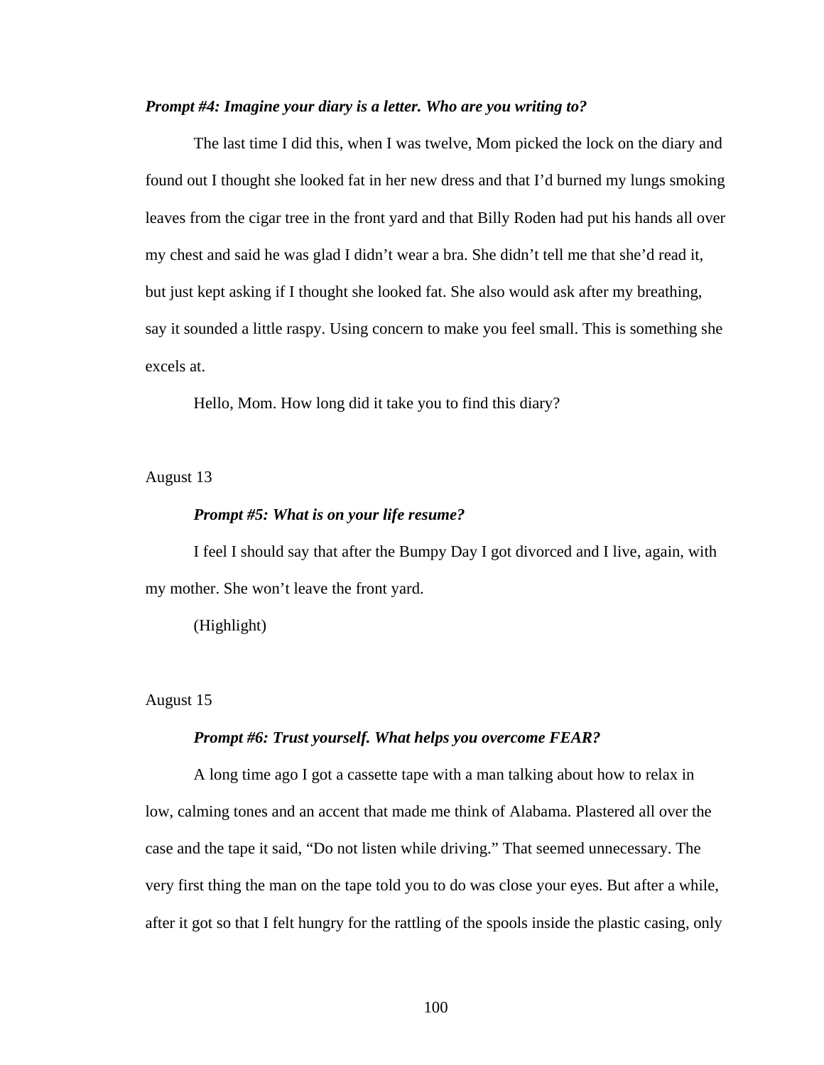***Prompt #4: Imagine your diary is a letter. Who are you writing to?***

The last time I did this, when I was twelve, Mom picked the lock on the diary and found out I thought she looked fat in her new dress and that I'd burned my lungs smoking leaves from the cigar tree in the front yard and that Billy Roden had put his hands all over my chest and said he was glad I didn't wear a bra. She didn't tell me that she'd read it, but just kept asking if I thought she looked fat. She also would ask after my breathing, say it sounded a little raspy. Using concern to make you feel small. This is something she excels at.

Hello, Mom. How long did it take you to find this diary?

August 13

***Prompt #5: What is on your life resume?***

I feel I should say that after the Bumpy Day I got divorced and I live, again, with my mother. She won't leave the front yard.

(Highlight)

August 15

***Prompt #6: Trust yourself. What helps you overcome FEAR?***

A long time ago I got a cassette tape with a man talking about how to relax in low, calming tones and an accent that made me think of Alabama. Plastered all over the case and the tape it said, "Do not listen while driving." That seemed unnecessary. The very first thing the man on the tape told you to do was close your eyes. But after a while, after it got so that I felt hungry for the rattling of the spools inside the plastic casing, only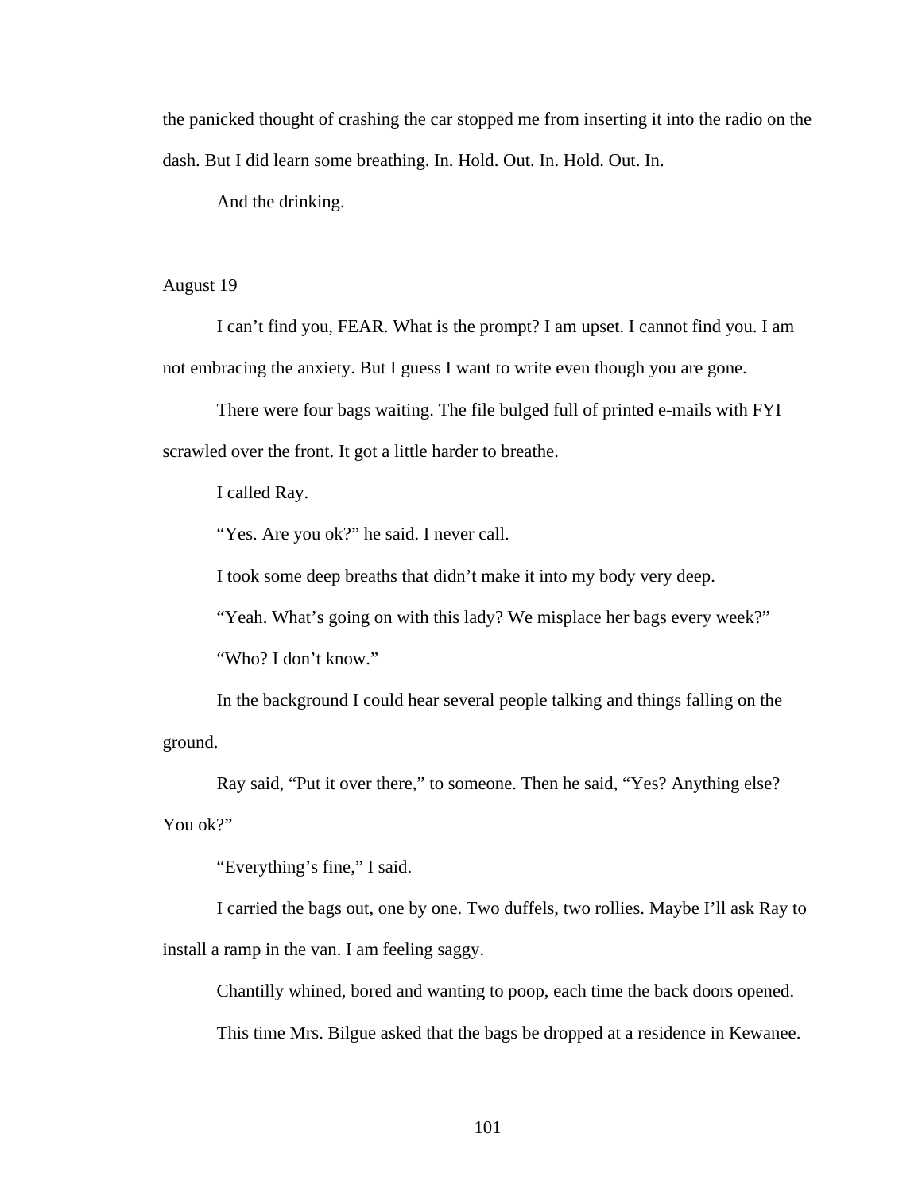the panicked thought of crashing the car stopped me from inserting it into the radio on the dash. But I did learn some breathing. In. Hold. Out. In. Hold. Out. In.

And the drinking.

August 19

I can't find you, FEAR. What is the prompt? I am upset. I cannot find you. I am not embracing the anxiety. But I guess I want to write even though you are gone.

There were four bags waiting. The file bulged full of printed e-mails with FYI scrawled over the front. It got a little harder to breathe.

I called Ray.

"Yes. Are you ok?" he said. I never call.

I took some deep breaths that didn't make it into my body very deep.

"Yeah. What's going on with this lady? We misplace her bags every week?"

"Who? I don't know."

In the background I could hear several people talking and things falling on the ground.

Ray said, "Put it over there," to someone. Then he said, "Yes? Anything else? You ok?"

"Everything's fine," I said.

I carried the bags out, one by one. Two duffels, two rollies. Maybe I'll ask Ray to install a ramp in the van. I am feeling saggy.

Chantilly whined, bored and wanting to poop, each time the back doors opened.

This time Mrs. Bilgue asked that the bags be dropped at a residence in Kewanee.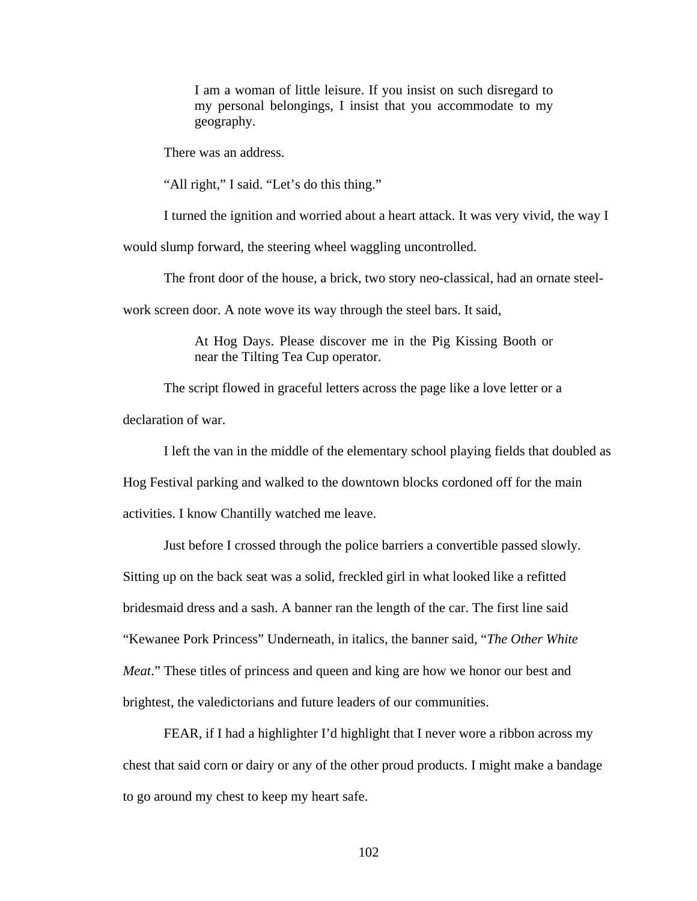> I am a woman of little leisure. If you insist on such disregard to my personal belongings, I insist that you accommodate to my geography.

There was an address.

"All right," I said. "Let's do this thing."

I turned the ignition and worried about a heart attack. It was very vivid, the way I would slump forward, the steering wheel waggling uncontrolled.

The front door of the house, a brick, two story neo-classical, had an ornate steel-work screen door. A note wove its way through the steel bars. It said,

> At Hog Days. Please discover me in the Pig Kissing Booth or near the Tilting Tea Cup operator.

The script flowed in graceful letters across the page like a love letter or a declaration of war.

I left the van in the middle of the elementary school playing fields that doubled as Hog Festival parking and walked to the downtown blocks cordoned off for the main activities. I know Chantilly watched me leave.

Just before I crossed through the police barriers a convertible passed slowly. Sitting up on the back seat was a solid, freckled girl in what looked like a refitted bridesmaid dress and a sash. A banner ran the length of the car. The first line said "Kewanee Pork Princess" Underneath, in italics, the banner said, "*The Other White Meat*." These titles of princess and queen and king are how we honor our best and brightest, the valedictorians and future leaders of our communities.

FEAR, if I had a highlighter I'd highlight that I never wore a ribbon across my chest that said corn or dairy or any of the other proud products. I might make a bandage to go around my chest to keep my heart safe.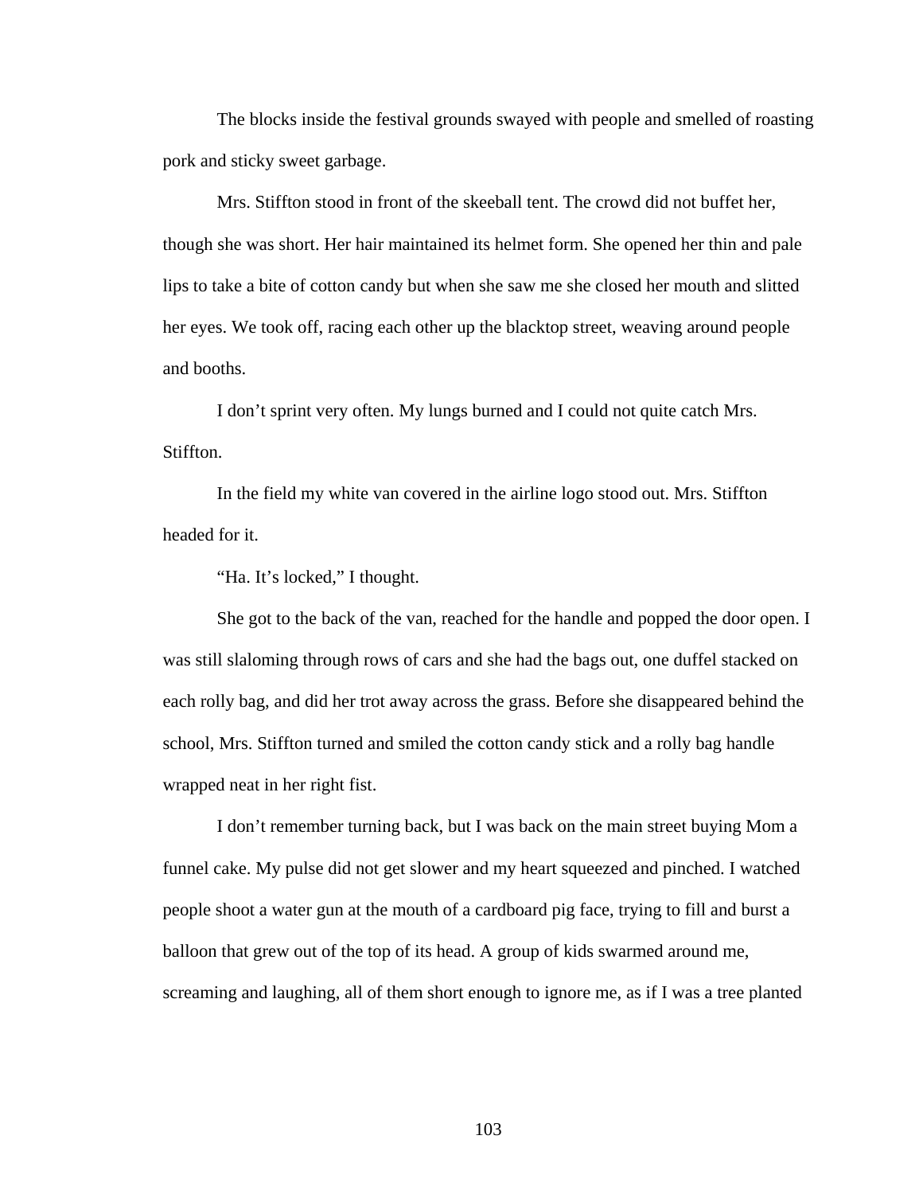The blocks inside the festival grounds swayed with people and smelled of roasting pork and sticky sweet garbage.

Mrs. Stiffton stood in front of the skeeball tent. The crowd did not buffet her, though she was short. Her hair maintained its helmet form. She opened her thin and pale lips to take a bite of cotton candy but when she saw me she closed her mouth and slitted her eyes. We took off, racing each other up the blacktop street, weaving around people and booths.

I don't sprint very often. My lungs burned and I could not quite catch Mrs. Stiffton.

In the field my white van covered in the airline logo stood out. Mrs. Stiffton headed for it.

"Ha. It's locked," I thought.

She got to the back of the van, reached for the handle and popped the door open. I was still slaloming through rows of cars and she had the bags out, one duffel stacked on each rolly bag, and did her trot away across the grass. Before she disappeared behind the school, Mrs. Stiffton turned and smiled the cotton candy stick and a rolly bag handle wrapped neat in her right fist.

I don't remember turning back, but I was back on the main street buying Mom a funnel cake. My pulse did not get slower and my heart squeezed and pinched. I watched people shoot a water gun at the mouth of a cardboard pig face, trying to fill and burst a balloon that grew out of the top of its head. A group of kids swarmed around me, screaming and laughing, all of them short enough to ignore me, as if I was a tree planted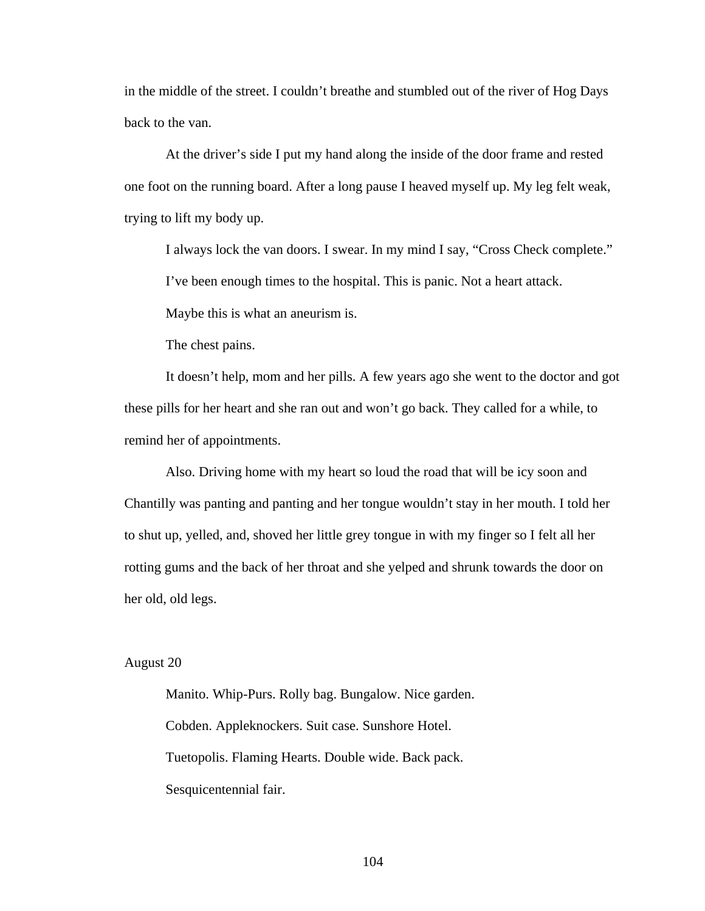in the middle of the street. I couldn't breathe and stumbled out of the river of Hog Days back to the van.

At the driver's side I put my hand along the inside of the door frame and rested one foot on the running board. After a long pause I heaved myself up. My leg felt weak, trying to lift my body up.

I always lock the van doors. I swear. In my mind I say, "Cross Check complete."

I've been enough times to the hospital. This is panic. Not a heart attack.

Maybe this is what an aneurism is.

The chest pains.

It doesn't help, mom and her pills. A few years ago she went to the doctor and got these pills for her heart and she ran out and won't go back. They called for a while, to remind her of appointments.

Also. Driving home with my heart so loud the road that will be icy soon and Chantilly was panting and panting and her tongue wouldn't stay in her mouth. I told her to shut up, yelled, and, shoved her little grey tongue in with my finger so I felt all her rotting gums and the back of her throat and she yelped and shrunk towards the door on her old, old legs.

August 20

Manito. Whip-Purs. Rolly bag. Bungalow. Nice garden.

Cobden. Appleknockers. Suit case. Sunshore Hotel.

Tuetopolis. Flaming Hearts. Double wide. Back pack.

Sesquicentennial fair.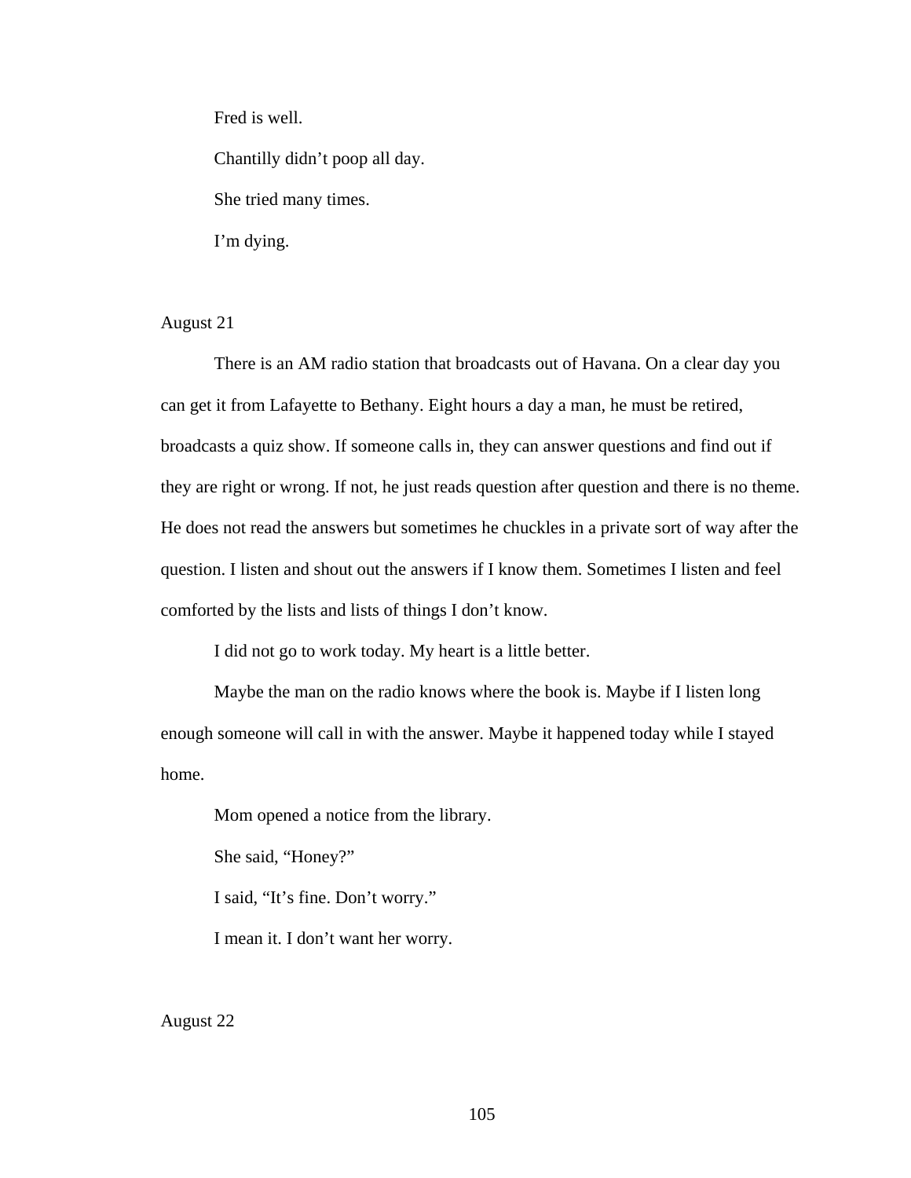Fred is well.

Chantilly didn't poop all day.

She tried many times.

I'm dying.

August 21

There is an AM radio station that broadcasts out of Havana. On a clear day you can get it from Lafayette to Bethany. Eight hours a day a man, he must be retired, broadcasts a quiz show. If someone calls in, they can answer questions and find out if they are right or wrong. If not, he just reads question after question and there is no theme. He does not read the answers but sometimes he chuckles in a private sort of way after the question. I listen and shout out the answers if I know them. Sometimes I listen and feel comforted by the lists and lists of things I don't know.

I did not go to work today. My heart is a little better.

Maybe the man on the radio knows where the book is. Maybe if I listen long enough someone will call in with the answer. Maybe it happened today while I stayed home.

Mom opened a notice from the library.

She said, "Honey?"

I said, "It's fine. Don't worry."

I mean it. I don't want her worry.

August 22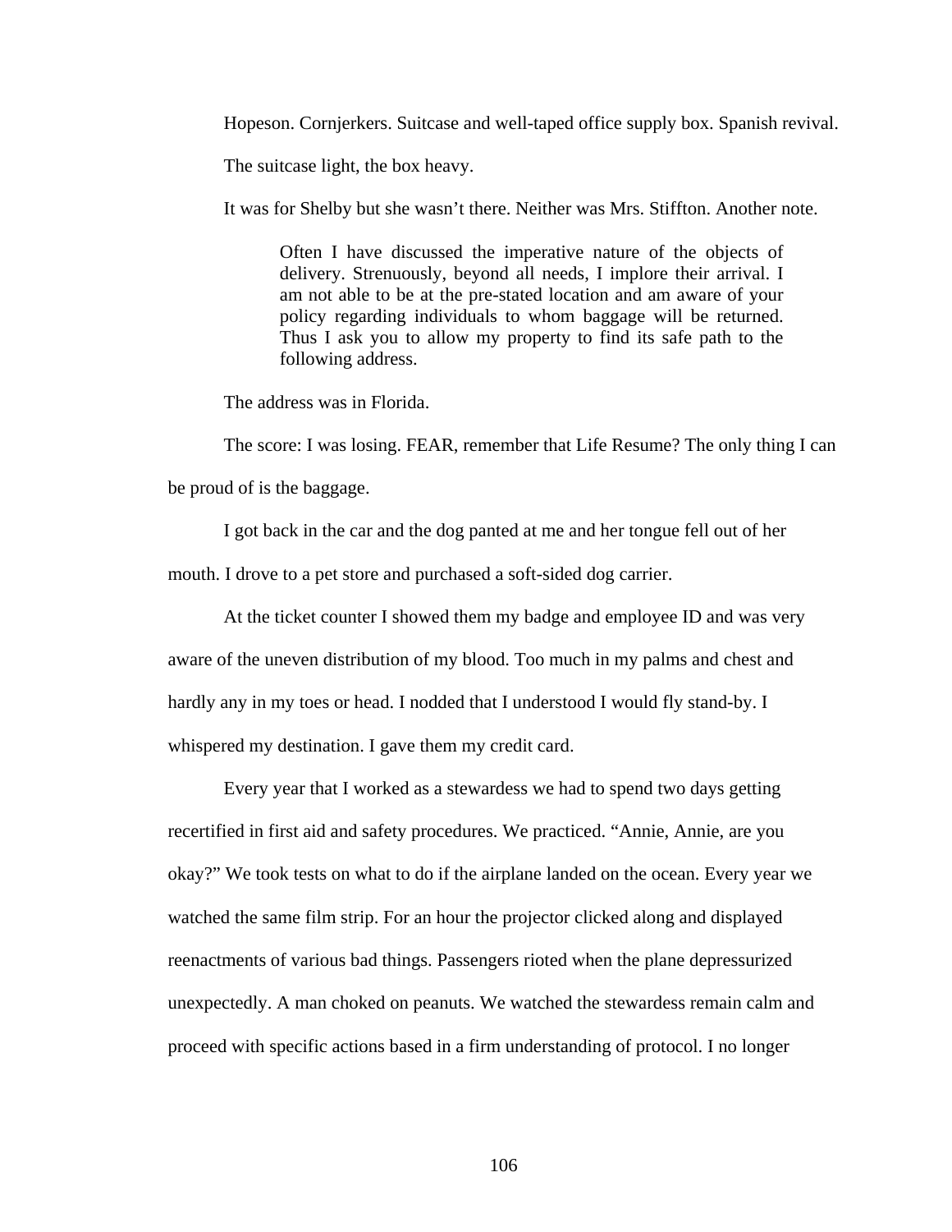Hopeson. Cornjerkers. Suitcase and well-taped office supply box. Spanish revival.

The suitcase light, the box heavy.

It was for Shelby but she wasn't there. Neither was Mrs. Stiffton. Another note.

> Often I have discussed the imperative nature of the objects of delivery. Strenuously, beyond all needs, I implore their arrival. I am not able to be at the pre-stated location and am aware of your policy regarding individuals to whom baggage will be returned. Thus I ask you to allow my property to find its safe path to the following address.

The address was in Florida.

The score: I was losing. FEAR, remember that Life Resume? The only thing I can be proud of is the baggage.

I got back in the car and the dog panted at me and her tongue fell out of her mouth. I drove to a pet store and purchased a soft-sided dog carrier.

At the ticket counter I showed them my badge and employee ID and was very aware of the uneven distribution of my blood. Too much in my palms and chest and hardly any in my toes or head. I nodded that I understood I would fly stand-by. I whispered my destination. I gave them my credit card.

Every year that I worked as a stewardess we had to spend two days getting recertified in first aid and safety procedures. We practiced. "Annie, Annie, are you okay?" We took tests on what to do if the airplane landed on the ocean. Every year we watched the same film strip. For an hour the projector clicked along and displayed reenactments of various bad things. Passengers rioted when the plane depressurized unexpectedly. A man choked on peanuts. We watched the stewardess remain calm and proceed with specific actions based in a firm understanding of protocol. I no longer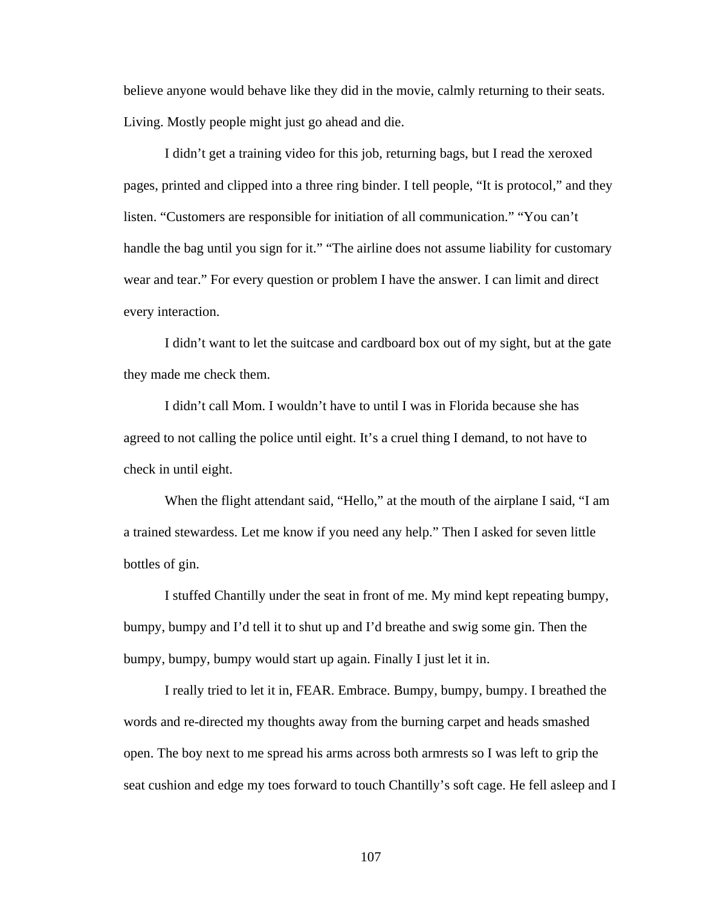believe anyone would behave like they did in the movie, calmly returning to their seats. Living. Mostly people might just go ahead and die.

I didn't get a training video for this job, returning bags, but I read the xeroxed pages, printed and clipped into a three ring binder. I tell people, "It is protocol," and they listen. "Customers are responsible for initiation of all communication." "You can't handle the bag until you sign for it." "The airline does not assume liability for customary wear and tear." For every question or problem I have the answer. I can limit and direct every interaction.

I didn't want to let the suitcase and cardboard box out of my sight, but at the gate they made me check them.

I didn't call Mom. I wouldn't have to until I was in Florida because she has agreed to not calling the police until eight. It's a cruel thing I demand, to not have to check in until eight.

When the flight attendant said, "Hello," at the mouth of the airplane I said, "I am a trained stewardess. Let me know if you need any help." Then I asked for seven little bottles of gin.

I stuffed Chantilly under the seat in front of me. My mind kept repeating bumpy, bumpy, bumpy and I'd tell it to shut up and I'd breathe and swig some gin. Then the bumpy, bumpy, bumpy would start up again. Finally I just let it in.

I really tried to let it in, FEAR. Embrace. Bumpy, bumpy, bumpy. I breathed the words and re-directed my thoughts away from the burning carpet and heads smashed open. The boy next to me spread his arms across both armrests so I was left to grip the seat cushion and edge my toes forward to touch Chantilly's soft cage. He fell asleep and I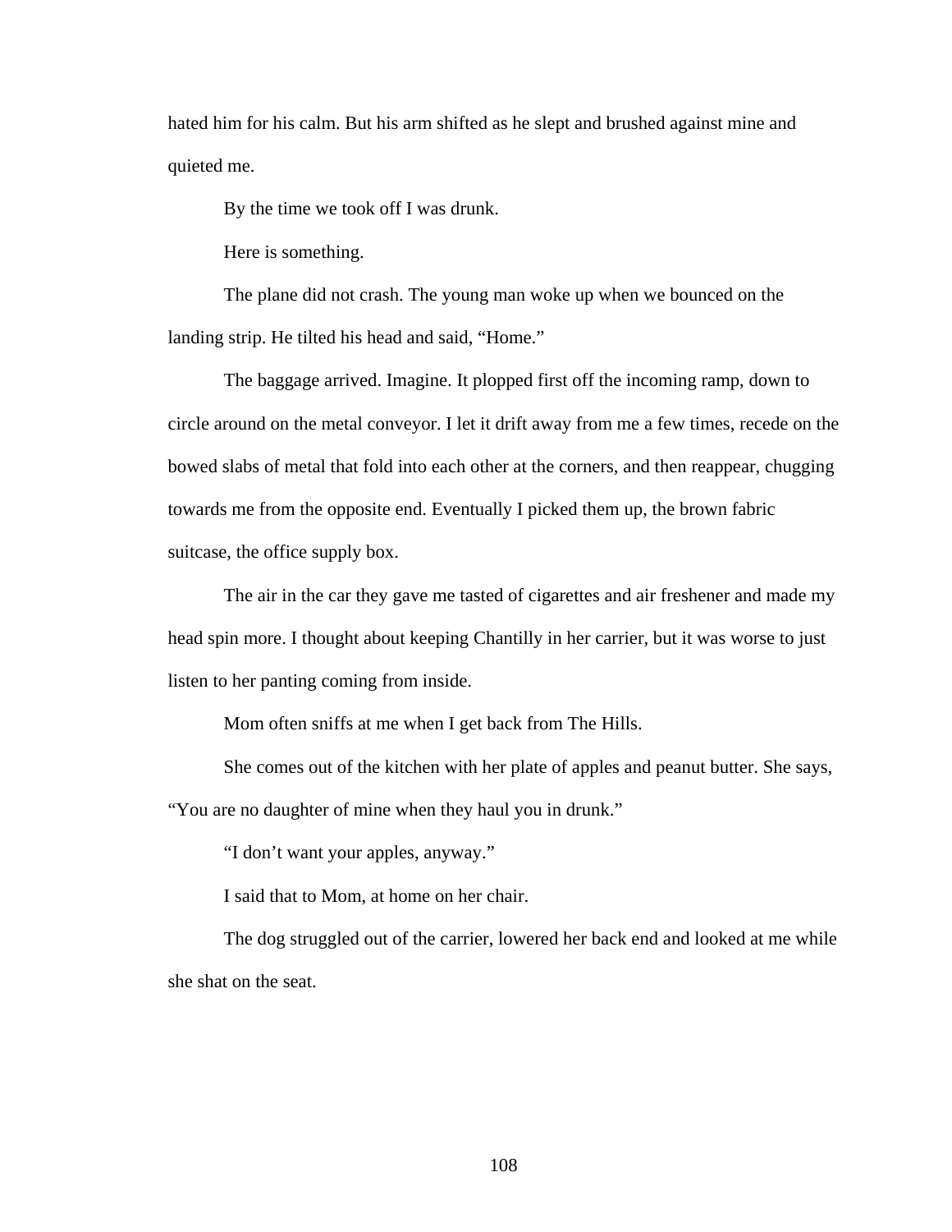hated him for his calm. But his arm shifted as he slept and brushed against mine and quieted me.

By the time we took off I was drunk.

Here is something.

The plane did not crash. The young man woke up when we bounced on the landing strip. He tilted his head and said, “Home.”

The baggage arrived. Imagine. It plopped first off the incoming ramp, down to circle around on the metal conveyor. I let it drift away from me a few times, recede on the bowed slabs of metal that fold into each other at the corners, and then reappear, chugging towards me from the opposite end. Eventually I picked them up, the brown fabric suitcase, the office supply box.

The air in the car they gave me tasted of cigarettes and air freshener and made my head spin more. I thought about keeping Chantilly in her carrier, but it was worse to just listen to her panting coming from inside.

Mom often sniffs at me when I get back from The Hills.

She comes out of the kitchen with her plate of apples and peanut butter. She says, “You are no daughter of mine when they haul you in drunk.”

“I don’t want your apples, anyway.”

I said that to Mom, at home on her chair.

The dog struggled out of the carrier, lowered her back end and looked at me while she shat on the seat.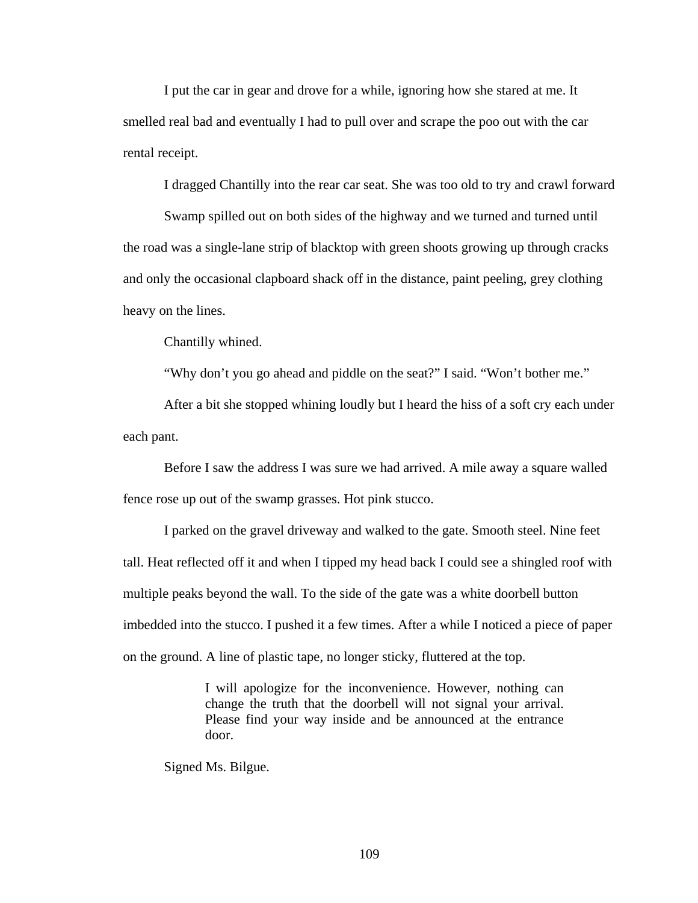I put the car in gear and drove for a while, ignoring how she stared at me. It smelled real bad and eventually I had to pull over and scrape the poo out with the car rental receipt.

I dragged Chantilly into the rear car seat. She was too old to try and crawl forward

Swamp spilled out on both sides of the highway and we turned and turned until the road was a single-lane strip of blacktop with green shoots growing up through cracks and only the occasional clapboard shack off in the distance, paint peeling, grey clothing heavy on the lines.

Chantilly whined.

"Why don't you go ahead and piddle on the seat?" I said. "Won't bother me."

After a bit she stopped whining loudly but I heard the hiss of a soft cry each under each pant.

Before I saw the address I was sure we had arrived. A mile away a square walled fence rose up out of the swamp grasses. Hot pink stucco.

I parked on the gravel driveway and walked to the gate. Smooth steel. Nine feet tall. Heat reflected off it and when I tipped my head back I could see a shingled roof with multiple peaks beyond the wall. To the side of the gate was a white doorbell button imbedded into the stucco. I pushed it a few times. After a while I noticed a piece of paper on the ground. A line of plastic tape, no longer sticky, fluttered at the top.

> I will apologize for the inconvenience. However, nothing can change the truth that the doorbell will not signal your arrival. Please find your way inside and be announced at the entrance door.

Signed Ms. Bilgue.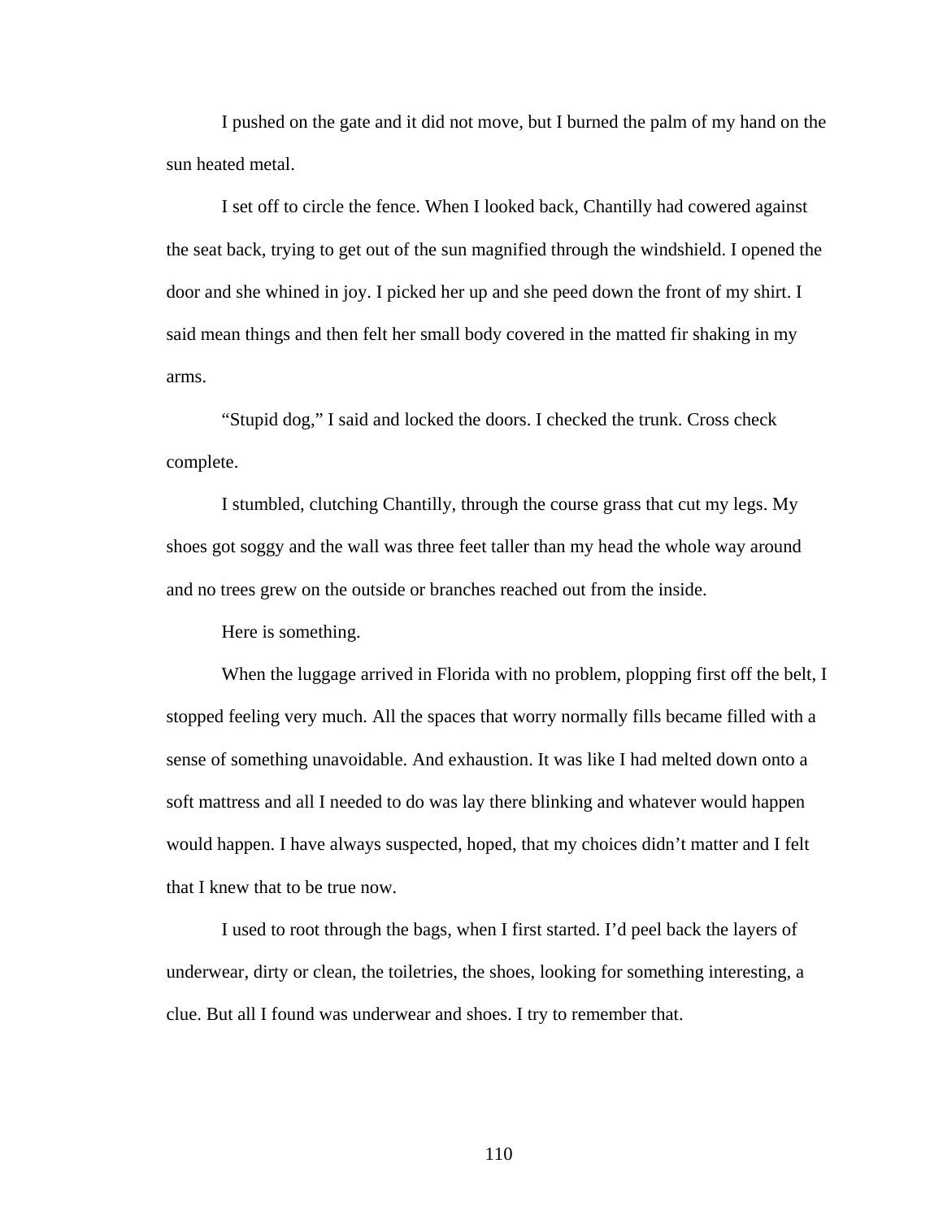I pushed on the gate and it did not move, but I burned the palm of my hand on the sun heated metal.

I set off to circle the fence. When I looked back, Chantilly had cowered against the seat back, trying to get out of the sun magnified through the windshield. I opened the door and she whined in joy. I picked her up and she peed down the front of my shirt. I said mean things and then felt her small body covered in the matted fir shaking in my arms.

"Stupid dog," I said and locked the doors. I checked the trunk. Cross check complete.

I stumbled, clutching Chantilly, through the course grass that cut my legs. My shoes got soggy and the wall was three feet taller than my head the whole way around and no trees grew on the outside or branches reached out from the inside.

Here is something.

When the luggage arrived in Florida with no problem, plopping first off the belt, I stopped feeling very much. All the spaces that worry normally fills became filled with a sense of something unavoidable. And exhaustion. It was like I had melted down onto a soft mattress and all I needed to do was lay there blinking and whatever would happen would happen. I have always suspected, hoped, that my choices didn't matter and I felt that I knew that to be true now.

I used to root through the bags, when I first started. I'd peel back the layers of underwear, dirty or clean, the toiletries, the shoes, looking for something interesting, a clue. But all I found was underwear and shoes. I try to remember that.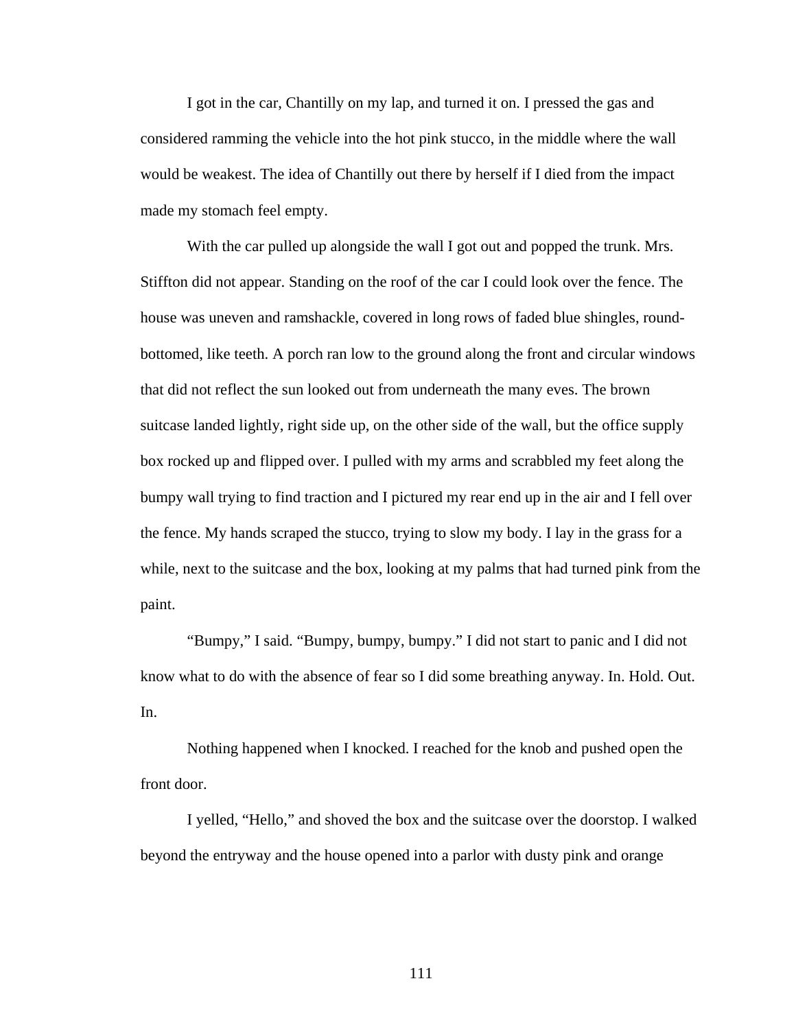I got in the car, Chantilly on my lap, and turned it on. I pressed the gas and considered ramming the vehicle into the hot pink stucco, in the middle where the wall would be weakest. The idea of Chantilly out there by herself if I died from the impact made my stomach feel empty.

With the car pulled up alongside the wall I got out and popped the trunk. Mrs. Stiffton did not appear. Standing on the roof of the car I could look over the fence. The house was uneven and ramshackle, covered in long rows of faded blue shingles, round-bottomed, like teeth. A porch ran low to the ground along the front and circular windows that did not reflect the sun looked out from underneath the many eves. The brown suitcase landed lightly, right side up, on the other side of the wall, but the office supply box rocked up and flipped over. I pulled with my arms and scrabbled my feet along the bumpy wall trying to find traction and I pictured my rear end up in the air and I fell over the fence. My hands scraped the stucco, trying to slow my body. I lay in the grass for a while, next to the suitcase and the box, looking at my palms that had turned pink from the paint.

"Bumpy," I said. "Bumpy, bumpy, bumpy." I did not start to panic and I did not know what to do with the absence of fear so I did some breathing anyway. In. Hold. Out. In.

Nothing happened when I knocked. I reached for the knob and pushed open the front door.

I yelled, "Hello," and shoved the box and the suitcase over the doorstop. I walked beyond the entryway and the house opened into a parlor with dusty pink and orange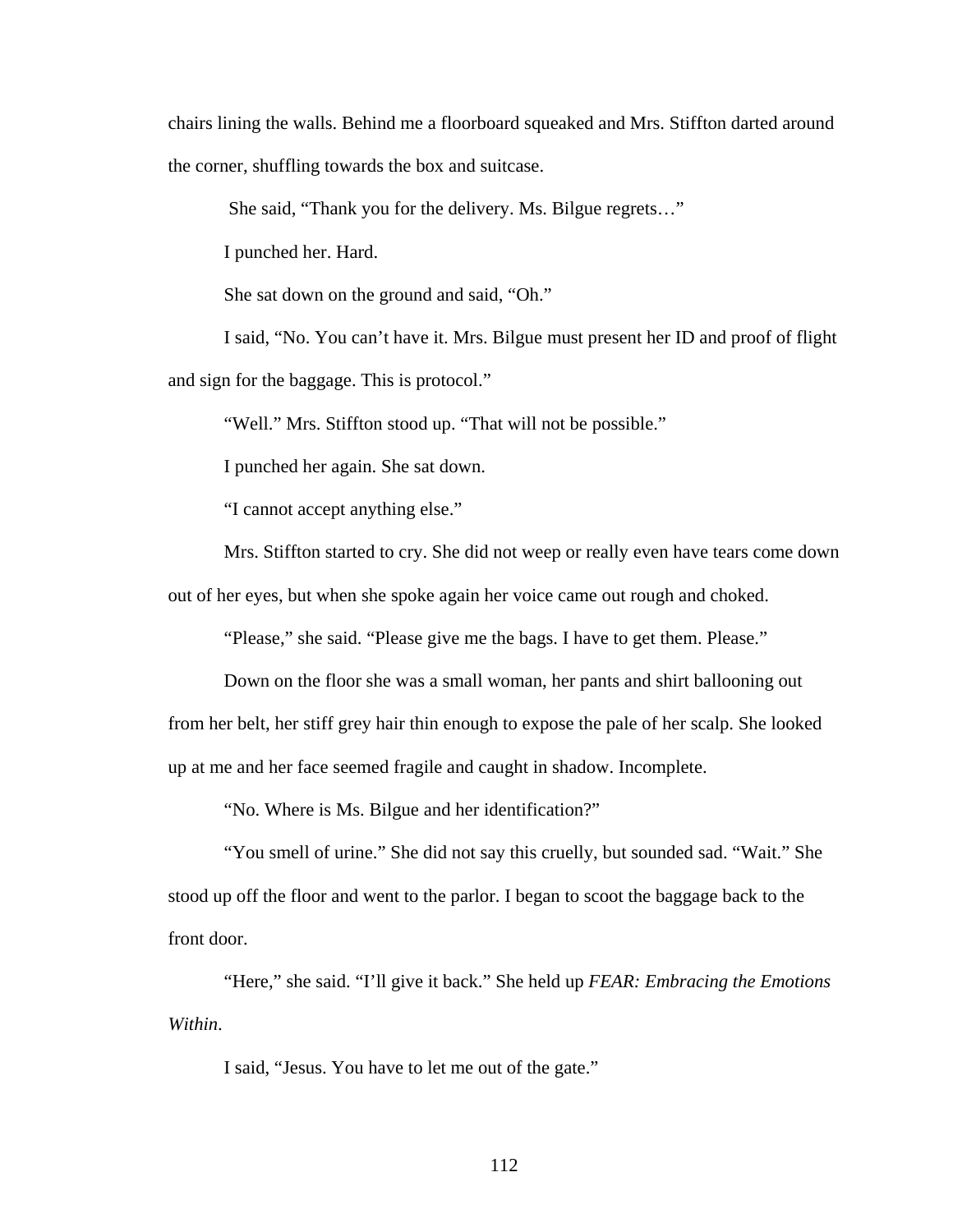chairs lining the walls. Behind me a floorboard squeaked and Mrs. Stiffton darted around the corner, shuffling towards the box and suitcase.

She said, "Thank you for the delivery. Ms. Bilgue regrets…"

I punched her. Hard.

She sat down on the ground and said, "Oh."

I said, "No. You can't have it. Mrs. Bilgue must present her ID and proof of flight and sign for the baggage. This is protocol."

"Well." Mrs. Stiffton stood up. "That will not be possible."

I punched her again. She sat down.

"I cannot accept anything else."

Mrs. Stiffton started to cry. She did not weep or really even have tears come down out of her eyes, but when she spoke again her voice came out rough and choked.

"Please," she said. "Please give me the bags. I have to get them. Please."

Down on the floor she was a small woman, her pants and shirt ballooning out from her belt, her stiff grey hair thin enough to expose the pale of her scalp. She looked up at me and her face seemed fragile and caught in shadow. Incomplete.

"No. Where is Ms. Bilgue and her identification?"

"You smell of urine." She did not say this cruelly, but sounded sad. "Wait." She stood up off the floor and went to the parlor. I began to scoot the baggage back to the front door.

"Here," she said. "I'll give it back." She held up *FEAR: Embracing the Emotions Within*.

I said, "Jesus. You have to let me out of the gate."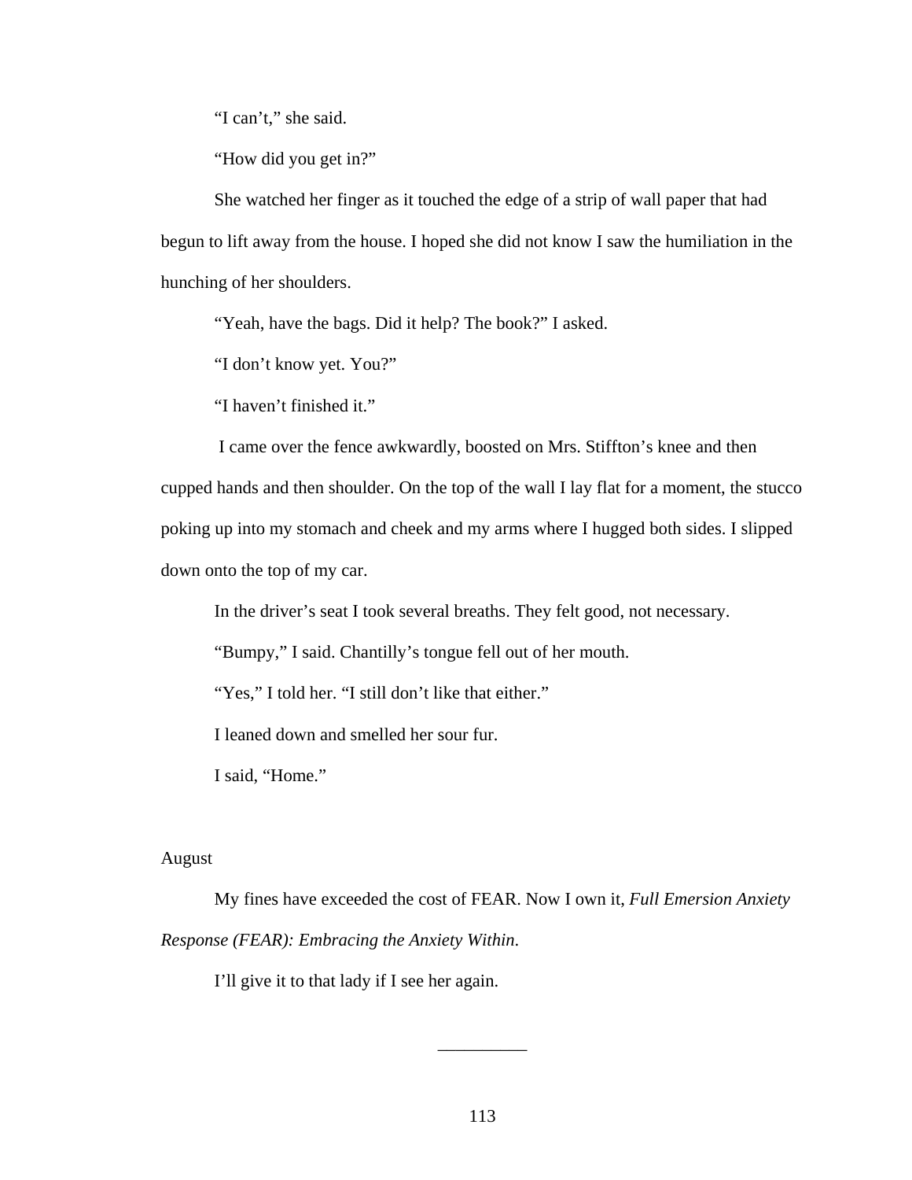"I can't," she said.

"How did you get in?"

She watched her finger as it touched the edge of a strip of wall paper that had begun to lift away from the house. I hoped she did not know I saw the humiliation in the hunching of her shoulders.

"Yeah, have the bags. Did it help? The book?" I asked.

"I don't know yet. You?"

"I haven't finished it."

I came over the fence awkwardly, boosted on Mrs. Stiffton's knee and then cupped hands and then shoulder. On the top of the wall I lay flat for a moment, the stucco poking up into my stomach and cheek and my arms where I hugged both sides. I slipped down onto the top of my car.

In the driver's seat I took several breaths. They felt good, not necessary.

"Bumpy," I said. Chantilly's tongue fell out of her mouth.

"Yes," I told her. "I still don't like that either."

I leaned down and smelled her sour fur.

I said, "Home."

August

My fines have exceeded the cost of FEAR. Now I own it, *Full Emersion Anxiety Response (FEAR): Embracing the Anxiety Within*.

I'll give it to that lady if I see her again.

__________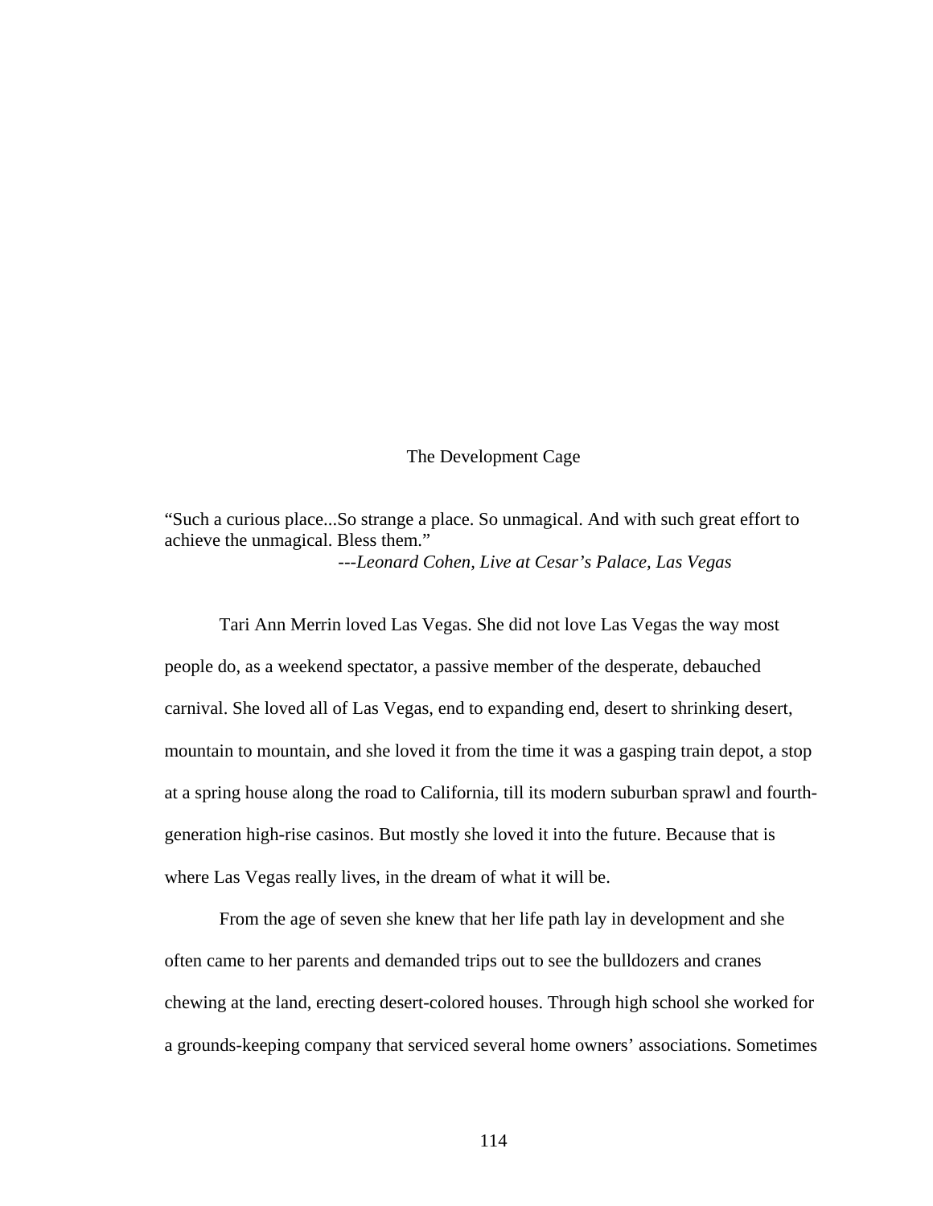# The Development Cage

"Such a curious place...So strange a place. So unmagical. And with such great effort to achieve the unmagical. Bless them."

---*Leonard Cohen, Live at Cesar's Palace, Las Vegas*

Tari Ann Merrin loved Las Vegas. She did not love Las Vegas the way most people do, as a weekend spectator, a passive member of the desperate, debauched carnival. She loved all of Las Vegas, end to expanding end, desert to shrinking desert, mountain to mountain, and she loved it from the time it was a gasping train depot, a stop at a spring house along the road to California, till its modern suburban sprawl and fourth-generation high-rise casinos. But mostly she loved it into the future. Because that is where Las Vegas really lives, in the dream of what it will be.

From the age of seven she knew that her life path lay in development and she often came to her parents and demanded trips out to see the bulldozers and cranes chewing at the land, erecting desert-colored houses. Through high school she worked for a grounds-keeping company that serviced several home owners' associations. Sometimes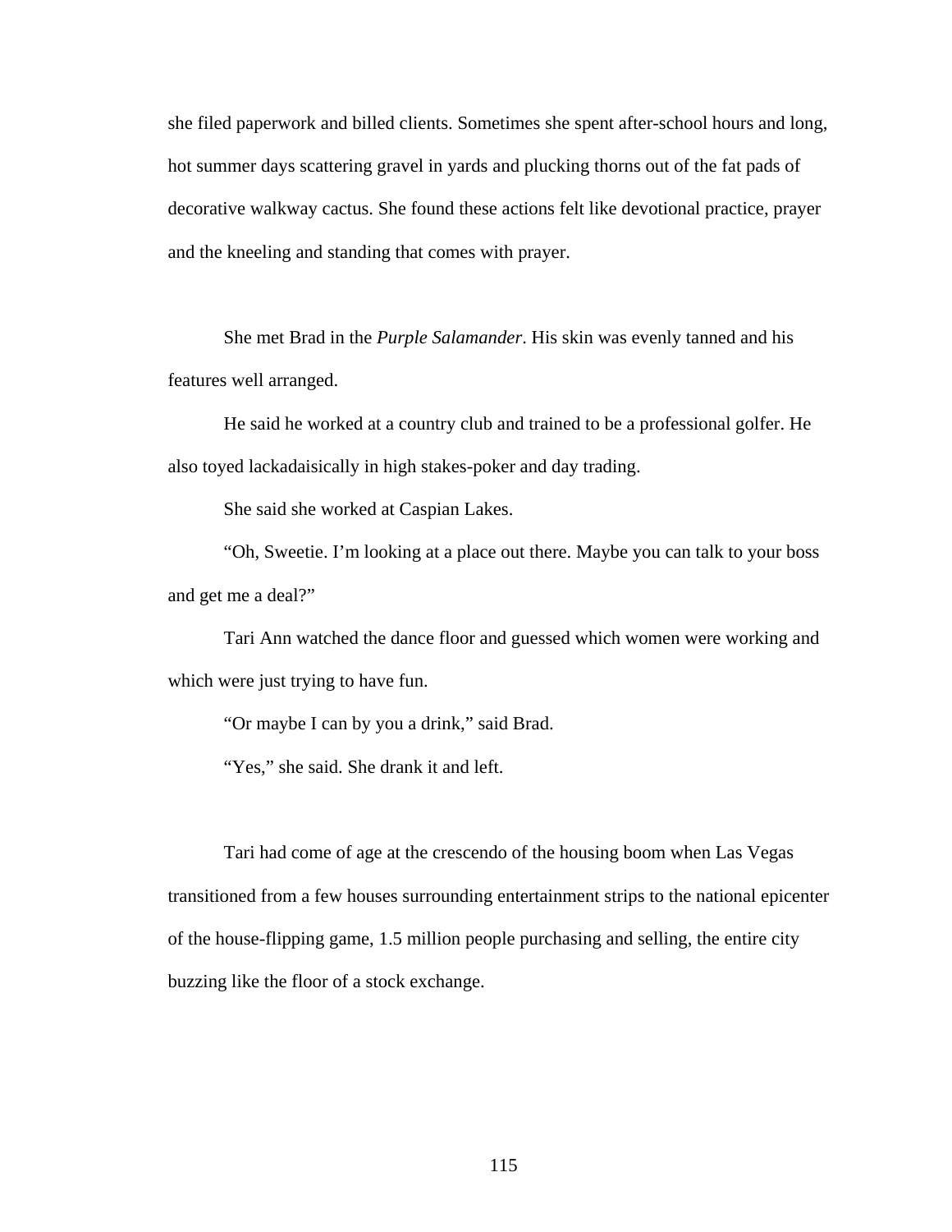she filed paperwork and billed clients. Sometimes she spent after-school hours and long, hot summer days scattering gravel in yards and plucking thorns out of the fat pads of decorative walkway cactus. She found these actions felt like devotional practice, prayer and the kneeling and standing that comes with prayer.

She met Brad in the *Purple Salamander*. His skin was evenly tanned and his features well arranged.

He said he worked at a country club and trained to be a professional golfer. He also toyed lackadaisically in high stakes-poker and day trading.

She said she worked at Caspian Lakes.

"Oh, Sweetie. I'm looking at a place out there. Maybe you can talk to your boss and get me a deal?"

Tari Ann watched the dance floor and guessed which women were working and which were just trying to have fun.

"Or maybe I can by you a drink," said Brad.

"Yes," she said. She drank it and left.

Tari had come of age at the crescendo of the housing boom when Las Vegas transitioned from a few houses surrounding entertainment strips to the national epicenter of the house-flipping game, 1.5 million people purchasing and selling, the entire city buzzing like the floor of a stock exchange.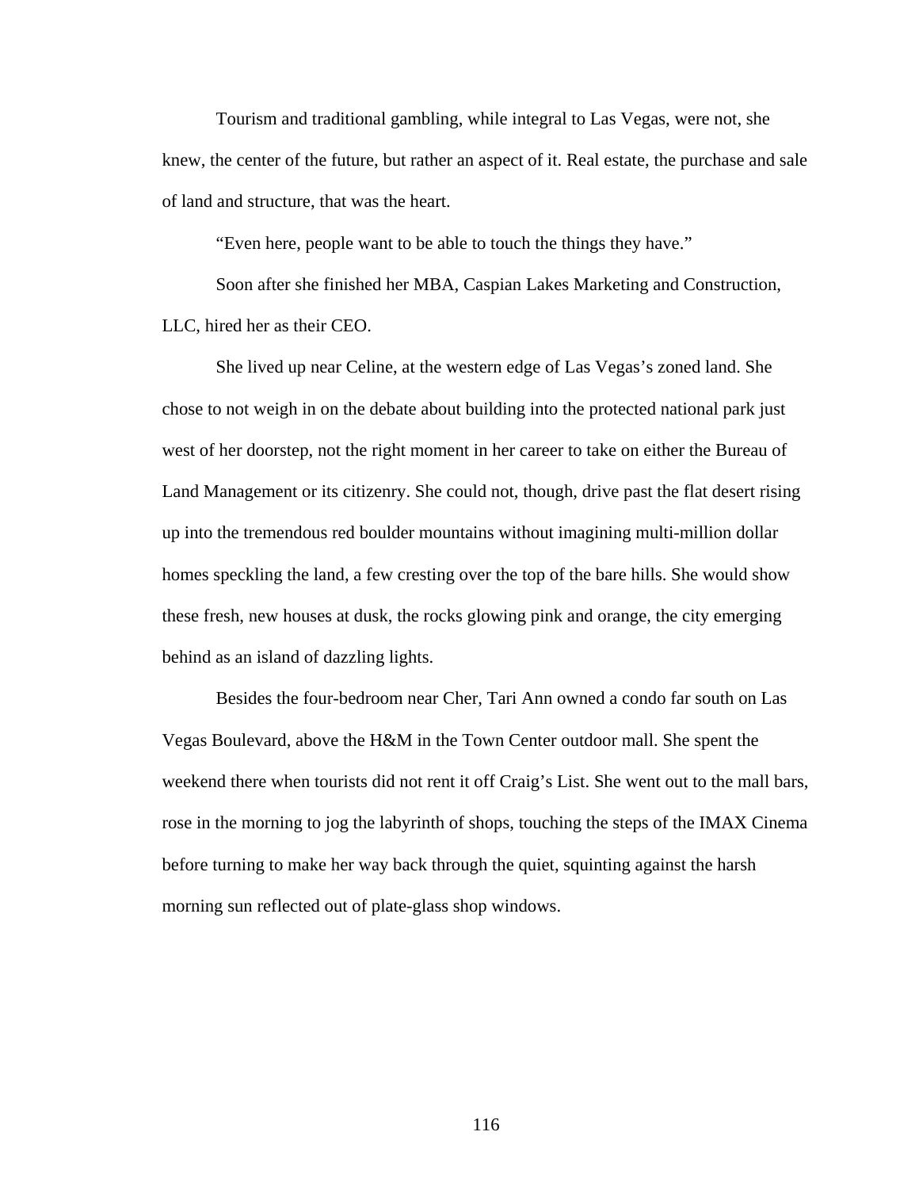Tourism and traditional gambling, while integral to Las Vegas, were not, she knew, the center of the future, but rather an aspect of it. Real estate, the purchase and sale of land and structure, that was the heart.

"Even here, people want to be able to touch the things they have."

Soon after she finished her MBA, Caspian Lakes Marketing and Construction, LLC, hired her as their CEO.

She lived up near Celine, at the western edge of Las Vegas's zoned land. She chose to not weigh in on the debate about building into the protected national park just west of her doorstep, not the right moment in her career to take on either the Bureau of Land Management or its citizenry. She could not, though, drive past the flat desert rising up into the tremendous red boulder mountains without imagining multi-million dollar homes speckling the land, a few cresting over the top of the bare hills. She would show these fresh, new houses at dusk, the rocks glowing pink and orange, the city emerging behind as an island of dazzling lights.

Besides the four-bedroom near Cher, Tari Ann owned a condo far south on Las Vegas Boulevard, above the H&M in the Town Center outdoor mall. She spent the weekend there when tourists did not rent it off Craig's List. She went out to the mall bars, rose in the morning to jog the labyrinth of shops, touching the steps of the IMAX Cinema before turning to make her way back through the quiet, squinting against the harsh morning sun reflected out of plate-glass shop windows.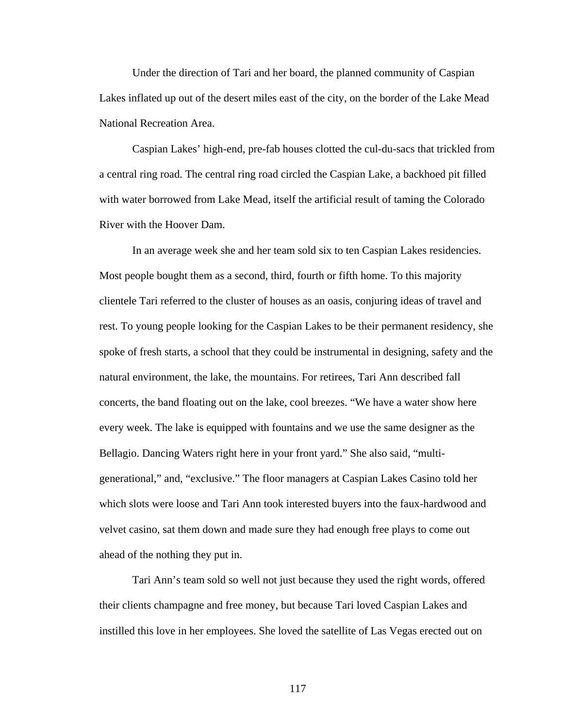Under the direction of Tari and her board, the planned community of Caspian Lakes inflated up out of the desert miles east of the city, on the border of the Lake Mead National Recreation Area.

Caspian Lakes' high-end, pre-fab houses clotted the cul-du-sacs that trickled from a central ring road. The central ring road circled the Caspian Lake, a backhoed pit filled with water borrowed from Lake Mead, itself the artificial result of taming the Colorado River with the Hoover Dam.

In an average week she and her team sold six to ten Caspian Lakes residencies. Most people bought them as a second, third, fourth or fifth home. To this majority clientele Tari referred to the cluster of houses as an oasis, conjuring ideas of travel and rest. To young people looking for the Caspian Lakes to be their permanent residency, she spoke of fresh starts, a school that they could be instrumental in designing, safety and the natural environment, the lake, the mountains. For retirees, Tari Ann described fall concerts, the band floating out on the lake, cool breezes. "We have a water show here every week. The lake is equipped with fountains and we use the same designer as the Bellagio. Dancing Waters right here in your front yard." She also said, "multi-generational," and, "exclusive." The floor managers at Caspian Lakes Casino told her which slots were loose and Tari Ann took interested buyers into the faux-hardwood and velvet casino, sat them down and made sure they had enough free plays to come out ahead of the nothing they put in.

Tari Ann's team sold so well not just because they used the right words, offered their clients champagne and free money, but because Tari loved Caspian Lakes and instilled this love in her employees. She loved the satellite of Las Vegas erected out on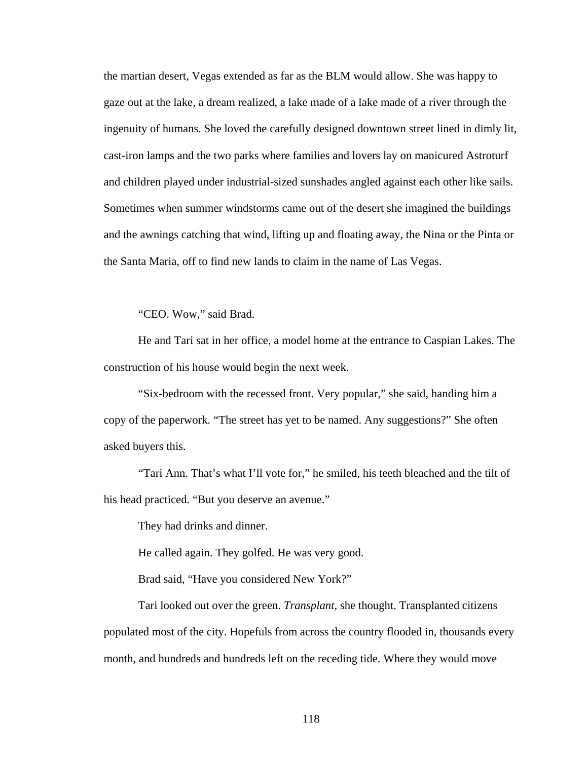the martian desert, Vegas extended as far as the BLM would allow. She was happy to gaze out at the lake, a dream realized, a lake made of a lake made of a river through the ingenuity of humans. She loved the carefully designed downtown street lined in dimly lit, cast-iron lamps and the two parks where families and lovers lay on manicured Astroturf and children played under industrial-sized sunshades angled against each other like sails. Sometimes when summer windstorms came out of the desert she imagined the buildings and the awnings catching that wind, lifting up and floating away, the Nina or the Pinta or the Santa Maria, off to find new lands to claim in the name of Las Vegas.

"CEO. Wow," said Brad.

He and Tari sat in her office, a model home at the entrance to Caspian Lakes. The construction of his house would begin the next week.

"Six-bedroom with the recessed front. Very popular," she said, handing him a copy of the paperwork. "The street has yet to be named. Any suggestions?" She often asked buyers this.

"Tari Ann. That's what I'll vote for," he smiled, his teeth bleached and the tilt of his head practiced. "But you deserve an avenue."

They had drinks and dinner.

He called again. They golfed. He was very good.

Brad said, "Have you considered New York?"

Tari looked out over the green. *Transplant*, she thought. Transplanted citizens populated most of the city. Hopefuls from across the country flooded in, thousands every month, and hundreds and hundreds left on the receding tide. Where they would move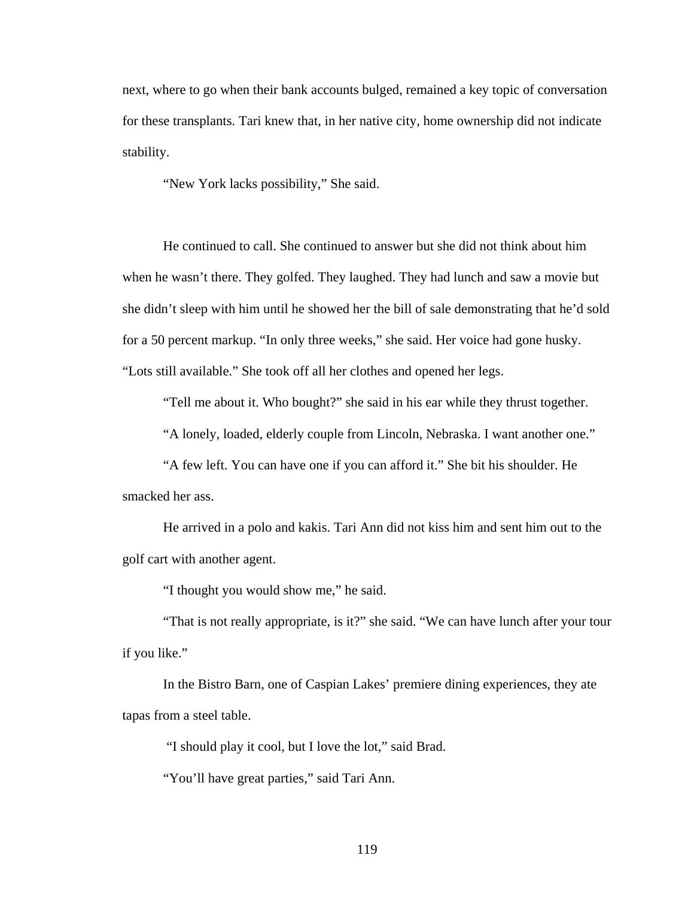next, where to go when their bank accounts bulged, remained a key topic of conversation for these transplants. Tari knew that, in her native city, home ownership did not indicate stability.

"New York lacks possibility," She said.

He continued to call. She continued to answer but she did not think about him when he wasn't there. They golfed. They laughed. They had lunch and saw a movie but she didn't sleep with him until he showed her the bill of sale demonstrating that he'd sold for a 50 percent markup. "In only three weeks," she said. Her voice had gone husky. "Lots still available." She took off all her clothes and opened her legs.

"Tell me about it. Who bought?" she said in his ear while they thrust together.

"A lonely, loaded, elderly couple from Lincoln, Nebraska. I want another one."

"A few left. You can have one if you can afford it." She bit his shoulder. He smacked her ass.

He arrived in a polo and kakis. Tari Ann did not kiss him and sent him out to the golf cart with another agent.

"I thought you would show me," he said.

"That is not really appropriate, is it?" she said. "We can have lunch after your tour if you like."

In the Bistro Barn, one of Caspian Lakes' premiere dining experiences, they ate tapas from a steel table.

"I should play it cool, but I love the lot," said Brad.

"You'll have great parties," said Tari Ann.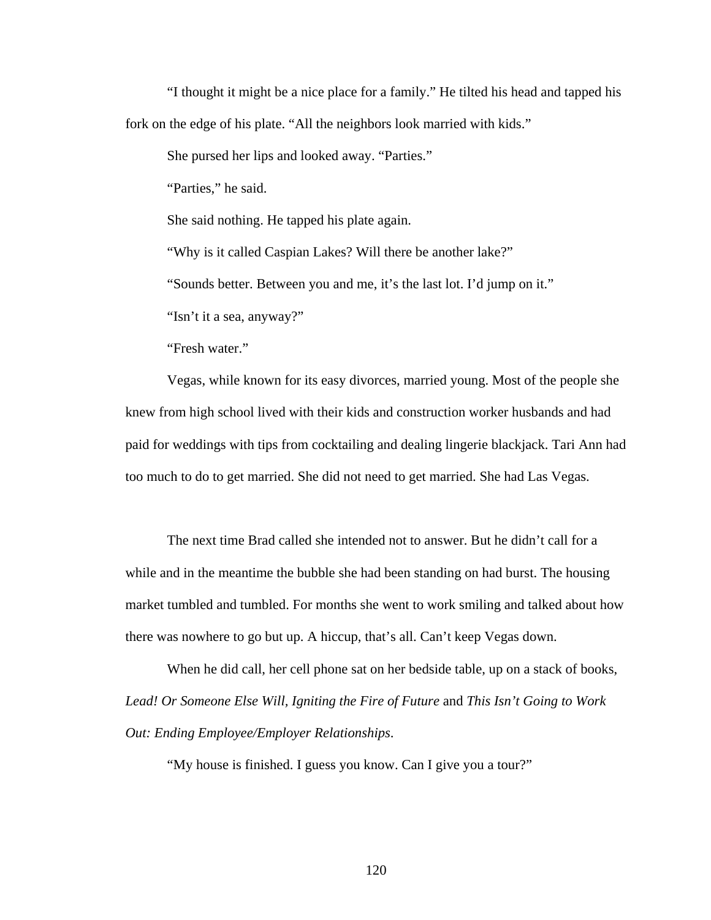"I thought it might be a nice place for a family." He tilted his head and tapped his fork on the edge of his plate. "All the neighbors look married with kids."

She pursed her lips and looked away. "Parties."

"Parties," he said.

She said nothing. He tapped his plate again.

"Why is it called Caspian Lakes? Will there be another lake?"

"Sounds better. Between you and me, it's the last lot. I'd jump on it."

"Isn't it a sea, anyway?"

"Fresh water."

Vegas, while known for its easy divorces, married young. Most of the people she knew from high school lived with their kids and construction worker husbands and had paid for weddings with tips from cocktailing and dealing lingerie blackjack. Tari Ann had too much to do to get married. She did not need to get married. She had Las Vegas.

The next time Brad called she intended not to answer. But he didn't call for a while and in the meantime the bubble she had been standing on had burst. The housing market tumbled and tumbled. For months she went to work smiling and talked about how there was nowhere to go but up. A hiccup, that's all. Can't keep Vegas down.

When he did call, her cell phone sat on her bedside table, up on a stack of books, *Lead! Or Someone Else Will, Igniting the Fire of Future* and *This Isn't Going to Work Out: Ending Employee/Employer Relationships.*

"My house is finished. I guess you know. Can I give you a tour?"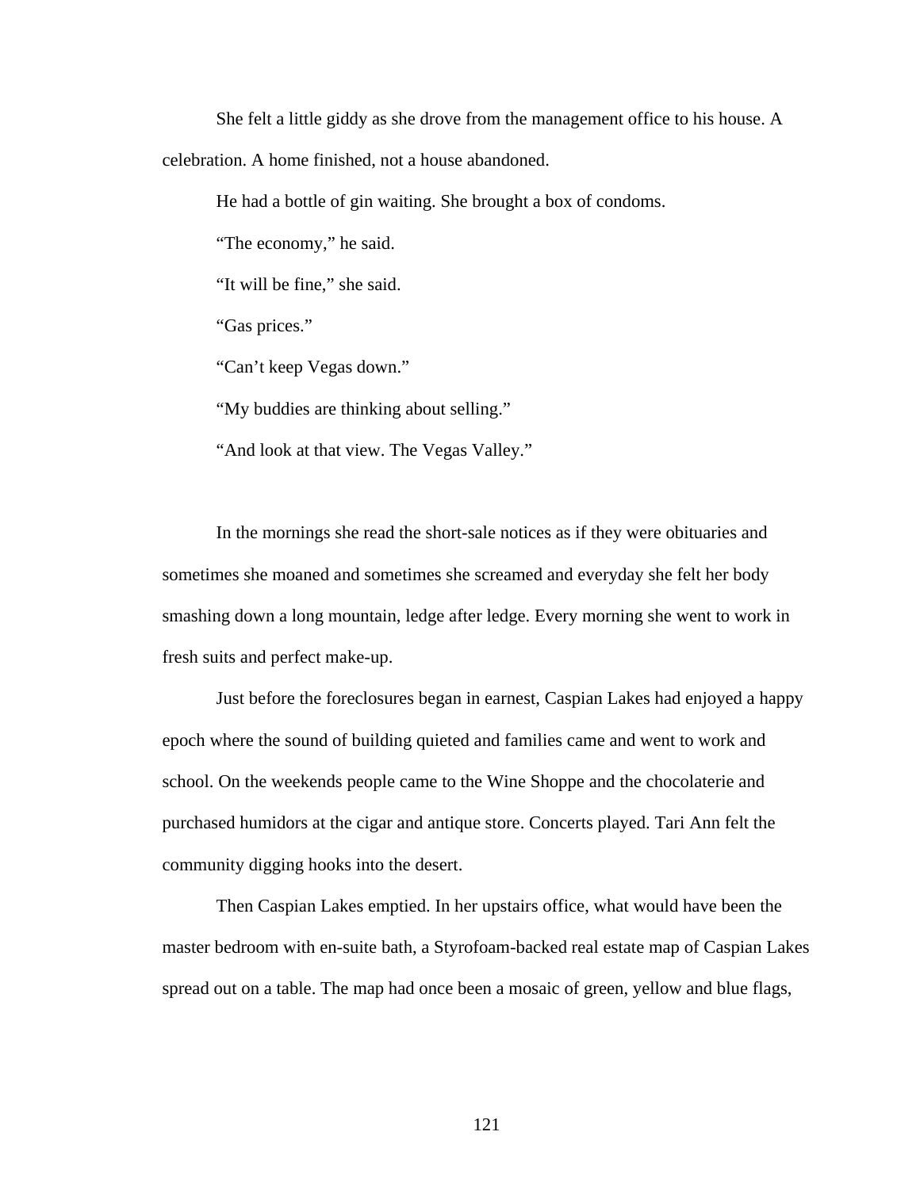She felt a little giddy as she drove from the management office to his house. A celebration. A home finished, not a house abandoned.

He had a bottle of gin waiting. She brought a box of condoms.

"The economy," he said.

"It will be fine," she said.

"Gas prices."

"Can't keep Vegas down."

"My buddies are thinking about selling."

"And look at that view. The Vegas Valley."

In the mornings she read the short-sale notices as if they were obituaries and sometimes she moaned and sometimes she screamed and everyday she felt her body smashing down a long mountain, ledge after ledge. Every morning she went to work in fresh suits and perfect make-up.

Just before the foreclosures began in earnest, Caspian Lakes had enjoyed a happy epoch where the sound of building quieted and families came and went to work and school. On the weekends people came to the Wine Shoppe and the chocolaterie and purchased humidors at the cigar and antique store. Concerts played. Tari Ann felt the community digging hooks into the desert.

Then Caspian Lakes emptied. In her upstairs office, what would have been the master bedroom with en-suite bath, a Styrofoam-backed real estate map of Caspian Lakes spread out on a table. The map had once been a mosaic of green, yellow and blue flags,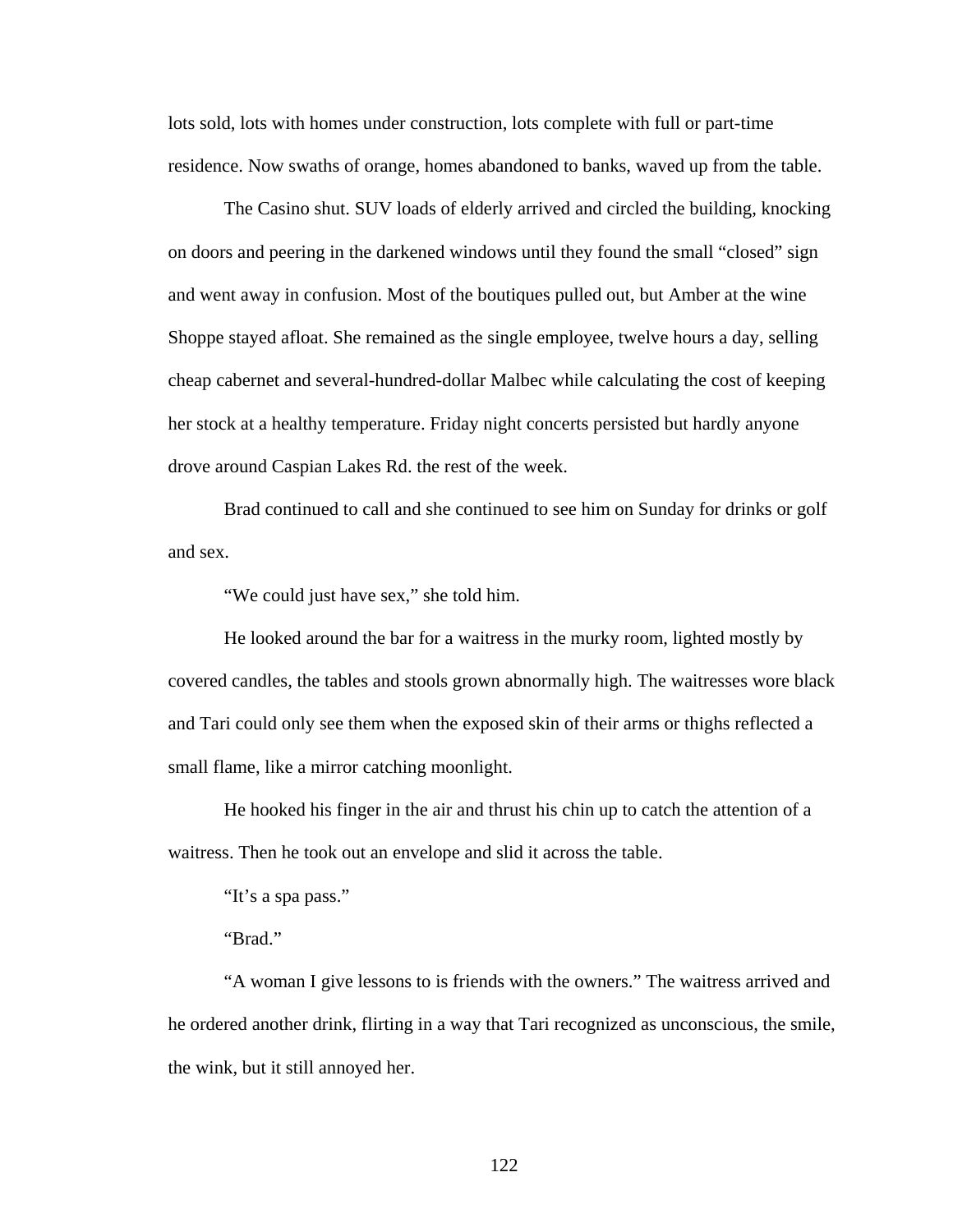lots sold, lots with homes under construction, lots complete with full or part-time residence. Now swaths of orange, homes abandoned to banks, waved up from the table.

The Casino shut. SUV loads of elderly arrived and circled the building, knocking on doors and peering in the darkened windows until they found the small "closed" sign and went away in confusion. Most of the boutiques pulled out, but Amber at the wine Shoppe stayed afloat. She remained as the single employee, twelve hours a day, selling cheap cabernet and several-hundred-dollar Malbec while calculating the cost of keeping her stock at a healthy temperature. Friday night concerts persisted but hardly anyone drove around Caspian Lakes Rd. the rest of the week.

Brad continued to call and she continued to see him on Sunday for drinks or golf and sex.

"We could just have sex," she told him.

He looked around the bar for a waitress in the murky room, lighted mostly by covered candles, the tables and stools grown abnormally high. The waitresses wore black and Tari could only see them when the exposed skin of their arms or thighs reflected a small flame, like a mirror catching moonlight.

He hooked his finger in the air and thrust his chin up to catch the attention of a waitress. Then he took out an envelope and slid it across the table.

"It's a spa pass."

"Brad."

"A woman I give lessons to is friends with the owners." The waitress arrived and he ordered another drink, flirting in a way that Tari recognized as unconscious, the smile, the wink, but it still annoyed her.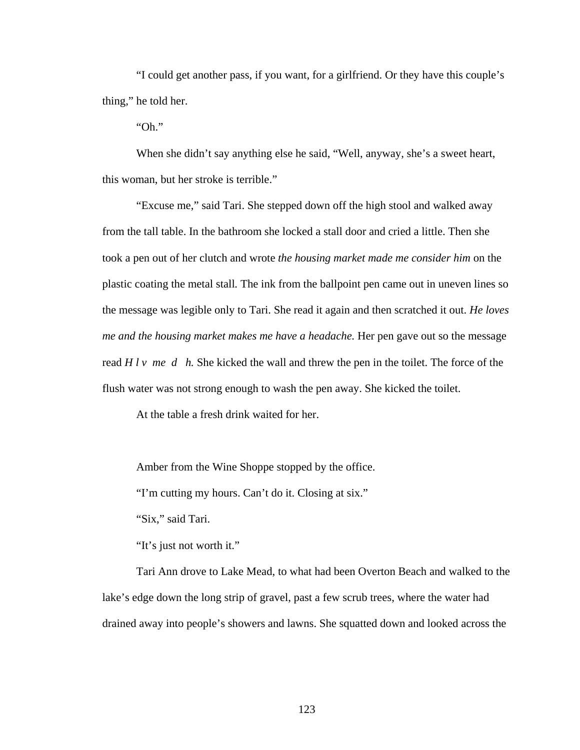"I could get another pass, if you want, for a girlfriend. Or they have this couple's thing," he told her.

"Oh."

When she didn't say anything else he said, "Well, anyway, she's a sweet heart, this woman, but her stroke is terrible."

"Excuse me," said Tari. She stepped down off the high stool and walked away from the tall table. In the bathroom she locked a stall door and cried a little. Then she took a pen out of her clutch and wrote *the housing market made me consider him* on the plastic coating the metal stall. The ink from the ballpoint pen came out in uneven lines so the message was legible only to Tari. She read it again and then scratched it out. *He loves me and the housing market makes me have a headache.* Her pen gave out so the message read *H l v  me  d   h.* She kicked the wall and threw the pen in the toilet. The force of the flush water was not strong enough to wash the pen away. She kicked the toilet.

At the table a fresh drink waited for her.

Amber from the Wine Shoppe stopped by the office.

"I'm cutting my hours. Can't do it. Closing at six."

"Six," said Tari.

"It's just not worth it."

Tari Ann drove to Lake Mead, to what had been Overton Beach and walked to the lake's edge down the long strip of gravel, past a few scrub trees, where the water had drained away into people's showers and lawns. She squatted down and looked across the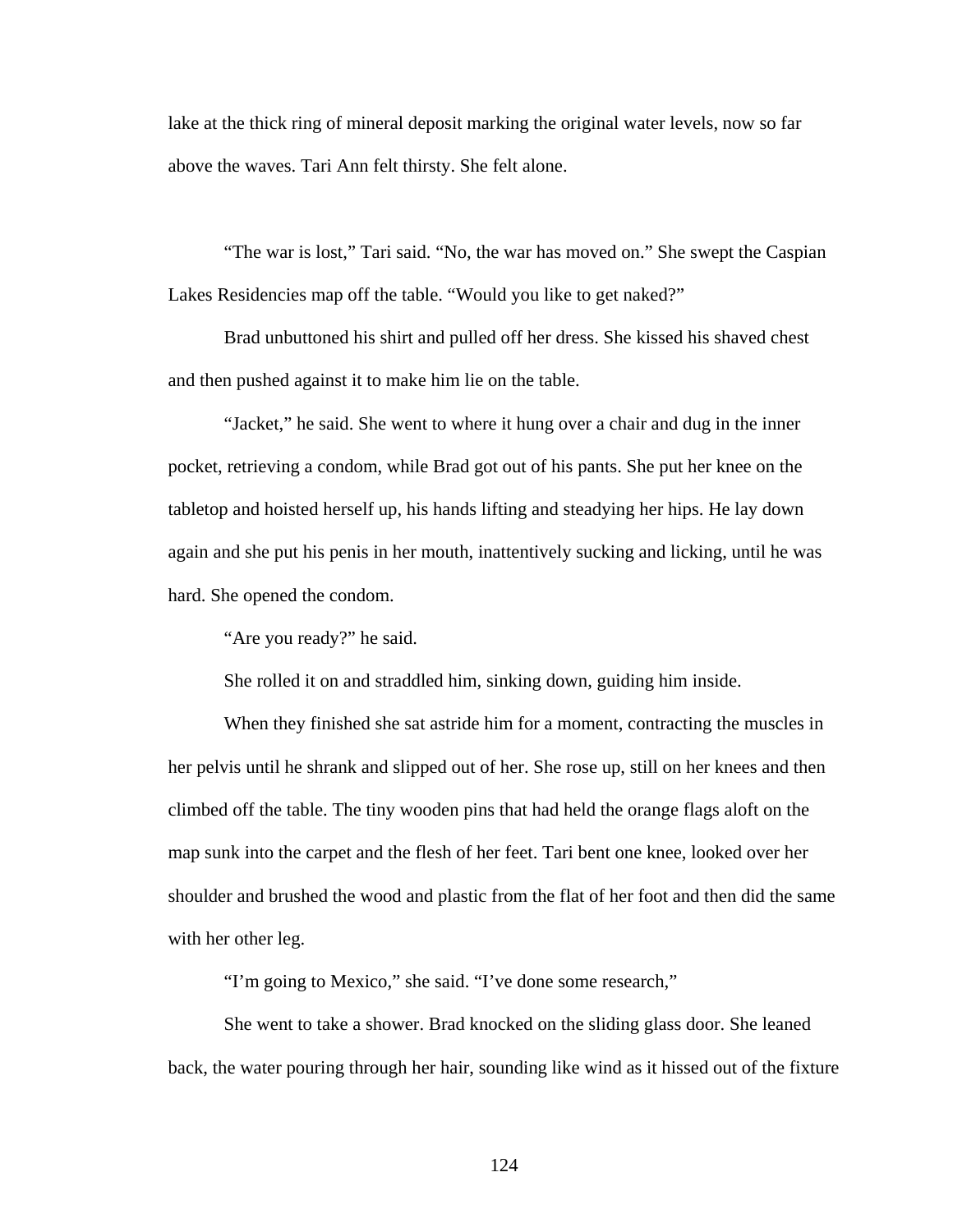lake at the thick ring of mineral deposit marking the original water levels, now so far above the waves. Tari Ann felt thirsty. She felt alone.

“The war is lost,” Tari said. “No, the war has moved on.” She swept the Caspian Lakes Residencies map off the table. “Would you like to get naked?”

Brad unbuttoned his shirt and pulled off her dress. She kissed his shaved chest and then pushed against it to make him lie on the table.

“Jacket,” he said. She went to where it hung over a chair and dug in the inner pocket, retrieving a condom, while Brad got out of his pants. She put her knee on the tabletop and hoisted herself up, his hands lifting and steadying her hips. He lay down again and she put his penis in her mouth, inattentively sucking and licking, until he was hard. She opened the condom.

“Are you ready?” he said.

She rolled it on and straddled him, sinking down, guiding him inside.

When they finished she sat astride him for a moment, contracting the muscles in her pelvis until he shrank and slipped out of her. She rose up, still on her knees and then climbed off the table. The tiny wooden pins that had held the orange flags aloft on the map sunk into the carpet and the flesh of her feet. Tari bent one knee, looked over her shoulder and brushed the wood and plastic from the flat of her foot and then did the same with her other leg.

“I’m going to Mexico,” she said. “I’ve done some research,”

She went to take a shower. Brad knocked on the sliding glass door. She leaned back, the water pouring through her hair, sounding like wind as it hissed out of the fixture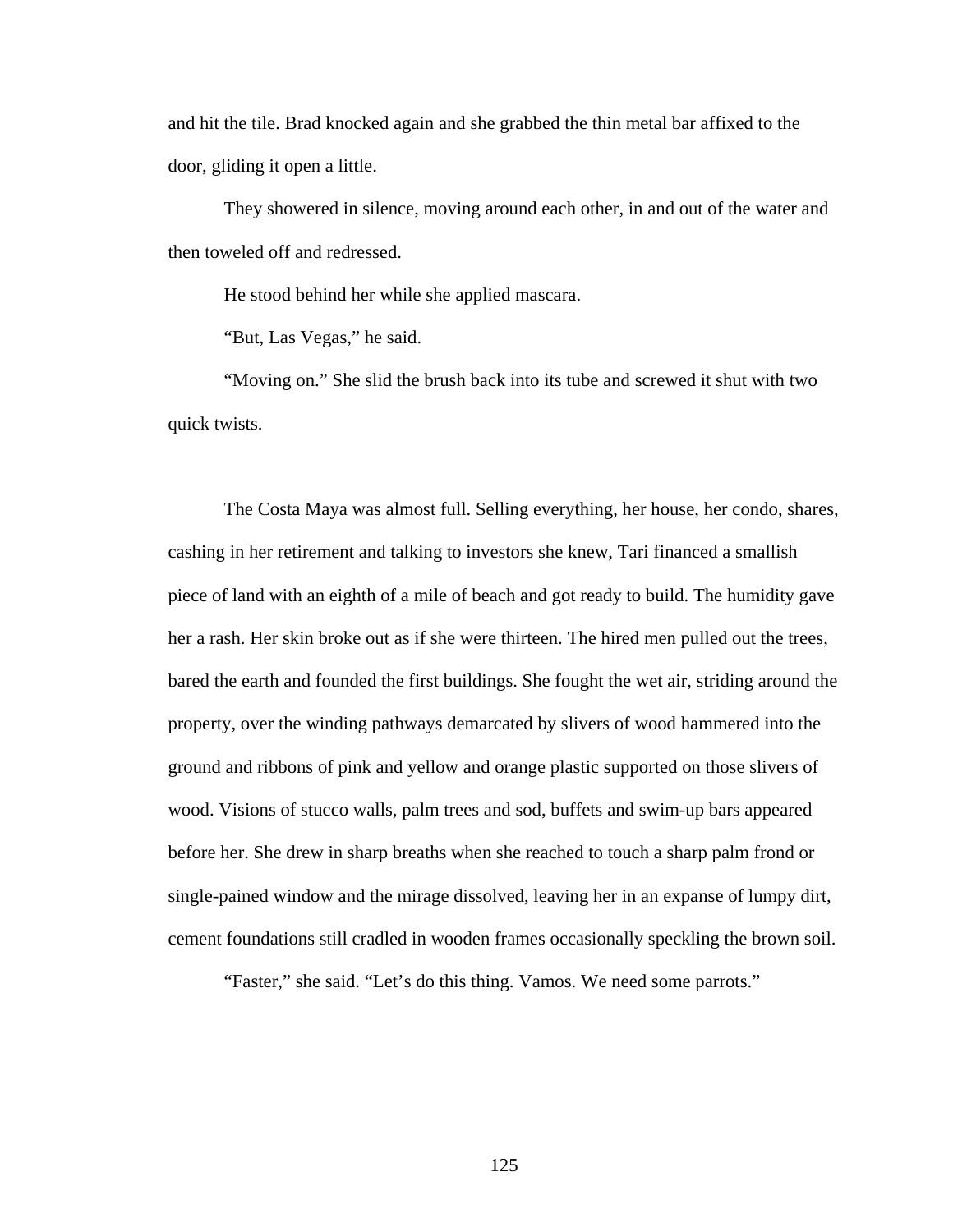and hit the tile. Brad knocked again and she grabbed the thin metal bar affixed to the door, gliding it open a little.

They showered in silence, moving around each other, in and out of the water and then toweled off and redressed.

He stood behind her while she applied mascara.

"But, Las Vegas," he said.

"Moving on." She slid the brush back into its tube and screwed it shut with two quick twists.

The Costa Maya was almost full. Selling everything, her house, her condo, shares, cashing in her retirement and talking to investors she knew, Tari financed a smallish piece of land with an eighth of a mile of beach and got ready to build. The humidity gave her a rash. Her skin broke out as if she were thirteen. The hired men pulled out the trees, bared the earth and founded the first buildings. She fought the wet air, striding around the property, over the winding pathways demarcated by slivers of wood hammered into the ground and ribbons of pink and yellow and orange plastic supported on those slivers of wood. Visions of stucco walls, palm trees and sod, buffets and swim-up bars appeared before her. She drew in sharp breaths when she reached to touch a sharp palm frond or single-pained window and the mirage dissolved, leaving her in an expanse of lumpy dirt, cement foundations still cradled in wooden frames occasionally speckling the brown soil.

"Faster," she said. "Let's do this thing. Vamos. We need some parrots."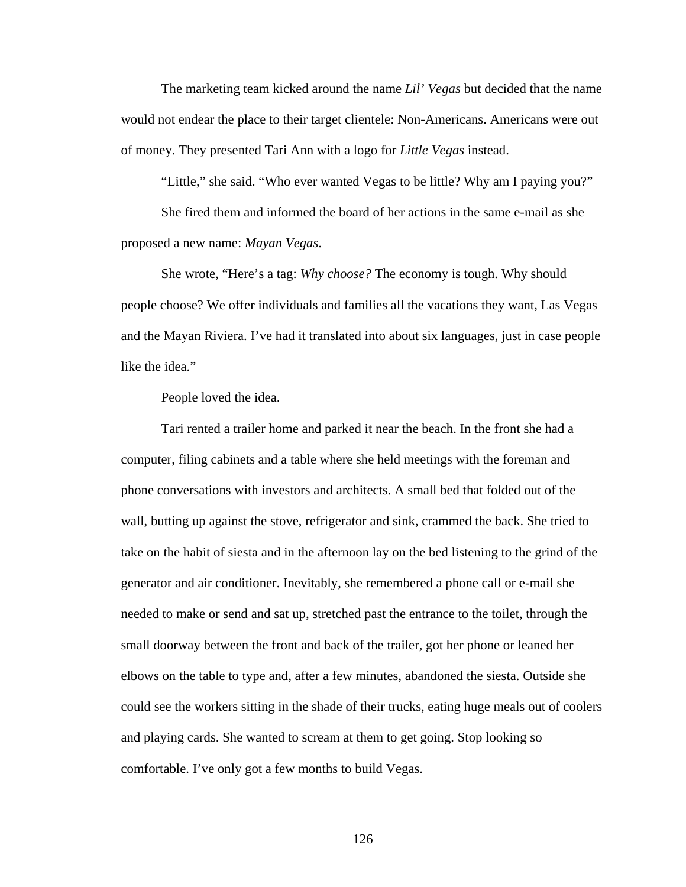The marketing team kicked around the name *Lil' Vegas* but decided that the name would not endear the place to their target clientele: Non-Americans. Americans were out of money. They presented Tari Ann with a logo for *Little Vegas* instead.

"Little," she said. "Who ever wanted Vegas to be little? Why am I paying you?"

She fired them and informed the board of her actions in the same e-mail as she proposed a new name: *Mayan Vegas*.

She wrote, "Here's a tag: *Why choose?* The economy is tough. Why should people choose? We offer individuals and families all the vacations they want, Las Vegas and the Mayan Riviera. I've had it translated into about six languages, just in case people like the idea."

People loved the idea.

Tari rented a trailer home and parked it near the beach. In the front she had a computer, filing cabinets and a table where she held meetings with the foreman and phone conversations with investors and architects. A small bed that folded out of the wall, butting up against the stove, refrigerator and sink, crammed the back. She tried to take on the habit of siesta and in the afternoon lay on the bed listening to the grind of the generator and air conditioner. Inevitably, she remembered a phone call or e-mail she needed to make or send and sat up, stretched past the entrance to the toilet, through the small doorway between the front and back of the trailer, got her phone or leaned her elbows on the table to type and, after a few minutes, abandoned the siesta. Outside she could see the workers sitting in the shade of their trucks, eating huge meals out of coolers and playing cards. She wanted to scream at them to get going. Stop looking so comfortable. I've only got a few months to build Vegas.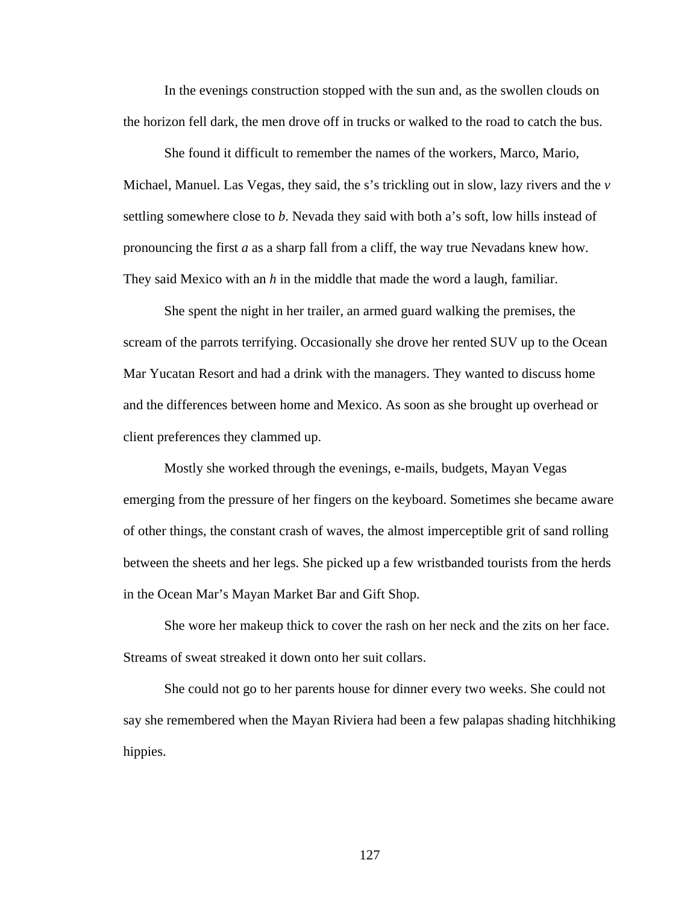In the evenings construction stopped with the sun and, as the swollen clouds on the horizon fell dark, the men drove off in trucks or walked to the road to catch the bus.

She found it difficult to remember the names of the workers, Marco, Mario, Michael, Manuel. Las Vegas, they said, the s's trickling out in slow, lazy rivers and the *v* settling somewhere close to *b*. Nevada they said with both a's soft, low hills instead of pronouncing the first *a* as a sharp fall from a cliff, the way true Nevadans knew how. They said Mexico with an *h* in the middle that made the word a laugh, familiar.

She spent the night in her trailer, an armed guard walking the premises, the scream of the parrots terrifying. Occasionally she drove her rented SUV up to the Ocean Mar Yucatan Resort and had a drink with the managers. They wanted to discuss home and the differences between home and Mexico. As soon as she brought up overhead or client preferences they clammed up.

Mostly she worked through the evenings, e-mails, budgets, Mayan Vegas emerging from the pressure of her fingers on the keyboard. Sometimes she became aware of other things, the constant crash of waves, the almost imperceptible grit of sand rolling between the sheets and her legs. She picked up a few wristbanded tourists from the herds in the Ocean Mar's Mayan Market Bar and Gift Shop.

She wore her makeup thick to cover the rash on her neck and the zits on her face. Streams of sweat streaked it down onto her suit collars.

She could not go to her parents house for dinner every two weeks. She could not say she remembered when the Mayan Riviera had been a few palapas shading hitchhiking hippies.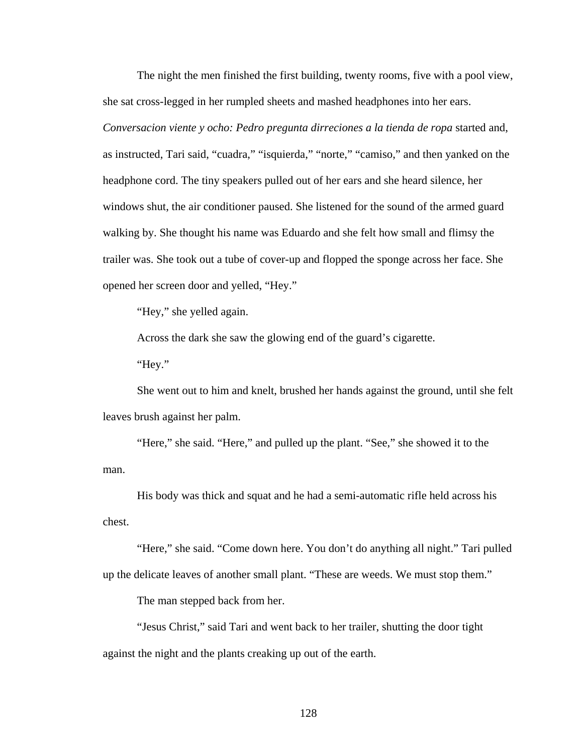The night the men finished the first building, twenty rooms, five with a pool view, she sat cross-legged in her rumpled sheets and mashed headphones into her ears. *Conversacion viente y ocho: Pedro pregunta dirreciones a la tienda de ropa* started and, as instructed, Tari said, "cuadra," "isquierda," "norte," "camiso," and then yanked on the headphone cord. The tiny speakers pulled out of her ears and she heard silence, her windows shut, the air conditioner paused. She listened for the sound of the armed guard walking by. She thought his name was Eduardo and she felt how small and flimsy the trailer was. She took out a tube of cover-up and flopped the sponge across her face. She opened her screen door and yelled, "Hey."

"Hey," she yelled again.

Across the dark she saw the glowing end of the guard's cigarette.

"Hey."

She went out to him and knelt, brushed her hands against the ground, until she felt leaves brush against her palm.

"Here," she said. "Here," and pulled up the plant. "See," she showed it to the man.

His body was thick and squat and he had a semi-automatic rifle held across his chest.

"Here," she said. "Come down here. You don't do anything all night." Tari pulled up the delicate leaves of another small plant. "These are weeds. We must stop them."

The man stepped back from her.

"Jesus Christ," said Tari and went back to her trailer, shutting the door tight against the night and the plants creaking up out of the earth.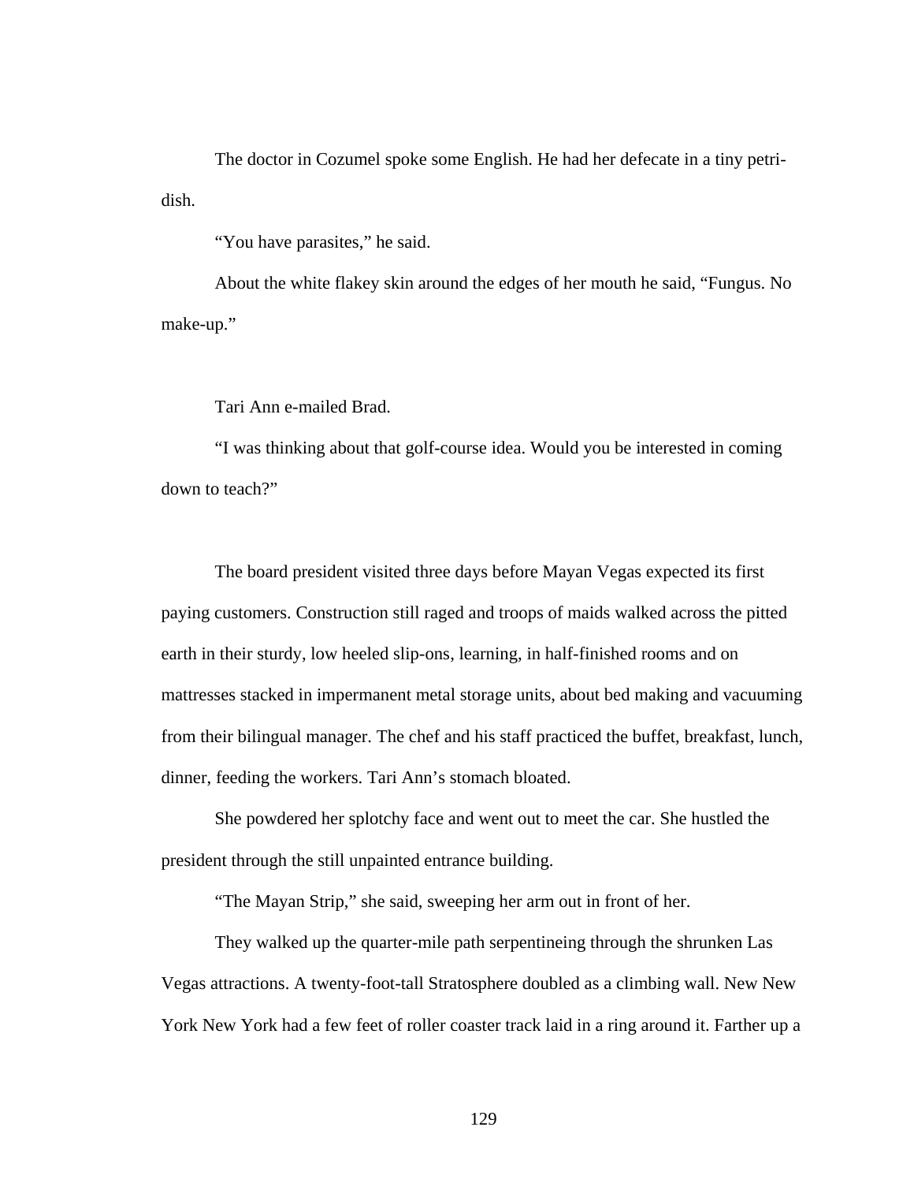The doctor in Cozumel spoke some English. He had her defecate in a tiny petri-dish.

"You have parasites," he said.

About the white flakey skin around the edges of her mouth he said, "Fungus. No make-up."

Tari Ann e-mailed Brad.

"I was thinking about that golf-course idea. Would you be interested in coming down to teach?"

The board president visited three days before Mayan Vegas expected its first paying customers. Construction still raged and troops of maids walked across the pitted earth in their sturdy, low heeled slip-ons, learning, in half-finished rooms and on mattresses stacked in impermanent metal storage units, about bed making and vacuuming from their bilingual manager. The chef and his staff practiced the buffet, breakfast, lunch, dinner, feeding the workers. Tari Ann's stomach bloated.

She powdered her splotchy face and went out to meet the car. She hustled the president through the still unpainted entrance building.

"The Mayan Strip," she said, sweeping her arm out in front of her.

They walked up the quarter-mile path serpentineing through the shrunken Las Vegas attractions. A twenty-foot-tall Stratosphere doubled as a climbing wall. New New York New York had a few feet of roller coaster track laid in a ring around it. Farther up a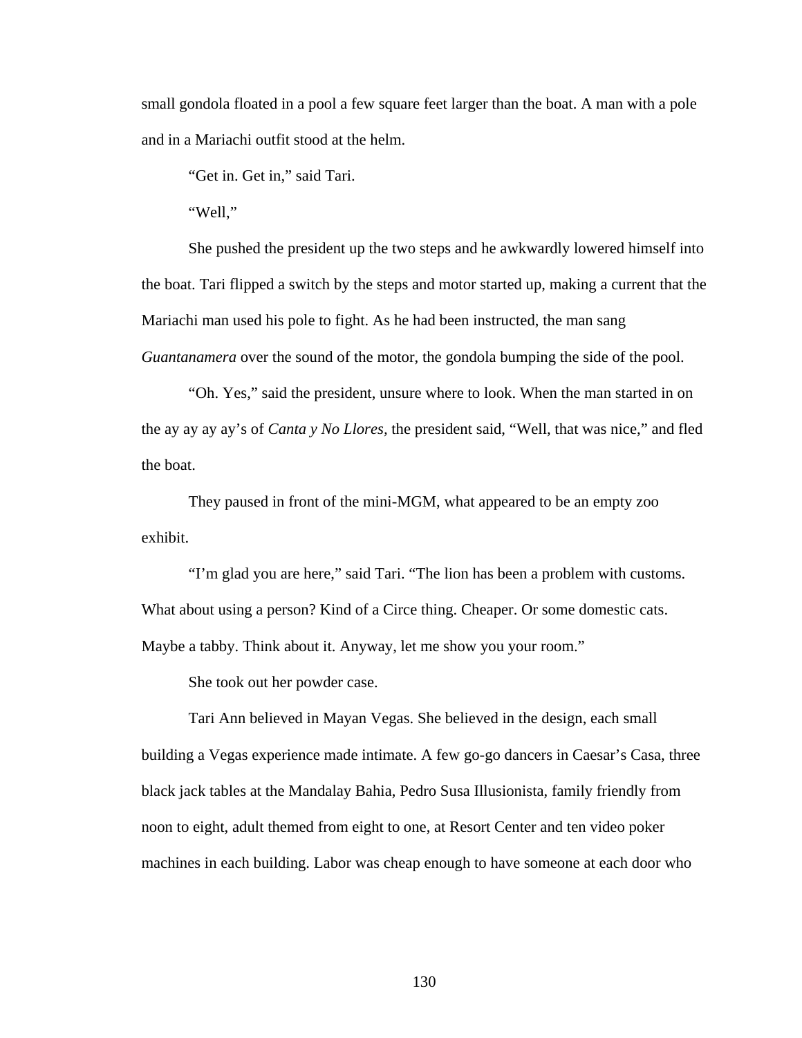small gondola floated in a pool a few square feet larger than the boat. A man with a pole and in a Mariachi outfit stood at the helm.

“Get in. Get in,” said Tari.

“Well,”

She pushed the president up the two steps and he awkwardly lowered himself into the boat. Tari flipped a switch by the steps and motor started up, making a current that the Mariachi man used his pole to fight. As he had been instructed, the man sang *Guantanamera* over the sound of the motor, the gondola bumping the side of the pool.

“Oh. Yes,” said the president, unsure where to look. When the man started in on the ay ay ay ay’s of *Canta y No Llores,* the president said, “Well, that was nice,” and fled the boat.

They paused in front of the mini-MGM, what appeared to be an empty zoo exhibit.

“I’m glad you are here,” said Tari. “The lion has been a problem with customs. What about using a person? Kind of a Circe thing. Cheaper. Or some domestic cats. Maybe a tabby. Think about it. Anyway, let me show you your room.”

She took out her powder case.

Tari Ann believed in Mayan Vegas. She believed in the design, each small building a Vegas experience made intimate. A few go-go dancers in Caesar’s Casa, three black jack tables at the Mandalay Bahia, Pedro Susa Illusionista, family friendly from noon to eight, adult themed from eight to one, at Resort Center and ten video poker machines in each building. Labor was cheap enough to have someone at each door who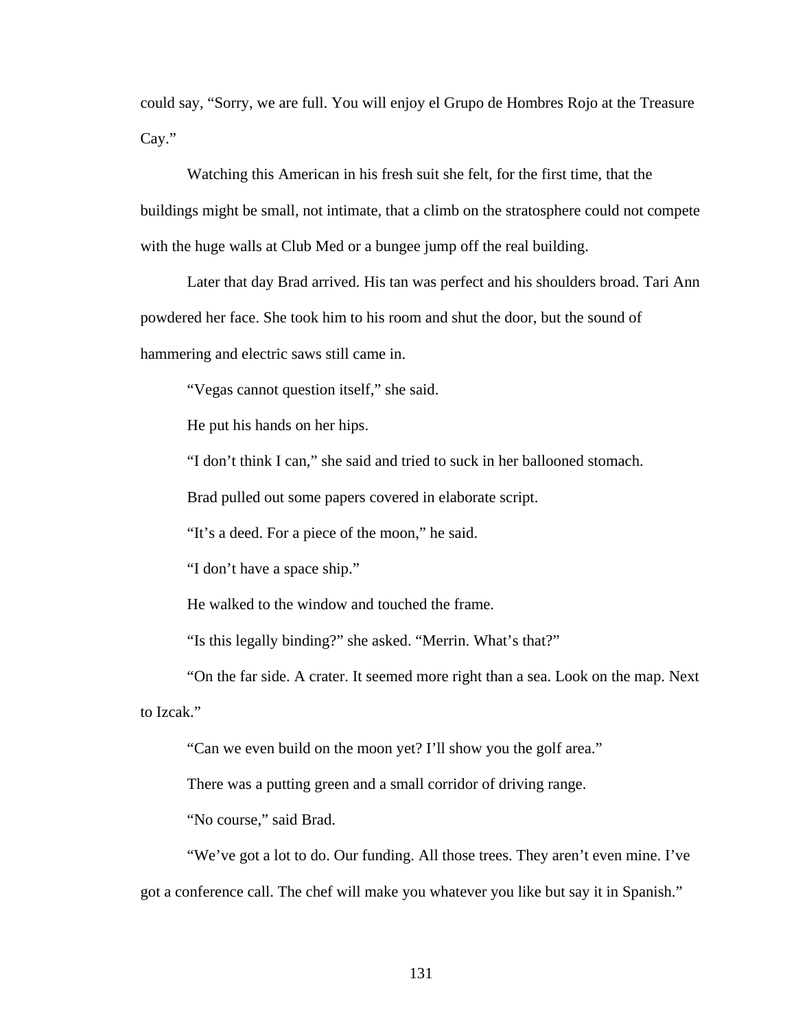could say, "Sorry, we are full. You will enjoy el Grupo de Hombres Rojo at the Treasure Cay."

Watching this American in his fresh suit she felt, for the first time, that the buildings might be small, not intimate, that a climb on the stratosphere could not compete with the huge walls at Club Med or a bungee jump off the real building.

Later that day Brad arrived. His tan was perfect and his shoulders broad. Tari Ann powdered her face. She took him to his room and shut the door, but the sound of hammering and electric saws still came in.

"Vegas cannot question itself," she said.

He put his hands on her hips.

"I don't think I can," she said and tried to suck in her ballooned stomach.

Brad pulled out some papers covered in elaborate script.

"It's a deed. For a piece of the moon," he said.

"I don't have a space ship."

He walked to the window and touched the frame.

"Is this legally binding?" she asked. "Merrin. What's that?"

"On the far side. A crater. It seemed more right than a sea. Look on the map. Next to Izcak."

"Can we even build on the moon yet? I'll show you the golf area."

There was a putting green and a small corridor of driving range.

"No course," said Brad.

"We've got a lot to do. Our funding. All those trees. They aren't even mine. I've got a conference call. The chef will make you whatever you like but say it in Spanish."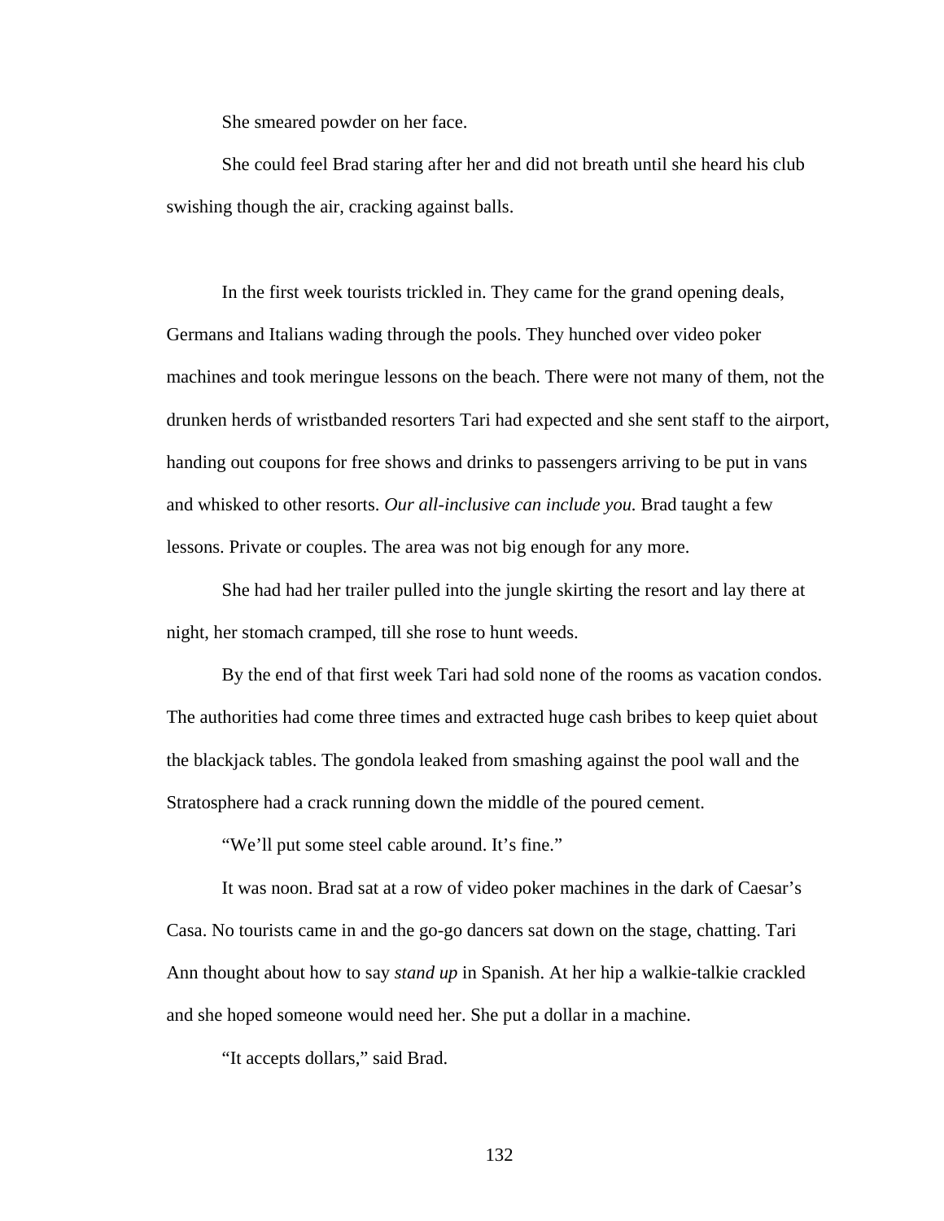She smeared powder on her face.

She could feel Brad staring after her and did not breath until she heard his club swishing though the air, cracking against balls.

In the first week tourists trickled in. They came for the grand opening deals, Germans and Italians wading through the pools. They hunched over video poker machines and took meringue lessons on the beach. There were not many of them, not the drunken herds of wristbanded resorters Tari had expected and she sent staff to the airport, handing out coupons for free shows and drinks to passengers arriving to be put in vans and whisked to other resorts. *Our all-inclusive can include you.* Brad taught a few lessons. Private or couples. The area was not big enough for any more.

She had had her trailer pulled into the jungle skirting the resort and lay there at night, her stomach cramped, till she rose to hunt weeds.

By the end of that first week Tari had sold none of the rooms as vacation condos. The authorities had come three times and extracted huge cash bribes to keep quiet about the blackjack tables. The gondola leaked from smashing against the pool wall and the Stratosphere had a crack running down the middle of the poured cement.

"We'll put some steel cable around. It's fine."

It was noon. Brad sat at a row of video poker machines in the dark of Caesar's Casa. No tourists came in and the go-go dancers sat down on the stage, chatting. Tari Ann thought about how to say *stand up* in Spanish. At her hip a walkie-talkie crackled and she hoped someone would need her. She put a dollar in a machine.

"It accepts dollars," said Brad.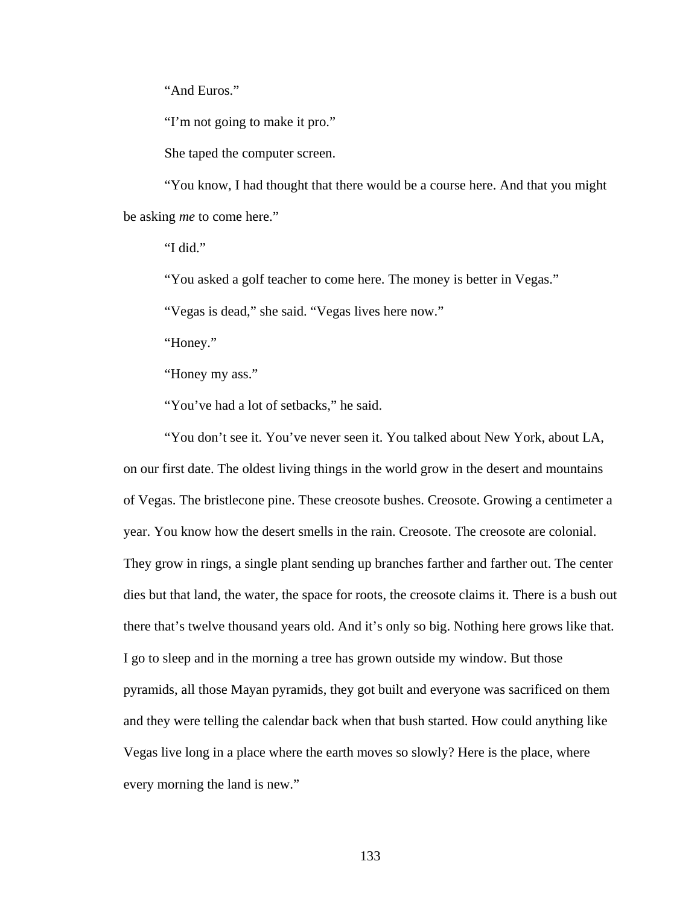"And Euros."

"I'm not going to make it pro."

She taped the computer screen.

"You know, I had thought that there would be a course here. And that you might be asking *me* to come here."

"I did."

"You asked a golf teacher to come here. The money is better in Vegas."

"Vegas is dead," she said. "Vegas lives here now."

"Honey."

"Honey my ass."

"You've had a lot of setbacks," he said.

"You don't see it. You've never seen it. You talked about New York, about LA, on our first date. The oldest living things in the world grow in the desert and mountains of Vegas. The bristlecone pine. These creosote bushes. Creosote. Growing a centimeter a year. You know how the desert smells in the rain. Creosote. The creosote are colonial. They grow in rings, a single plant sending up branches farther and farther out. The center dies but that land, the water, the space for roots, the creosote claims it. There is a bush out there that's twelve thousand years old. And it's only so big. Nothing here grows like that. I go to sleep and in the morning a tree has grown outside my window. But those pyramids, all those Mayan pyramids, they got built and everyone was sacrificed on them and they were telling the calendar back when that bush started. How could anything like Vegas live long in a place where the earth moves so slowly? Here is the place, where every morning the land is new."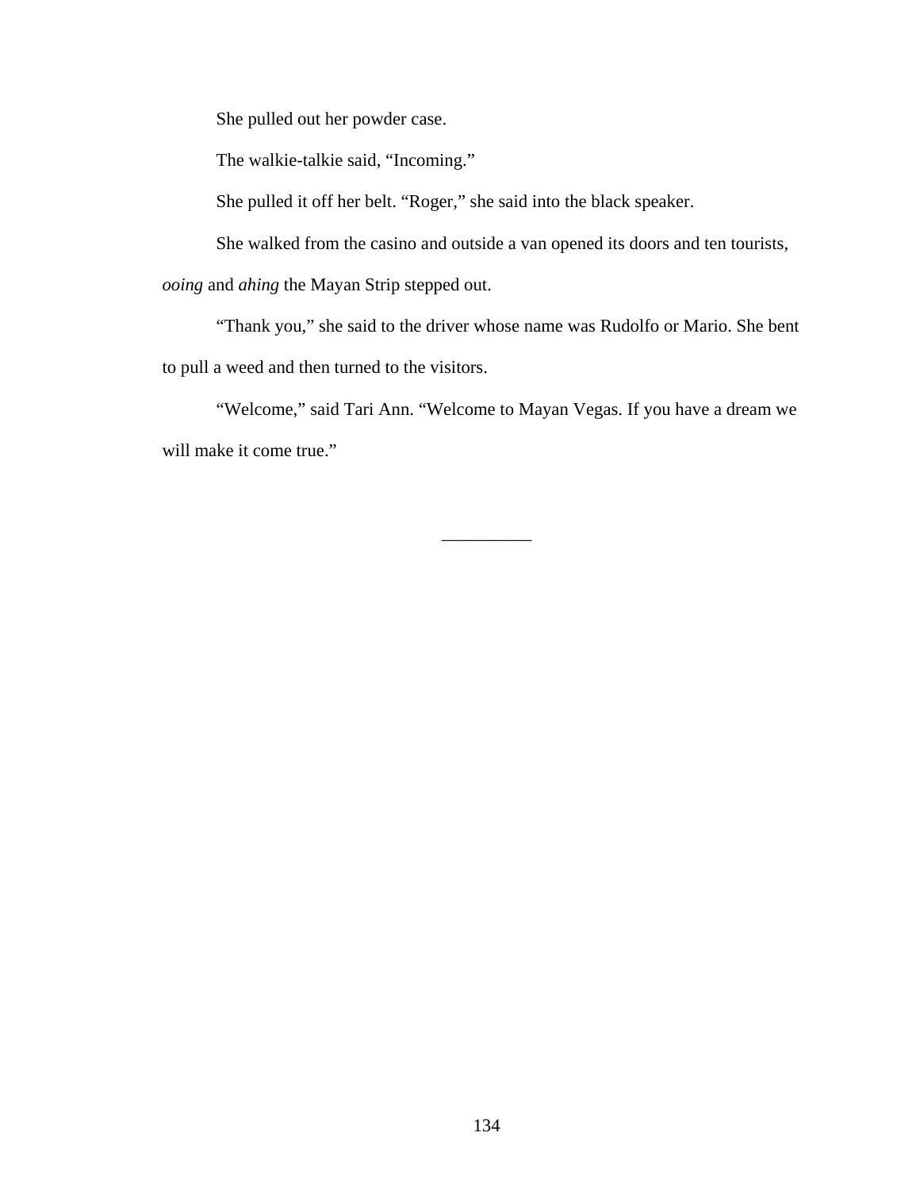She pulled out her powder case.

The walkie-talkie said, “Incoming.”

She pulled it off her belt. “Roger,” she said into the black speaker.

She walked from the casino and outside a van opened its doors and ten tourists, *ooing* and *ahing* the Mayan Strip stepped out.

“Thank you,” she said to the driver whose name was Rudolfo or Mario. She bent to pull a weed and then turned to the visitors.

“Welcome,” said Tari Ann. “Welcome to Mayan Vegas. If you have a dream we will make it come true.”

__________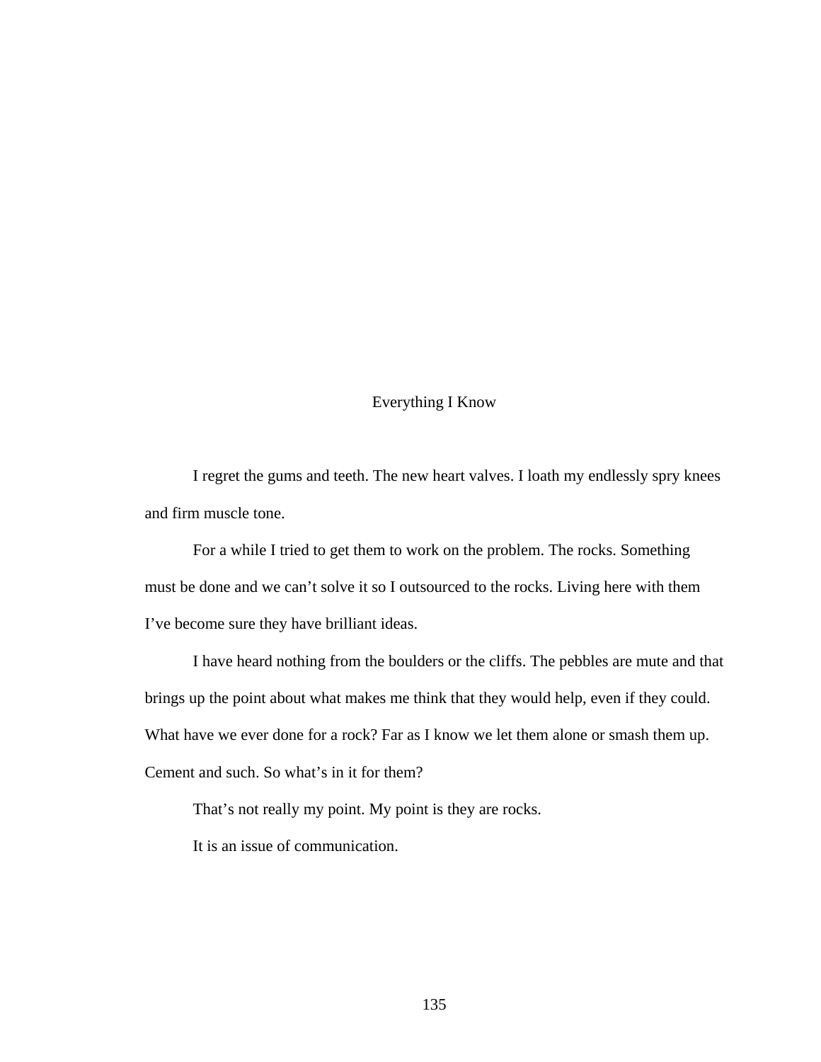# Everything I Know

I regret the gums and teeth. The new heart valves. I loath my endlessly spry knees and firm muscle tone.

For a while I tried to get them to work on the problem. The rocks. Something must be done and we can't solve it so I outsourced to the rocks. Living here with them I've become sure they have brilliant ideas.

I have heard nothing from the boulders or the cliffs. The pebbles are mute and that brings up the point about what makes me think that they would help, even if they could. What have we ever done for a rock? Far as I know we let them alone or smash them up. Cement and such. So what's in it for them?

That's not really my point. My point is they are rocks.

It is an issue of communication.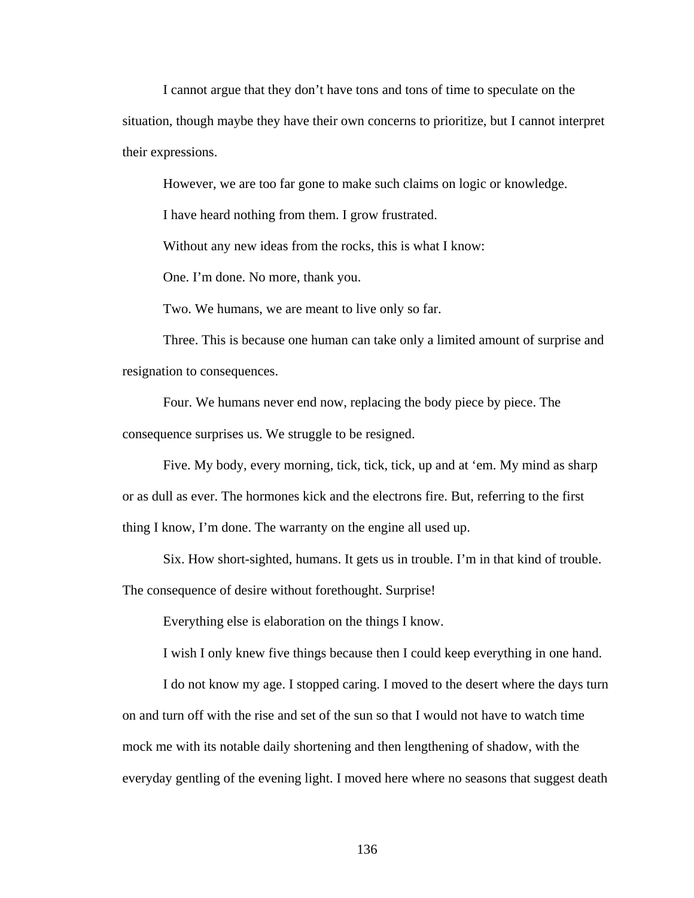I cannot argue that they don't have tons and tons of time to speculate on the situation, though maybe they have their own concerns to prioritize, but I cannot interpret their expressions.

However, we are too far gone to make such claims on logic or knowledge.

I have heard nothing from them. I grow frustrated.

Without any new ideas from the rocks, this is what I know:

One. I'm done. No more, thank you.

Two. We humans, we are meant to live only so far.

Three. This is because one human can take only a limited amount of surprise and resignation to consequences.

Four. We humans never end now, replacing the body piece by piece. The consequence surprises us. We struggle to be resigned.

Five. My body, every morning, tick, tick, tick, up and at 'em. My mind as sharp or as dull as ever. The hormones kick and the electrons fire. But, referring to the first thing I know, I'm done. The warranty on the engine all used up.

Six. How short-sighted, humans. It gets us in trouble. I'm in that kind of trouble. The consequence of desire without forethought. Surprise!

Everything else is elaboration on the things I know.

I wish I only knew five things because then I could keep everything in one hand.

I do not know my age. I stopped caring. I moved to the desert where the days turn on and turn off with the rise and set of the sun so that I would not have to watch time mock me with its notable daily shortening and then lengthening of shadow, with the everyday gentling of the evening light. I moved here where no seasons that suggest death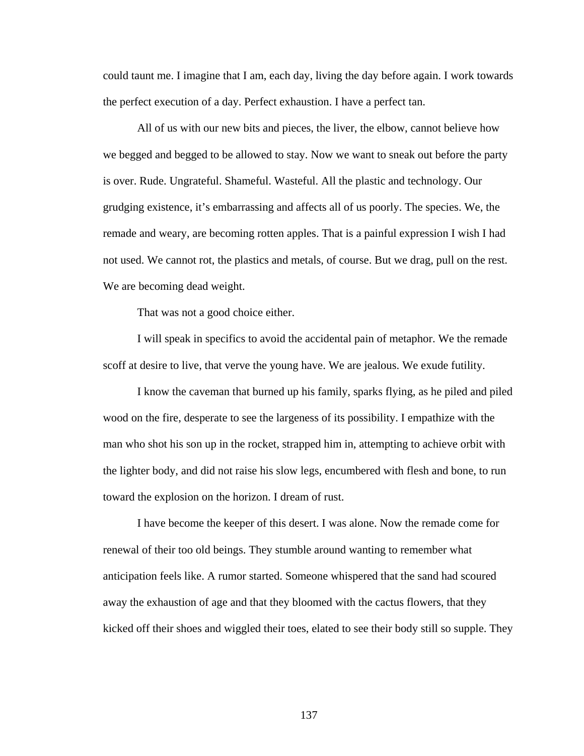could taunt me. I imagine that I am, each day, living the day before again. I work towards the perfect execution of a day. Perfect exhaustion. I have a perfect tan.

All of us with our new bits and pieces, the liver, the elbow, cannot believe how we begged and begged to be allowed to stay. Now we want to sneak out before the party is over. Rude. Ungrateful. Shameful. Wasteful. All the plastic and technology. Our grudging existence, it's embarrassing and affects all of us poorly. The species. We, the remade and weary, are becoming rotten apples. That is a painful expression I wish I had not used. We cannot rot, the plastics and metals, of course. But we drag, pull on the rest. We are becoming dead weight.

That was not a good choice either.

I will speak in specifics to avoid the accidental pain of metaphor. We the remade scoff at desire to live, that verve the young have. We are jealous. We exude futility.

I know the caveman that burned up his family, sparks flying, as he piled and piled wood on the fire, desperate to see the largeness of its possibility. I empathize with the man who shot his son up in the rocket, strapped him in, attempting to achieve orbit with the lighter body, and did not raise his slow legs, encumbered with flesh and bone, to run toward the explosion on the horizon. I dream of rust.

I have become the keeper of this desert. I was alone. Now the remade come for renewal of their too old beings. They stumble around wanting to remember what anticipation feels like. A rumor started. Someone whispered that the sand had scoured away the exhaustion of age and that they bloomed with the cactus flowers, that they kicked off their shoes and wiggled their toes, elated to see their body still so supple. They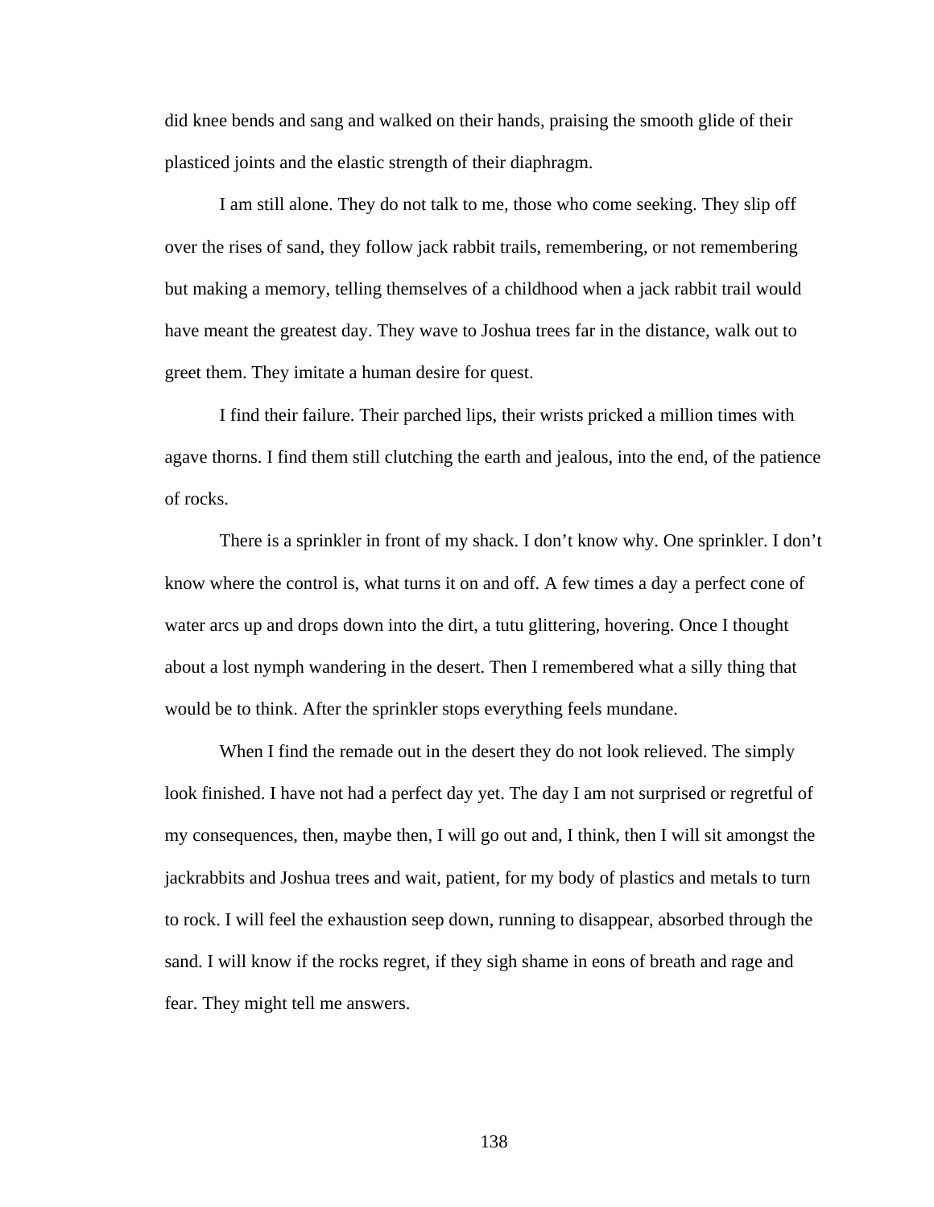did knee bends and sang and walked on their hands, praising the smooth glide of their plasticed joints and the elastic strength of their diaphragm.

I am still alone. They do not talk to me, those who come seeking. They slip off over the rises of sand, they follow jack rabbit trails, remembering, or not remembering but making a memory, telling themselves of a childhood when a jack rabbit trail would have meant the greatest day. They wave to Joshua trees far in the distance, walk out to greet them. They imitate a human desire for quest.

I find their failure. Their parched lips, their wrists pricked a million times with agave thorns. I find them still clutching the earth and jealous, into the end, of the patience of rocks.

There is a sprinkler in front of my shack. I don't know why. One sprinkler. I don't know where the control is, what turns it on and off. A few times a day a perfect cone of water arcs up and drops down into the dirt, a tutu glittering, hovering. Once I thought about a lost nymph wandering in the desert. Then I remembered what a silly thing that would be to think. After the sprinkler stops everything feels mundane.

When I find the remade out in the desert they do not look relieved. The simply look finished. I have not had a perfect day yet. The day I am not surprised or regretful of my consequences, then, maybe then, I will go out and, I think, then I will sit amongst the jackrabbits and Joshua trees and wait, patient, for my body of plastics and metals to turn to rock. I will feel the exhaustion seep down, running to disappear, absorbed through the sand. I will know if the rocks regret, if they sigh shame in eons of breath and rage and fear. They might tell me answers.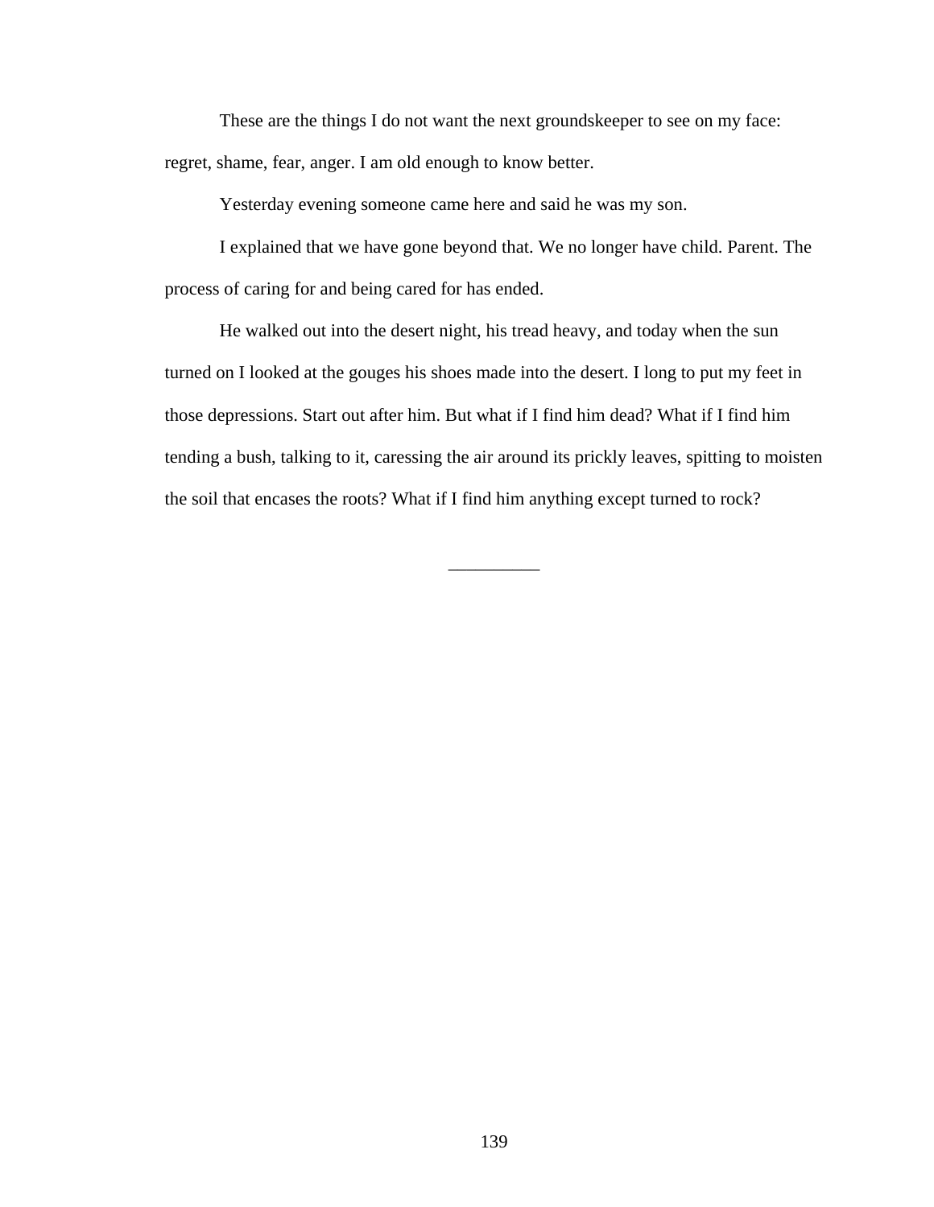These are the things I do not want the next groundskeeper to see on my face: regret, shame, fear, anger. I am old enough to know better.

Yesterday evening someone came here and said he was my son.

I explained that we have gone beyond that. We no longer have child. Parent. The process of caring for and being cared for has ended.

He walked out into the desert night, his tread heavy, and today when the sun turned on I looked at the gouges his shoes made into the desert. I long to put my feet in those depressions. Start out after him. But what if I find him dead? What if I find him tending a bush, talking to it, caressing the air around its prickly leaves, spitting to moisten the soil that encases the roots? What if I find him anything except turned to rock?

__________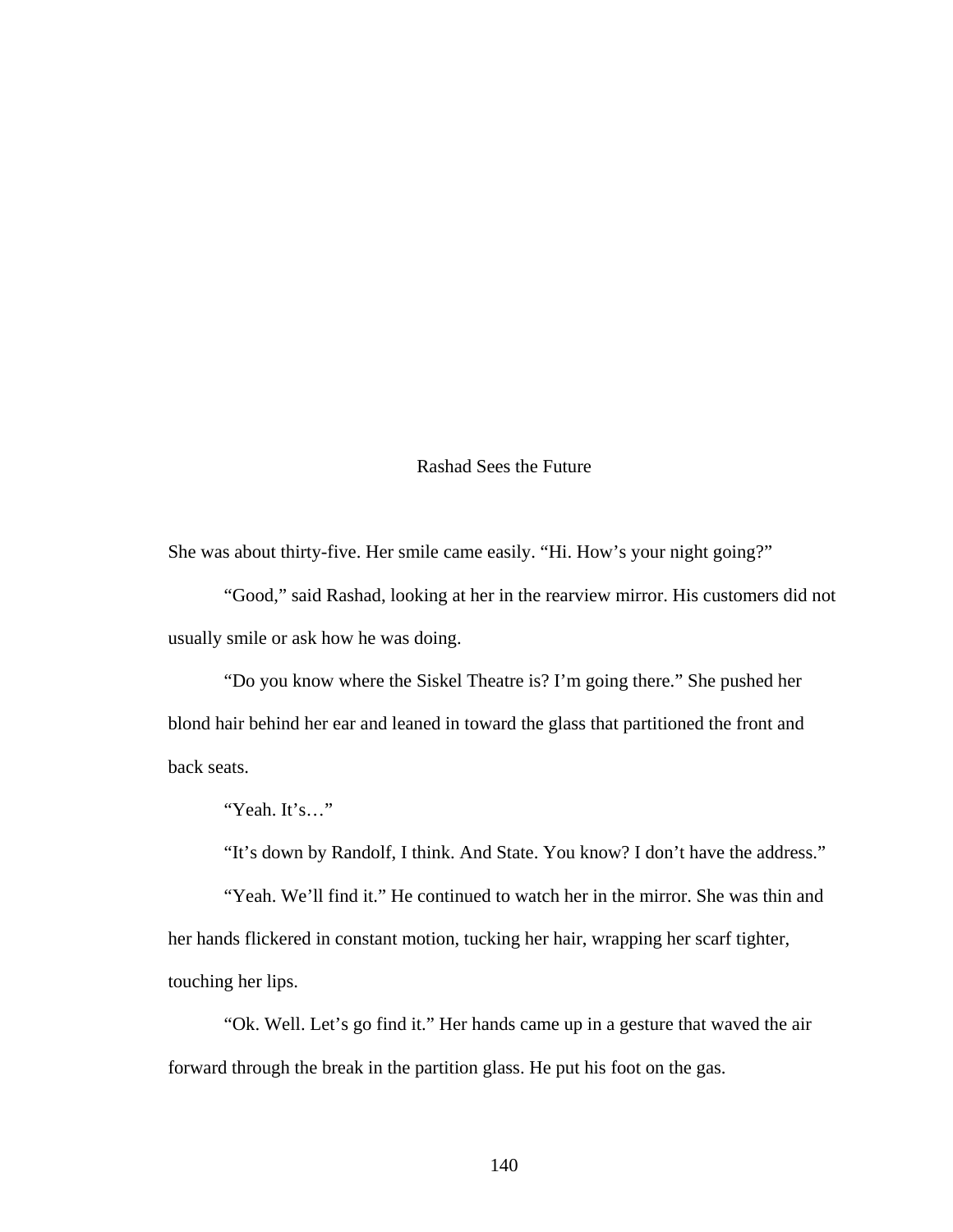# Rashad Sees the Future

She was about thirty-five. Her smile came easily. “Hi. How’s your night going?”

“Good,” said Rashad, looking at her in the rearview mirror. His customers did not usually smile or ask how he was doing.

“Do you know where the Siskel Theatre is? I’m going there.” She pushed her blond hair behind her ear and leaned in toward the glass that partitioned the front and back seats.

“Yeah. It’s…”

“It’s down by Randolf, I think. And State. You know? I don’t have the address.”

“Yeah. We’ll find it.” He continued to watch her in the mirror. She was thin and her hands flickered in constant motion, tucking her hair, wrapping her scarf tighter, touching her lips.

“Ok. Well. Let’s go find it.” Her hands came up in a gesture that waved the air forward through the break in the partition glass. He put his foot on the gas.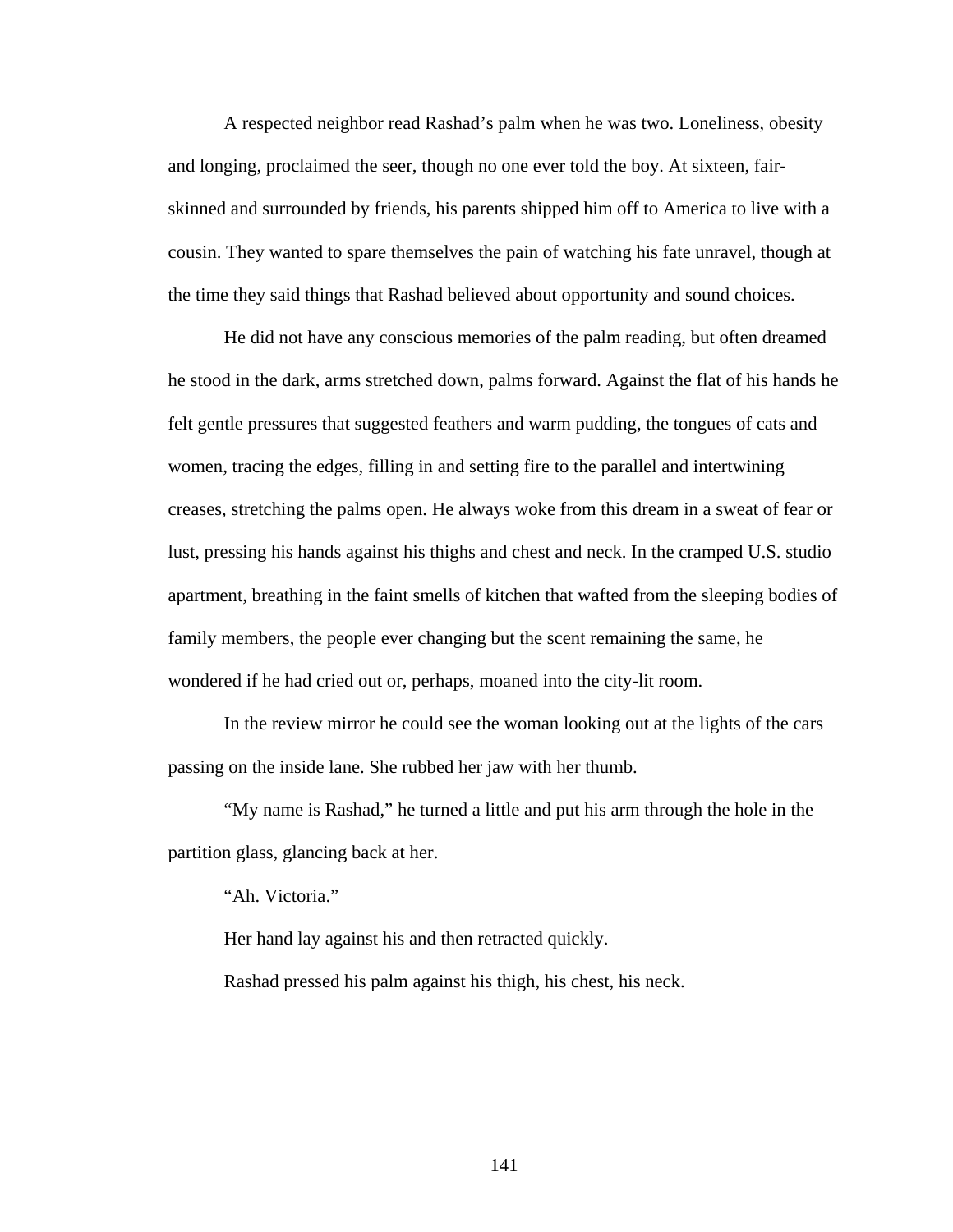A respected neighbor read Rashad's palm when he was two. Loneliness, obesity and longing, proclaimed the seer, though no one ever told the boy. At sixteen, fair-skinned and surrounded by friends, his parents shipped him off to America to live with a cousin. They wanted to spare themselves the pain of watching his fate unravel, though at the time they said things that Rashad believed about opportunity and sound choices.

He did not have any conscious memories of the palm reading, but often dreamed he stood in the dark, arms stretched down, palms forward. Against the flat of his hands he felt gentle pressures that suggested feathers and warm pudding, the tongues of cats and women, tracing the edges, filling in and setting fire to the parallel and intertwining creases, stretching the palms open. He always woke from this dream in a sweat of fear or lust, pressing his hands against his thighs and chest and neck. In the cramped U.S. studio apartment, breathing in the faint smells of kitchen that wafted from the sleeping bodies of family members, the people ever changing but the scent remaining the same, he wondered if he had cried out or, perhaps, moaned into the city-lit room.

In the review mirror he could see the woman looking out at the lights of the cars passing on the inside lane. She rubbed her jaw with her thumb.

"My name is Rashad," he turned a little and put his arm through the hole in the partition glass, glancing back at her.

"Ah. Victoria."

Her hand lay against his and then retracted quickly.

Rashad pressed his palm against his thigh, his chest, his neck.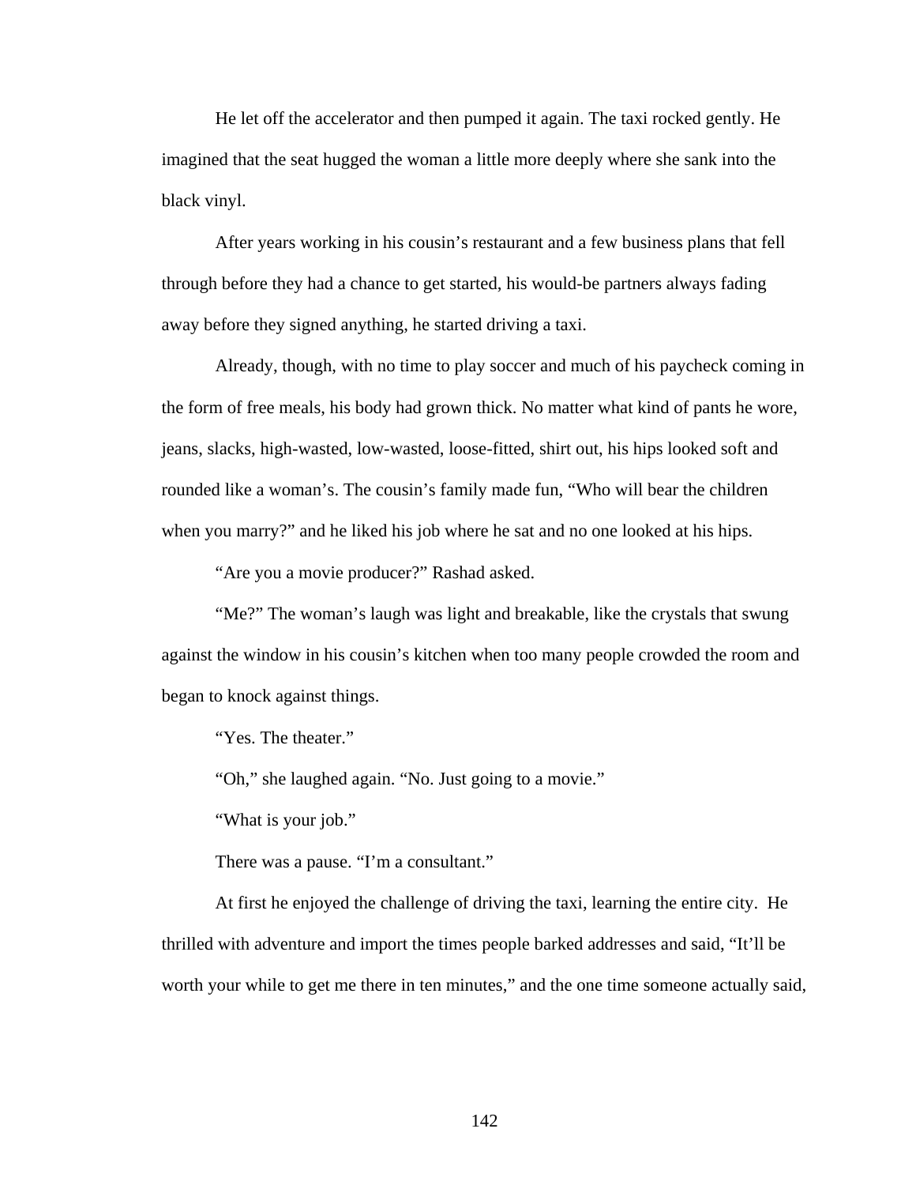He let off the accelerator and then pumped it again. The taxi rocked gently. He imagined that the seat hugged the woman a little more deeply where she sank into the black vinyl.

After years working in his cousin's restaurant and a few business plans that fell through before they had a chance to get started, his would-be partners always fading away before they signed anything, he started driving a taxi.

Already, though, with no time to play soccer and much of his paycheck coming in the form of free meals, his body had grown thick. No matter what kind of pants he wore, jeans, slacks, high-wasted, low-wasted, loose-fitted, shirt out, his hips looked soft and rounded like a woman's. The cousin's family made fun, "Who will bear the children when you marry?" and he liked his job where he sat and no one looked at his hips.

"Are you a movie producer?" Rashad asked.

"Me?" The woman's laugh was light and breakable, like the crystals that swung against the window in his cousin's kitchen when too many people crowded the room and began to knock against things.

"Yes. The theater."

"Oh," she laughed again. "No. Just going to a movie."

"What is your job."

There was a pause. "I'm a consultant."

At first he enjoyed the challenge of driving the taxi, learning the entire city. He thrilled with adventure and import the times people barked addresses and said, "It'll be worth your while to get me there in ten minutes," and the one time someone actually said,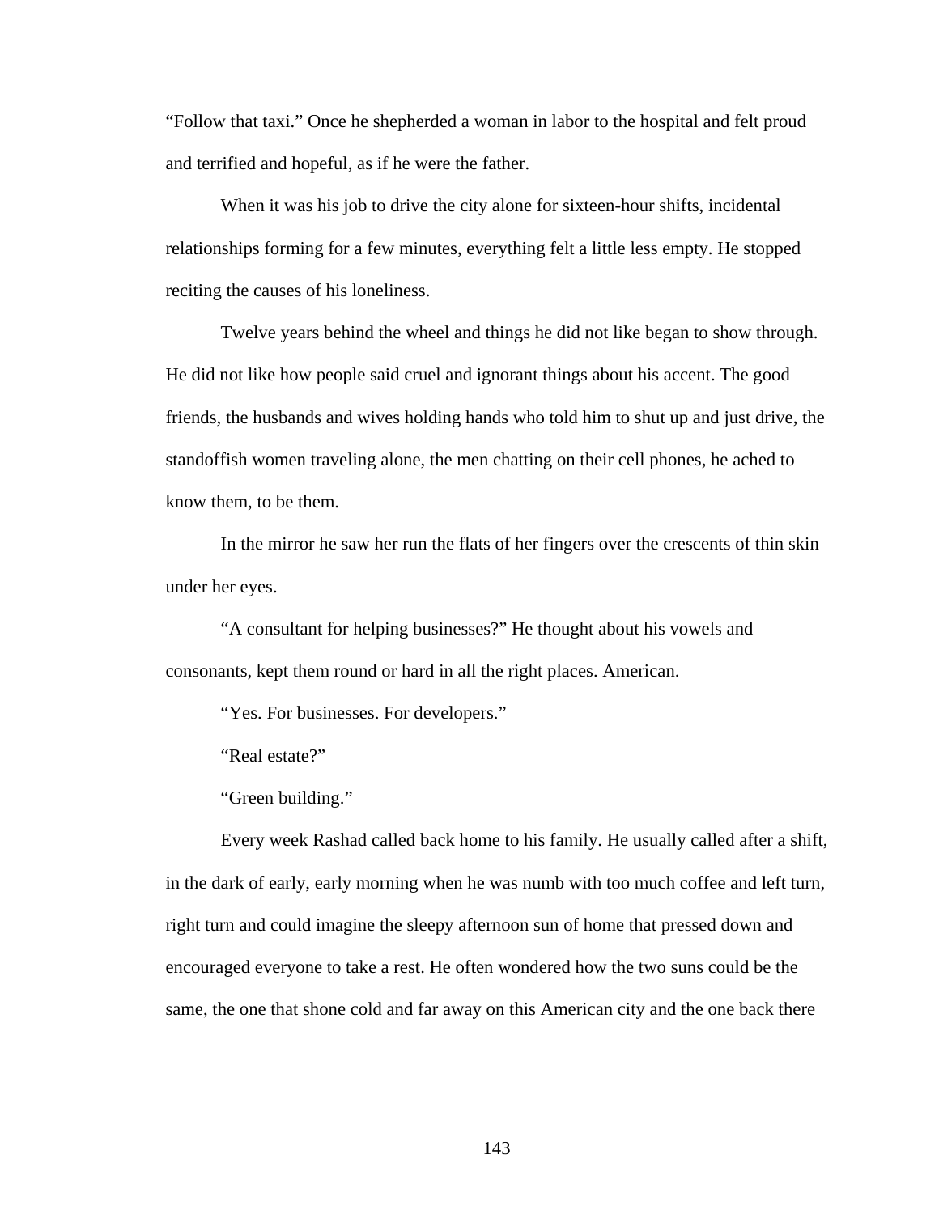"Follow that taxi." Once he shepherded a woman in labor to the hospital and felt proud and terrified and hopeful, as if he were the father.

When it was his job to drive the city alone for sixteen-hour shifts, incidental relationships forming for a few minutes, everything felt a little less empty. He stopped reciting the causes of his loneliness.

Twelve years behind the wheel and things he did not like began to show through. He did not like how people said cruel and ignorant things about his accent. The good friends, the husbands and wives holding hands who told him to shut up and just drive, the standoffish women traveling alone, the men chatting on their cell phones, he ached to know them, to be them.

In the mirror he saw her run the flats of her fingers over the crescents of thin skin under her eyes.

"A consultant for helping businesses?" He thought about his vowels and consonants, kept them round or hard in all the right places. American.

"Yes. For businesses. For developers."

"Real estate?"

"Green building."

Every week Rashad called back home to his family. He usually called after a shift, in the dark of early, early morning when he was numb with too much coffee and left turn, right turn and could imagine the sleepy afternoon sun of home that pressed down and encouraged everyone to take a rest. He often wondered how the two suns could be the same, the one that shone cold and far away on this American city and the one back there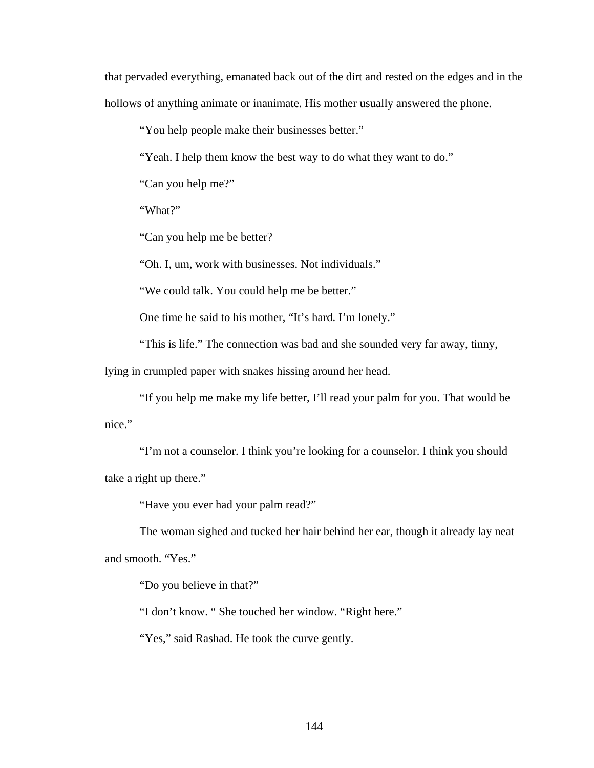that pervaded everything, emanated back out of the dirt and rested on the edges and in the hollows of anything animate or inanimate. His mother usually answered the phone.

"You help people make their businesses better."

"Yeah. I help them know the best way to do what they want to do."

"Can you help me?"

"What?"

"Can you help me be better?

"Oh. I, um, work with businesses. Not individuals."

"We could talk. You could help me be better."

One time he said to his mother, "It's hard. I'm lonely."

"This is life." The connection was bad and she sounded very far away, tinny, lying in crumpled paper with snakes hissing around her head.

"If you help me make my life better, I'll read your palm for you. That would be nice."

"I'm not a counselor. I think you're looking for a counselor. I think you should take a right up there."

"Have you ever had your palm read?"

The woman sighed and tucked her hair behind her ear, though it already lay neat and smooth. "Yes."

"Do you believe in that?"

"I don't know. " She touched her window. "Right here."

"Yes," said Rashad. He took the curve gently.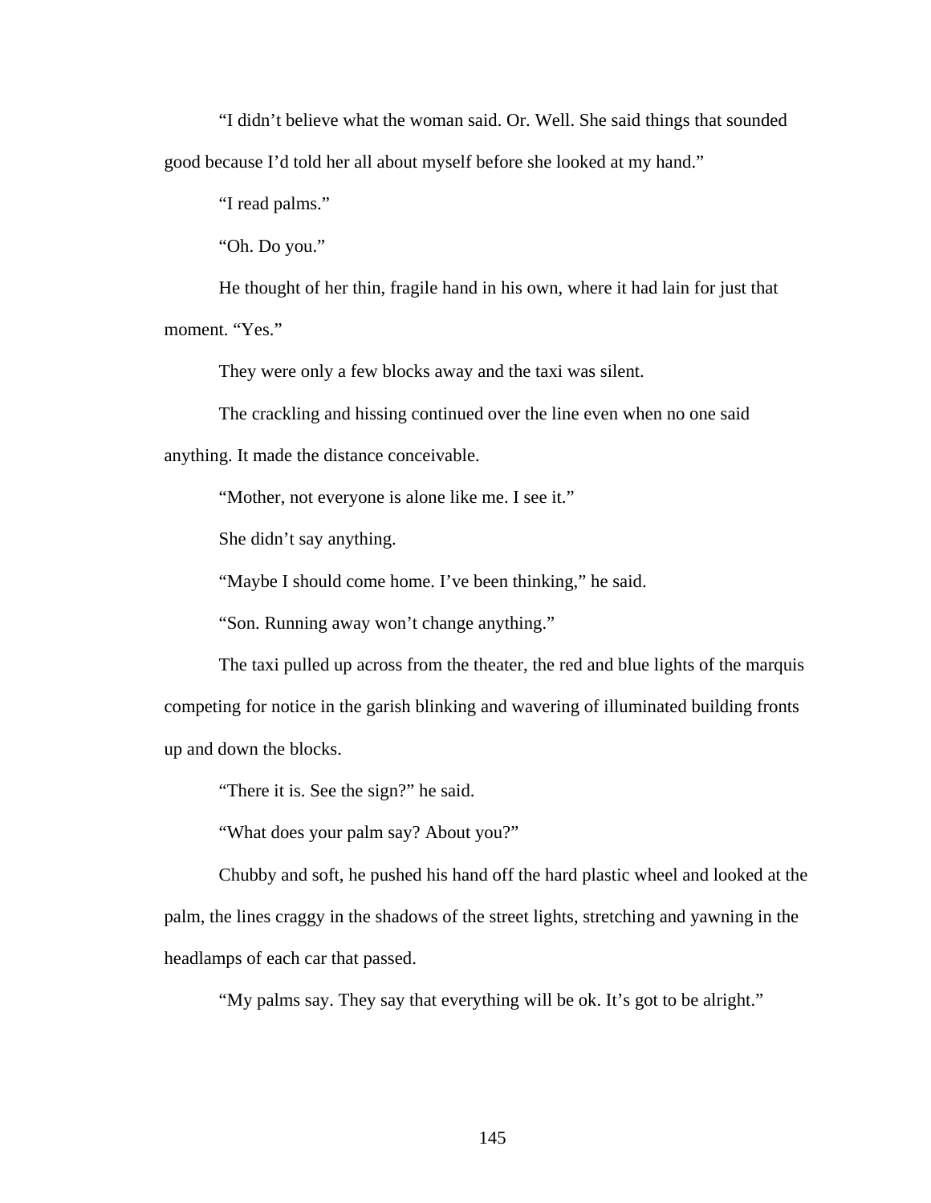"I didn't believe what the woman said. Or. Well. She said things that sounded good because I'd told her all about myself before she looked at my hand."

"I read palms."

"Oh. Do you."

He thought of her thin, fragile hand in his own, where it had lain for just that moment. "Yes."

They were only a few blocks away and the taxi was silent.

The crackling and hissing continued over the line even when no one said anything. It made the distance conceivable.

"Mother, not everyone is alone like me. I see it."

She didn't say anything.

"Maybe I should come home. I've been thinking," he said.

"Son. Running away won't change anything."

The taxi pulled up across from the theater, the red and blue lights of the marquis competing for notice in the garish blinking and wavering of illuminated building fronts up and down the blocks.

"There it is. See the sign?" he said.

"What does your palm say? About you?"

Chubby and soft, he pushed his hand off the hard plastic wheel and looked at the palm, the lines craggy in the shadows of the street lights, stretching and yawning in the headlamps of each car that passed.

"My palms say. They say that everything will be ok. It's got to be alright."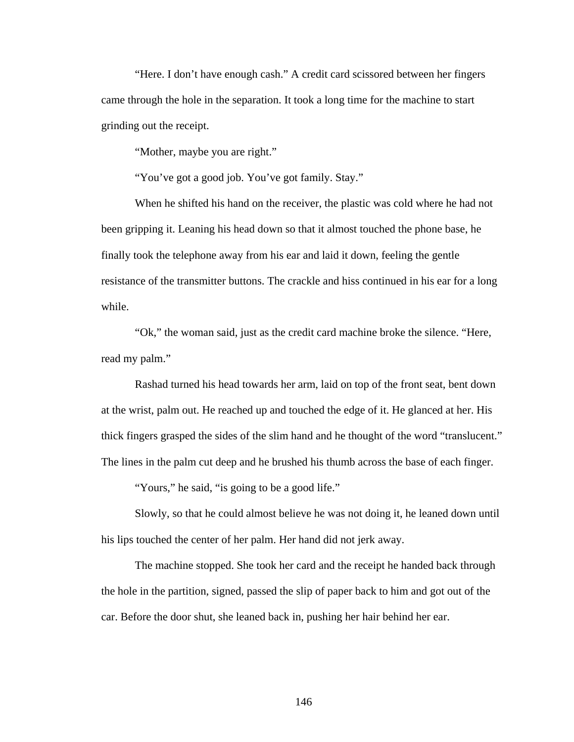"Here. I don't have enough cash." A credit card scissored between her fingers came through the hole in the separation. It took a long time for the machine to start grinding out the receipt.

"Mother, maybe you are right."

"You've got a good job. You've got family. Stay."

When he shifted his hand on the receiver, the plastic was cold where he had not been gripping it. Leaning his head down so that it almost touched the phone base, he finally took the telephone away from his ear and laid it down, feeling the gentle resistance of the transmitter buttons. The crackle and hiss continued in his ear for a long while.

"Ok," the woman said, just as the credit card machine broke the silence. "Here, read my palm."

Rashad turned his head towards her arm, laid on top of the front seat, bent down at the wrist, palm out. He reached up and touched the edge of it. He glanced at her. His thick fingers grasped the sides of the slim hand and he thought of the word "translucent." The lines in the palm cut deep and he brushed his thumb across the base of each finger.

"Yours," he said, "is going to be a good life."

Slowly, so that he could almost believe he was not doing it, he leaned down until his lips touched the center of her palm. Her hand did not jerk away.

The machine stopped. She took her card and the receipt he handed back through the hole in the partition, signed, passed the slip of paper back to him and got out of the car. Before the door shut, she leaned back in, pushing her hair behind her ear.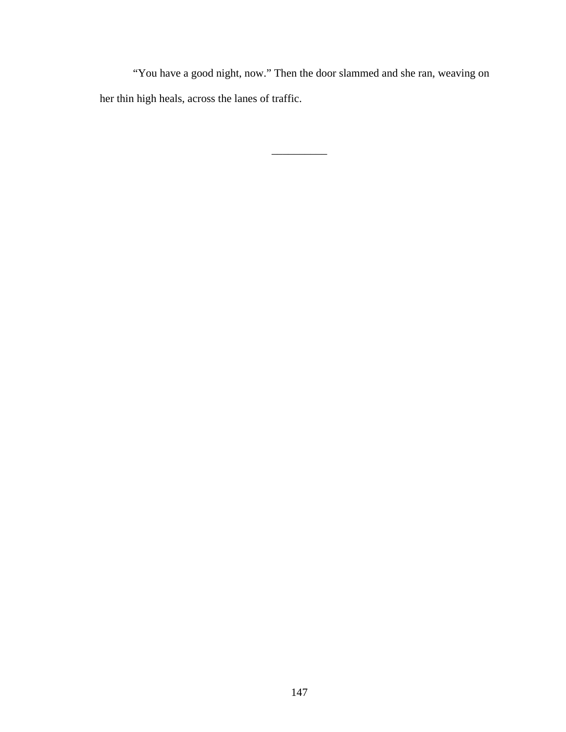"You have a good night, now." Then the door slammed and she ran, weaving on her thin high heals, across the lanes of traffic.

__________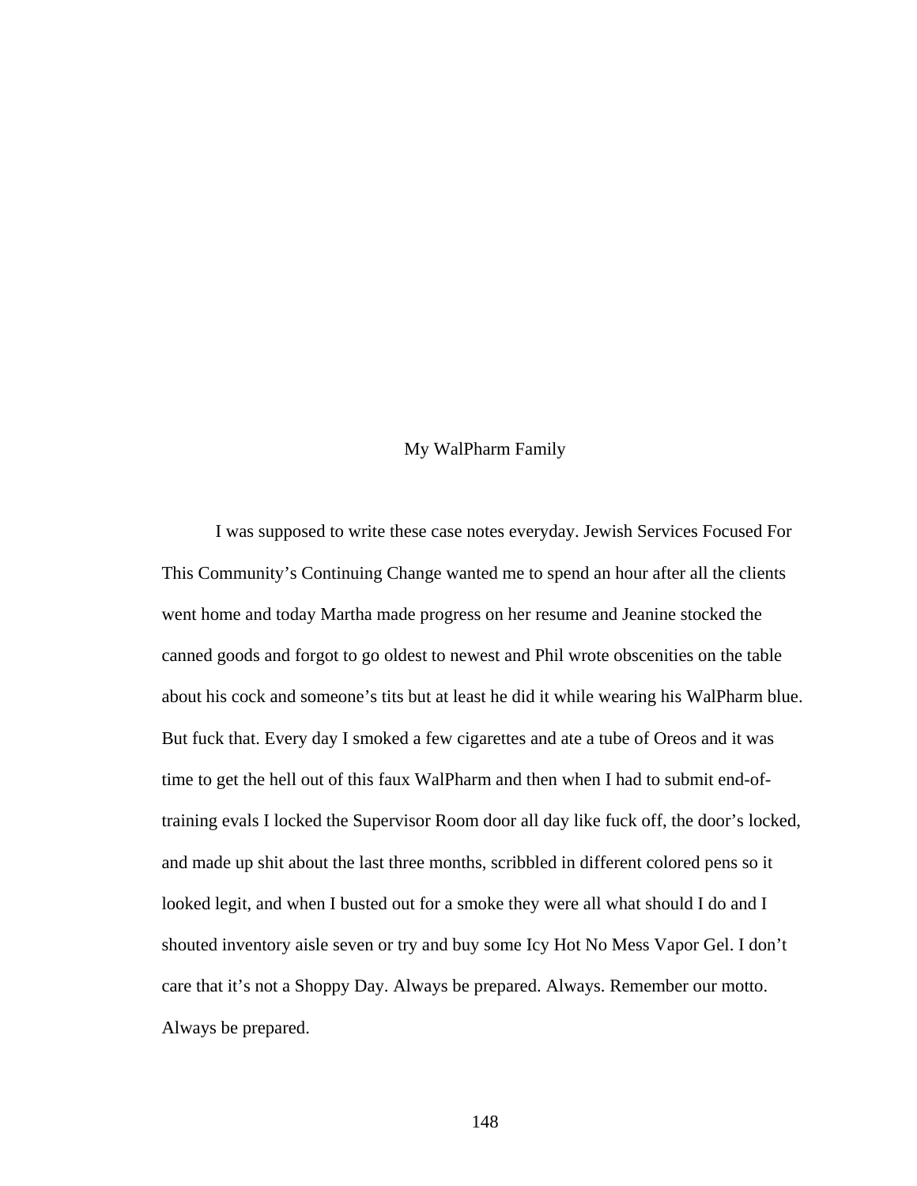## My WalPharm Family

I was supposed to write these case notes everyday. Jewish Services Focused For This Community's Continuing Change wanted me to spend an hour after all the clients went home and today Martha made progress on her resume and Jeanine stocked the canned goods and forgot to go oldest to newest and Phil wrote obscenities on the table about his cock and someone's tits but at least he did it while wearing his WalPharm blue. But fuck that. Every day I smoked a few cigarettes and ate a tube of Oreos and it was time to get the hell out of this faux WalPharm and then when I had to submit end-of-training evals I locked the Supervisor Room door all day like fuck off, the door's locked, and made up shit about the last three months, scribbled in different colored pens so it looked legit, and when I busted out for a smoke they were all what should I do and I shouted inventory aisle seven or try and buy some Icy Hot No Mess Vapor Gel. I don't care that it's not a Shoppy Day. Always be prepared. Always. Remember our motto. Always be prepared.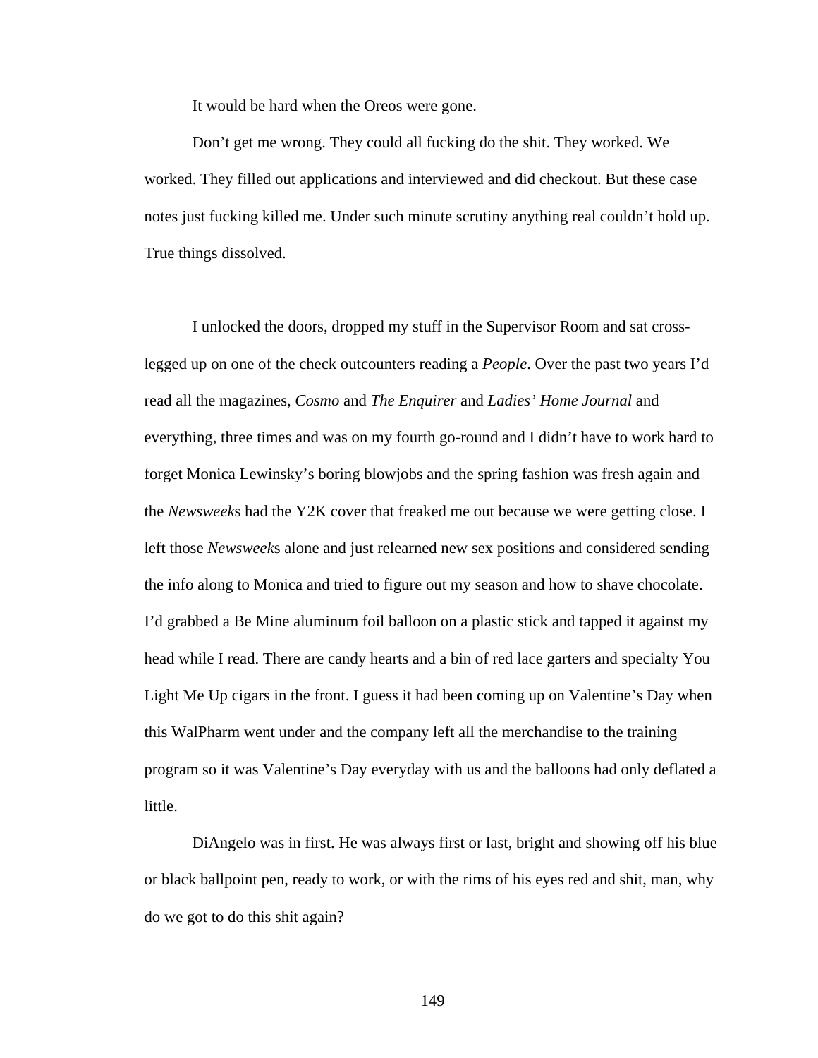It would be hard when the Oreos were gone.

Don't get me wrong. They could all fucking do the shit. They worked. We worked. They filled out applications and interviewed and did checkout. But these case notes just fucking killed me. Under such minute scrutiny anything real couldn't hold up. True things dissolved.

I unlocked the doors, dropped my stuff in the Supervisor Room and sat cross-legged up on one of the check outcounters reading a *People*. Over the past two years I'd read all the magazines, *Cosmo* and *The Enquirer* and *Ladies' Home Journal* and everything, three times and was on my fourth go-round and I didn't have to work hard to forget Monica Lewinsky's boring blowjobs and the spring fashion was fresh again and the *Newsweek*s had the Y2K cover that freaked me out because we were getting close. I left those *Newsweek*s alone and just relearned new sex positions and considered sending the info along to Monica and tried to figure out my season and how to shave chocolate. I'd grabbed a Be Mine aluminum foil balloon on a plastic stick and tapped it against my head while I read. There are candy hearts and a bin of red lace garters and specialty You Light Me Up cigars in the front. I guess it had been coming up on Valentine's Day when this WalPharm went under and the company left all the merchandise to the training program so it was Valentine's Day everyday with us and the balloons had only deflated a little.

DiAngelo was in first. He was always first or last, bright and showing off his blue or black ballpoint pen, ready to work, or with the rims of his eyes red and shit, man, why do we got to do this shit again?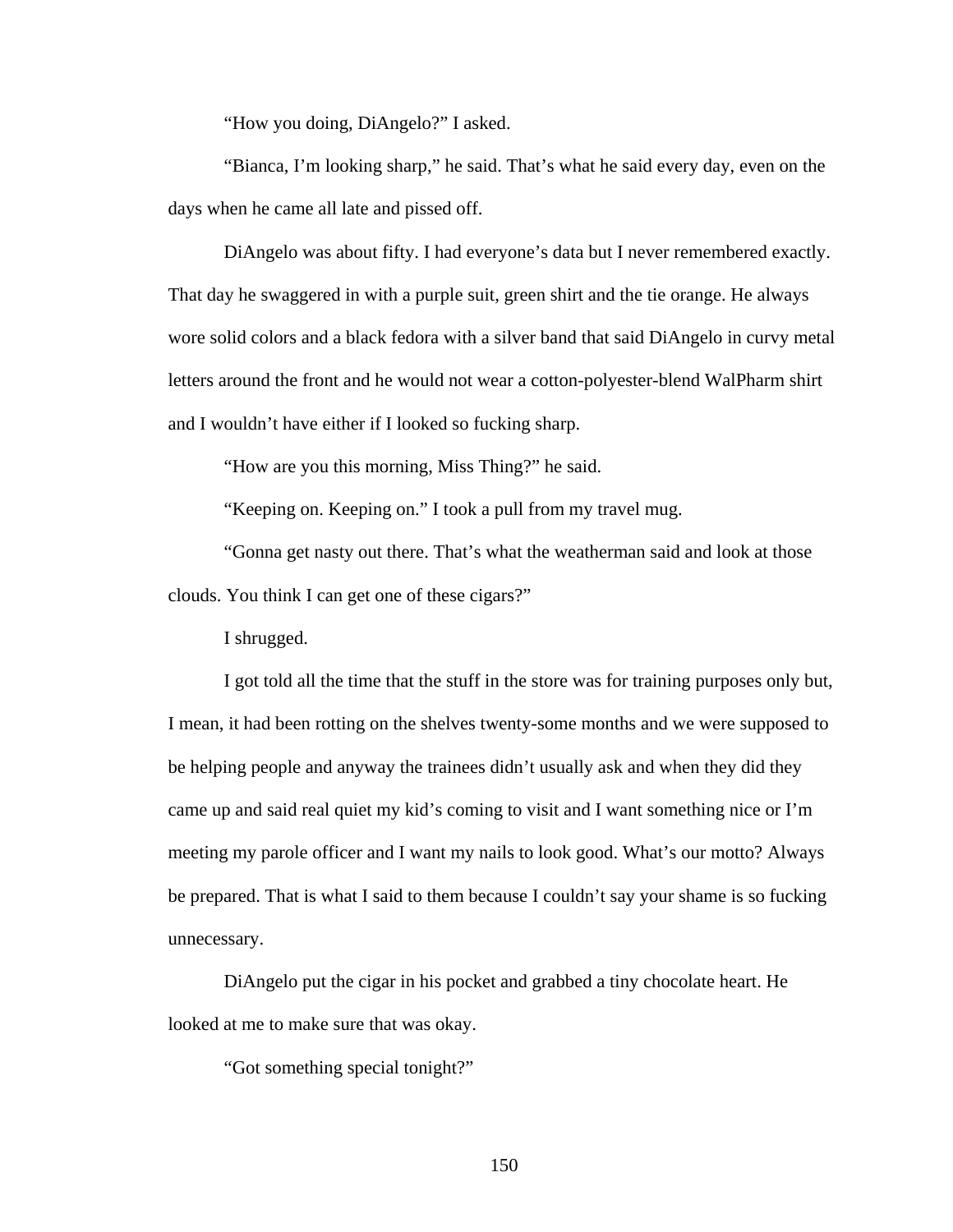"How you doing, DiAngelo?" I asked.

"Bianca, I'm looking sharp," he said. That's what he said every day, even on the days when he came all late and pissed off.

DiAngelo was about fifty. I had everyone's data but I never remembered exactly. That day he swaggered in with a purple suit, green shirt and the tie orange. He always wore solid colors and a black fedora with a silver band that said DiAngelo in curvy metal letters around the front and he would not wear a cotton-polyester-blend WalPharm shirt and I wouldn't have either if I looked so fucking sharp.

"How are you this morning, Miss Thing?" he said.

"Keeping on. Keeping on." I took a pull from my travel mug.

"Gonna get nasty out there. That's what the weatherman said and look at those clouds. You think I can get one of these cigars?"

I shrugged.

I got told all the time that the stuff in the store was for training purposes only but, I mean, it had been rotting on the shelves twenty-some months and we were supposed to be helping people and anyway the trainees didn't usually ask and when they did they came up and said real quiet my kid's coming to visit and I want something nice or I'm meeting my parole officer and I want my nails to look good. What's our motto? Always be prepared. That is what I said to them because I couldn't say your shame is so fucking unnecessary.

DiAngelo put the cigar in his pocket and grabbed a tiny chocolate heart. He looked at me to make sure that was okay.

"Got something special tonight?"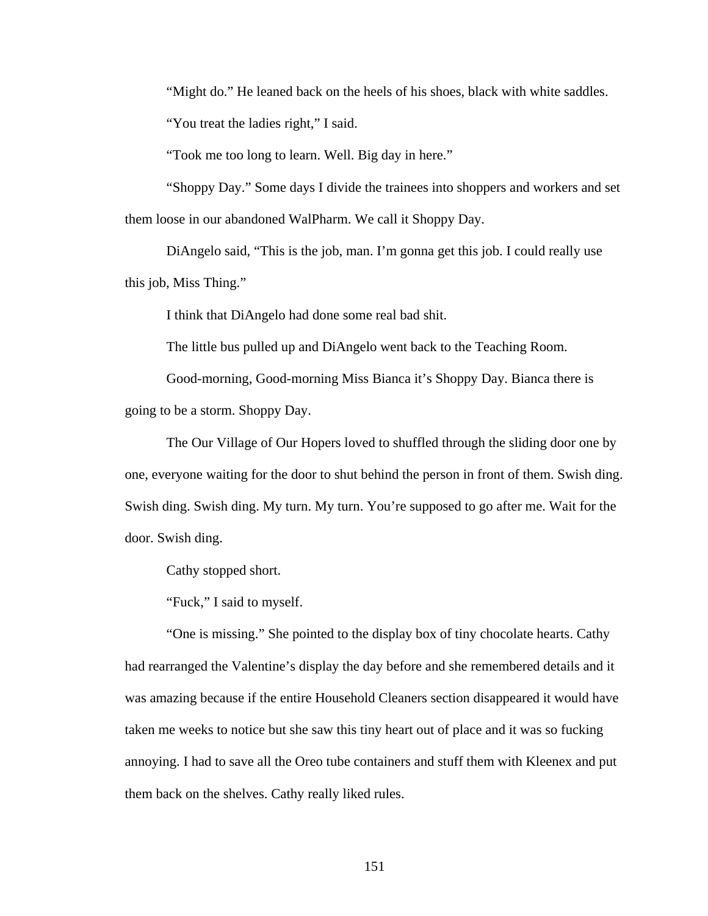"Might do." He leaned back on the heels of his shoes, black with white saddles.

"You treat the ladies right," I said.

"Took me too long to learn. Well. Big day in here."

"Shoppy Day." Some days I divide the trainees into shoppers and workers and set them loose in our abandoned WalPharm. We call it Shoppy Day.

DiAngelo said, "This is the job, man. I'm gonna get this job. I could really use this job, Miss Thing."

I think that DiAngelo had done some real bad shit.

The little bus pulled up and DiAngelo went back to the Teaching Room.

Good-morning, Good-morning Miss Bianca it's Shoppy Day. Bianca there is going to be a storm. Shoppy Day.

The Our Village of Our Hopers loved to shuffled through the sliding door one by one, everyone waiting for the door to shut behind the person in front of them. Swish ding. Swish ding. Swish ding. My turn. My turn. You're supposed to go after me. Wait for the door. Swish ding.

Cathy stopped short.

"Fuck," I said to myself.

"One is missing." She pointed to the display box of tiny chocolate hearts. Cathy had rearranged the Valentine's display the day before and she remembered details and it was amazing because if the entire Household Cleaners section disappeared it would have taken me weeks to notice but she saw this tiny heart out of place and it was so fucking annoying. I had to save all the Oreo tube containers and stuff them with Kleenex and put them back on the shelves. Cathy really liked rules.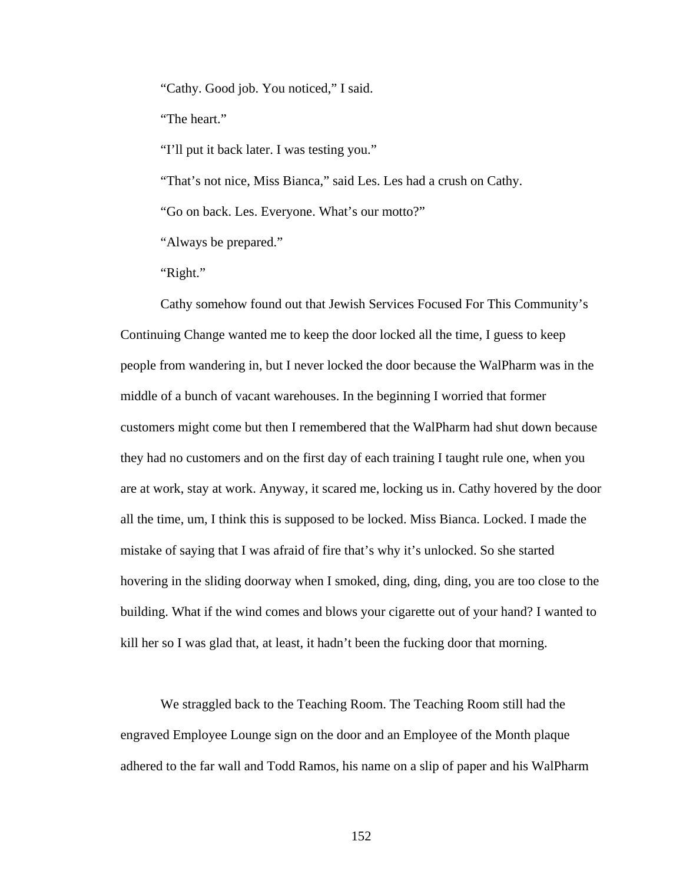"Cathy. Good job. You noticed," I said.

"The heart."

"I'll put it back later. I was testing you."

"That's not nice, Miss Bianca," said Les. Les had a crush on Cathy.

"Go on back. Les. Everyone. What's our motto?"

"Always be prepared."

"Right."

Cathy somehow found out that Jewish Services Focused For This Community's Continuing Change wanted me to keep the door locked all the time, I guess to keep people from wandering in, but I never locked the door because the WalPharm was in the middle of a bunch of vacant warehouses. In the beginning I worried that former customers might come but then I remembered that the WalPharm had shut down because they had no customers and on the first day of each training I taught rule one, when you are at work, stay at work. Anyway, it scared me, locking us in. Cathy hovered by the door all the time, um, I think this is supposed to be locked. Miss Bianca. Locked. I made the mistake of saying that I was afraid of fire that's why it's unlocked. So she started hovering in the sliding doorway when I smoked, ding, ding, ding, you are too close to the building. What if the wind comes and blows your cigarette out of your hand? I wanted to kill her so I was glad that, at least, it hadn't been the fucking door that morning.

We straggled back to the Teaching Room. The Teaching Room still had the engraved Employee Lounge sign on the door and an Employee of the Month plaque adhered to the far wall and Todd Ramos, his name on a slip of paper and his WalPharm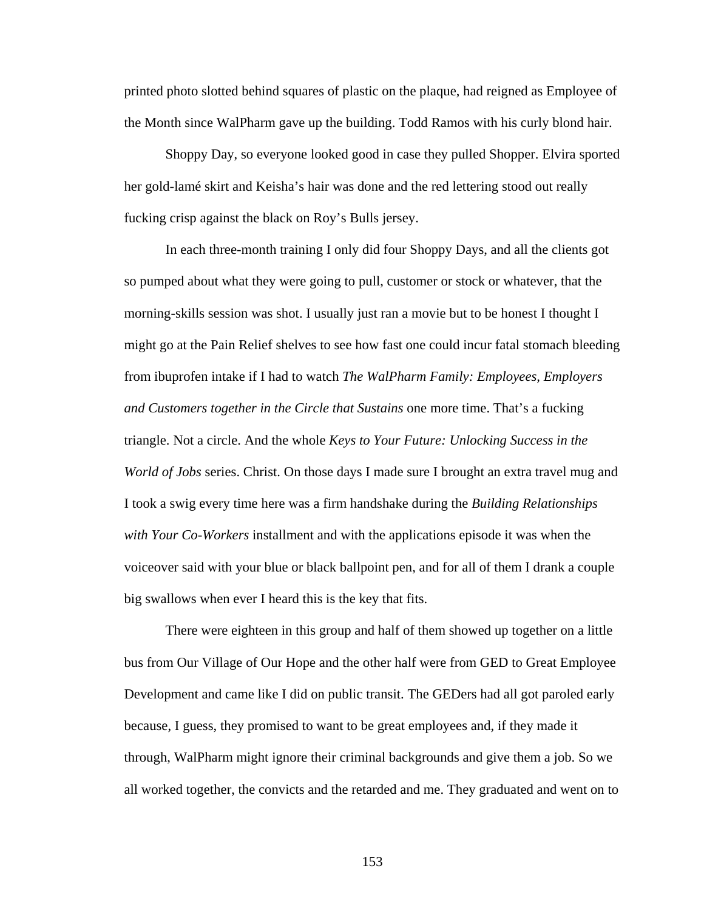printed photo slotted behind squares of plastic on the plaque, had reigned as Employee of the Month since WalPharm gave up the building. Todd Ramos with his curly blond hair.

Shoppy Day, so everyone looked good in case they pulled Shopper. Elvira sported her gold-lamé skirt and Keisha's hair was done and the red lettering stood out really fucking crisp against the black on Roy's Bulls jersey.

In each three-month training I only did four Shoppy Days, and all the clients got so pumped about what they were going to pull, customer or stock or whatever, that the morning-skills session was shot. I usually just ran a movie but to be honest I thought I might go at the Pain Relief shelves to see how fast one could incur fatal stomach bleeding from ibuprofen intake if I had to watch *The WalPharm Family: Employees, Employers and Customers together in the Circle that Sustains* one more time. That's a fucking triangle. Not a circle. And the whole *Keys to Your Future: Unlocking Success in the World of Jobs* series. Christ. On those days I made sure I brought an extra travel mug and I took a swig every time here was a firm handshake during the *Building Relationships with Your Co-Workers* installment and with the applications episode it was when the voiceover said with your blue or black ballpoint pen, and for all of them I drank a couple big swallows when ever I heard this is the key that fits.

There were eighteen in this group and half of them showed up together on a little bus from Our Village of Our Hope and the other half were from GED to Great Employee Development and came like I did on public transit. The GEDers had all got paroled early because, I guess, they promised to want to be great employees and, if they made it through, WalPharm might ignore their criminal backgrounds and give them a job. So we all worked together, the convicts and the retarded and me. They graduated and went on to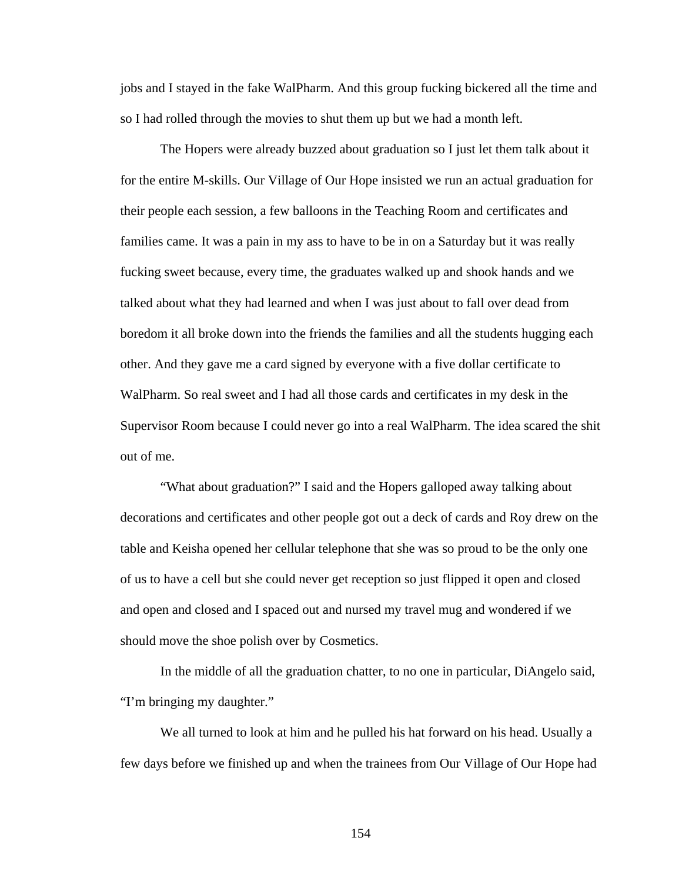jobs and I stayed in the fake WalPharm. And this group fucking bickered all the time and so I had rolled through the movies to shut them up but we had a month left.

The Hopers were already buzzed about graduation so I just let them talk about it for the entire M-skills. Our Village of Our Hope insisted we run an actual graduation for their people each session, a few balloons in the Teaching Room and certificates and families came. It was a pain in my ass to have to be in on a Saturday but it was really fucking sweet because, every time, the graduates walked up and shook hands and we talked about what they had learned and when I was just about to fall over dead from boredom it all broke down into the friends the families and all the students hugging each other. And they gave me a card signed by everyone with a five dollar certificate to WalPharm. So real sweet and I had all those cards and certificates in my desk in the Supervisor Room because I could never go into a real WalPharm. The idea scared the shit out of me.

"What about graduation?" I said and the Hopers galloped away talking about decorations and certificates and other people got out a deck of cards and Roy drew on the table and Keisha opened her cellular telephone that she was so proud to be the only one of us to have a cell but she could never get reception so just flipped it open and closed and open and closed and I spaced out and nursed my travel mug and wondered if we should move the shoe polish over by Cosmetics.

In the middle of all the graduation chatter, to no one in particular, DiAngelo said, "I'm bringing my daughter."

We all turned to look at him and he pulled his hat forward on his head. Usually a few days before we finished up and when the trainees from Our Village of Our Hope had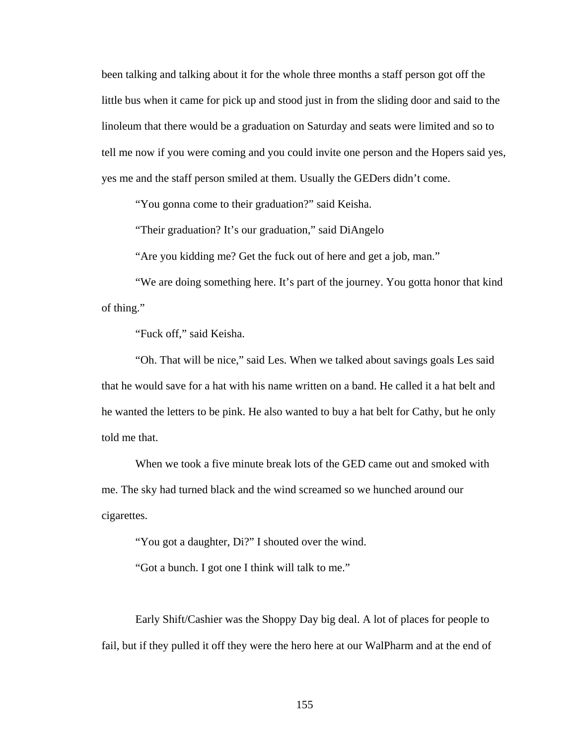been talking and talking about it for the whole three months a staff person got off the little bus when it came for pick up and stood just in from the sliding door and said to the linoleum that there would be a graduation on Saturday and seats were limited and so to tell me now if you were coming and you could invite one person and the Hopers said yes, yes me and the staff person smiled at them. Usually the GEDers didn't come.

"You gonna come to their graduation?" said Keisha.

"Their graduation? It's our graduation," said DiAngelo

"Are you kidding me? Get the fuck out of here and get a job, man."

"We are doing something here. It's part of the journey. You gotta honor that kind of thing."

"Fuck off," said Keisha.

"Oh. That will be nice," said Les. When we talked about savings goals Les said that he would save for a hat with his name written on a band. He called it a hat belt and he wanted the letters to be pink. He also wanted to buy a hat belt for Cathy, but he only told me that.

When we took a five minute break lots of the GED came out and smoked with me. The sky had turned black and the wind screamed so we hunched around our cigarettes.

"You got a daughter, Di?" I shouted over the wind.

"Got a bunch. I got one I think will talk to me."

Early Shift/Cashier was the Shoppy Day big deal. A lot of places for people to fail, but if they pulled it off they were the hero here at our WalPharm and at the end of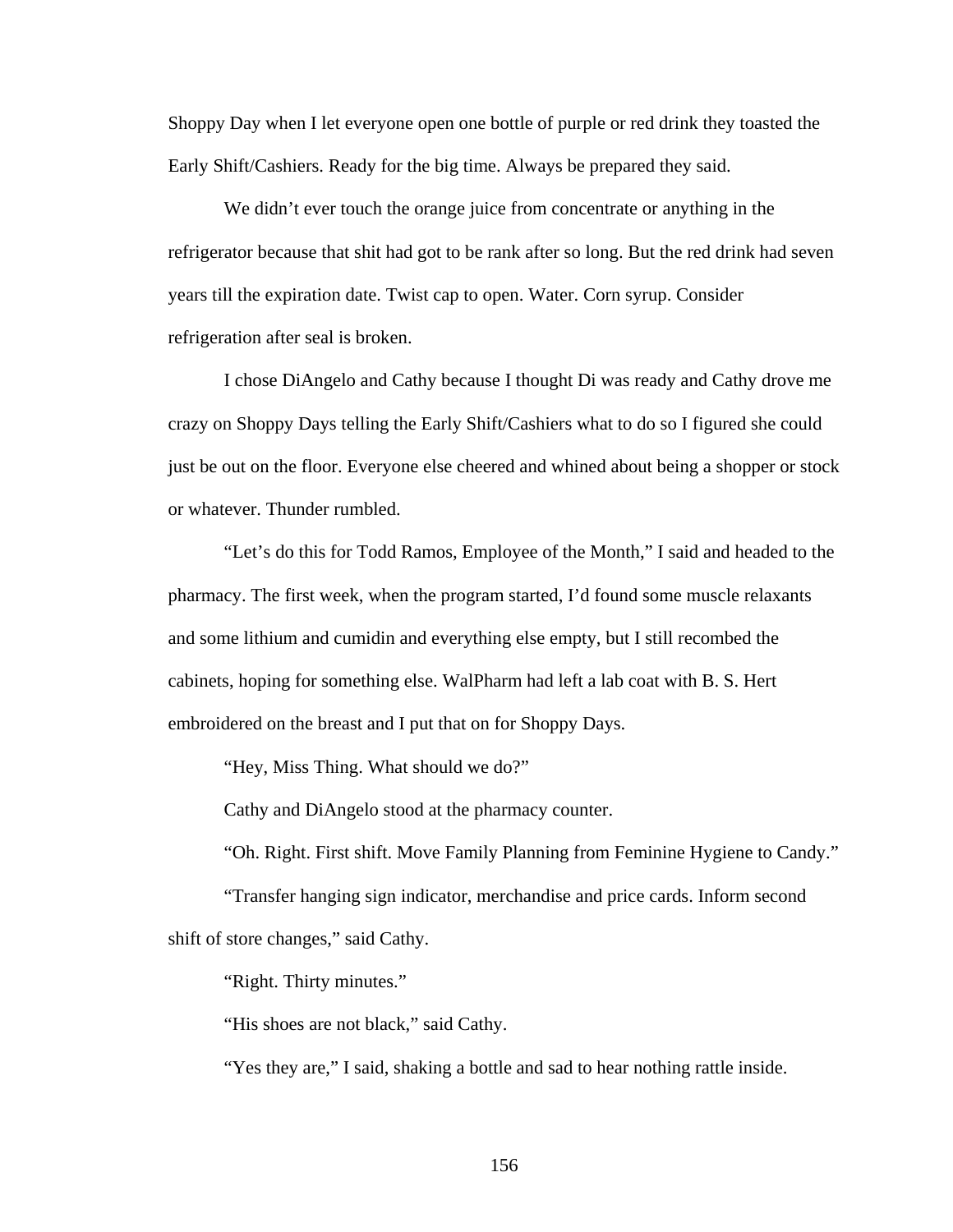Shoppy Day when I let everyone open one bottle of purple or red drink they toasted the Early Shift/Cashiers. Ready for the big time. Always be prepared they said.

We didn't ever touch the orange juice from concentrate or anything in the refrigerator because that shit had got to be rank after so long. But the red drink had seven years till the expiration date. Twist cap to open. Water. Corn syrup. Consider refrigeration after seal is broken.

I chose DiAngelo and Cathy because I thought Di was ready and Cathy drove me crazy on Shoppy Days telling the Early Shift/Cashiers what to do so I figured she could just be out on the floor. Everyone else cheered and whined about being a shopper or stock or whatever. Thunder rumbled.

"Let's do this for Todd Ramos, Employee of the Month," I said and headed to the pharmacy. The first week, when the program started, I'd found some muscle relaxants and some lithium and cumidin and everything else empty, but I still recombed the cabinets, hoping for something else. WalPharm had left a lab coat with B. S. Hert embroidered on the breast and I put that on for Shoppy Days.

"Hey, Miss Thing. What should we do?"

Cathy and DiAngelo stood at the pharmacy counter.

"Oh. Right. First shift. Move Family Planning from Feminine Hygiene to Candy."

"Transfer hanging sign indicator, merchandise and price cards. Inform second shift of store changes," said Cathy.

"Right. Thirty minutes."

"His shoes are not black," said Cathy.

"Yes they are," I said, shaking a bottle and sad to hear nothing rattle inside.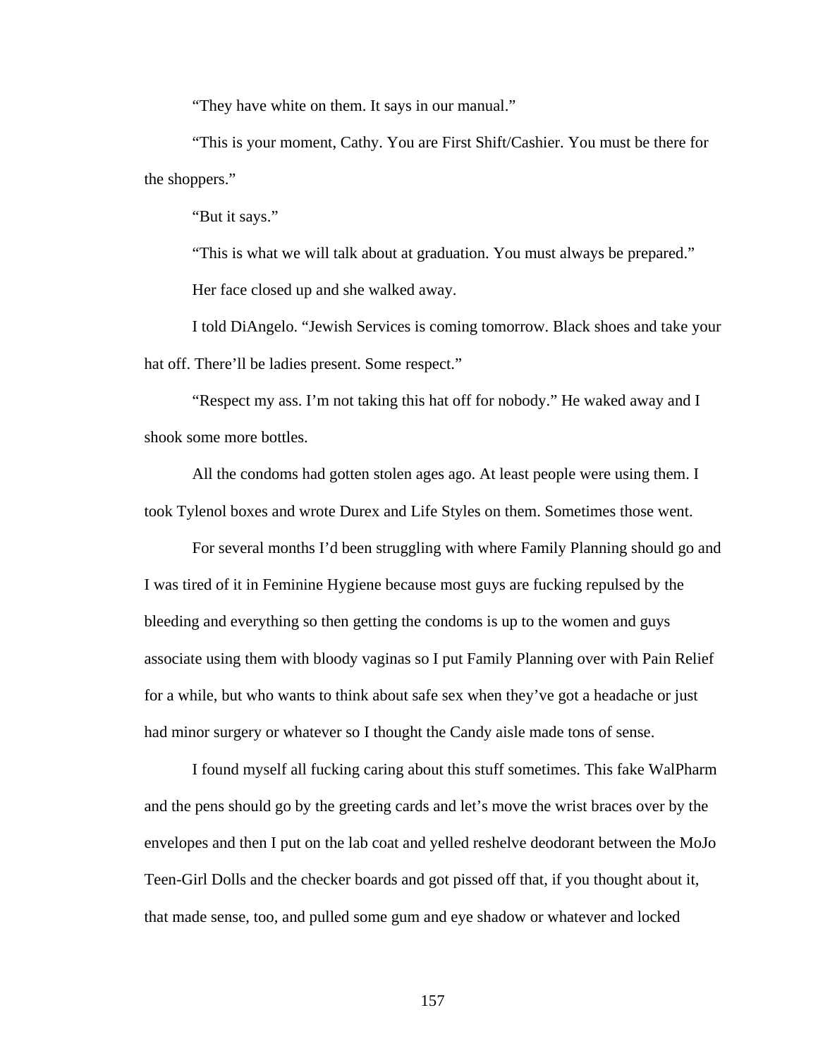"They have white on them. It says in our manual."

"This is your moment, Cathy. You are First Shift/Cashier. You must be there for the shoppers."

"But it says."

"This is what we will talk about at graduation. You must always be prepared."

Her face closed up and she walked away.

I told DiAngelo. "Jewish Services is coming tomorrow. Black shoes and take your hat off. There'll be ladies present. Some respect."

"Respect my ass. I'm not taking this hat off for nobody." He waked away and I shook some more bottles.

All the condoms had gotten stolen ages ago. At least people were using them. I took Tylenol boxes and wrote Durex and Life Styles on them. Sometimes those went.

For several months I'd been struggling with where Family Planning should go and I was tired of it in Feminine Hygiene because most guys are fucking repulsed by the bleeding and everything so then getting the condoms is up to the women and guys associate using them with bloody vaginas so I put Family Planning over with Pain Relief for a while, but who wants to think about safe sex when they've got a headache or just had minor surgery or whatever so I thought the Candy aisle made tons of sense.

I found myself all fucking caring about this stuff sometimes. This fake WalPharm and the pens should go by the greeting cards and let's move the wrist braces over by the envelopes and then I put on the lab coat and yelled reshelve deodorant between the MoJo Teen-Girl Dolls and the checker boards and got pissed off that, if you thought about it, that made sense, too, and pulled some gum and eye shadow or whatever and locked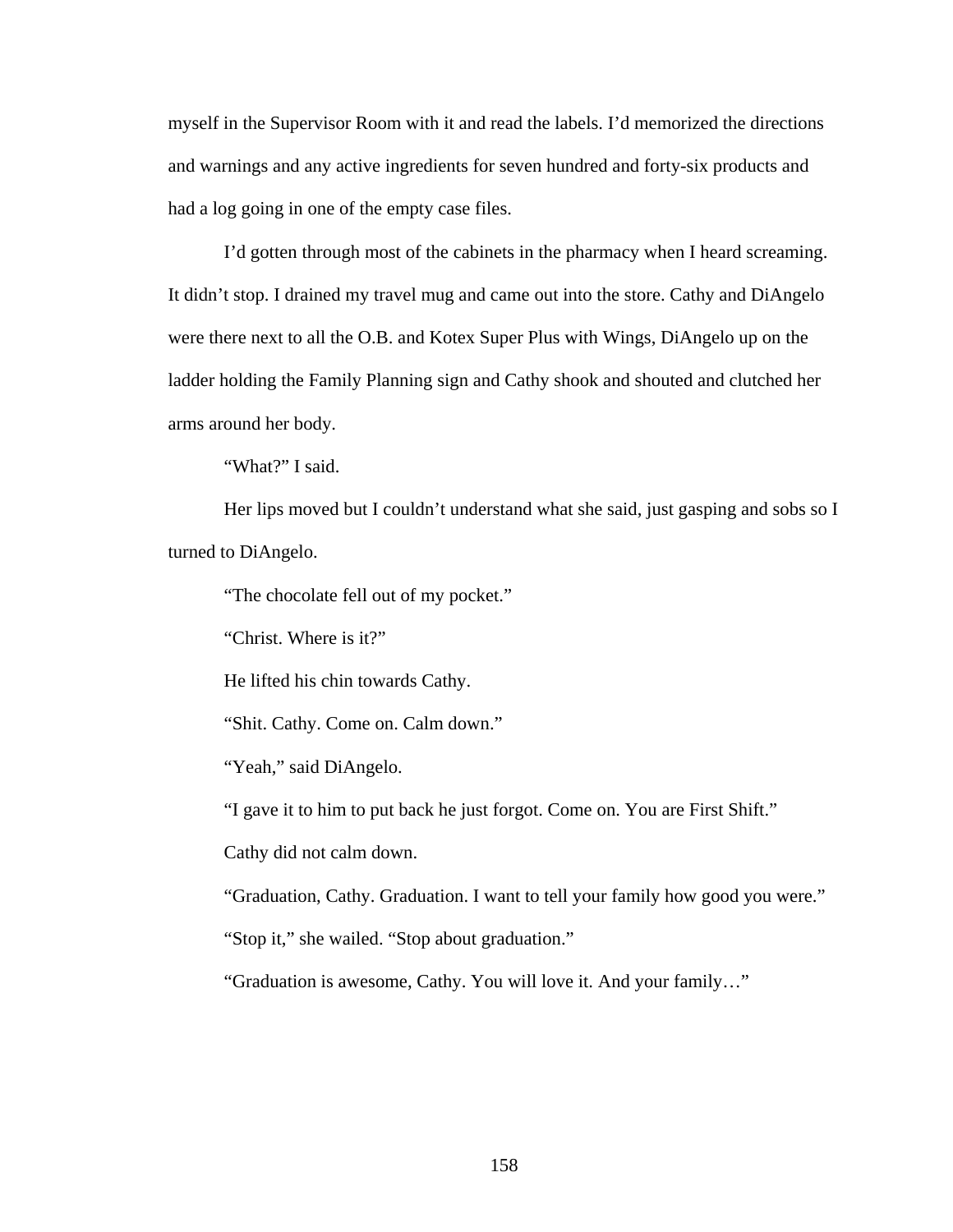myself in the Supervisor Room with it and read the labels. I'd memorized the directions and warnings and any active ingredients for seven hundred and forty-six products and had a log going in one of the empty case files.

I'd gotten through most of the cabinets in the pharmacy when I heard screaming. It didn't stop. I drained my travel mug and came out into the store. Cathy and DiAngelo were there next to all the O.B. and Kotex Super Plus with Wings, DiAngelo up on the ladder holding the Family Planning sign and Cathy shook and shouted and clutched her arms around her body.

"What?" I said.

Her lips moved but I couldn't understand what she said, just gasping and sobs so I turned to DiAngelo.

"The chocolate fell out of my pocket."

"Christ. Where is it?"

He lifted his chin towards Cathy.

"Shit. Cathy. Come on. Calm down."

"Yeah," said DiAngelo.

"I gave it to him to put back he just forgot. Come on. You are First Shift."

Cathy did not calm down.

"Graduation, Cathy. Graduation. I want to tell your family how good you were."

"Stop it," she wailed. "Stop about graduation."

"Graduation is awesome, Cathy. You will love it. And your family…"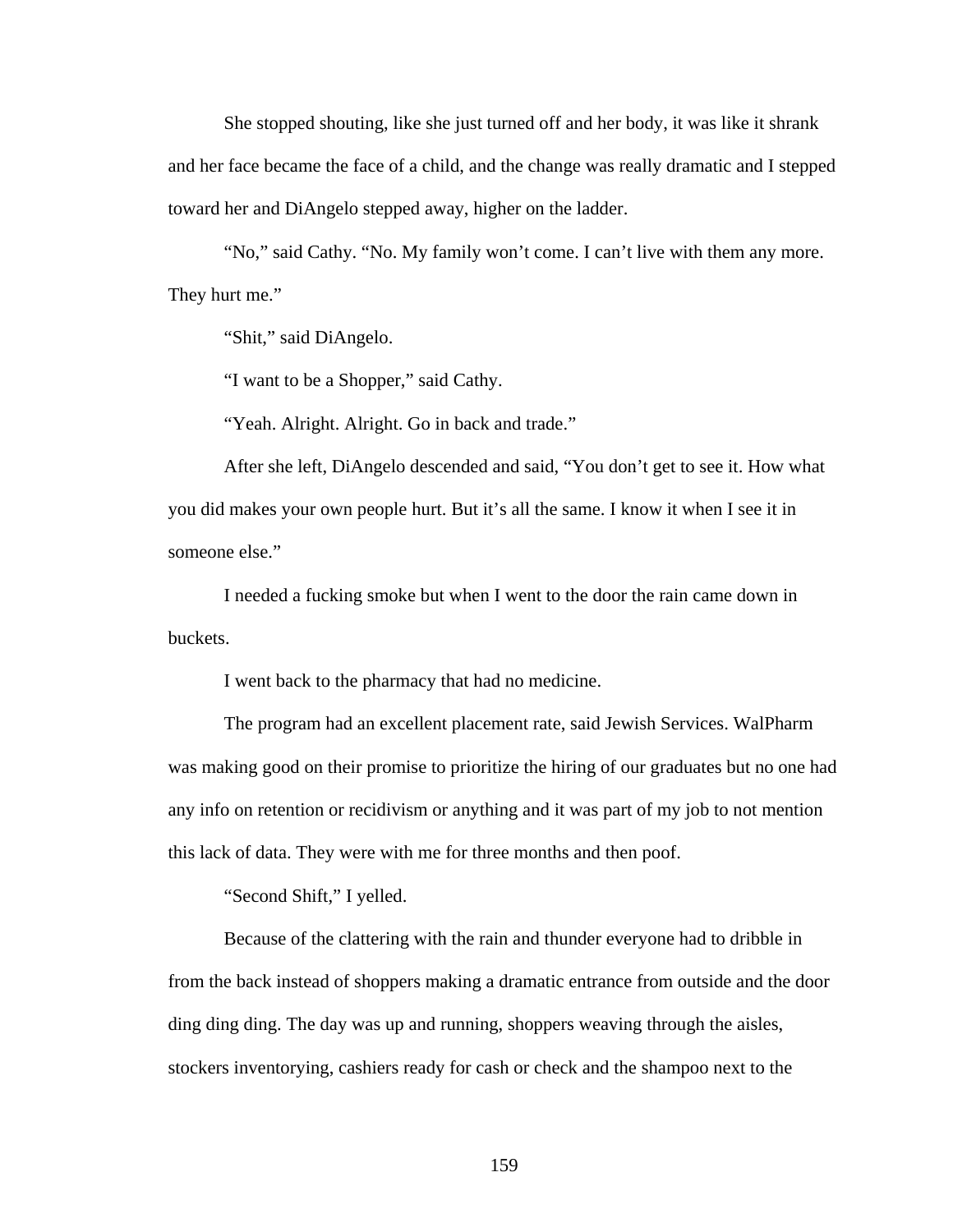She stopped shouting, like she just turned off and her body, it was like it shrank and her face became the face of a child, and the change was really dramatic and I stepped toward her and DiAngelo stepped away, higher on the ladder.

"No," said Cathy. "No. My family won't come. I can't live with them any more. They hurt me."

"Shit," said DiAngelo.

"I want to be a Shopper," said Cathy.

"Yeah. Alright. Alright. Go in back and trade."

After she left, DiAngelo descended and said, "You don't get to see it. How what you did makes your own people hurt. But it's all the same. I know it when I see it in someone else."

I needed a fucking smoke but when I went to the door the rain came down in buckets.

I went back to the pharmacy that had no medicine.

The program had an excellent placement rate, said Jewish Services. WalPharm was making good on their promise to prioritize the hiring of our graduates but no one had any info on retention or recidivism or anything and it was part of my job to not mention this lack of data. They were with me for three months and then poof.

"Second Shift," I yelled.

Because of the clattering with the rain and thunder everyone had to dribble in from the back instead of shoppers making a dramatic entrance from outside and the door ding ding ding. The day was up and running, shoppers weaving through the aisles, stockers inventorying, cashiers ready for cash or check and the shampoo next to the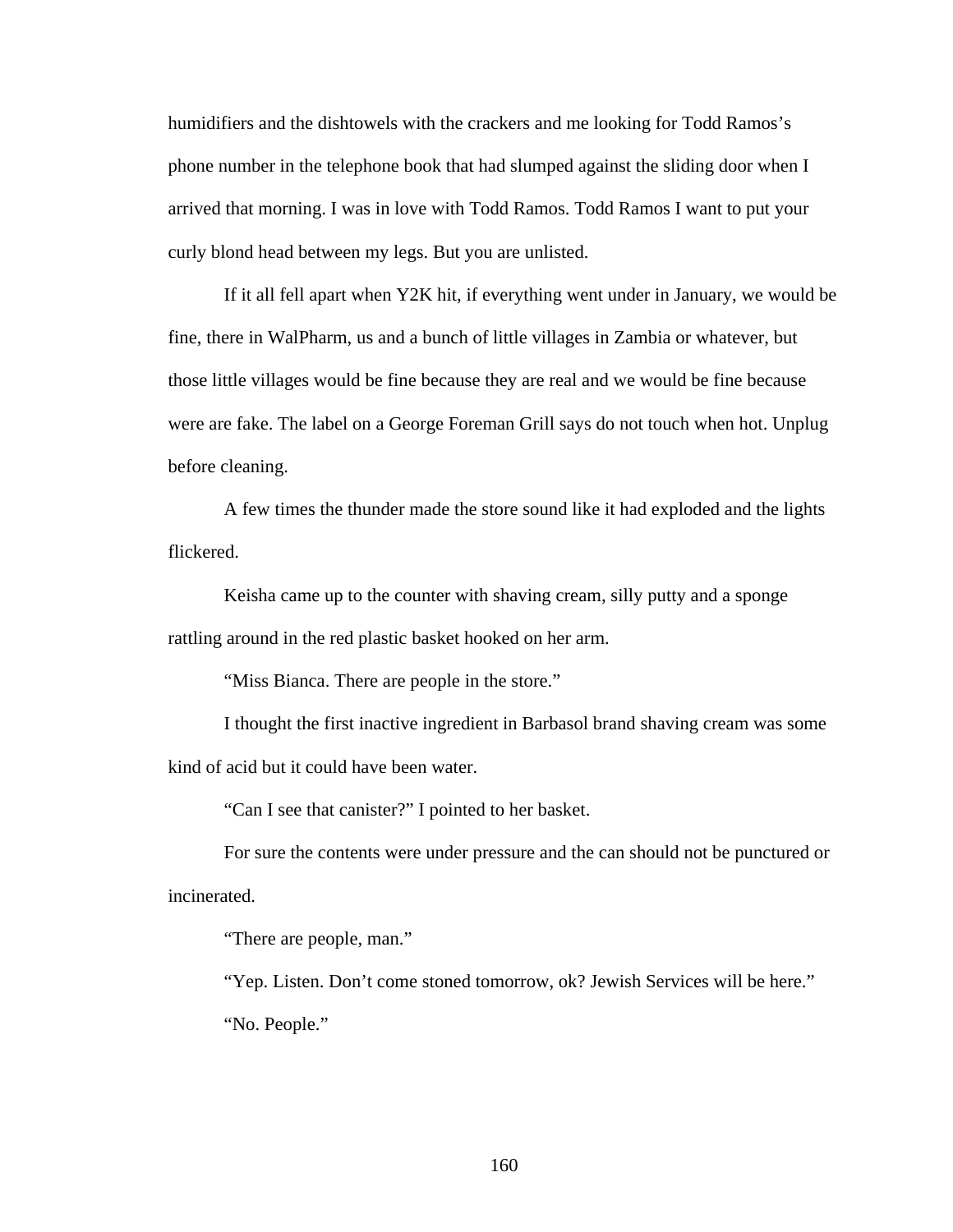humidifiers and the dishtowels with the crackers and me looking for Todd Ramos's phone number in the telephone book that had slumped against the sliding door when I arrived that morning. I was in love with Todd Ramos. Todd Ramos I want to put your curly blond head between my legs. But you are unlisted.

If it all fell apart when Y2K hit, if everything went under in January, we would be fine, there in WalPharm, us and a bunch of little villages in Zambia or whatever, but those little villages would be fine because they are real and we would be fine because were are fake. The label on a George Foreman Grill says do not touch when hot. Unplug before cleaning.

A few times the thunder made the store sound like it had exploded and the lights flickered.

Keisha came up to the counter with shaving cream, silly putty and a sponge rattling around in the red plastic basket hooked on her arm.

"Miss Bianca. There are people in the store."

I thought the first inactive ingredient in Barbasol brand shaving cream was some kind of acid but it could have been water.

"Can I see that canister?" I pointed to her basket.

For sure the contents were under pressure and the can should not be punctured or incinerated.

"There are people, man."

"Yep. Listen. Don't come stoned tomorrow, ok? Jewish Services will be here."

"No. People."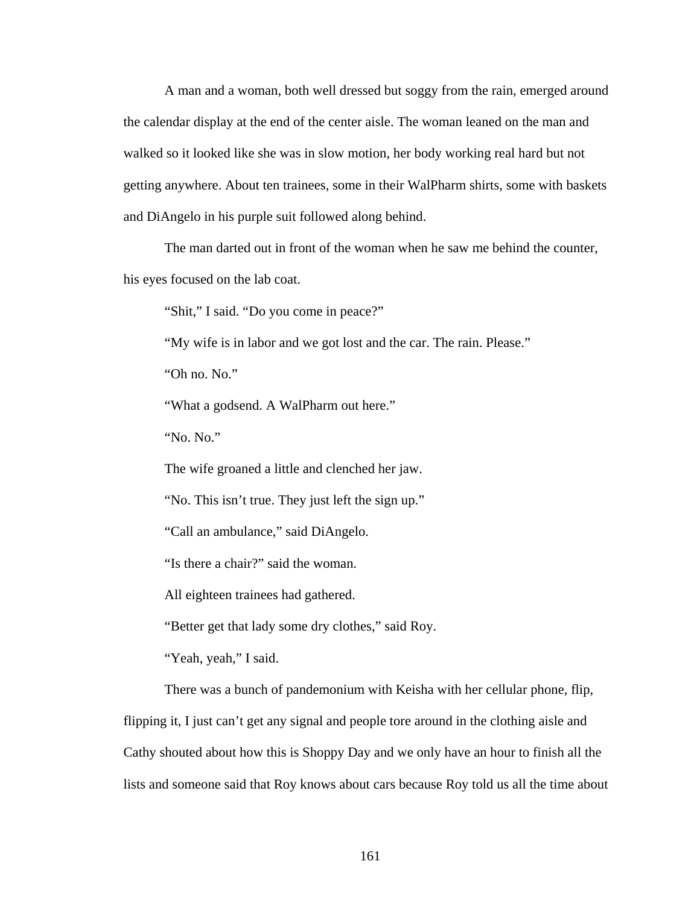A man and a woman, both well dressed but soggy from the rain, emerged around the calendar display at the end of the center aisle. The woman leaned on the man and walked so it looked like she was in slow motion, her body working real hard but not getting anywhere. About ten trainees, some in their WalPharm shirts, some with baskets and DiAngelo in his purple suit followed along behind.

The man darted out in front of the woman when he saw me behind the counter, his eyes focused on the lab coat.

"Shit," I said. "Do you come in peace?"

"My wife is in labor and we got lost and the car. The rain. Please."

"Oh no. No."

"What a godsend. A WalPharm out here."

"No. No."

The wife groaned a little and clenched her jaw.

"No. This isn't true. They just left the sign up."

"Call an ambulance," said DiAngelo.

"Is there a chair?" said the woman.

All eighteen trainees had gathered.

"Better get that lady some dry clothes," said Roy.

"Yeah, yeah," I said.

There was a bunch of pandemonium with Keisha with her cellular phone, flip, flipping it, I just can't get any signal and people tore around in the clothing aisle and Cathy shouted about how this is Shoppy Day and we only have an hour to finish all the lists and someone said that Roy knows about cars because Roy told us all the time about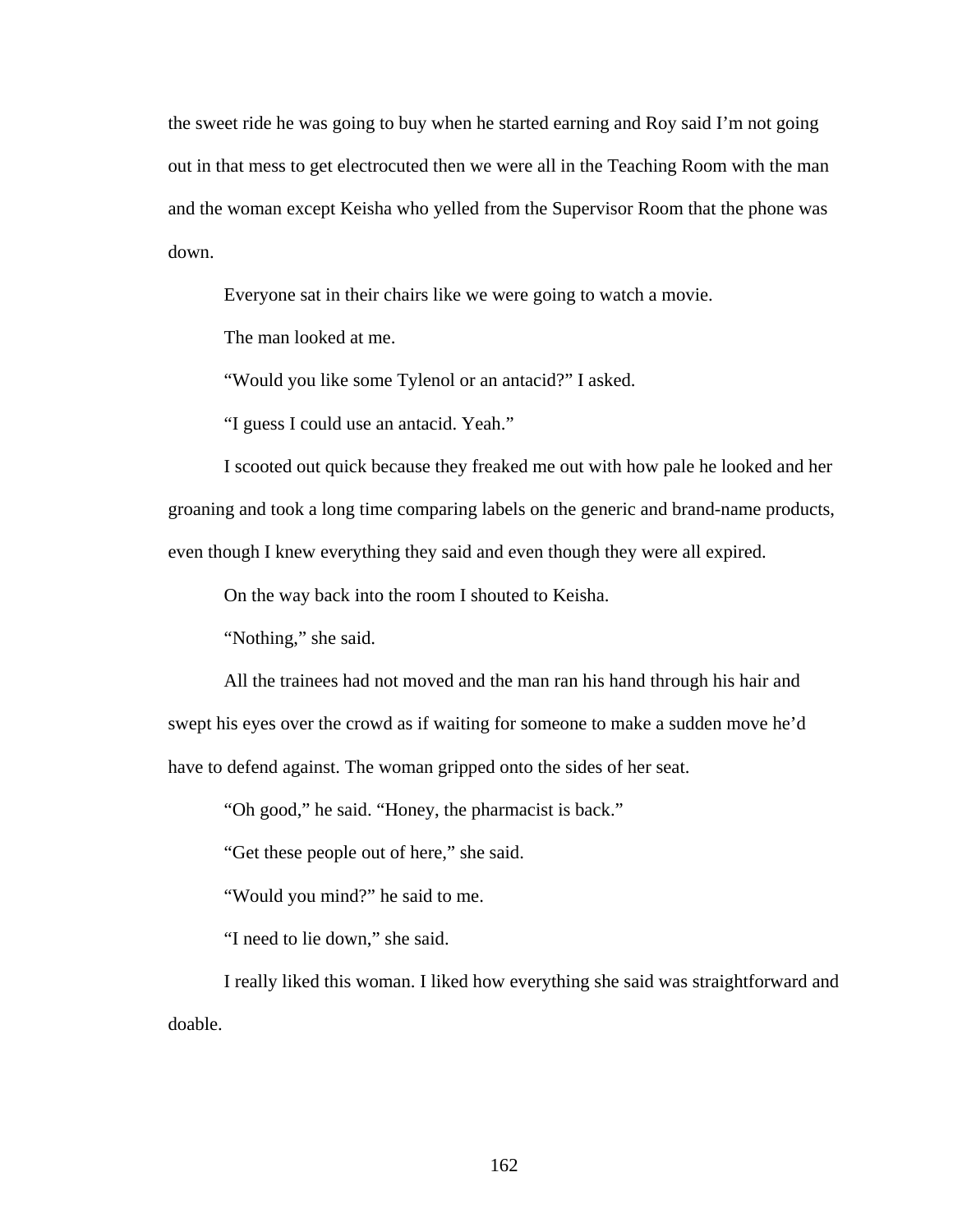the sweet ride he was going to buy when he started earning and Roy said I'm not going out in that mess to get electrocuted then we were all in the Teaching Room with the man and the woman except Keisha who yelled from the Supervisor Room that the phone was down.

Everyone sat in their chairs like we were going to watch a movie.

The man looked at me.

"Would you like some Tylenol or an antacid?" I asked.

"I guess I could use an antacid. Yeah."

I scooted out quick because they freaked me out with how pale he looked and her groaning and took a long time comparing labels on the generic and brand-name products, even though I knew everything they said and even though they were all expired.

On the way back into the room I shouted to Keisha.

"Nothing," she said.

All the trainees had not moved and the man ran his hand through his hair and swept his eyes over the crowd as if waiting for someone to make a sudden move he'd have to defend against. The woman gripped onto the sides of her seat.

"Oh good," he said. "Honey, the pharmacist is back."

"Get these people out of here," she said.

"Would you mind?" he said to me.

"I need to lie down," she said.

I really liked this woman. I liked how everything she said was straightforward and doable.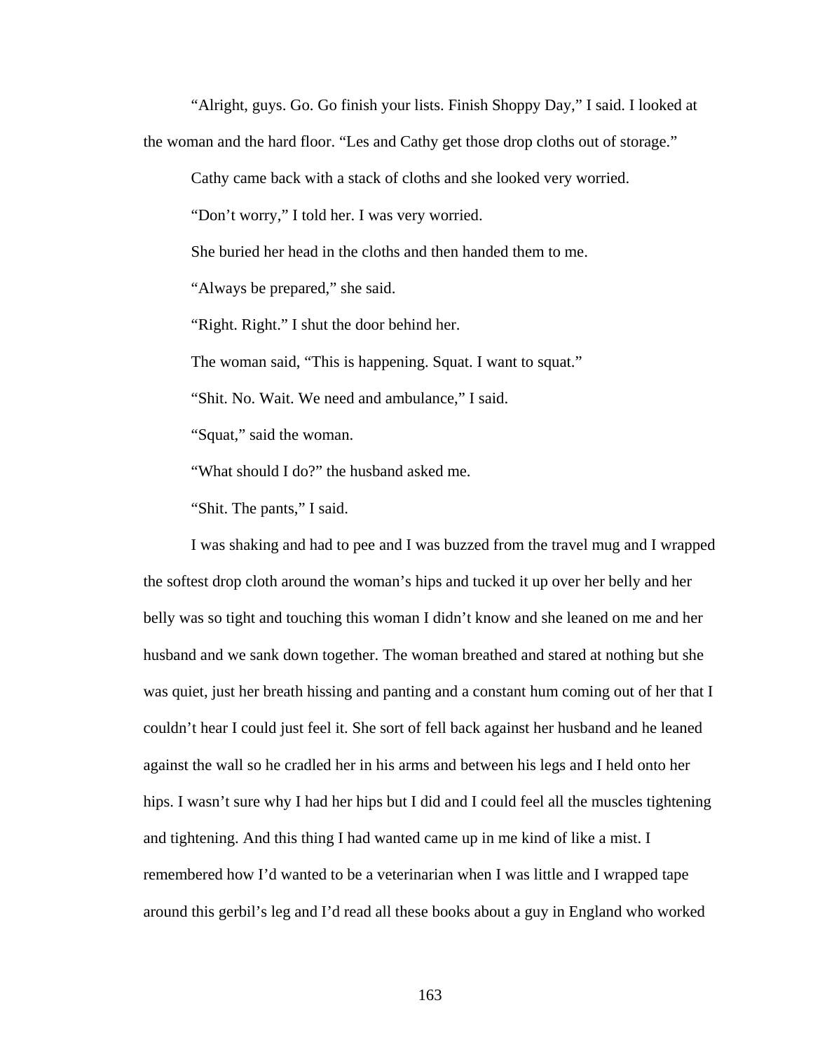"Alright, guys. Go. Go finish your lists. Finish Shoppy Day," I said. I looked at the woman and the hard floor. "Les and Cathy get those drop cloths out of storage."

Cathy came back with a stack of cloths and she looked very worried.

"Don't worry," I told her. I was very worried.

She buried her head in the cloths and then handed them to me.

"Always be prepared," she said.

"Right. Right." I shut the door behind her.

The woman said, "This is happening. Squat. I want to squat."

"Shit. No. Wait. We need and ambulance," I said.

"Squat," said the woman.

"What should I do?" the husband asked me.

"Shit. The pants," I said.

I was shaking and had to pee and I was buzzed from the travel mug and I wrapped the softest drop cloth around the woman's hips and tucked it up over her belly and her belly was so tight and touching this woman I didn't know and she leaned on me and her husband and we sank down together. The woman breathed and stared at nothing but she was quiet, just her breath hissing and panting and a constant hum coming out of her that I couldn't hear I could just feel it. She sort of fell back against her husband and he leaned against the wall so he cradled her in his arms and between his legs and I held onto her hips. I wasn't sure why I had her hips but I did and I could feel all the muscles tightening and tightening. And this thing I had wanted came up in me kind of like a mist. I remembered how I'd wanted to be a veterinarian when I was little and I wrapped tape around this gerbil's leg and I'd read all these books about a guy in England who worked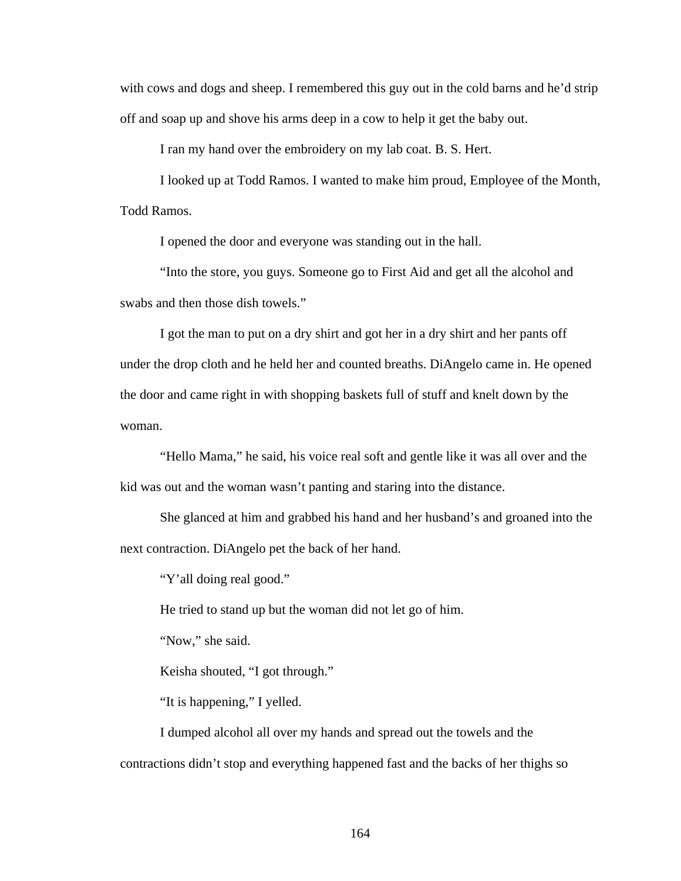with cows and dogs and sheep. I remembered this guy out in the cold barns and he'd strip off and soap up and shove his arms deep in a cow to help it get the baby out.

I ran my hand over the embroidery on my lab coat. B. S. Hert.

I looked up at Todd Ramos. I wanted to make him proud, Employee of the Month, Todd Ramos.

I opened the door and everyone was standing out in the hall.

"Into the store, you guys. Someone go to First Aid and get all the alcohol and swabs and then those dish towels."

I got the man to put on a dry shirt and got her in a dry shirt and her pants off under the drop cloth and he held her and counted breaths. DiAngelo came in. He opened the door and came right in with shopping baskets full of stuff and knelt down by the woman.

"Hello Mama," he said, his voice real soft and gentle like it was all over and the kid was out and the woman wasn't panting and staring into the distance.

She glanced at him and grabbed his hand and her husband's and groaned into the next contraction. DiAngelo pet the back of her hand.

"Y'all doing real good."

He tried to stand up but the woman did not let go of him.

"Now," she said.

Keisha shouted, "I got through."

"It is happening," I yelled.

I dumped alcohol all over my hands and spread out the towels and the contractions didn't stop and everything happened fast and the backs of her thighs so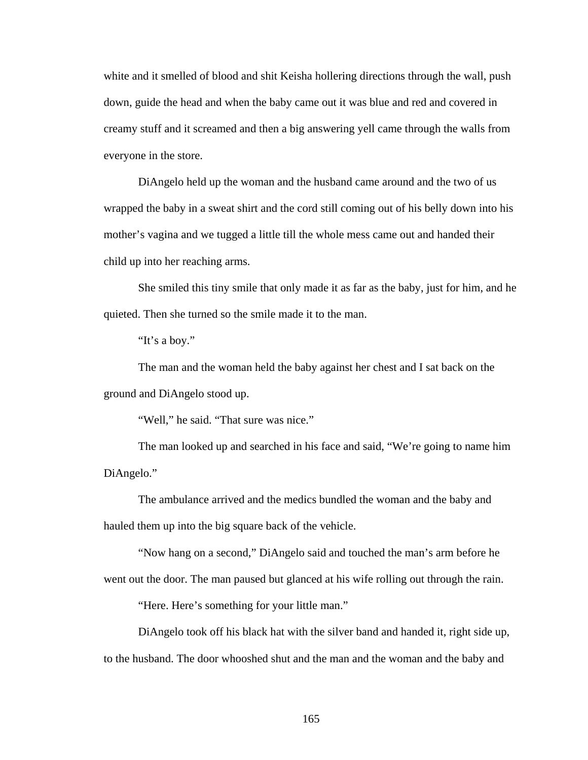white and it smelled of blood and shit Keisha hollering directions through the wall, push down, guide the head and when the baby came out it was blue and red and covered in creamy stuff and it screamed and then a big answering yell came through the walls from everyone in the store.

DiAngelo held up the woman and the husband came around and the two of us wrapped the baby in a sweat shirt and the cord still coming out of his belly down into his mother's vagina and we tugged a little till the whole mess came out and handed their child up into her reaching arms.

She smiled this tiny smile that only made it as far as the baby, just for him, and he quieted. Then she turned so the smile made it to the man.

"It's a boy."

The man and the woman held the baby against her chest and I sat back on the ground and DiAngelo stood up.

"Well," he said. "That sure was nice."

The man looked up and searched in his face and said, "We're going to name him DiAngelo."

The ambulance arrived and the medics bundled the woman and the baby and hauled them up into the big square back of the vehicle.

"Now hang on a second," DiAngelo said and touched the man's arm before he went out the door. The man paused but glanced at his wife rolling out through the rain.

"Here. Here's something for your little man."

DiAngelo took off his black hat with the silver band and handed it, right side up, to the husband. The door whooshed shut and the man and the woman and the baby and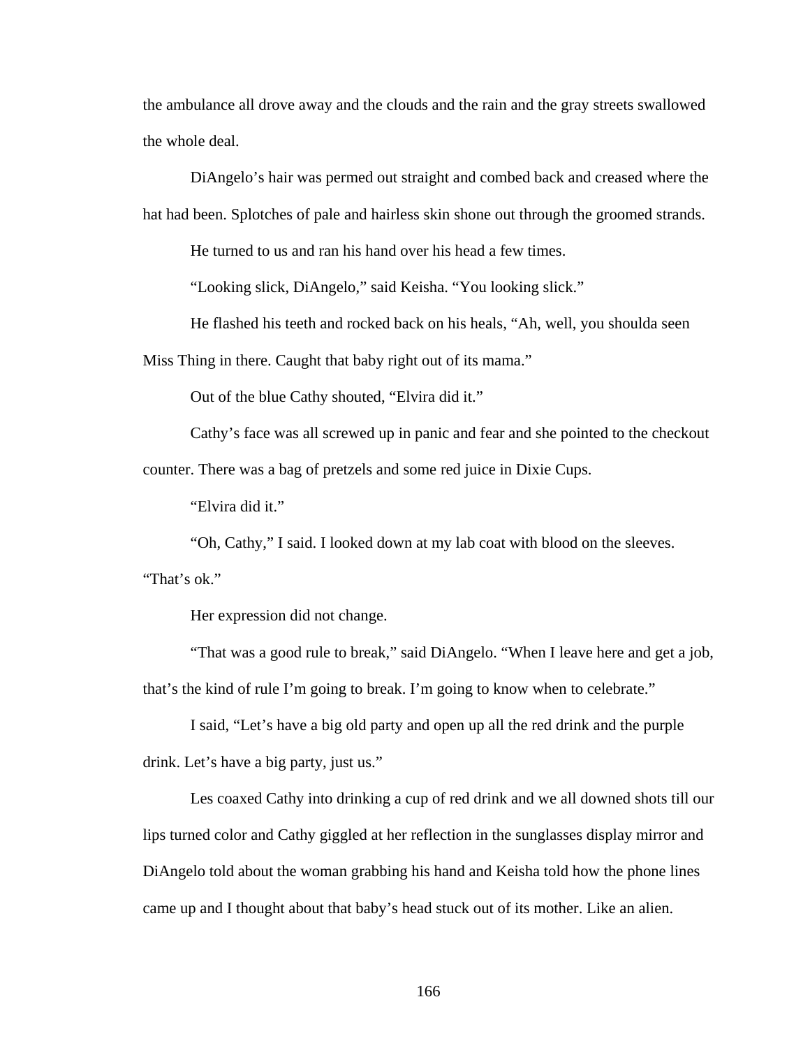the ambulance all drove away and the clouds and the rain and the gray streets swallowed the whole deal.

DiAngelo's hair was permed out straight and combed back and creased where the hat had been. Splotches of pale and hairless skin shone out through the groomed strands.

He turned to us and ran his hand over his head a few times.

"Looking slick, DiAngelo," said Keisha. "You looking slick."

He flashed his teeth and rocked back on his heals, "Ah, well, you shoulda seen Miss Thing in there. Caught that baby right out of its mama."

Out of the blue Cathy shouted, "Elvira did it."

Cathy's face was all screwed up in panic and fear and she pointed to the checkout counter. There was a bag of pretzels and some red juice in Dixie Cups.

"Elvira did it."

"Oh, Cathy," I said. I looked down at my lab coat with blood on the sleeves. "That's ok."

Her expression did not change.

"That was a good rule to break," said DiAngelo. "When I leave here and get a job, that's the kind of rule I'm going to break. I'm going to know when to celebrate."

I said, "Let's have a big old party and open up all the red drink and the purple drink. Let's have a big party, just us."

Les coaxed Cathy into drinking a cup of red drink and we all downed shots till our lips turned color and Cathy giggled at her reflection in the sunglasses display mirror and DiAngelo told about the woman grabbing his hand and Keisha told how the phone lines came up and I thought about that baby's head stuck out of its mother. Like an alien.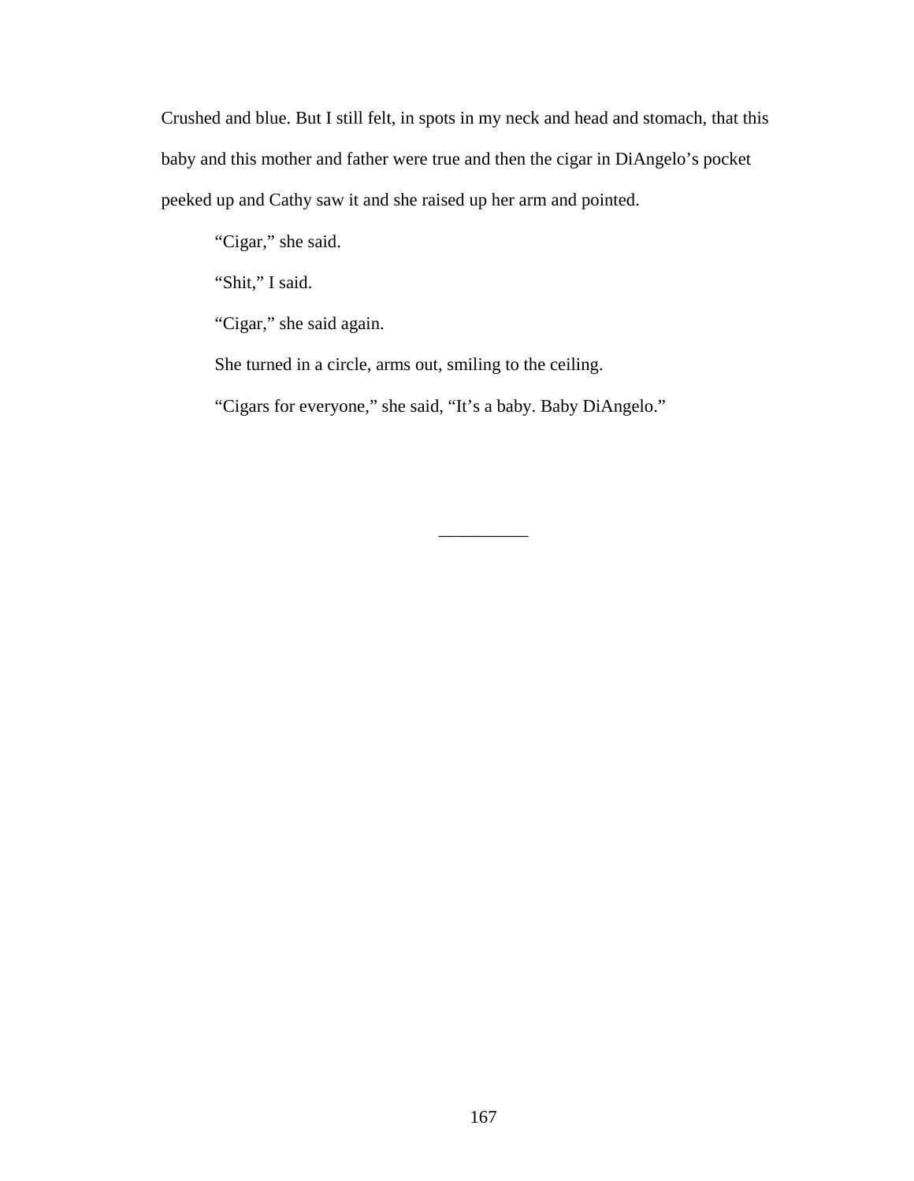Crushed and blue. But I still felt, in spots in my neck and head and stomach, that this baby and this mother and father were true and then the cigar in DiAngelo's pocket peeked up and Cathy saw it and she raised up her arm and pointed.

"Cigar," she said.

"Shit," I said.

"Cigar," she said again.

She turned in a circle, arms out, smiling to the ceiling.

"Cigars for everyone," she said, "It's a baby. Baby DiAngelo."

__________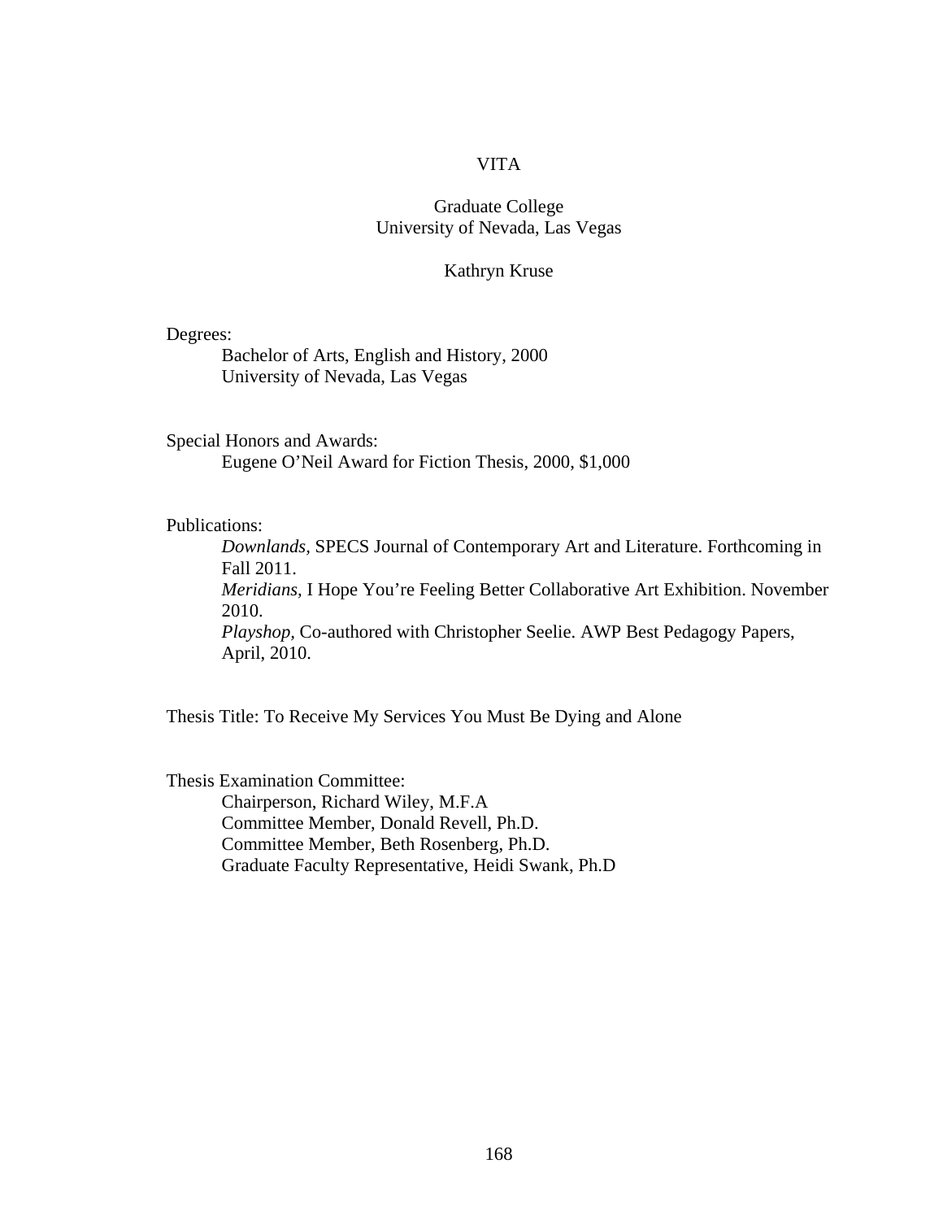# VITA

Graduate College
University of Nevada, Las Vegas

Kathryn Kruse

Degrees:

Bachelor of Arts, English and History, 2000
University of Nevada, Las Vegas

Special Honors and Awards:

Eugene O'Neil Award for Fiction Thesis, 2000, $1,000

Publications:

*Downlands,* SPECS Journal of Contemporary Art and Literature. Forthcoming in Fall 2011.
*Meridians,* I Hope You're Feeling Better Collaborative Art Exhibition. November 2010.
*Playshop,* Co-authored with Christopher Seelie. AWP Best Pedagogy Papers, April, 2010.

Thesis Title: To Receive My Services You Must Be Dying and Alone

Thesis Examination Committee:

Chairperson, Richard Wiley, M.F.A
Committee Member, Donald Revell, Ph.D.
Committee Member, Beth Rosenberg, Ph.D.
Graduate Faculty Representative, Heidi Swank, Ph.D